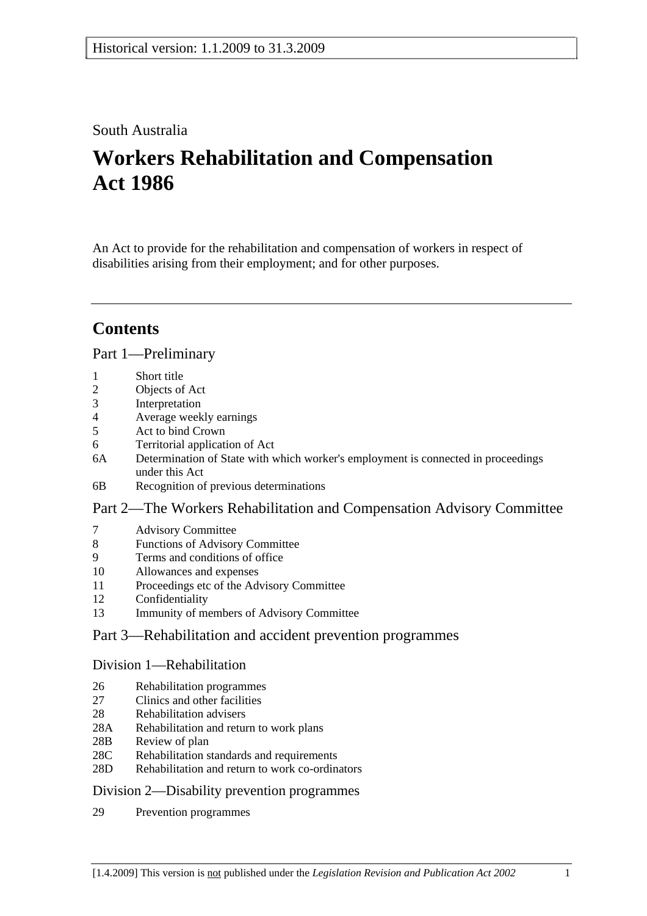Historical version: 1.1.2009 to 31.3.2009

South Australia

# Workers Rehabilitation and Compensation Act 1986

An Act to provide for the rehabilitation and compensation of workers in respect of disabilities arising from their employment; and for other purposes.

---

## Contents

### Part 1—Preliminary

1 Short title
2 Objects of Act
3 Interpretation
4 Average weekly earnings
5 Act to bind Crown
6 Territorial application of Act
6A Determination of State with which worker's employment is connected in proceedings under this Act
6B Recognition of previous determinations

### Part 2—The Workers Rehabilitation and Compensation Advisory Committee

7 Advisory Committee
8 Functions of Advisory Committee
9 Terms and conditions of office
10 Allowances and expenses
11 Proceedings etc of the Advisory Committee
12 Confidentiality
13 Immunity of members of Advisory Committee

### Part 3—Rehabilitation and accident prevention programmes

#### Division 1—Rehabilitation

26 Rehabilitation programmes
27 Clinics and other facilities
28 Rehabilitation advisers
28A Rehabilitation and return to work plans
28B Review of plan
28C Rehabilitation standards and requirements
28D Rehabilitation and return to work co-ordinators

#### Division 2—Disability prevention programmes

29 Prevention programmes

[1.4.2009] This version is not published under the *Legislation Revision and Publication Act 2002*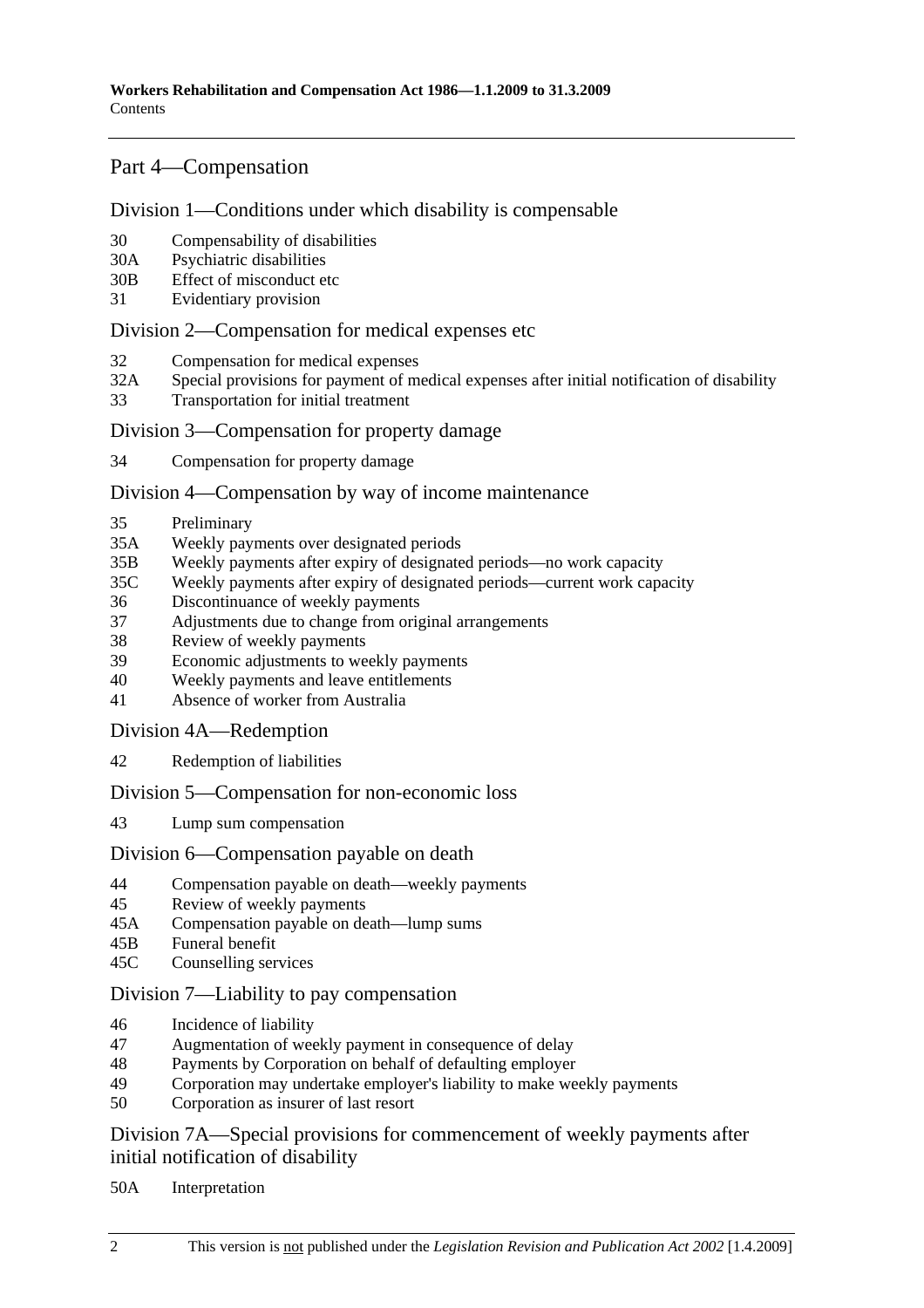## Part 4—Compensation

### Division 1—Conditions under which disability is compensable

30 Compensability of disabilities
30A Psychiatric disabilities
30B Effect of misconduct etc
31 Evidentiary provision

### Division 2—Compensation for medical expenses etc

32 Compensation for medical expenses
32A Special provisions for payment of medical expenses after initial notification of disability
33 Transportation for initial treatment

### Division 3—Compensation for property damage

34 Compensation for property damage

### Division 4—Compensation by way of income maintenance

35 Preliminary
35A Weekly payments over designated periods
35B Weekly payments after expiry of designated periods—no work capacity
35C Weekly payments after expiry of designated periods—current work capacity
36 Discontinuance of weekly payments
37 Adjustments due to change from original arrangements
38 Review of weekly payments
39 Economic adjustments to weekly payments
40 Weekly payments and leave entitlements
41 Absence of worker from Australia

### Division 4A—Redemption

42 Redemption of liabilities

### Division 5—Compensation for non-economic loss

43 Lump sum compensation

### Division 6—Compensation payable on death

44 Compensation payable on death—weekly payments
45 Review of weekly payments
45A Compensation payable on death—lump sums
45B Funeral benefit
45C Counselling services

### Division 7—Liability to pay compensation

46 Incidence of liability
47 Augmentation of weekly payment in consequence of delay
48 Payments by Corporation on behalf of defaulting employer
49 Corporation may undertake employer's liability to make weekly payments
50 Corporation as insurer of last resort

### Division 7A—Special provisions for commencement of weekly payments after initial notification of disability

50A Interpretation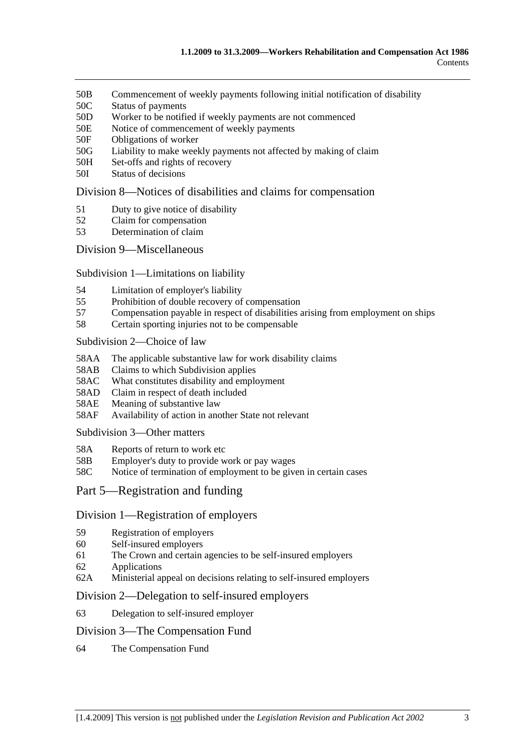50B Commencement of weekly payments following initial notification of disability
50C Status of payments
50D Worker to be notified if weekly payments are not commenced
50E Notice of commencement of weekly payments
50F Obligations of worker
50G Liability to make weekly payments not affected by making of claim
50H Set-offs and rights of recovery
50I Status of decisions

## Division 8—Notices of disabilities and claims for compensation

51 Duty to give notice of disability
52 Claim for compensation
53 Determination of claim

## Division 9—Miscellaneous

### Subdivision 1—Limitations on liability

54 Limitation of employer's liability
55 Prohibition of double recovery of compensation
57 Compensation payable in respect of disabilities arising from employment on ships
58 Certain sporting injuries not to be compensable

### Subdivision 2—Choice of law

58AA The applicable substantive law for work disability claims
58AB Claims to which Subdivision applies
58AC What constitutes disability and employment
58AD Claim in respect of death included
58AE Meaning of substantive law
58AF Availability of action in another State not relevant

### Subdivision 3—Other matters

58A Reports of return to work etc
58B Employer's duty to provide work or pay wages
58C Notice of termination of employment to be given in certain cases

# Part 5—Registration and funding

## Division 1—Registration of employers

59 Registration of employers
60 Self-insured employers
61 The Crown and certain agencies to be self-insured employers
62 Applications
62A Ministerial appeal on decisions relating to self-insured employers

## Division 2—Delegation to self-insured employers

63 Delegation to self-insured employer

## Division 3—The Compensation Fund

64 The Compensation Fund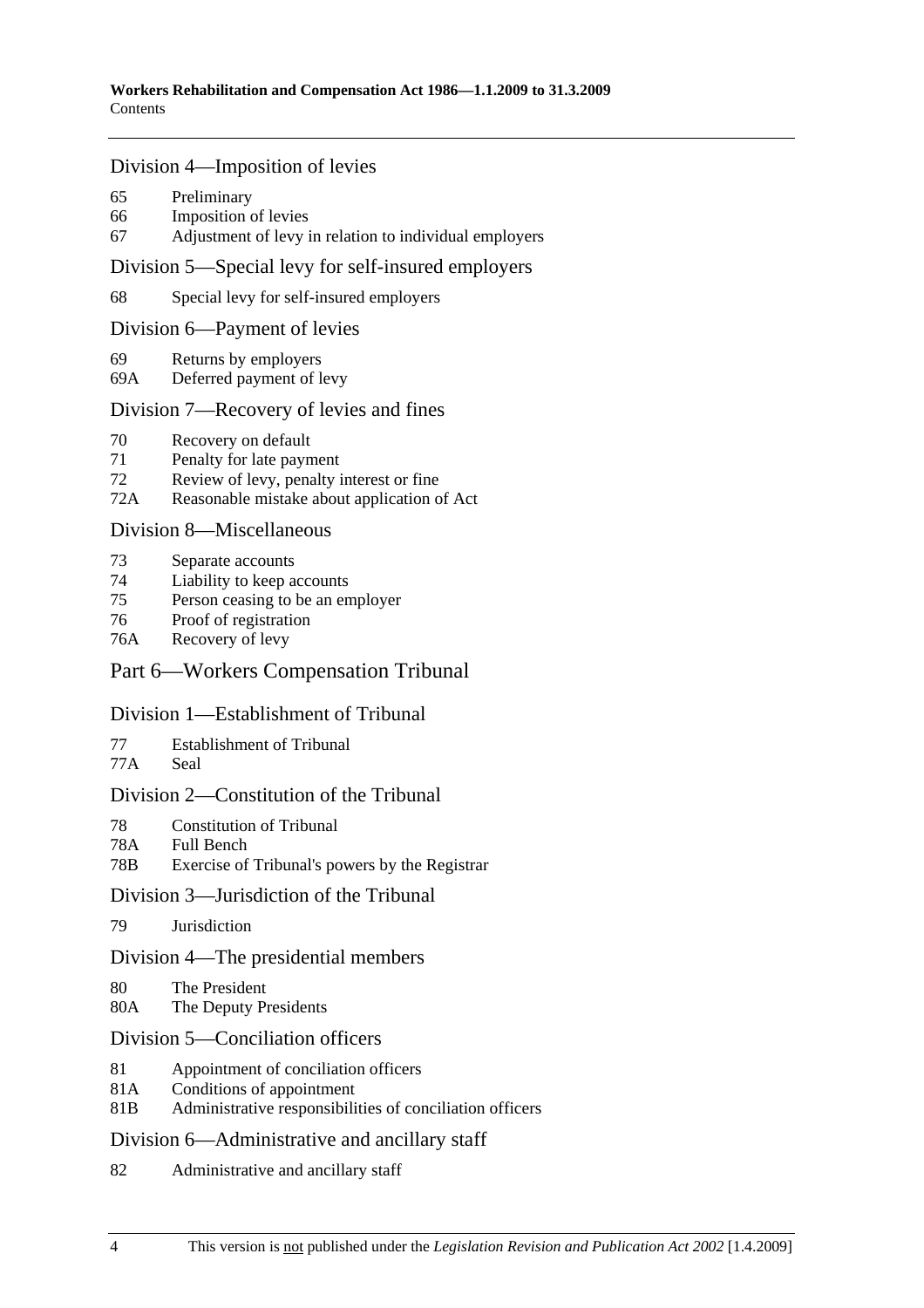### Division 4—Imposition of levies

65 Preliminary
66 Imposition of levies
67 Adjustment of levy in relation to individual employers

### Division 5—Special levy for self-insured employers

68 Special levy for self-insured employers

### Division 6—Payment of levies

69 Returns by employers
69A Deferred payment of levy

### Division 7—Recovery of levies and fines

70 Recovery on default
71 Penalty for late payment
72 Review of levy, penalty interest or fine
72A Reasonable mistake about application of Act

### Division 8—Miscellaneous

73 Separate accounts
74 Liability to keep accounts
75 Person ceasing to be an employer
76 Proof of registration
76A Recovery of levy

## Part 6—Workers Compensation Tribunal

### Division 1—Establishment of Tribunal

77 Establishment of Tribunal
77A Seal

### Division 2—Constitution of the Tribunal

78 Constitution of Tribunal
78A Full Bench
78B Exercise of Tribunal's powers by the Registrar

### Division 3—Jurisdiction of the Tribunal

79 Jurisdiction

### Division 4—The presidential members

80 The President
80A The Deputy Presidents

### Division 5—Conciliation officers

81 Appointment of conciliation officers
81A Conditions of appointment
81B Administrative responsibilities of conciliation officers

### Division 6—Administrative and ancillary staff

82 Administrative and ancillary staff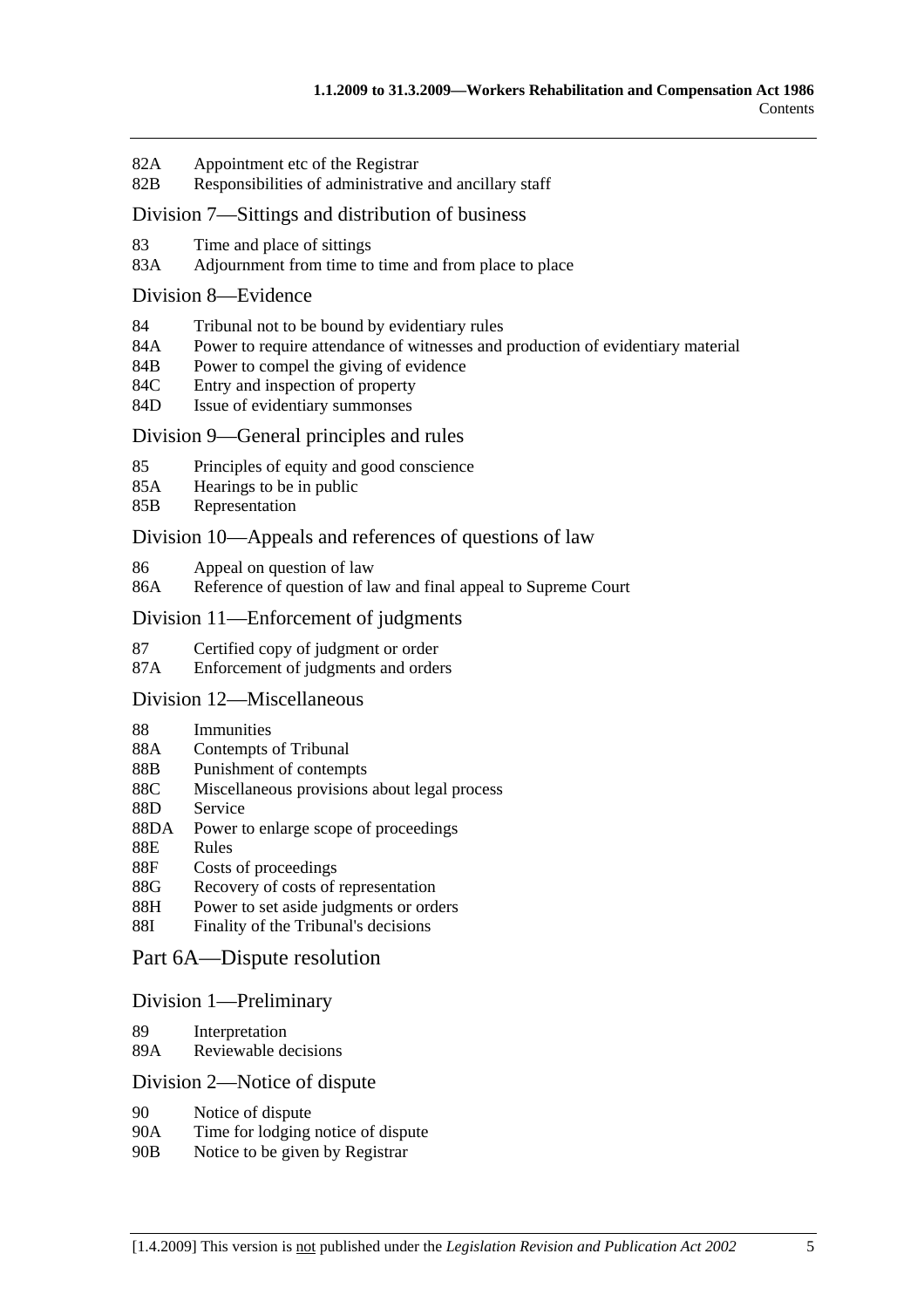82A Appointment etc of the Registrar
82B Responsibilities of administrative and ancillary staff

### Division 7—Sittings and distribution of business

83 Time and place of sittings
83A Adjournment from time to time and from place to place

### Division 8—Evidence

84 Tribunal not to be bound by evidentiary rules
84A Power to require attendance of witnesses and production of evidentiary material
84B Power to compel the giving of evidence
84C Entry and inspection of property
84D Issue of evidentiary summonses

### Division 9—General principles and rules

85 Principles of equity and good conscience
85A Hearings to be in public
85B Representation

### Division 10—Appeals and references of questions of law

86 Appeal on question of law
86A Reference of question of law and final appeal to Supreme Court

### Division 11—Enforcement of judgments

87 Certified copy of judgment or order
87A Enforcement of judgments and orders

### Division 12—Miscellaneous

88 Immunities
88A Contempts of Tribunal
88B Punishment of contempts
88C Miscellaneous provisions about legal process
88D Service
88DA Power to enlarge scope of proceedings
88E Rules
88F Costs of proceedings
88G Recovery of costs of representation
88H Power to set aside judgments or orders
88I Finality of the Tribunal's decisions

## Part 6A—Dispute resolution

### Division 1—Preliminary

89 Interpretation
89A Reviewable decisions

### Division 2—Notice of dispute

90 Notice of dispute
90A Time for lodging notice of dispute
90B Notice to be given by Registrar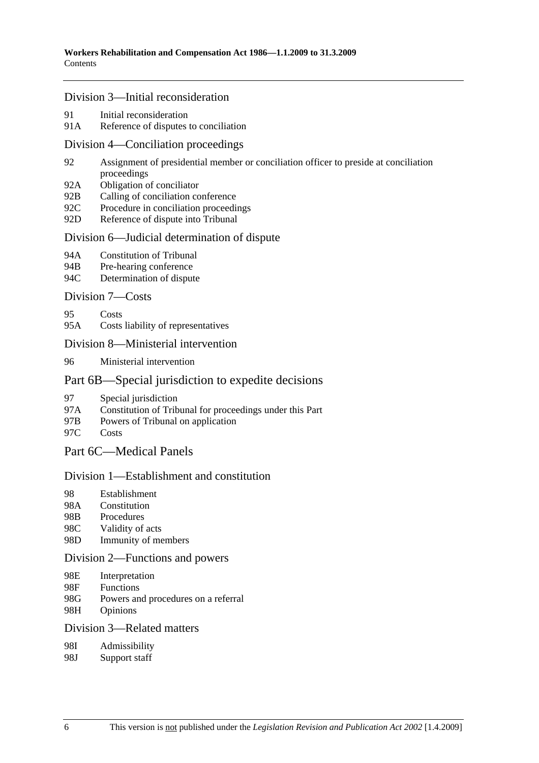### Division 3—Initial reconsideration

91 Initial reconsideration
91A Reference of disputes to conciliation

### Division 4—Conciliation proceedings

92 Assignment of presidential member or conciliation officer to preside at conciliation proceedings
92A Obligation of conciliator
92B Calling of conciliation conference
92C Procedure in conciliation proceedings
92D Reference of dispute into Tribunal

### Division 6—Judicial determination of dispute

94A Constitution of Tribunal
94B Pre-hearing conference
94C Determination of dispute

### Division 7—Costs

95 Costs
95A Costs liability of representatives

### Division 8—Ministerial intervention

96 Ministerial intervention

## Part 6B—Special jurisdiction to expedite decisions

97 Special jurisdiction
97A Constitution of Tribunal for proceedings under this Part
97B Powers of Tribunal on application
97C Costs

## Part 6C—Medical Panels

### Division 1—Establishment and constitution

98 Establishment
98A Constitution
98B Procedures
98C Validity of acts
98D Immunity of members

### Division 2—Functions and powers

98E Interpretation
98F Functions
98G Powers and procedures on a referral
98H Opinions

### Division 3—Related matters

98I Admissibility
98J Support staff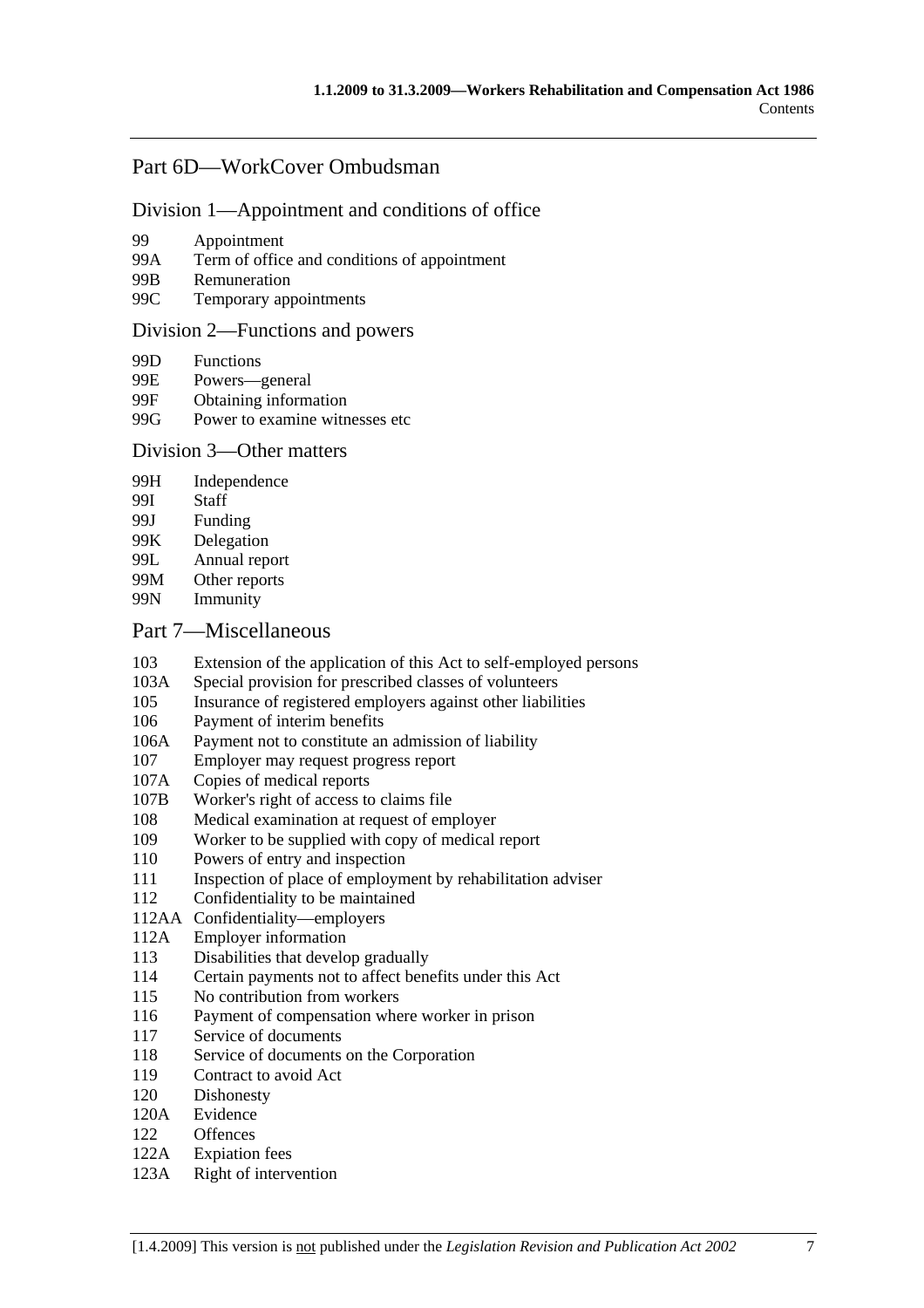## Part 6D—WorkCover Ombudsman

### Division 1—Appointment and conditions of office

99 Appointment
99A Term of office and conditions of appointment
99B Remuneration
99C Temporary appointments

### Division 2—Functions and powers

99D Functions
99E Powers—general
99F Obtaining information
99G Power to examine witnesses etc

### Division 3—Other matters

99H Independence
99I Staff
99J Funding
99K Delegation
99L Annual report
99M Other reports
99N Immunity

## Part 7—Miscellaneous

103 Extension of the application of this Act to self-employed persons
103A Special provision for prescribed classes of volunteers
105 Insurance of registered employers against other liabilities
106 Payment of interim benefits
106A Payment not to constitute an admission of liability
107 Employer may request progress report
107A Copies of medical reports
107B Worker's right of access to claims file
108 Medical examination at request of employer
109 Worker to be supplied with copy of medical report
110 Powers of entry and inspection
111 Inspection of place of employment by rehabilitation adviser
112 Confidentiality to be maintained
112AA Confidentiality—employers
112A Employer information
113 Disabilities that develop gradually
114 Certain payments not to affect benefits under this Act
115 No contribution from workers
116 Payment of compensation where worker in prison
117 Service of documents
118 Service of documents on the Corporation
119 Contract to avoid Act
120 Dishonesty
120A Evidence
122 Offences
122A Expiation fees
123A Right of intervention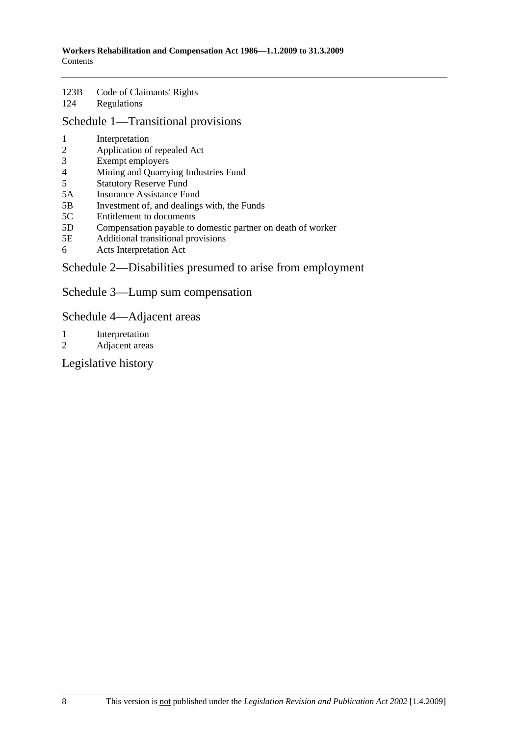123B Code of Claimants' Rights
124 Regulations

## Schedule 1—Transitional provisions

1 Interpretation
2 Application of repealed Act
3 Exempt employers
4 Mining and Quarrying Industries Fund
5 Statutory Reserve Fund
5A Insurance Assistance Fund
5B Investment of, and dealings with, the Funds
5C Entitlement to documents
5D Compensation payable to domestic partner on death of worker
5E Additional transitional provisions
6 Acts Interpretation Act

## Schedule 2—Disabilities presumed to arise from employment

## Schedule 3—Lump sum compensation

## Schedule 4—Adjacent areas

1 Interpretation
2 Adjacent areas

## Legislative history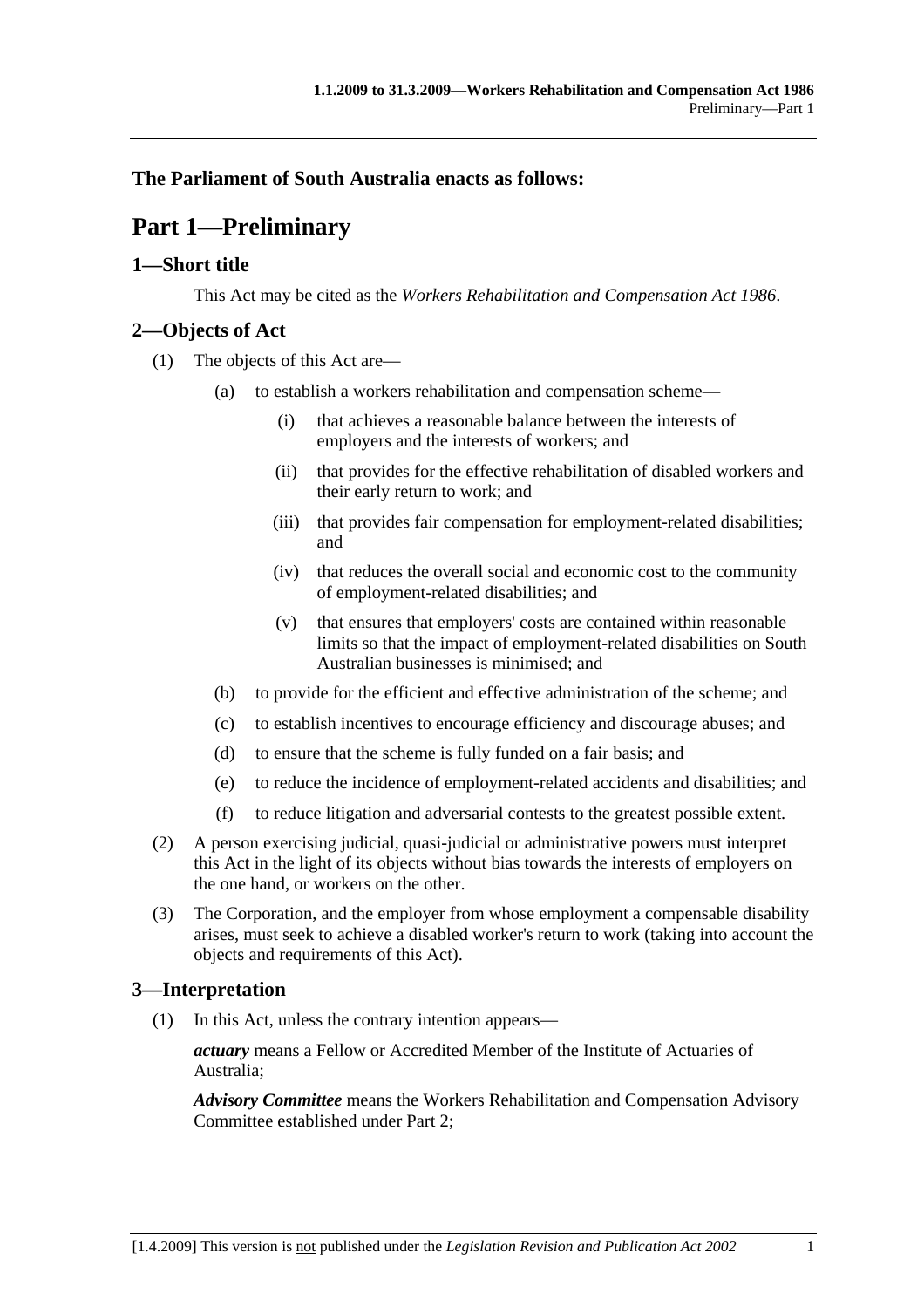**The Parliament of South Australia enacts as follows:**

# Part 1—Preliminary

## 1—Short title

This Act may be cited as the *Workers Rehabilitation and Compensation Act 1986*.

## 2—Objects of Act

(1) The objects of this Act are—

(a) to establish a workers rehabilitation and compensation scheme—

(i) that achieves a reasonable balance between the interests of employers and the interests of workers; and

(ii) that provides for the effective rehabilitation of disabled workers and their early return to work; and

(iii) that provides fair compensation for employment-related disabilities; and

(iv) that reduces the overall social and economic cost to the community of employment-related disabilities; and

(v) that ensures that employers' costs are contained within reasonable limits so that the impact of employment-related disabilities on South Australian businesses is minimised; and

(b) to provide for the efficient and effective administration of the scheme; and

(c) to establish incentives to encourage efficiency and discourage abuses; and

(d) to ensure that the scheme is fully funded on a fair basis; and

(e) to reduce the incidence of employment-related accidents and disabilities; and

(f) to reduce litigation and adversarial contests to the greatest possible extent.

(2) A person exercising judicial, quasi-judicial or administrative powers must interpret this Act in the light of its objects without bias towards the interests of employers on the one hand, or workers on the other.

(3) The Corporation, and the employer from whose employment a compensable disability arises, must seek to achieve a disabled worker's return to work (taking into account the objects and requirements of this Act).

## 3—Interpretation

(1) In this Act, unless the contrary intention appears—

***actuary*** means a Fellow or Accredited Member of the Institute of Actuaries of Australia;

***Advisory Committee*** means the Workers Rehabilitation and Compensation Advisory Committee established under Part 2;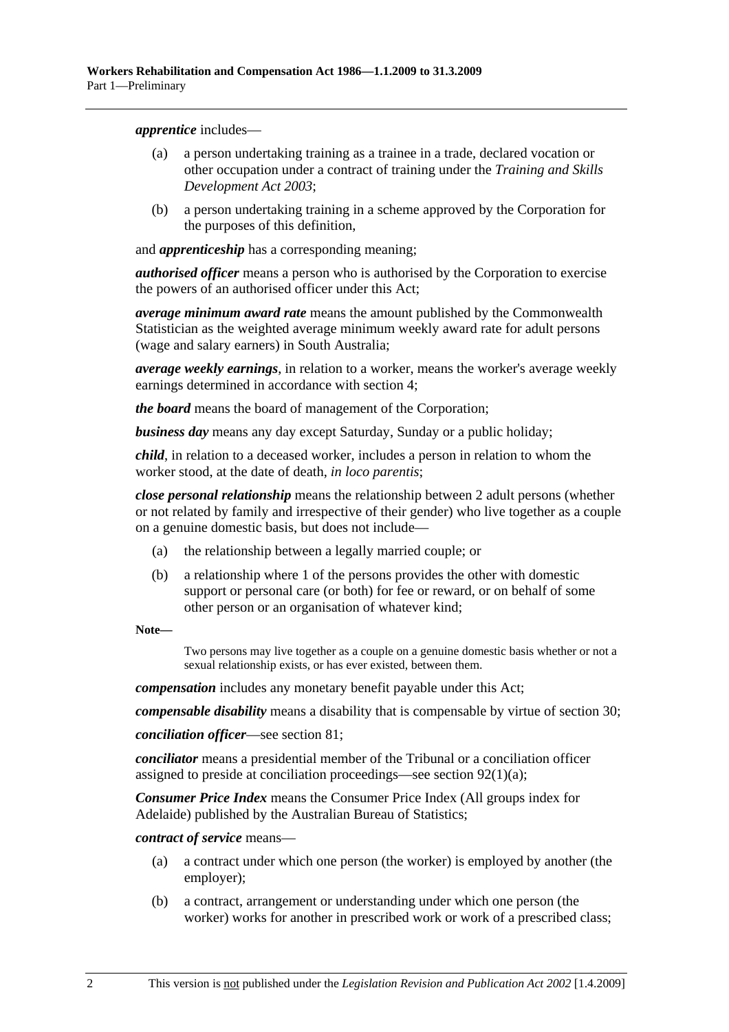***apprentice*** includes—

(a) a person undertaking training as a trainee in a trade, declared vocation or other occupation under a contract of training under the *Training and Skills Development Act 2003*;

(b) a person undertaking training in a scheme approved by the Corporation for the purposes of this definition,

and ***apprenticeship*** has a corresponding meaning;

***authorised officer*** means a person who is authorised by the Corporation to exercise the powers of an authorised officer under this Act;

***average minimum award rate*** means the amount published by the Commonwealth Statistician as the weighted average minimum weekly award rate for adult persons (wage and salary earners) in South Australia;

***average weekly earnings***, in relation to a worker, means the worker's average weekly earnings determined in accordance with section 4;

***the board*** means the board of management of the Corporation;

***business day*** means any day except Saturday, Sunday or a public holiday;

***child***, in relation to a deceased worker, includes a person in relation to whom the worker stood, at the date of death, *in loco parentis*;

***close personal relationship*** means the relationship between 2 adult persons (whether or not related by family and irrespective of their gender) who live together as a couple on a genuine domestic basis, but does not include—

(a) the relationship between a legally married couple; or

(b) a relationship where 1 of the persons provides the other with domestic support or personal care (or both) for fee or reward, or on behalf of some other person or an organisation of whatever kind;

**Note—**

Two persons may live together as a couple on a genuine domestic basis whether or not a sexual relationship exists, or has ever existed, between them.

***compensation*** includes any monetary benefit payable under this Act;

***compensable disability*** means a disability that is compensable by virtue of section 30;

***conciliation officer***—see section 81;

***conciliator*** means a presidential member of the Tribunal or a conciliation officer assigned to preside at conciliation proceedings—see section 92(1)(a);

***Consumer Price Index*** means the Consumer Price Index (All groups index for Adelaide) published by the Australian Bureau of Statistics;

***contract of service*** means—

(a) a contract under which one person (the worker) is employed by another (the employer);

(b) a contract, arrangement or understanding under which one person (the worker) works for another in prescribed work or work of a prescribed class;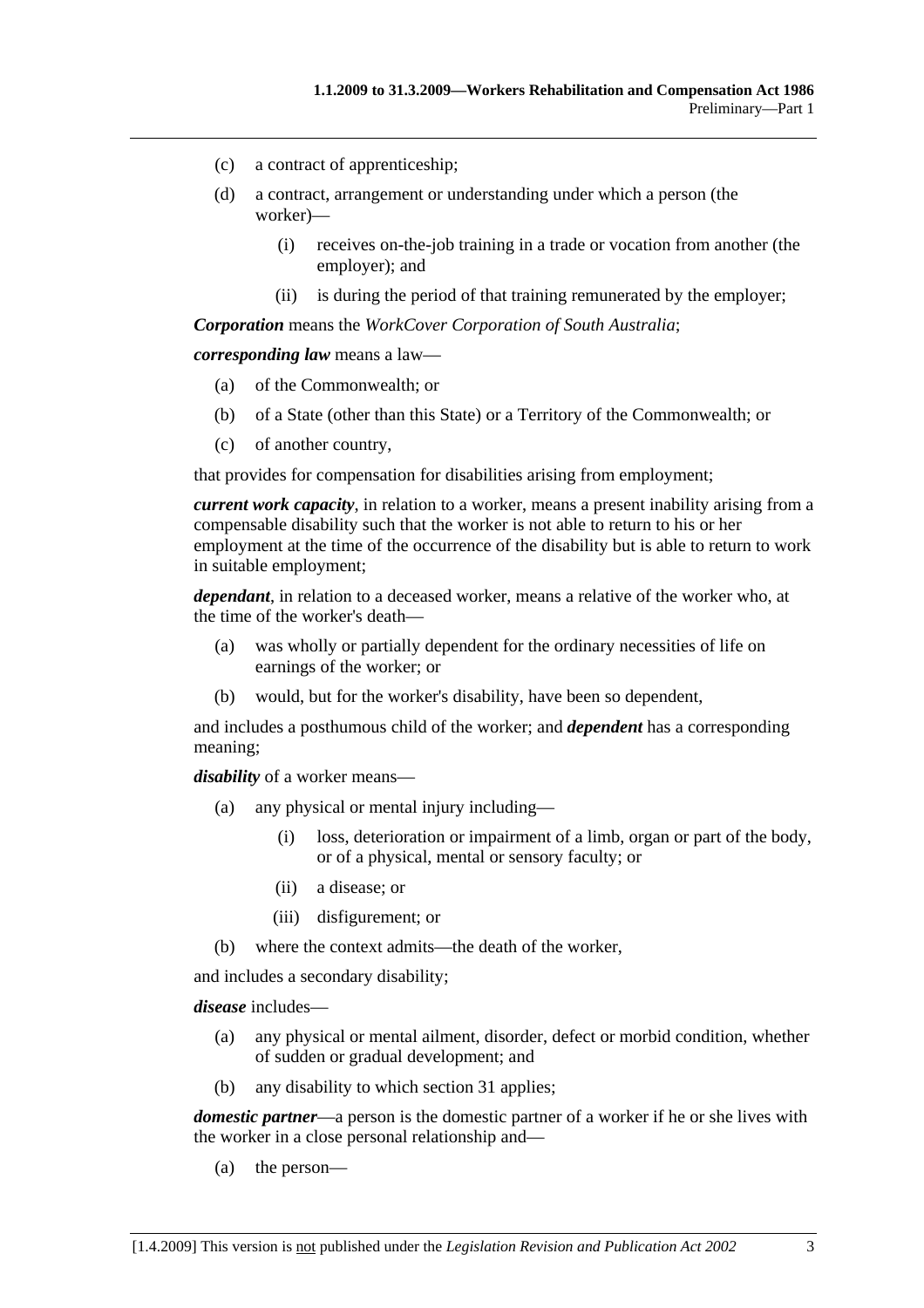(c) a contract of apprenticeship;

(d) a contract, arrangement or understanding under which a person (the worker)—

  (i) receives on-the-job training in a trade or vocation from another (the employer); and

  (ii) is during the period of that training remunerated by the employer;

***Corporation*** means the *WorkCover Corporation of South Australia*;

***corresponding law*** means a law—

(a) of the Commonwealth; or

(b) of a State (other than this State) or a Territory of the Commonwealth; or

(c) of another country,

that provides for compensation for disabilities arising from employment;

***current work capacity***, in relation to a worker, means a present inability arising from a compensable disability such that the worker is not able to return to his or her employment at the time of the occurrence of the disability but is able to return to work in suitable employment;

***dependant***, in relation to a deceased worker, means a relative of the worker who, at the time of the worker's death—

(a) was wholly or partially dependent for the ordinary necessities of life on earnings of the worker; or

(b) would, but for the worker's disability, have been so dependent,

and includes a posthumous child of the worker; and ***dependent*** has a corresponding meaning;

***disability*** of a worker means—

(a) any physical or mental injury including—

  (i) loss, deterioration or impairment of a limb, organ or part of the body, or of a physical, mental or sensory faculty; or

  (ii) a disease; or

  (iii) disfigurement; or

(b) where the context admits—the death of the worker,

and includes a secondary disability;

***disease*** includes—

(a) any physical or mental ailment, disorder, defect or morbid condition, whether of sudden or gradual development; and

(b) any disability to which section 31 applies;

***domestic partner***—a person is the domestic partner of a worker if he or she lives with the worker in a close personal relationship and—

(a) the person—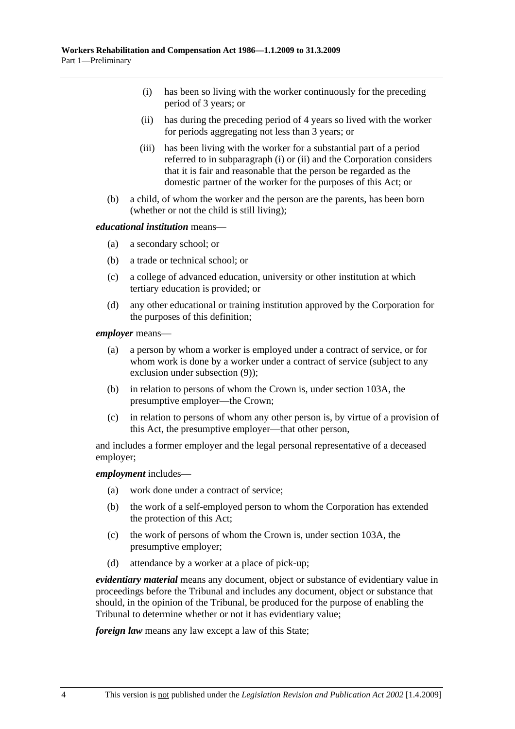(i) has been so living with the worker continuously for the preceding period of 3 years; or

(ii) has during the preceding period of 4 years so lived with the worker for periods aggregating not less than 3 years; or

(iii) has been living with the worker for a substantial part of a period referred to in subparagraph (i) or (ii) and the Corporation considers that it is fair and reasonable that the person be regarded as the domestic partner of the worker for the purposes of this Act; or

(b) a child, of whom the worker and the person are the parents, has been born (whether or not the child is still living);

***educational institution*** means—

(a) a secondary school; or

(b) a trade or technical school; or

(c) a college of advanced education, university or other institution at which tertiary education is provided; or

(d) any other educational or training institution approved by the Corporation for the purposes of this definition;

***employer*** means—

(a) a person by whom a worker is employed under a contract of service, or for whom work is done by a worker under a contract of service (subject to any exclusion under subsection (9));

(b) in relation to persons of whom the Crown is, under section 103A, the presumptive employer—the Crown;

(c) in relation to persons of whom any other person is, by virtue of a provision of this Act, the presumptive employer—that other person,

and includes a former employer and the legal personal representative of a deceased employer;

***employment*** includes—

(a) work done under a contract of service;

(b) the work of a self-employed person to whom the Corporation has extended the protection of this Act;

(c) the work of persons of whom the Crown is, under section 103A, the presumptive employer;

(d) attendance by a worker at a place of pick-up;

***evidentiary material*** means any document, object or substance of evidentiary value in proceedings before the Tribunal and includes any document, object or substance that should, in the opinion of the Tribunal, be produced for the purpose of enabling the Tribunal to determine whether or not it has evidentiary value;

***foreign law*** means any law except a law of this State;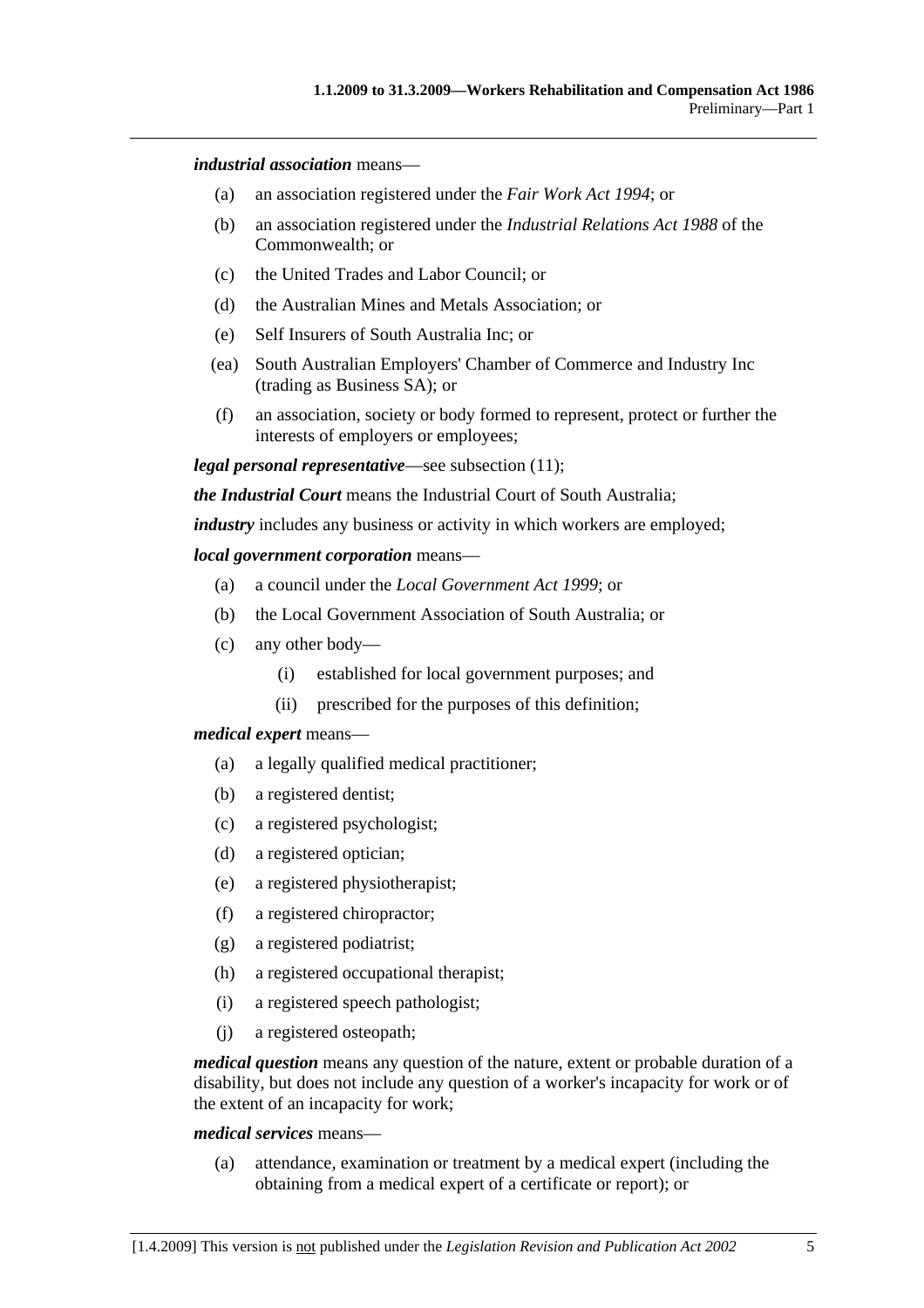***industrial association*** means—

(a) an association registered under the *Fair Work Act 1994*; or

(b) an association registered under the *Industrial Relations Act 1988* of the Commonwealth; or

(c) the United Trades and Labor Council; or

(d) the Australian Mines and Metals Association; or

(e) Self Insurers of South Australia Inc; or

(ea) South Australian Employers' Chamber of Commerce and Industry Inc (trading as Business SA); or

(f) an association, society or body formed to represent, protect or further the interests of employers or employees;

***legal personal representative***—see subsection (11);

***the Industrial Court*** means the Industrial Court of South Australia;

***industry*** includes any business or activity in which workers are employed;

***local government corporation*** means—

(a) a council under the *Local Government Act 1999*; or

(b) the Local Government Association of South Australia; or

(c) any other body—

(i) established for local government purposes; and

(ii) prescribed for the purposes of this definition;

***medical expert*** means—

(a) a legally qualified medical practitioner;

(b) a registered dentist;

(c) a registered psychologist;

(d) a registered optician;

(e) a registered physiotherapist;

(f) a registered chiropractor;

(g) a registered podiatrist;

(h) a registered occupational therapist;

(i) a registered speech pathologist;

(j) a registered osteopath;

***medical question*** means any question of the nature, extent or probable duration of a disability, but does not include any question of a worker's incapacity for work or of the extent of an incapacity for work;

***medical services*** means—

(a) attendance, examination or treatment by a medical expert (including the obtaining from a medical expert of a certificate or report); or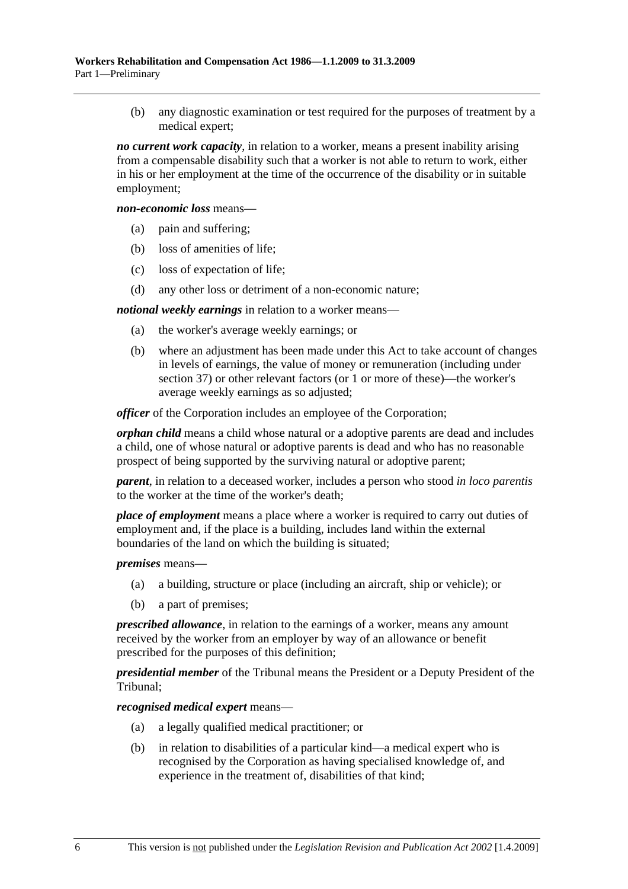(b) any diagnostic examination or test required for the purposes of treatment by a medical expert;

***no current work capacity***, in relation to a worker, means a present inability arising from a compensable disability such that a worker is not able to return to work, either in his or her employment at the time of the occurrence of the disability or in suitable employment;

***non-economic loss*** means—

(a) pain and suffering;

(b) loss of amenities of life;

(c) loss of expectation of life;

(d) any other loss or detriment of a non-economic nature;

***notional weekly earnings*** in relation to a worker means—

(a) the worker's average weekly earnings; or

(b) where an adjustment has been made under this Act to take account of changes in levels of earnings, the value of money or remuneration (including under section 37) or other relevant factors (or 1 or more of these)—the worker's average weekly earnings as so adjusted;

***officer*** of the Corporation includes an employee of the Corporation;

***orphan child*** means a child whose natural or a adoptive parents are dead and includes a child, one of whose natural or adoptive parents is dead and who has no reasonable prospect of being supported by the surviving natural or adoptive parent;

***parent***, in relation to a deceased worker, includes a person who stood *in loco parentis* to the worker at the time of the worker's death;

***place of employment*** means a place where a worker is required to carry out duties of employment and, if the place is a building, includes land within the external boundaries of the land on which the building is situated;

***premises*** means—

(a) a building, structure or place (including an aircraft, ship or vehicle); or

(b) a part of premises;

***prescribed allowance***, in relation to the earnings of a worker, means any amount received by the worker from an employer by way of an allowance or benefit prescribed for the purposes of this definition;

***presidential member*** of the Tribunal means the President or a Deputy President of the Tribunal;

***recognised medical expert*** means—

(a) a legally qualified medical practitioner; or

(b) in relation to disabilities of a particular kind—a medical expert who is recognised by the Corporation as having specialised knowledge of, and experience in the treatment of, disabilities of that kind;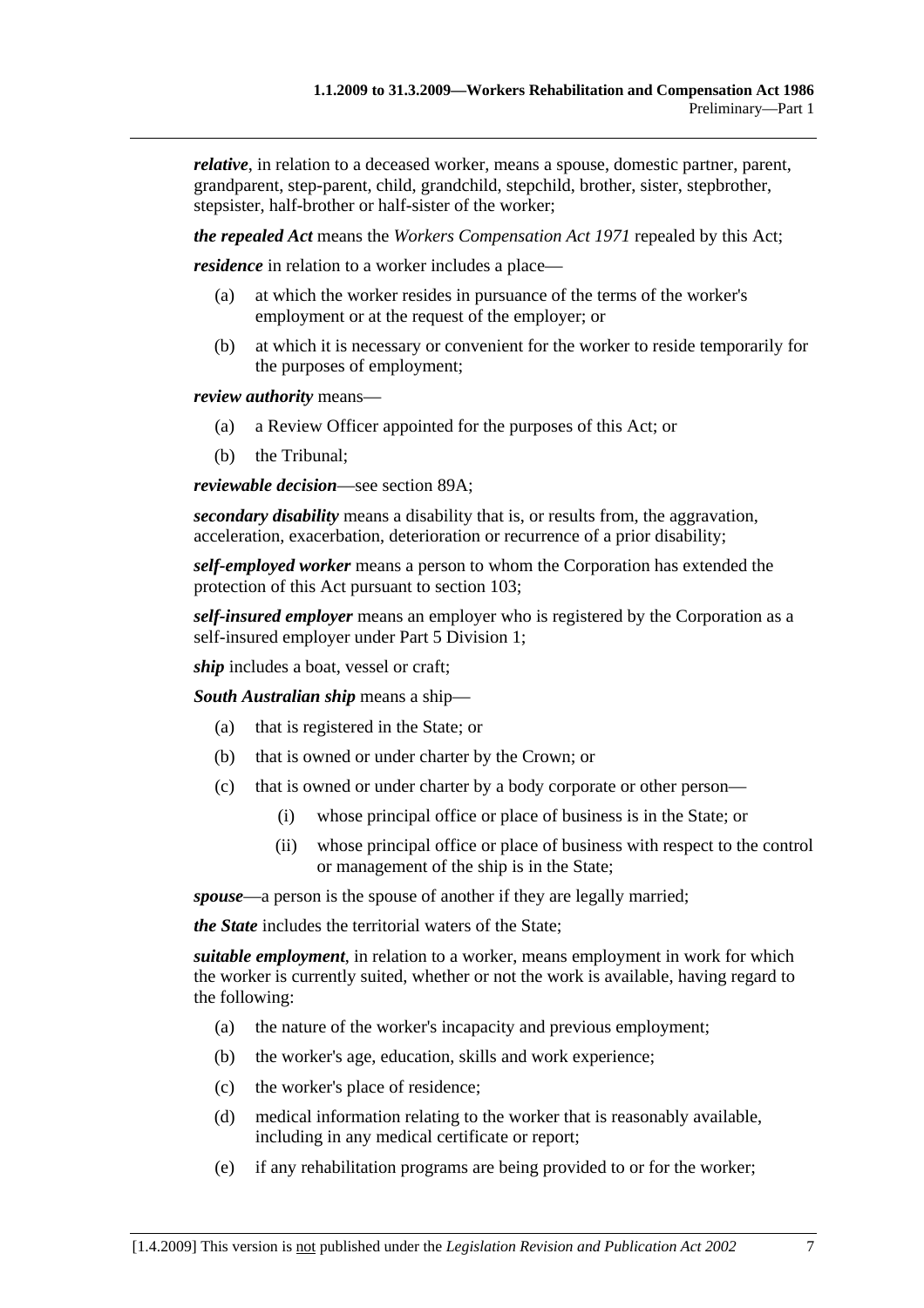***relative***, in relation to a deceased worker, means a spouse, domestic partner, parent, grandparent, step-parent, child, grandchild, stepchild, brother, sister, stepbrother, stepsister, half-brother or half-sister of the worker;

***the repealed Act*** means the *Workers Compensation Act 1971* repealed by this Act;

***residence*** in relation to a worker includes a place—

- (a) at which the worker resides in pursuance of the terms of the worker's employment or at the request of the employer; or
- (b) at which it is necessary or convenient for the worker to reside temporarily for the purposes of employment;

***review authority*** means—

- (a) a Review Officer appointed for the purposes of this Act; or
- (b) the Tribunal;

***reviewable decision***—see section 89A;

***secondary disability*** means a disability that is, or results from, the aggravation, acceleration, exacerbation, deterioration or recurrence of a prior disability;

***self-employed worker*** means a person to whom the Corporation has extended the protection of this Act pursuant to section 103;

***self-insured employer*** means an employer who is registered by the Corporation as a self-insured employer under Part 5 Division 1;

***ship*** includes a boat, vessel or craft;

***South Australian ship*** means a ship—

- (a) that is registered in the State; or
- (b) that is owned or under charter by the Crown; or
- (c) that is owned or under charter by a body corporate or other person—
  - (i) whose principal office or place of business is in the State; or
  - (ii) whose principal office or place of business with respect to the control or management of the ship is in the State;

***spouse***—a person is the spouse of another if they are legally married;

***the State*** includes the territorial waters of the State;

***suitable employment***, in relation to a worker, means employment in work for which the worker is currently suited, whether or not the work is available, having regard to the following:

- (a) the nature of the worker's incapacity and previous employment;
- (b) the worker's age, education, skills and work experience;
- (c) the worker's place of residence;
- (d) medical information relating to the worker that is reasonably available, including in any medical certificate or report;
- (e) if any rehabilitation programs are being provided to or for the worker;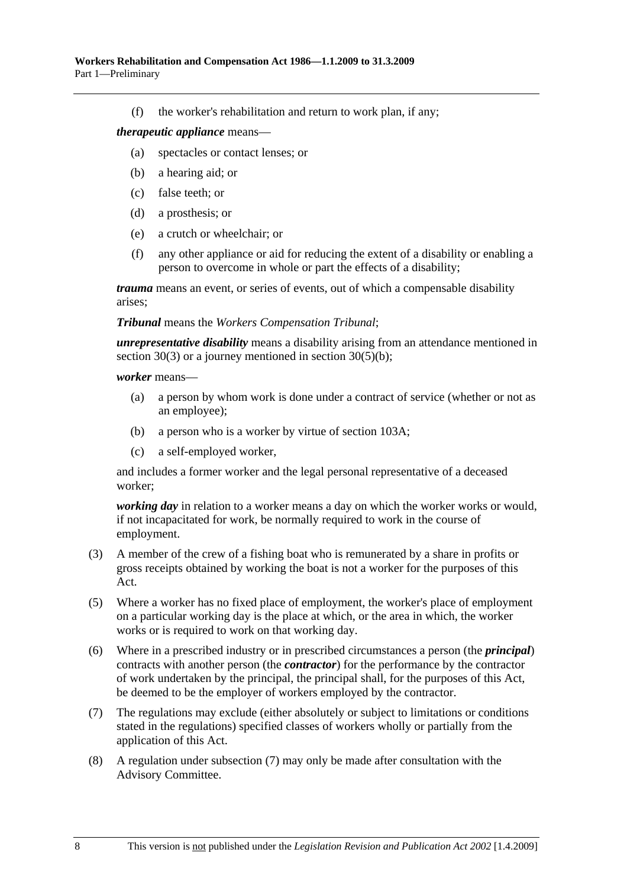(f) the worker's rehabilitation and return to work plan, if any;

***therapeutic appliance*** means—

(a) spectacles or contact lenses; or

(b) a hearing aid; or

(c) false teeth; or

(d) a prosthesis; or

(e) a crutch or wheelchair; or

(f) any other appliance or aid for reducing the extent of a disability or enabling a person to overcome in whole or part the effects of a disability;

***trauma*** means an event, or series of events, out of which a compensable disability arises;

***Tribunal*** means the *Workers Compensation Tribunal*;

***unrepresentative disability*** means a disability arising from an attendance mentioned in section 30(3) or a journey mentioned in section 30(5)(b);

***worker*** means—

(a) a person by whom work is done under a contract of service (whether or not as an employee);

(b) a person who is a worker by virtue of section 103A;

(c) a self-employed worker,

and includes a former worker and the legal personal representative of a deceased worker;

***working day*** in relation to a worker means a day on which the worker works or would, if not incapacitated for work, be normally required to work in the course of employment.

(3) A member of the crew of a fishing boat who is remunerated by a share in profits or gross receipts obtained by working the boat is not a worker for the purposes of this Act.

(5) Where a worker has no fixed place of employment, the worker's place of employment on a particular working day is the place at which, or the area in which, the worker works or is required to work on that working day.

(6) Where in a prescribed industry or in prescribed circumstances a person (the ***principal***) contracts with another person (the ***contractor***) for the performance by the contractor of work undertaken by the principal, the principal shall, for the purposes of this Act, be deemed to be the employer of workers employed by the contractor.

(7) The regulations may exclude (either absolutely or subject to limitations or conditions stated in the regulations) specified classes of workers wholly or partially from the application of this Act.

(8) A regulation under subsection (7) may only be made after consultation with the Advisory Committee.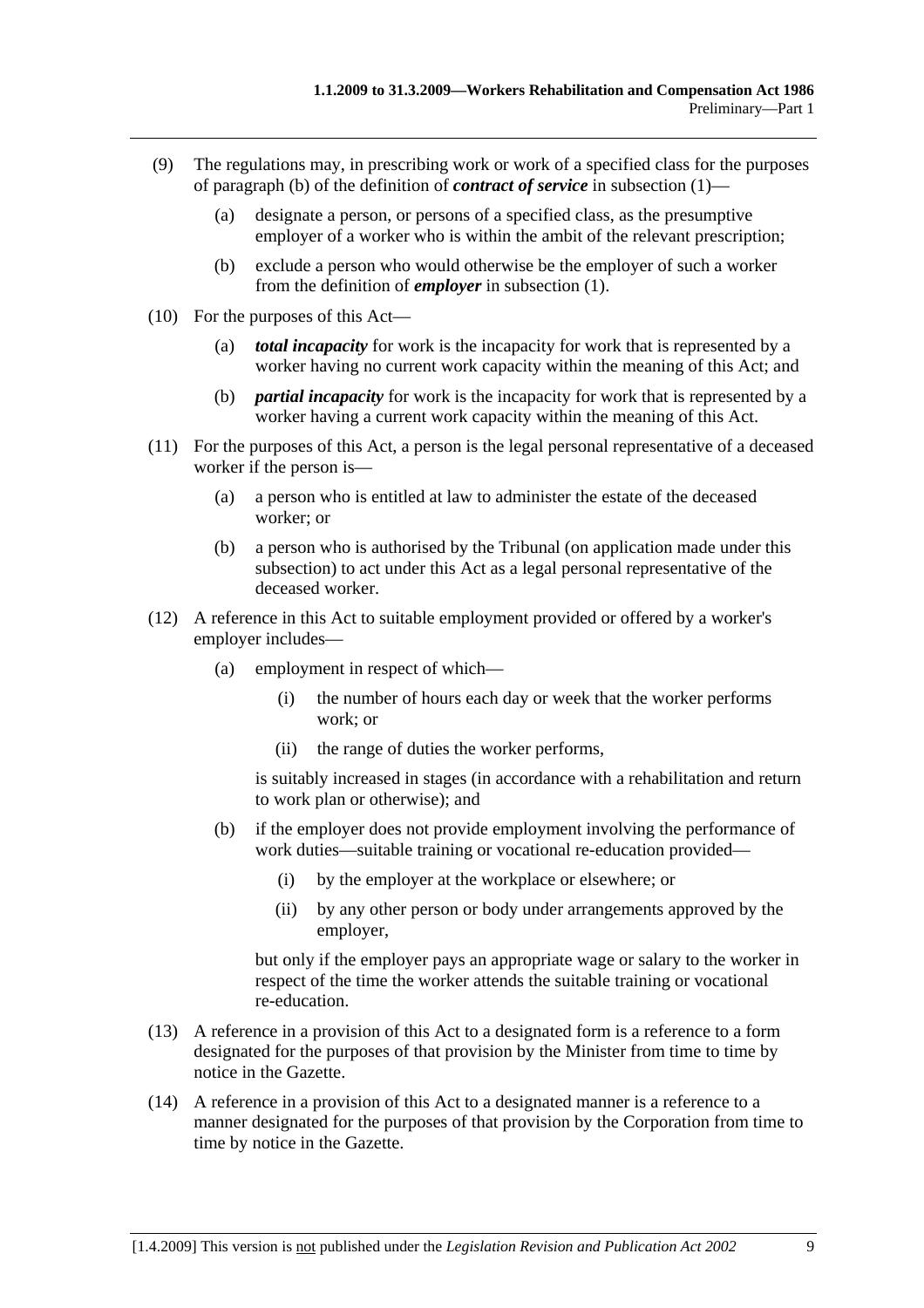(9) The regulations may, in prescribing work or work of a specified class for the purposes of paragraph (b) of the definition of ***contract of service*** in subsection (1)—

  (a) designate a person, or persons of a specified class, as the presumptive employer of a worker who is within the ambit of the relevant prescription;

  (b) exclude a person who would otherwise be the employer of such a worker from the definition of ***employer*** in subsection (1).

(10) For the purposes of this Act—

  (a) ***total incapacity*** for work is the incapacity for work that is represented by a worker having no current work capacity within the meaning of this Act; and

  (b) ***partial incapacity*** for work is the incapacity for work that is represented by a worker having a current work capacity within the meaning of this Act.

(11) For the purposes of this Act, a person is the legal personal representative of a deceased worker if the person is—

  (a) a person who is entitled at law to administer the estate of the deceased worker; or

  (b) a person who is authorised by the Tribunal (on application made under this subsection) to act under this Act as a legal personal representative of the deceased worker.

(12) A reference in this Act to suitable employment provided or offered by a worker's employer includes—

  (a) employment in respect of which—

    (i) the number of hours each day or week that the worker performs work; or

    (ii) the range of duties the worker performs,

  is suitably increased in stages (in accordance with a rehabilitation and return to work plan or otherwise); and

  (b) if the employer does not provide employment involving the performance of work duties—suitable training or vocational re-education provided—

    (i) by the employer at the workplace or elsewhere; or

    (ii) by any other person or body under arrangements approved by the employer,

  but only if the employer pays an appropriate wage or salary to the worker in respect of the time the worker attends the suitable training or vocational re-education.

(13) A reference in a provision of this Act to a designated form is a reference to a form designated for the purposes of that provision by the Minister from time to time by notice in the Gazette.

(14) A reference in a provision of this Act to a designated manner is a reference to a manner designated for the purposes of that provision by the Corporation from time to time by notice in the Gazette.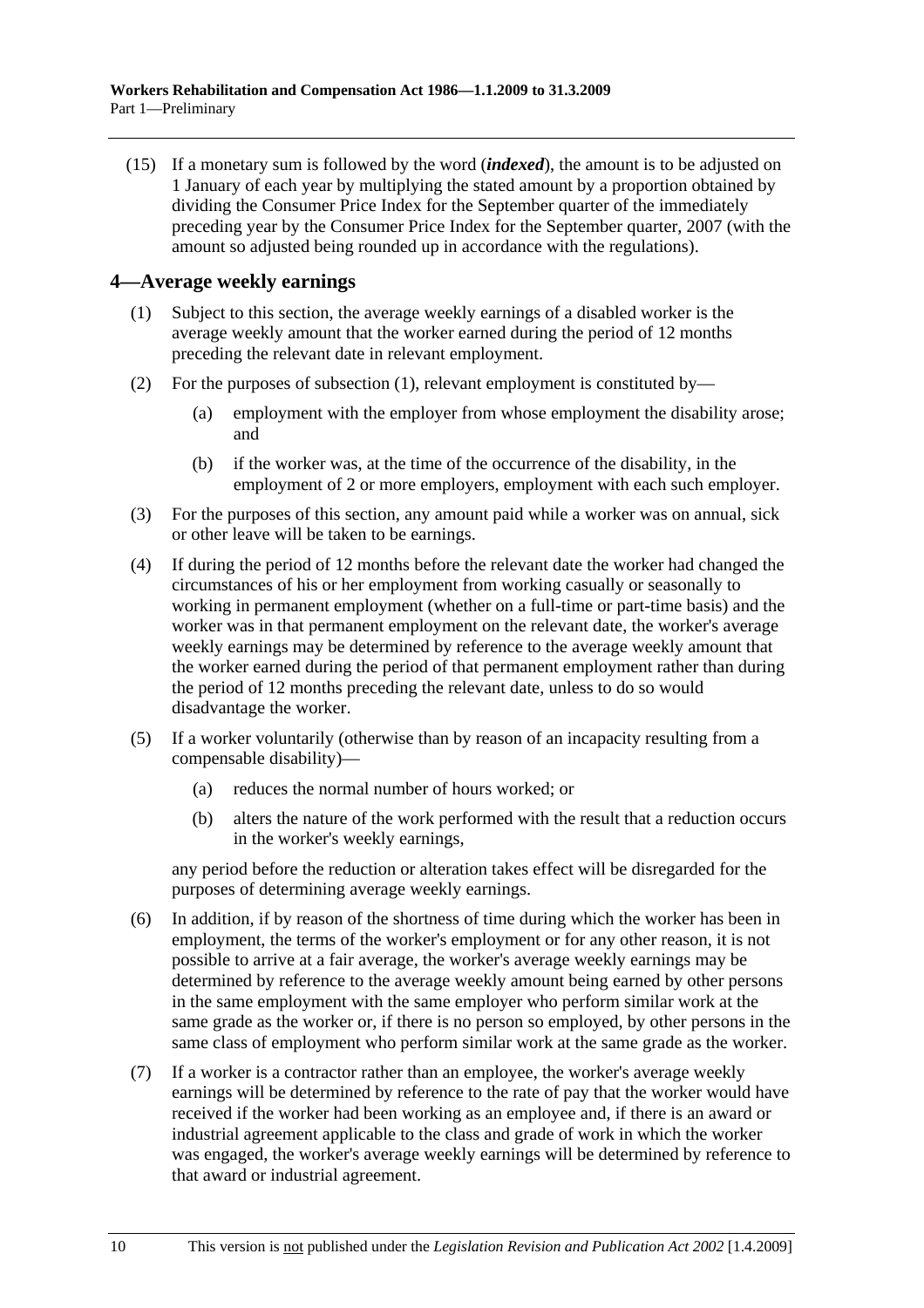(15) If a monetary sum is followed by the word (***indexed***), the amount is to be adjusted on 1 January of each year by multiplying the stated amount by a proportion obtained by dividing the Consumer Price Index for the September quarter of the immediately preceding year by the Consumer Price Index for the September quarter, 2007 (with the amount so adjusted being rounded up in accordance with the regulations).

## 4—Average weekly earnings

(1) Subject to this section, the average weekly earnings of a disabled worker is the average weekly amount that the worker earned during the period of 12 months preceding the relevant date in relevant employment.

(2) For the purposes of subsection (1), relevant employment is constituted by—

(a) employment with the employer from whose employment the disability arose; and

(b) if the worker was, at the time of the occurrence of the disability, in the employment of 2 or more employers, employment with each such employer.

(3) For the purposes of this section, any amount paid while a worker was on annual, sick or other leave will be taken to be earnings.

(4) If during the period of 12 months before the relevant date the worker had changed the circumstances of his or her employment from working casually or seasonally to working in permanent employment (whether on a full-time or part-time basis) and the worker was in that permanent employment on the relevant date, the worker's average weekly earnings may be determined by reference to the average weekly amount that the worker earned during the period of that permanent employment rather than during the period of 12 months preceding the relevant date, unless to do so would disadvantage the worker.

(5) If a worker voluntarily (otherwise than by reason of an incapacity resulting from a compensable disability)—

(a) reduces the normal number of hours worked; or

(b) alters the nature of the work performed with the result that a reduction occurs in the worker's weekly earnings,

any period before the reduction or alteration takes effect will be disregarded for the purposes of determining average weekly earnings.

(6) In addition, if by reason of the shortness of time during which the worker has been in employment, the terms of the worker's employment or for any other reason, it is not possible to arrive at a fair average, the worker's average weekly earnings may be determined by reference to the average weekly amount being earned by other persons in the same employment with the same employer who perform similar work at the same grade as the worker or, if there is no person so employed, by other persons in the same class of employment who perform similar work at the same grade as the worker.

(7) If a worker is a contractor rather than an employee, the worker's average weekly earnings will be determined by reference to the rate of pay that the worker would have received if the worker had been working as an employee and, if there is an award or industrial agreement applicable to the class and grade of work in which the worker was engaged, the worker's average weekly earnings will be determined by reference to that award or industrial agreement.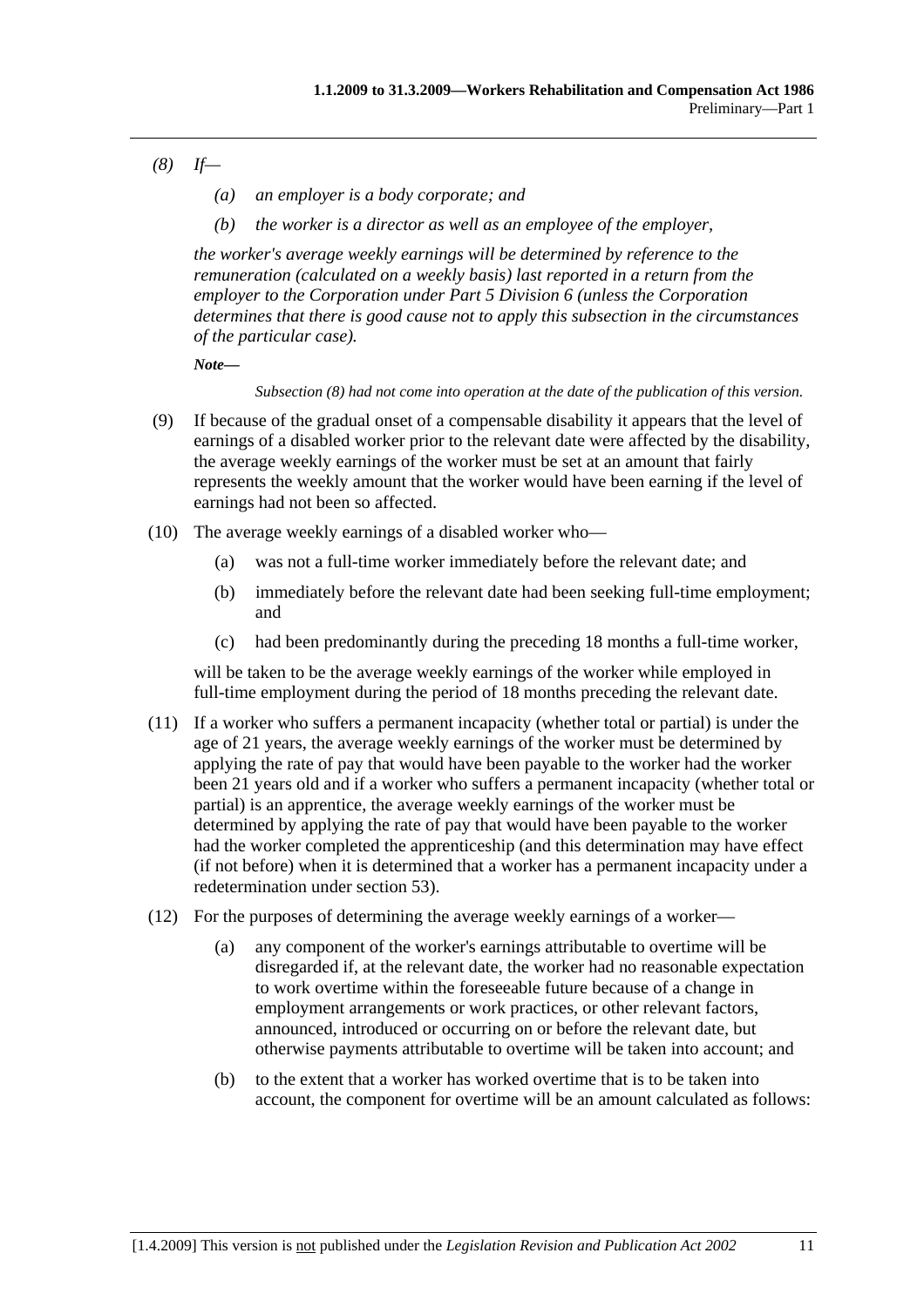*(8) If—*

*(a) an employer is a body corporate; and*

*(b) the worker is a director as well as an employee of the employer,*

*the worker's average weekly earnings will be determined by reference to the remuneration (calculated on a weekly basis) last reported in a return from the employer to the Corporation under Part 5 Division 6 (unless the Corporation determines that there is good cause not to apply this subsection in the circumstances of the particular case).*

***Note—***

*Subsection (8) had not come into operation at the date of the publication of this version.*

(9) If because of the gradual onset of a compensable disability it appears that the level of earnings of a disabled worker prior to the relevant date were affected by the disability, the average weekly earnings of the worker must be set at an amount that fairly represents the weekly amount that the worker would have been earning if the level of earnings had not been so affected.

(10) The average weekly earnings of a disabled worker who—

(a) was not a full-time worker immediately before the relevant date; and

(b) immediately before the relevant date had been seeking full-time employment; and

(c) had been predominantly during the preceding 18 months a full-time worker,

will be taken to be the average weekly earnings of the worker while employed in full-time employment during the period of 18 months preceding the relevant date.

(11) If a worker who suffers a permanent incapacity (whether total or partial) is under the age of 21 years, the average weekly earnings of the worker must be determined by applying the rate of pay that would have been payable to the worker had the worker been 21 years old and if a worker who suffers a permanent incapacity (whether total or partial) is an apprentice, the average weekly earnings of the worker must be determined by applying the rate of pay that would have been payable to the worker had the worker completed the apprenticeship (and this determination may have effect (if not before) when it is determined that a worker has a permanent incapacity under a redetermination under section 53).

(12) For the purposes of determining the average weekly earnings of a worker—

(a) any component of the worker's earnings attributable to overtime will be disregarded if, at the relevant date, the worker had no reasonable expectation to work overtime within the foreseeable future because of a change in employment arrangements or work practices, or other relevant factors, announced, introduced or occurring on or before the relevant date, but otherwise payments attributable to overtime will be taken into account; and

(b) to the extent that a worker has worked overtime that is to be taken into account, the component for overtime will be an amount calculated as follows: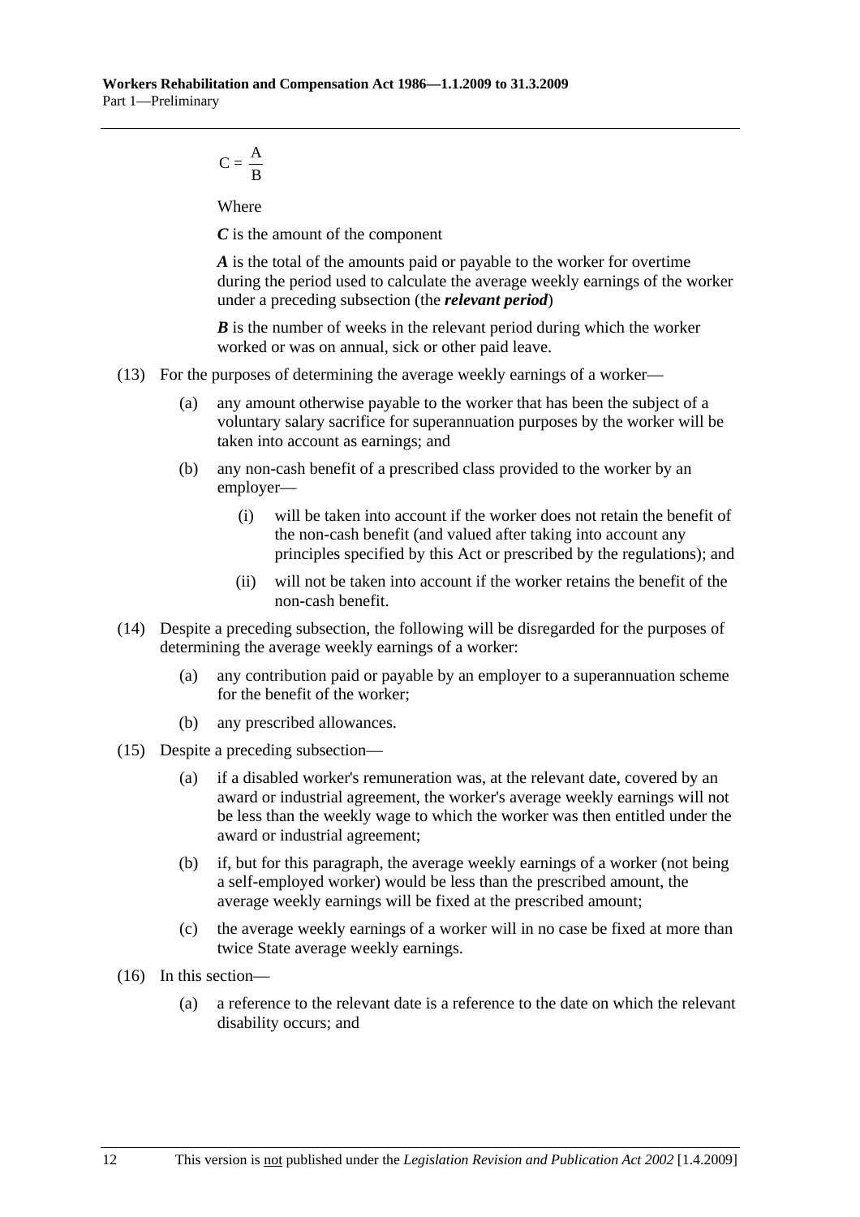$$C = \frac{A}{B}$$

Where

***C*** is the amount of the component

***A*** is the total of the amounts paid or payable to the worker for overtime during the period used to calculate the average weekly earnings of the worker under a preceding subsection (the ***relevant period***)

***B*** is the number of weeks in the relevant period during which the worker worked or was on annual, sick or other paid leave.

(13) For the purposes of determining the average weekly earnings of a worker—

(a) any amount otherwise payable to the worker that has been the subject of a voluntary salary sacrifice for superannuation purposes by the worker will be taken into account as earnings; and

(b) any non-cash benefit of a prescribed class provided to the worker by an employer—

(i) will be taken into account if the worker does not retain the benefit of the non-cash benefit (and valued after taking into account any principles specified by this Act or prescribed by the regulations); and

(ii) will not be taken into account if the worker retains the benefit of the non-cash benefit.

(14) Despite a preceding subsection, the following will be disregarded for the purposes of determining the average weekly earnings of a worker:

(a) any contribution paid or payable by an employer to a superannuation scheme for the benefit of the worker;

(b) any prescribed allowances.

(15) Despite a preceding subsection—

(a) if a disabled worker's remuneration was, at the relevant date, covered by an award or industrial agreement, the worker's average weekly earnings will not be less than the weekly wage to which the worker was then entitled under the award or industrial agreement;

(b) if, but for this paragraph, the average weekly earnings of a worker (not being a self-employed worker) would be less than the prescribed amount, the average weekly earnings will be fixed at the prescribed amount;

(c) the average weekly earnings of a worker will in no case be fixed at more than twice State average weekly earnings.

(16) In this section—

(a) a reference to the relevant date is a reference to the date on which the relevant disability occurs; and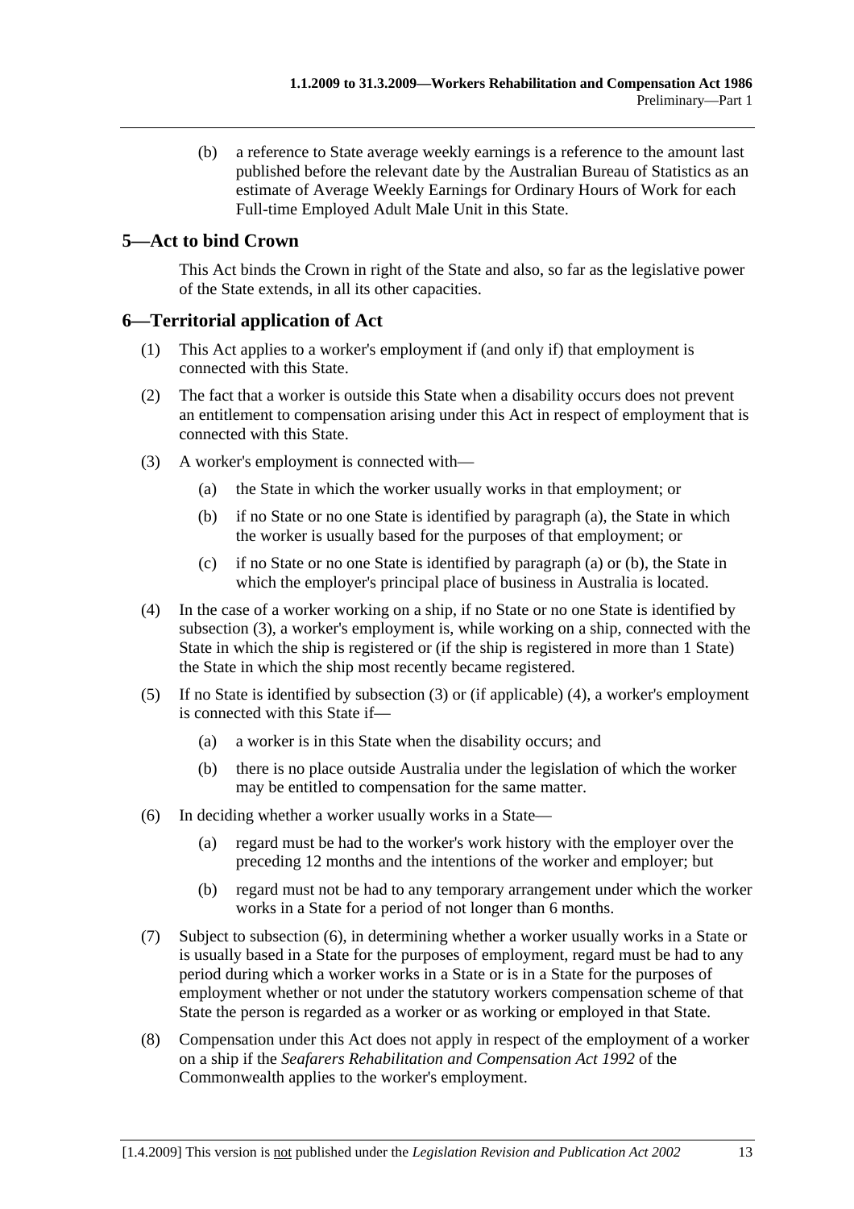(b) a reference to State average weekly earnings is a reference to the amount last published before the relevant date by the Australian Bureau of Statistics as an estimate of Average Weekly Earnings for Ordinary Hours of Work for each Full-time Employed Adult Male Unit in this State.

## 5—Act to bind Crown

This Act binds the Crown in right of the State and also, so far as the legislative power of the State extends, in all its other capacities.

## 6—Territorial application of Act

(1) This Act applies to a worker's employment if (and only if) that employment is connected with this State.

(2) The fact that a worker is outside this State when a disability occurs does not prevent an entitlement to compensation arising under this Act in respect of employment that is connected with this State.

(3) A worker's employment is connected with—

(a) the State in which the worker usually works in that employment; or

(b) if no State or no one State is identified by paragraph (a), the State in which the worker is usually based for the purposes of that employment; or

(c) if no State or no one State is identified by paragraph (a) or (b), the State in which the employer's principal place of business in Australia is located.

(4) In the case of a worker working on a ship, if no State or no one State is identified by subsection (3), a worker's employment is, while working on a ship, connected with the State in which the ship is registered or (if the ship is registered in more than 1 State) the State in which the ship most recently became registered.

(5) If no State is identified by subsection (3) or (if applicable) (4), a worker's employment is connected with this State if—

(a) a worker is in this State when the disability occurs; and

(b) there is no place outside Australia under the legislation of which the worker may be entitled to compensation for the same matter.

(6) In deciding whether a worker usually works in a State—

(a) regard must be had to the worker's work history with the employer over the preceding 12 months and the intentions of the worker and employer; but

(b) regard must not be had to any temporary arrangement under which the worker works in a State for a period of not longer than 6 months.

(7) Subject to subsection (6), in determining whether a worker usually works in a State or is usually based in a State for the purposes of employment, regard must be had to any period during which a worker works in a State or is in a State for the purposes of employment whether or not under the statutory workers compensation scheme of that State the person is regarded as a worker or as working or employed in that State.

(8) Compensation under this Act does not apply in respect of the employment of a worker on a ship if the *Seafarers Rehabilitation and Compensation Act 1992* of the Commonwealth applies to the worker's employment.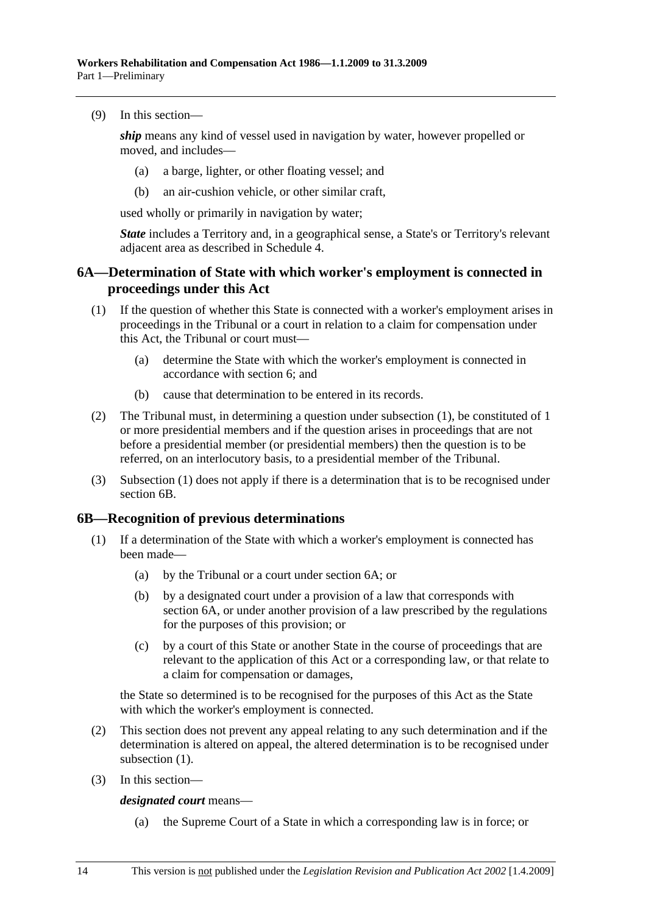(9) In this section—

*ship* means any kind of vessel used in navigation by water, however propelled or moved, and includes—

(a) a barge, lighter, or other floating vessel; and

(b) an air-cushion vehicle, or other similar craft,

used wholly or primarily in navigation by water;

*State* includes a Territory and, in a geographical sense, a State's or Territory's relevant adjacent area as described in Schedule 4.

## 6A—Determination of State with which worker's employment is connected in proceedings under this Act

(1) If the question of whether this State is connected with a worker's employment arises in proceedings in the Tribunal or a court in relation to a claim for compensation under this Act, the Tribunal or court must—

(a) determine the State with which the worker's employment is connected in accordance with section 6; and

(b) cause that determination to be entered in its records.

(2) The Tribunal must, in determining a question under subsection (1), be constituted of 1 or more presidential members and if the question arises in proceedings that are not before a presidential member (or presidential members) then the question is to be referred, on an interlocutory basis, to a presidential member of the Tribunal.

(3) Subsection (1) does not apply if there is a determination that is to be recognised under section 6B.

## 6B—Recognition of previous determinations

(1) If a determination of the State with which a worker's employment is connected has been made—

(a) by the Tribunal or a court under section 6A; or

(b) by a designated court under a provision of a law that corresponds with section 6A, or under another provision of a law prescribed by the regulations for the purposes of this provision; or

(c) by a court of this State or another State in the course of proceedings that are relevant to the application of this Act or a corresponding law, or that relate to a claim for compensation or damages,

the State so determined is to be recognised for the purposes of this Act as the State with which the worker's employment is connected.

(2) This section does not prevent any appeal relating to any such determination and if the determination is altered on appeal, the altered determination is to be recognised under subsection (1).

(3) In this section—

***designated court*** means—

(a) the Supreme Court of a State in which a corresponding law is in force; or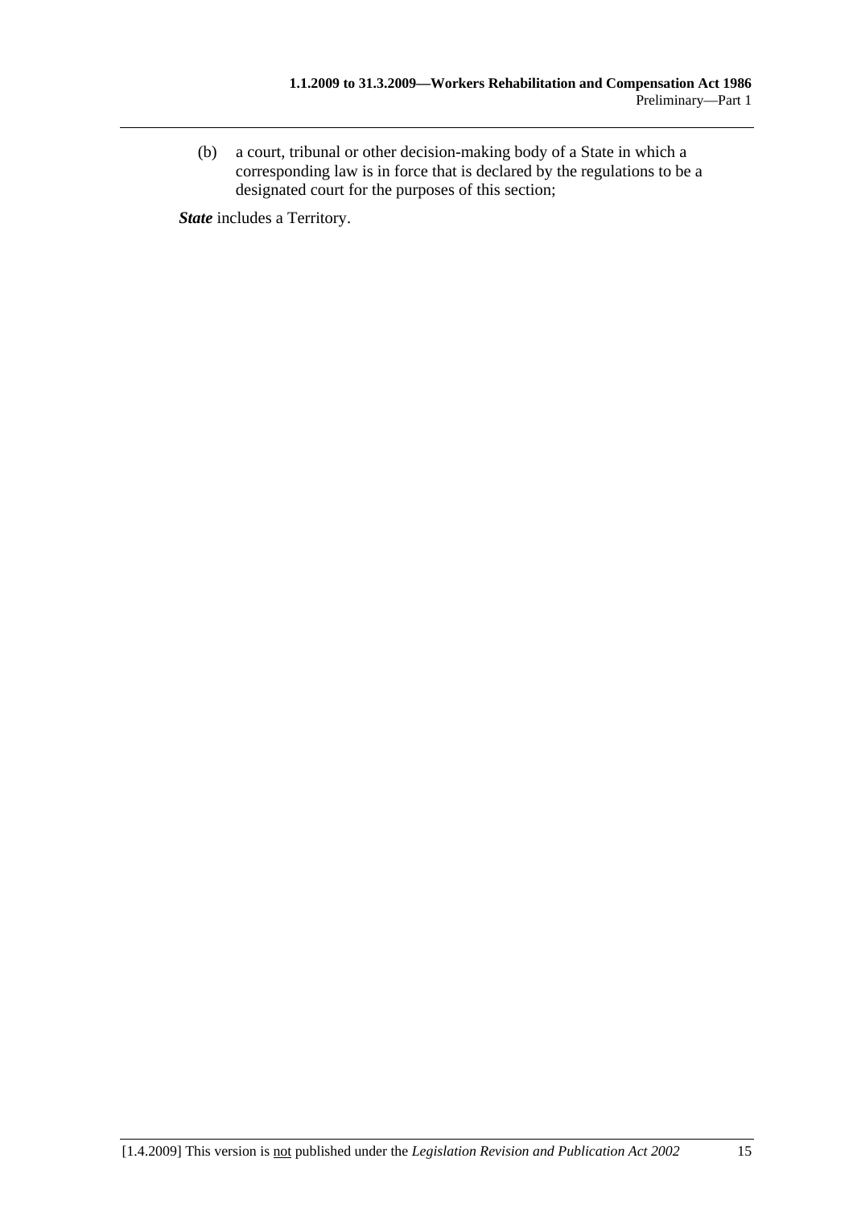(b) a court, tribunal or other decision-making body of a State in which a corresponding law is in force that is declared by the regulations to be a designated court for the purposes of this section;

***State*** includes a Territory.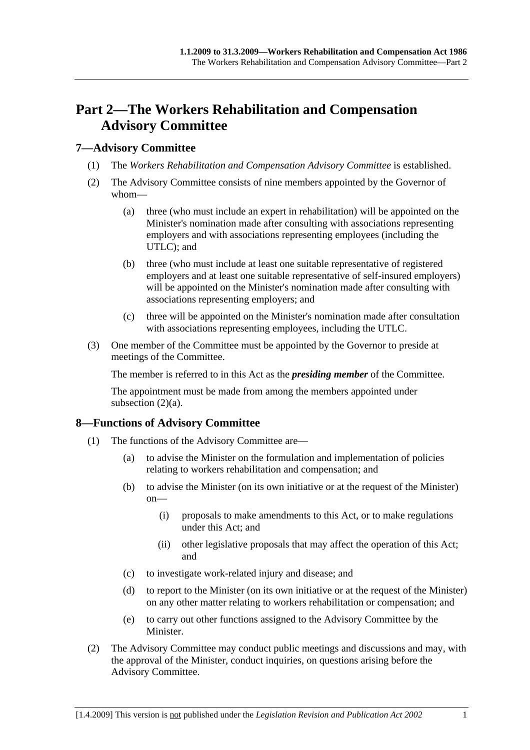# Part 2—The Workers Rehabilitation and Compensation Advisory Committee

## 7—Advisory Committee

(1) The *Workers Rehabilitation and Compensation Advisory Committee* is established.

(2) The Advisory Committee consists of nine members appointed by the Governor of whom—

- (a) three (who must include an expert in rehabilitation) will be appointed on the Minister's nomination made after consulting with associations representing employers and with associations representing employees (including the UTLC); and
- (b) three (who must include at least one suitable representative of registered employers and at least one suitable representative of self-insured employers) will be appointed on the Minister's nomination made after consulting with associations representing employers; and
- (c) three will be appointed on the Minister's nomination made after consultation with associations representing employees, including the UTLC.

(3) One member of the Committee must be appointed by the Governor to preside at meetings of the Committee.

The member is referred to in this Act as the ***presiding member*** of the Committee.

The appointment must be made from among the members appointed under subsection (2)(a).

## 8—Functions of Advisory Committee

(1) The functions of the Advisory Committee are—

- (a) to advise the Minister on the formulation and implementation of policies relating to workers rehabilitation and compensation; and
- (b) to advise the Minister (on its own initiative or at the request of the Minister) on—
  - (i) proposals to make amendments to this Act, or to make regulations under this Act; and
  - (ii) other legislative proposals that may affect the operation of this Act; and
- (c) to investigate work-related injury and disease; and
- (d) to report to the Minister (on its own initiative or at the request of the Minister) on any other matter relating to workers rehabilitation or compensation; and
- (e) to carry out other functions assigned to the Advisory Committee by the Minister.

(2) The Advisory Committee may conduct public meetings and discussions and may, with the approval of the Minister, conduct inquiries, on questions arising before the Advisory Committee.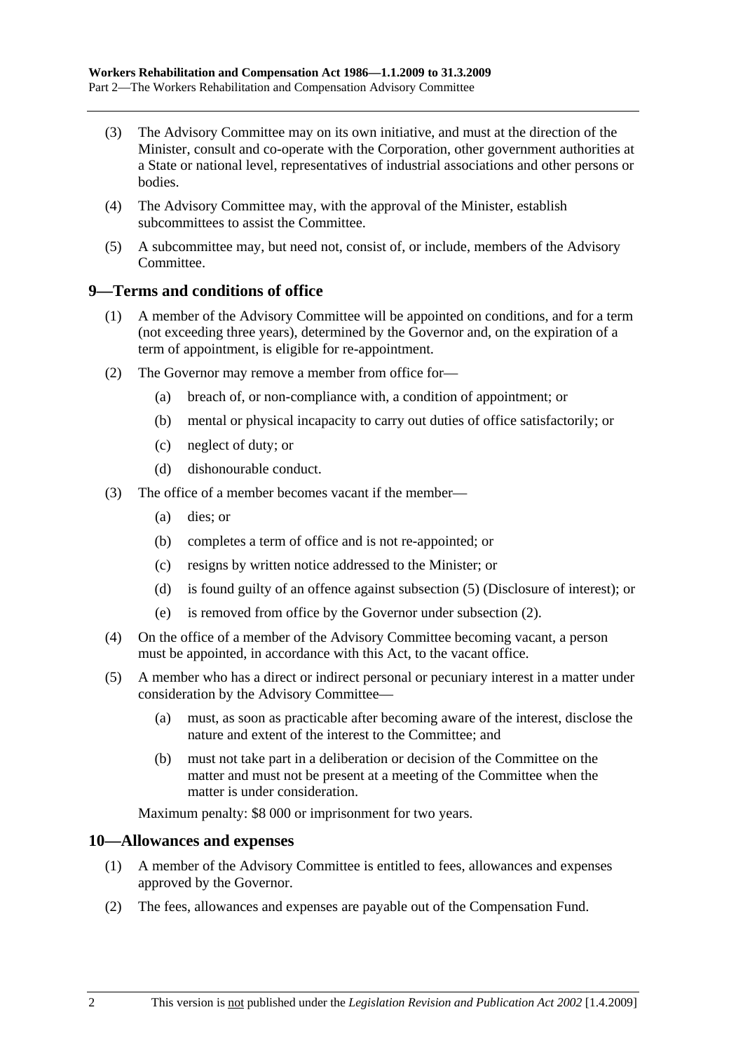(3) The Advisory Committee may on its own initiative, and must at the direction of the Minister, consult and co-operate with the Corporation, other government authorities at a State or national level, representatives of industrial associations and other persons or bodies.

(4) The Advisory Committee may, with the approval of the Minister, establish subcommittees to assist the Committee.

(5) A subcommittee may, but need not, consist of, or include, members of the Advisory Committee.

## 9—Terms and conditions of office

(1) A member of the Advisory Committee will be appointed on conditions, and for a term (not exceeding three years), determined by the Governor and, on the expiration of a term of appointment, is eligible for re-appointment.

(2) The Governor may remove a member from office for—

- (a) breach of, or non-compliance with, a condition of appointment; or
- (b) mental or physical incapacity to carry out duties of office satisfactorily; or
- (c) neglect of duty; or
- (d) dishonourable conduct.

(3) The office of a member becomes vacant if the member—

- (a) dies; or
- (b) completes a term of office and is not re-appointed; or
- (c) resigns by written notice addressed to the Minister; or
- (d) is found guilty of an offence against subsection (5) (Disclosure of interest); or
- (e) is removed from office by the Governor under subsection (2).

(4) On the office of a member of the Advisory Committee becoming vacant, a person must be appointed, in accordance with this Act, to the vacant office.

(5) A member who has a direct or indirect personal or pecuniary interest in a matter under consideration by the Advisory Committee—

- (a) must, as soon as practicable after becoming aware of the interest, disclose the nature and extent of the interest to the Committee; and
- (b) must not take part in a deliberation or decision of the Committee on the matter and must not be present at a meeting of the Committee when the matter is under consideration.

Maximum penalty: $8 000 or imprisonment for two years.

## 10—Allowances and expenses

(1) A member of the Advisory Committee is entitled to fees, allowances and expenses approved by the Governor.

(2) The fees, allowances and expenses are payable out of the Compensation Fund.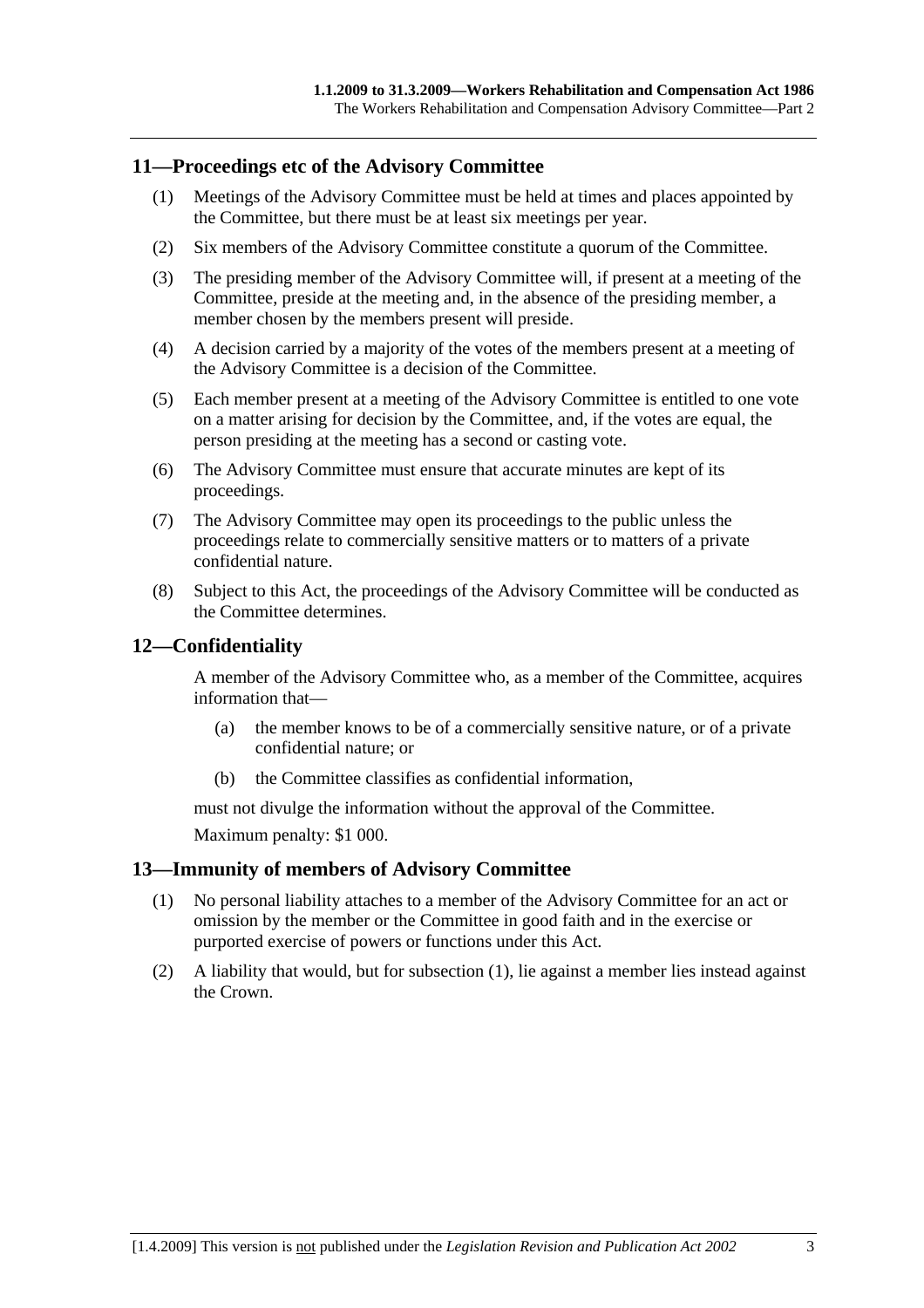## 11—Proceedings etc of the Advisory Committee

(1) Meetings of the Advisory Committee must be held at times and places appointed by the Committee, but there must be at least six meetings per year.

(2) Six members of the Advisory Committee constitute a quorum of the Committee.

(3) The presiding member of the Advisory Committee will, if present at a meeting of the Committee, preside at the meeting and, in the absence of the presiding member, a member chosen by the members present will preside.

(4) A decision carried by a majority of the votes of the members present at a meeting of the Advisory Committee is a decision of the Committee.

(5) Each member present at a meeting of the Advisory Committee is entitled to one vote on a matter arising for decision by the Committee, and, if the votes are equal, the person presiding at the meeting has a second or casting vote.

(6) The Advisory Committee must ensure that accurate minutes are kept of its proceedings.

(7) The Advisory Committee may open its proceedings to the public unless the proceedings relate to commercially sensitive matters or to matters of a private confidential nature.

(8) Subject to this Act, the proceedings of the Advisory Committee will be conducted as the Committee determines.

## 12—Confidentiality

A member of the Advisory Committee who, as a member of the Committee, acquires information that—

(a) the member knows to be of a commercially sensitive nature, or of a private confidential nature; or

(b) the Committee classifies as confidential information,

must not divulge the information without the approval of the Committee.

Maximum penalty: $1 000.

## 13—Immunity of members of Advisory Committee

(1) No personal liability attaches to a member of the Advisory Committee for an act or omission by the member or the Committee in good faith and in the exercise or purported exercise of powers or functions under this Act.

(2) A liability that would, but for subsection (1), lie against a member lies instead against the Crown.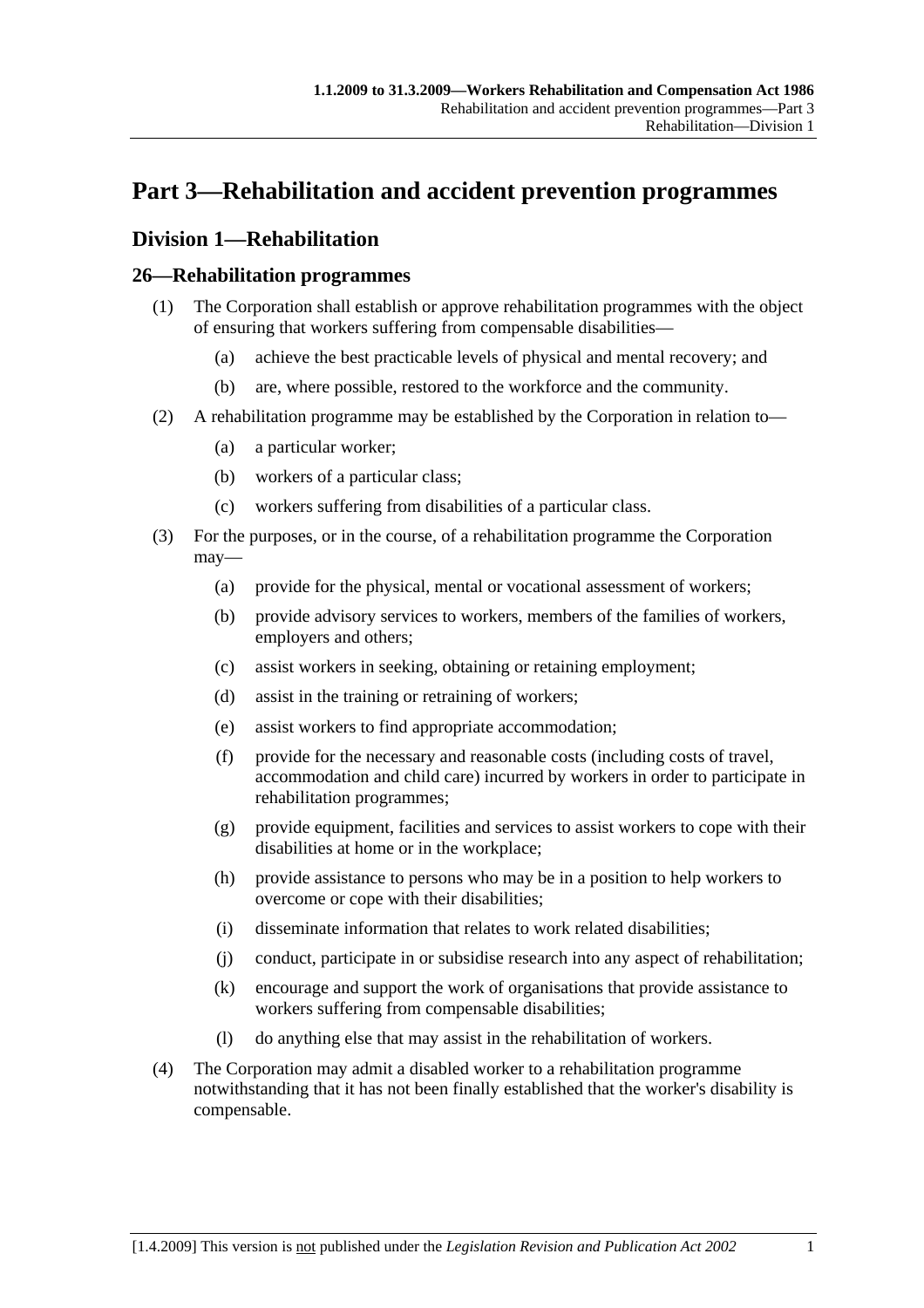# Part 3—Rehabilitation and accident prevention programmes

## Division 1—Rehabilitation

### 26—Rehabilitation programmes

(1) The Corporation shall establish or approve rehabilitation programmes with the object of ensuring that workers suffering from compensable disabilities—

- (a) achieve the best practicable levels of physical and mental recovery; and
- (b) are, where possible, restored to the workforce and the community.

(2) A rehabilitation programme may be established by the Corporation in relation to—

- (a) a particular worker;
- (b) workers of a particular class;
- (c) workers suffering from disabilities of a particular class.

(3) For the purposes, or in the course, of a rehabilitation programme the Corporation may—

- (a) provide for the physical, mental or vocational assessment of workers;
- (b) provide advisory services to workers, members of the families of workers, employers and others;
- (c) assist workers in seeking, obtaining or retaining employment;
- (d) assist in the training or retraining of workers;
- (e) assist workers to find appropriate accommodation;
- (f) provide for the necessary and reasonable costs (including costs of travel, accommodation and child care) incurred by workers in order to participate in rehabilitation programmes;
- (g) provide equipment, facilities and services to assist workers to cope with their disabilities at home or in the workplace;
- (h) provide assistance to persons who may be in a position to help workers to overcome or cope with their disabilities;
- (i) disseminate information that relates to work related disabilities;
- (j) conduct, participate in or subsidise research into any aspect of rehabilitation;
- (k) encourage and support the work of organisations that provide assistance to workers suffering from compensable disabilities;
- (l) do anything else that may assist in the rehabilitation of workers.

(4) The Corporation may admit a disabled worker to a rehabilitation programme notwithstanding that it has not been finally established that the worker's disability is compensable.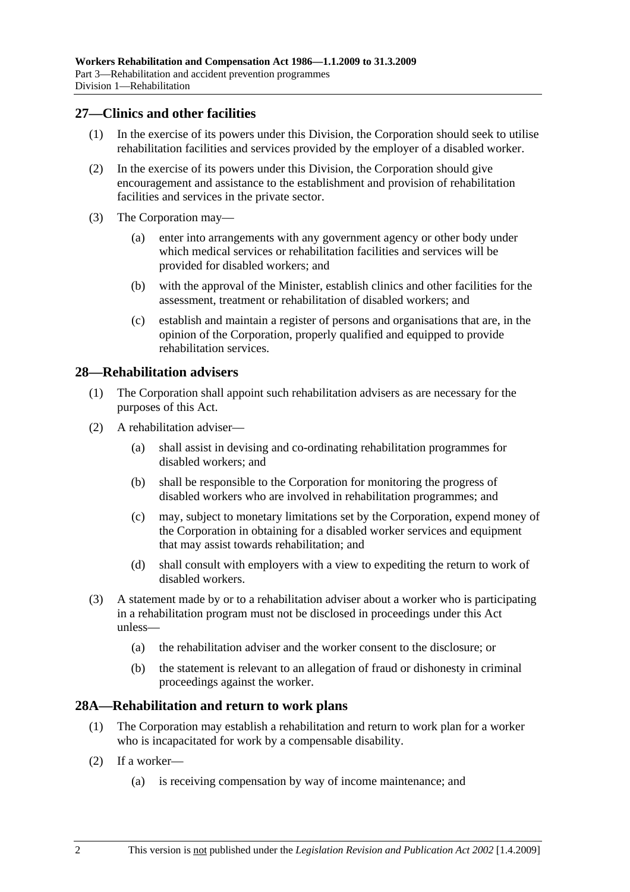## 27—Clinics and other facilities

(1) In the exercise of its powers under this Division, the Corporation should seek to utilise rehabilitation facilities and services provided by the employer of a disabled worker.

(2) In the exercise of its powers under this Division, the Corporation should give encouragement and assistance to the establishment and provision of rehabilitation facilities and services in the private sector.

(3) The Corporation may—

(a) enter into arrangements with any government agency or other body under which medical services or rehabilitation facilities and services will be provided for disabled workers; and

(b) with the approval of the Minister, establish clinics and other facilities for the assessment, treatment or rehabilitation of disabled workers; and

(c) establish and maintain a register of persons and organisations that are, in the opinion of the Corporation, properly qualified and equipped to provide rehabilitation services.

## 28—Rehabilitation advisers

(1) The Corporation shall appoint such rehabilitation advisers as are necessary for the purposes of this Act.

(2) A rehabilitation adviser—

(a) shall assist in devising and co-ordinating rehabilitation programmes for disabled workers; and

(b) shall be responsible to the Corporation for monitoring the progress of disabled workers who are involved in rehabilitation programmes; and

(c) may, subject to monetary limitations set by the Corporation, expend money of the Corporation in obtaining for a disabled worker services and equipment that may assist towards rehabilitation; and

(d) shall consult with employers with a view to expediting the return to work of disabled workers.

(3) A statement made by or to a rehabilitation adviser about a worker who is participating in a rehabilitation program must not be disclosed in proceedings under this Act unless—

(a) the rehabilitation adviser and the worker consent to the disclosure; or

(b) the statement is relevant to an allegation of fraud or dishonesty in criminal proceedings against the worker.

## 28A—Rehabilitation and return to work plans

(1) The Corporation may establish a rehabilitation and return to work plan for a worker who is incapacitated for work by a compensable disability.

(2) If a worker—

(a) is receiving compensation by way of income maintenance; and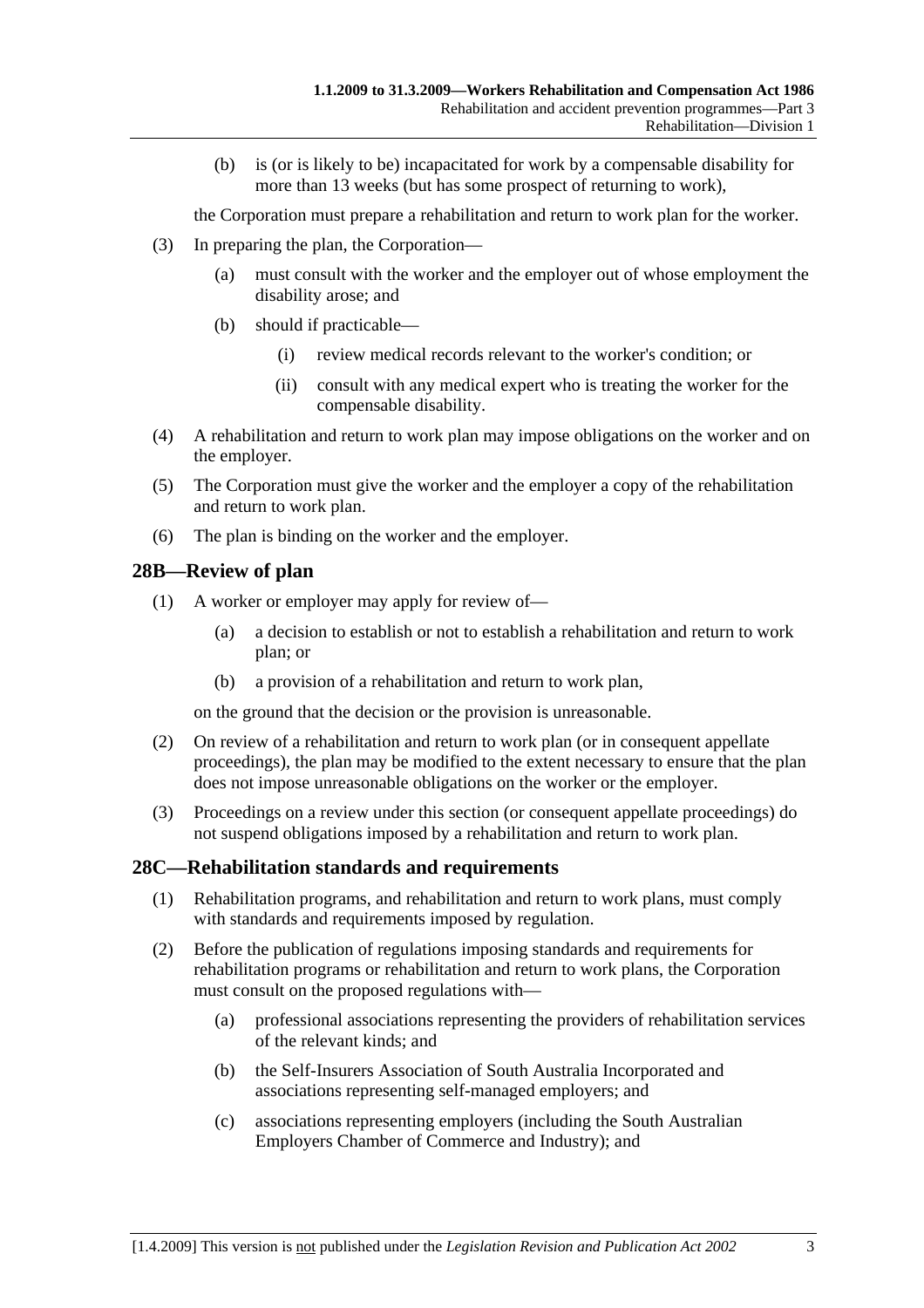(b) is (or is likely to be) incapacitated for work by a compensable disability for more than 13 weeks (but has some prospect of returning to work),

the Corporation must prepare a rehabilitation and return to work plan for the worker.

(3) In preparing the plan, the Corporation—

(a) must consult with the worker and the employer out of whose employment the disability arose; and

(b) should if practicable—

(i) review medical records relevant to the worker's condition; or

(ii) consult with any medical expert who is treating the worker for the compensable disability.

(4) A rehabilitation and return to work plan may impose obligations on the worker and on the employer.

(5) The Corporation must give the worker and the employer a copy of the rehabilitation and return to work plan.

(6) The plan is binding on the worker and the employer.

## 28B—Review of plan

(1) A worker or employer may apply for review of—

(a) a decision to establish or not to establish a rehabilitation and return to work plan; or

(b) a provision of a rehabilitation and return to work plan,

on the ground that the decision or the provision is unreasonable.

(2) On review of a rehabilitation and return to work plan (or in consequent appellate proceedings), the plan may be modified to the extent necessary to ensure that the plan does not impose unreasonable obligations on the worker or the employer.

(3) Proceedings on a review under this section (or consequent appellate proceedings) do not suspend obligations imposed by a rehabilitation and return to work plan.

## 28C—Rehabilitation standards and requirements

(1) Rehabilitation programs, and rehabilitation and return to work plans, must comply with standards and requirements imposed by regulation.

(2) Before the publication of regulations imposing standards and requirements for rehabilitation programs or rehabilitation and return to work plans, the Corporation must consult on the proposed regulations with—

(a) professional associations representing the providers of rehabilitation services of the relevant kinds; and

(b) the Self-Insurers Association of South Australia Incorporated and associations representing self-managed employers; and

(c) associations representing employers (including the South Australian Employers Chamber of Commerce and Industry); and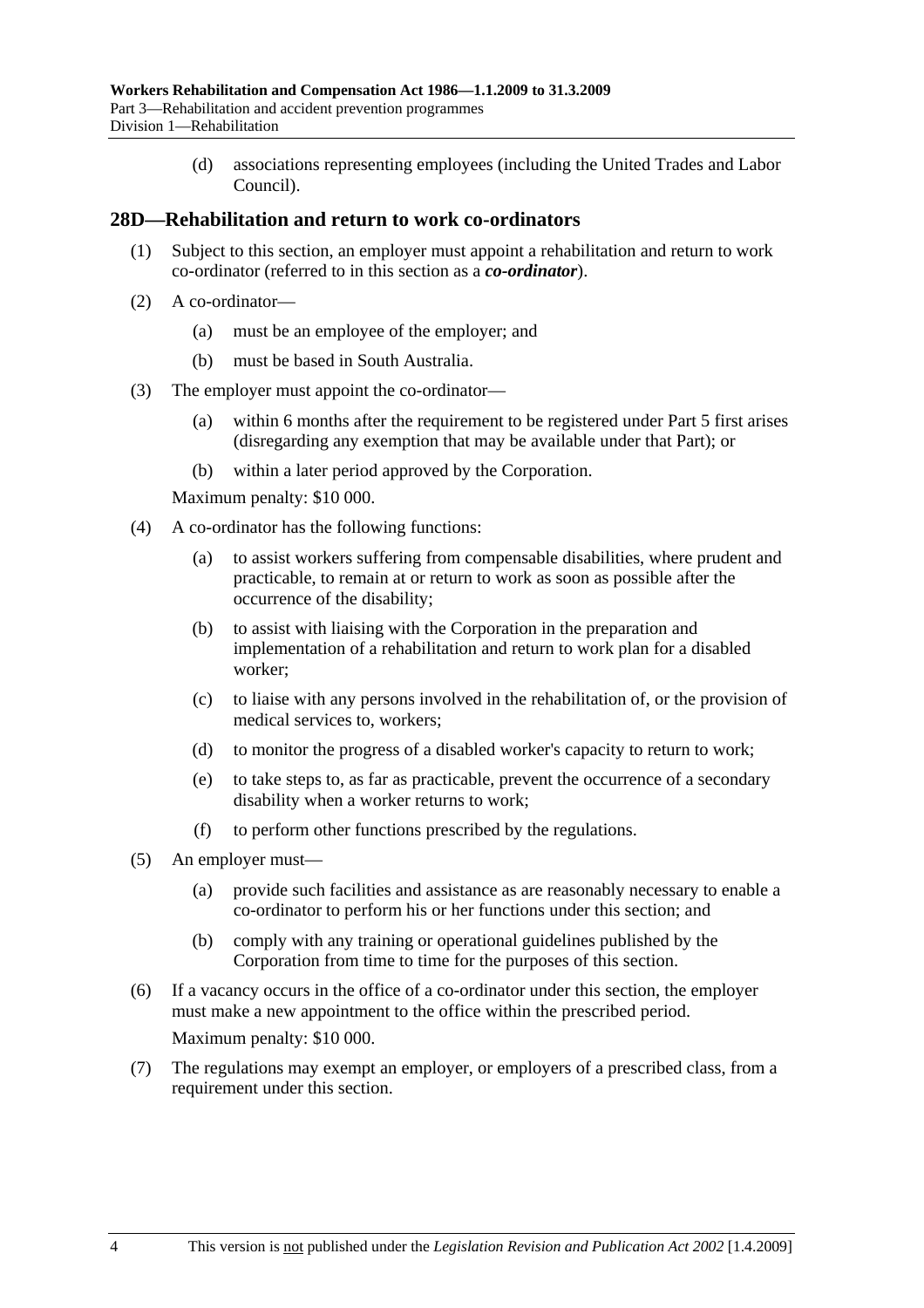(d) associations representing employees (including the United Trades and Labor Council).

## 28D—Rehabilitation and return to work co-ordinators

(1) Subject to this section, an employer must appoint a rehabilitation and return to work co-ordinator (referred to in this section as a ***co-ordinator***).

(2) A co-ordinator—

(a) must be an employee of the employer; and

(b) must be based in South Australia.

(3) The employer must appoint the co-ordinator—

(a) within 6 months after the requirement to be registered under Part 5 first arises (disregarding any exemption that may be available under that Part); or

(b) within a later period approved by the Corporation.

Maximum penalty: $10 000.

(4) A co-ordinator has the following functions:

(a) to assist workers suffering from compensable disabilities, where prudent and practicable, to remain at or return to work as soon as possible after the occurrence of the disability;

(b) to assist with liaising with the Corporation in the preparation and implementation of a rehabilitation and return to work plan for a disabled worker;

(c) to liaise with any persons involved in the rehabilitation of, or the provision of medical services to, workers;

(d) to monitor the progress of a disabled worker's capacity to return to work;

(e) to take steps to, as far as practicable, prevent the occurrence of a secondary disability when a worker returns to work;

(f) to perform other functions prescribed by the regulations.

(5) An employer must—

(a) provide such facilities and assistance as are reasonably necessary to enable a co-ordinator to perform his or her functions under this section; and

(b) comply with any training or operational guidelines published by the Corporation from time to time for the purposes of this section.

(6) If a vacancy occurs in the office of a co-ordinator under this section, the employer must make a new appointment to the office within the prescribed period.

Maximum penalty: $10 000.

(7) The regulations may exempt an employer, or employers of a prescribed class, from a requirement under this section.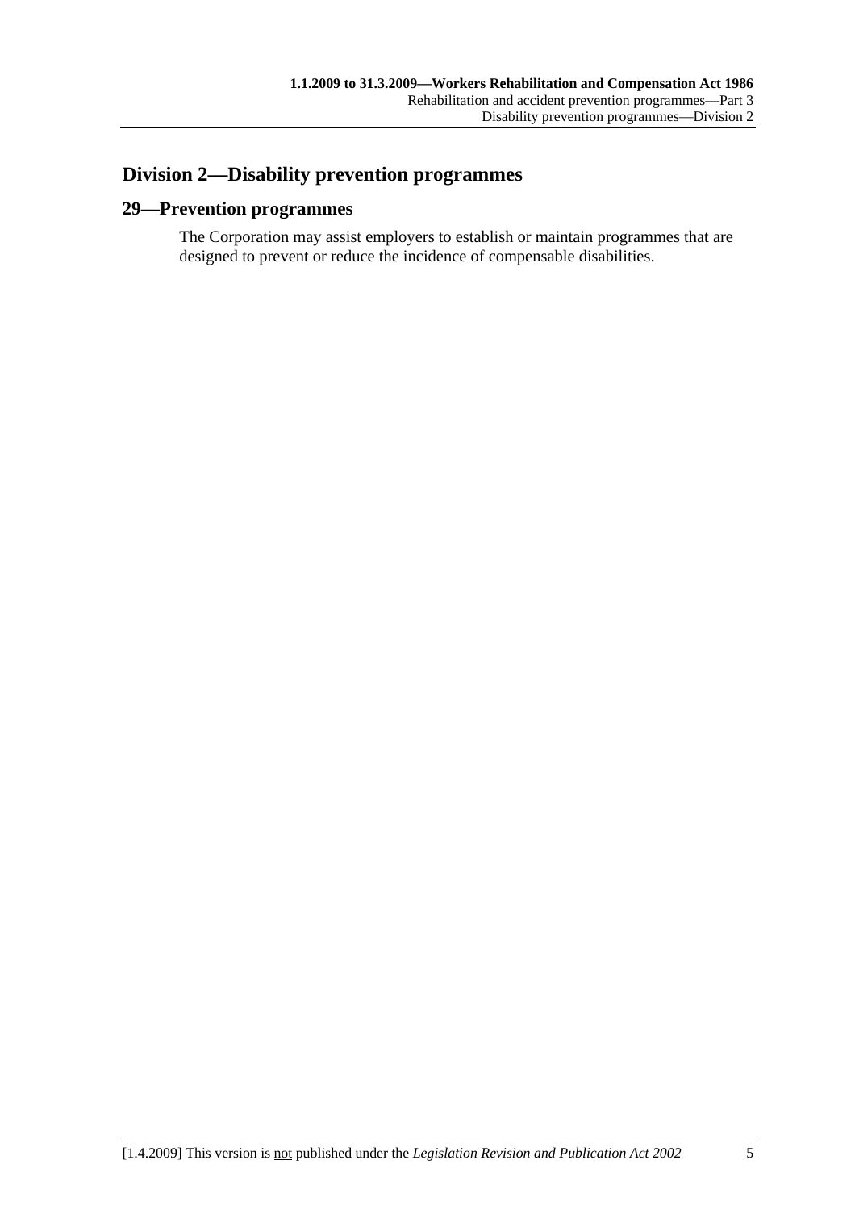## Division 2—Disability prevention programmes

### 29—Prevention programmes

The Corporation may assist employers to establish or maintain programmes that are designed to prevent or reduce the incidence of compensable disabilities.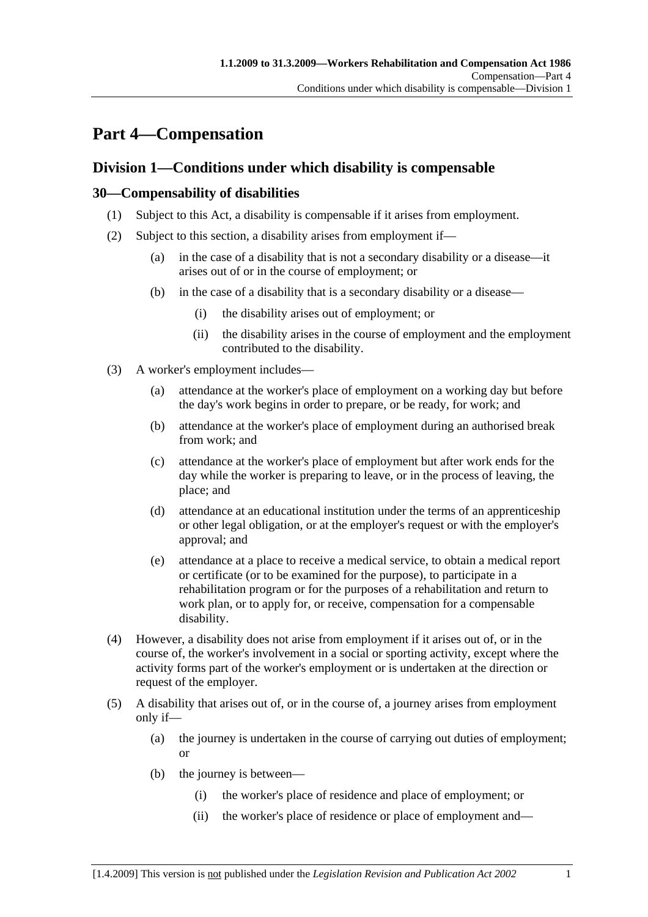# Part 4—Compensation

## Division 1—Conditions under which disability is compensable

### 30—Compensability of disabilities

(1) Subject to this Act, a disability is compensable if it arises from employment.

(2) Subject to this section, a disability arises from employment if—

- (a) in the case of a disability that is not a secondary disability or a disease—it arises out of or in the course of employment; or
- (b) in the case of a disability that is a secondary disability or a disease—
  - (i) the disability arises out of employment; or
  - (ii) the disability arises in the course of employment and the employment contributed to the disability.

(3) A worker's employment includes—

- (a) attendance at the worker's place of employment on a working day but before the day's work begins in order to prepare, or be ready, for work; and
- (b) attendance at the worker's place of employment during an authorised break from work; and
- (c) attendance at the worker's place of employment but after work ends for the day while the worker is preparing to leave, or in the process of leaving, the place; and
- (d) attendance at an educational institution under the terms of an apprenticeship or other legal obligation, or at the employer's request or with the employer's approval; and
- (e) attendance at a place to receive a medical service, to obtain a medical report or certificate (or to be examined for the purpose), to participate in a rehabilitation program or for the purposes of a rehabilitation and return to work plan, or to apply for, or receive, compensation for a compensable disability.

(4) However, a disability does not arise from employment if it arises out of, or in the course of, the worker's involvement in a social or sporting activity, except where the activity forms part of the worker's employment or is undertaken at the direction or request of the employer.

(5) A disability that arises out of, or in the course of, a journey arises from employment only if—

- (a) the journey is undertaken in the course of carrying out duties of employment; or
- (b) the journey is between—
  - (i) the worker's place of residence and place of employment; or
  - (ii) the worker's place of residence or place of employment and—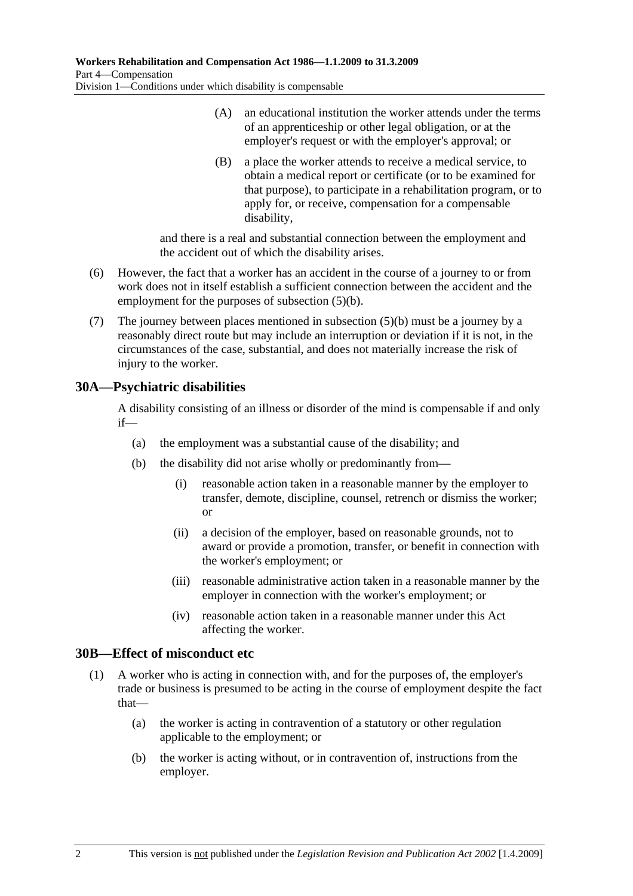(A) an educational institution the worker attends under the terms of an apprenticeship or other legal obligation, or at the employer's request or with the employer's approval; or

(B) a place the worker attends to receive a medical service, to obtain a medical report or certificate (or to be examined for that purpose), to participate in a rehabilitation program, or to apply for, or receive, compensation for a compensable disability,

and there is a real and substantial connection between the employment and the accident out of which the disability arises.

(6) However, the fact that a worker has an accident in the course of a journey to or from work does not in itself establish a sufficient connection between the accident and the employment for the purposes of subsection (5)(b).

(7) The journey between places mentioned in subsection (5)(b) must be a journey by a reasonably direct route but may include an interruption or deviation if it is not, in the circumstances of the case, substantial, and does not materially increase the risk of injury to the worker.

## 30A—Psychiatric disabilities

A disability consisting of an illness or disorder of the mind is compensable if and only if—

(a) the employment was a substantial cause of the disability; and

(b) the disability did not arise wholly or predominantly from—

(i) reasonable action taken in a reasonable manner by the employer to transfer, demote, discipline, counsel, retrench or dismiss the worker; or

(ii) a decision of the employer, based on reasonable grounds, not to award or provide a promotion, transfer, or benefit in connection with the worker's employment; or

(iii) reasonable administrative action taken in a reasonable manner by the employer in connection with the worker's employment; or

(iv) reasonable action taken in a reasonable manner under this Act affecting the worker.

## 30B—Effect of misconduct etc

(1) A worker who is acting in connection with, and for the purposes of, the employer's trade or business is presumed to be acting in the course of employment despite the fact that—

(a) the worker is acting in contravention of a statutory or other regulation applicable to the employment; or

(b) the worker is acting without, or in contravention of, instructions from the employer.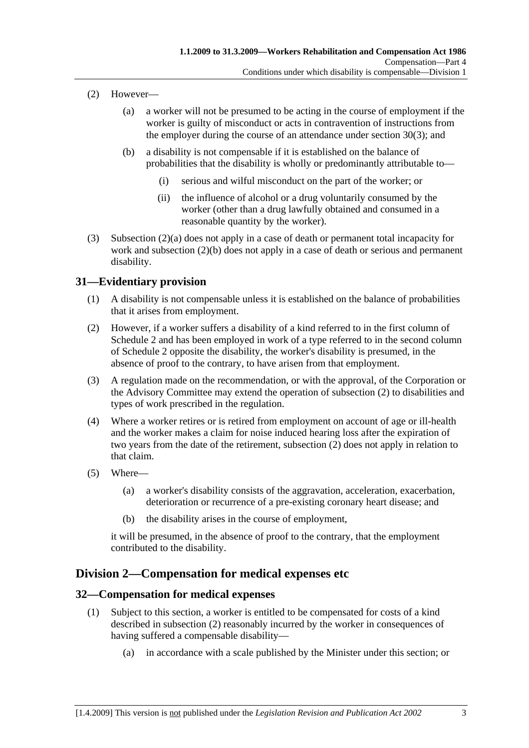(2) However—

(a) a worker will not be presumed to be acting in the course of employment if the worker is guilty of misconduct or acts in contravention of instructions from the employer during the course of an attendance under section 30(3); and

(b) a disability is not compensable if it is established on the balance of probabilities that the disability is wholly or predominantly attributable to—

(i) serious and wilful misconduct on the part of the worker; or

(ii) the influence of alcohol or a drug voluntarily consumed by the worker (other than a drug lawfully obtained and consumed in a reasonable quantity by the worker).

(3) Subsection (2)(a) does not apply in a case of death or permanent total incapacity for work and subsection (2)(b) does not apply in a case of death or serious and permanent disability.

## 31—Evidentiary provision

(1) A disability is not compensable unless it is established on the balance of probabilities that it arises from employment.

(2) However, if a worker suffers a disability of a kind referred to in the first column of Schedule 2 and has been employed in work of a type referred to in the second column of Schedule 2 opposite the disability, the worker's disability is presumed, in the absence of proof to the contrary, to have arisen from that employment.

(3) A regulation made on the recommendation, or with the approval, of the Corporation or the Advisory Committee may extend the operation of subsection (2) to disabilities and types of work prescribed in the regulation.

(4) Where a worker retires or is retired from employment on account of age or ill-health and the worker makes a claim for noise induced hearing loss after the expiration of two years from the date of the retirement, subsection (2) does not apply in relation to that claim.

(5) Where—

(a) a worker's disability consists of the aggravation, acceleration, exacerbation, deterioration or recurrence of a pre-existing coronary heart disease; and

(b) the disability arises in the course of employment,

it will be presumed, in the absence of proof to the contrary, that the employment contributed to the disability.

# Division 2—Compensation for medical expenses etc

## 32—Compensation for medical expenses

(1) Subject to this section, a worker is entitled to be compensated for costs of a kind described in subsection (2) reasonably incurred by the worker in consequences of having suffered a compensable disability—

(a) in accordance with a scale published by the Minister under this section; or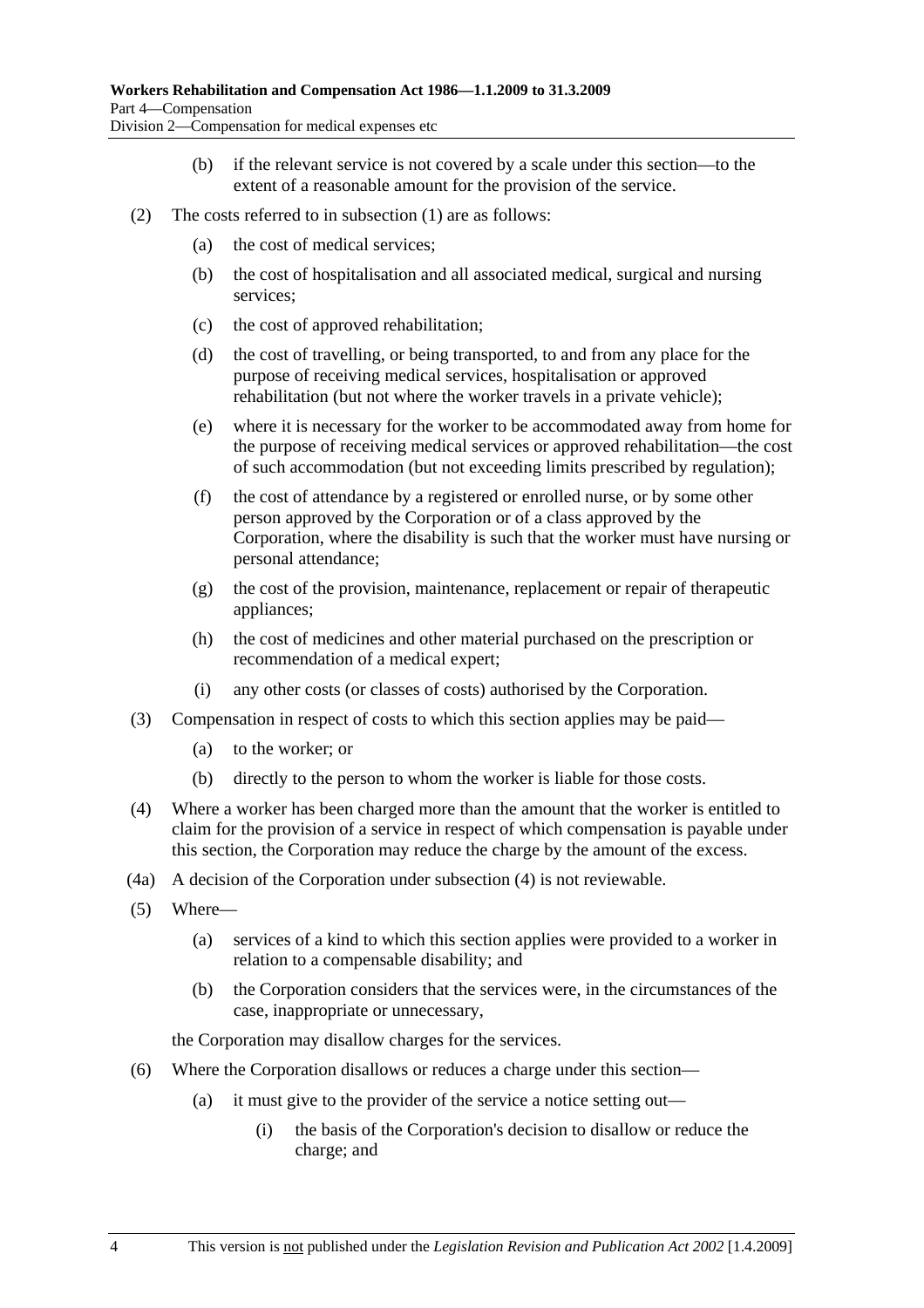(b) if the relevant service is not covered by a scale under this section—to the extent of a reasonable amount for the provision of the service.

(2) The costs referred to in subsection (1) are as follows:

(a) the cost of medical services;

(b) the cost of hospitalisation and all associated medical, surgical and nursing services;

(c) the cost of approved rehabilitation;

(d) the cost of travelling, or being transported, to and from any place for the purpose of receiving medical services, hospitalisation or approved rehabilitation (but not where the worker travels in a private vehicle);

(e) where it is necessary for the worker to be accommodated away from home for the purpose of receiving medical services or approved rehabilitation—the cost of such accommodation (but not exceeding limits prescribed by regulation);

(f) the cost of attendance by a registered or enrolled nurse, or by some other person approved by the Corporation or of a class approved by the Corporation, where the disability is such that the worker must have nursing or personal attendance;

(g) the cost of the provision, maintenance, replacement or repair of therapeutic appliances;

(h) the cost of medicines and other material purchased on the prescription or recommendation of a medical expert;

(i) any other costs (or classes of costs) authorised by the Corporation.

(3) Compensation in respect of costs to which this section applies may be paid—

(a) to the worker; or

(b) directly to the person to whom the worker is liable for those costs.

(4) Where a worker has been charged more than the amount that the worker is entitled to claim for the provision of a service in respect of which compensation is payable under this section, the Corporation may reduce the charge by the amount of the excess.

(4a) A decision of the Corporation under subsection (4) is not reviewable.

(5) Where—

(a) services of a kind to which this section applies were provided to a worker in relation to a compensable disability; and

(b) the Corporation considers that the services were, in the circumstances of the case, inappropriate or unnecessary,

the Corporation may disallow charges for the services.

(6) Where the Corporation disallows or reduces a charge under this section—

(a) it must give to the provider of the service a notice setting out—

(i) the basis of the Corporation's decision to disallow or reduce the charge; and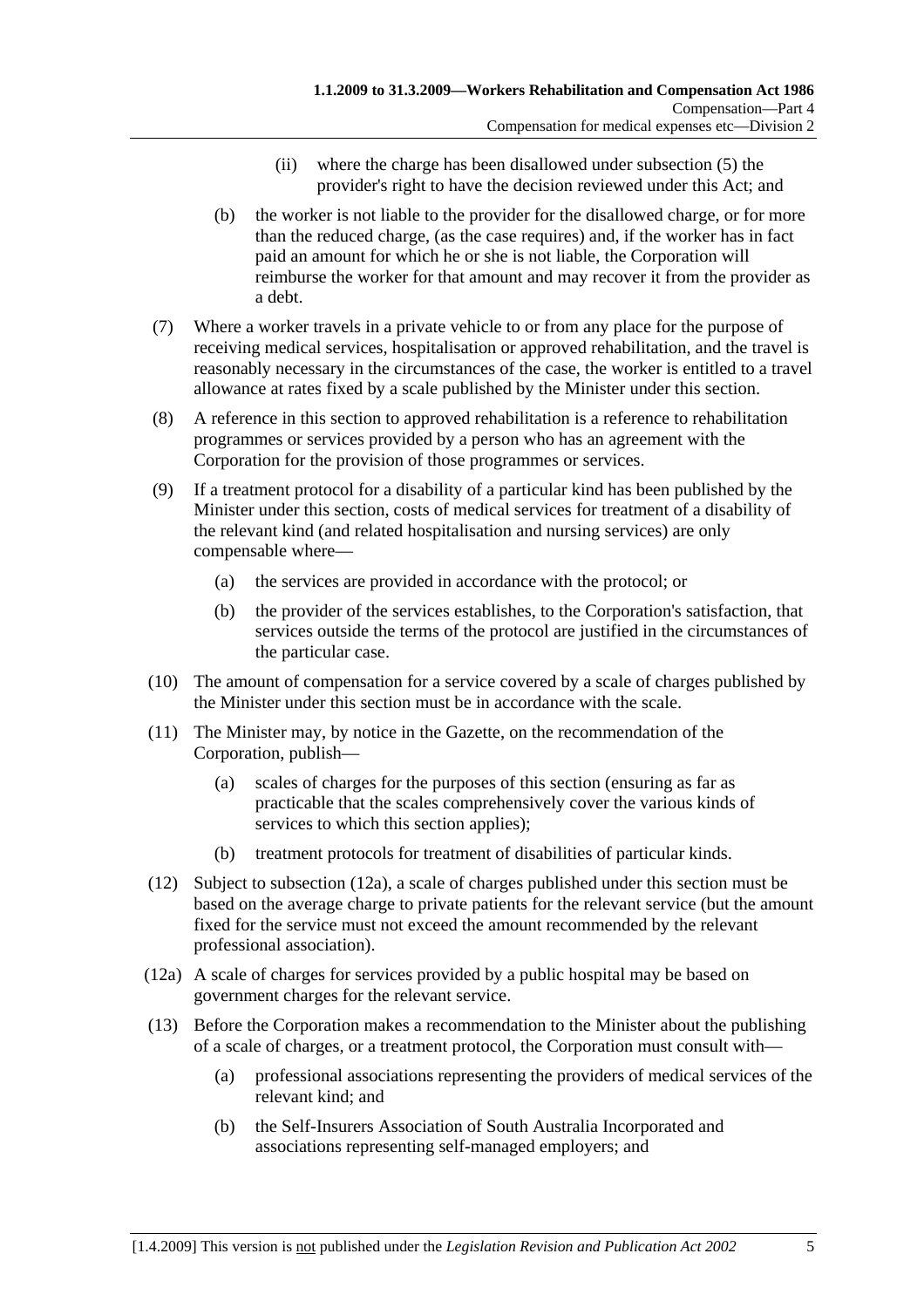(ii) where the charge has been disallowed under subsection (5) the provider's right to have the decision reviewed under this Act; and

(b) the worker is not liable to the provider for the disallowed charge, or for more than the reduced charge, (as the case requires) and, if the worker has in fact paid an amount for which he or she is not liable, the Corporation will reimburse the worker for that amount and may recover it from the provider as a debt.

(7) Where a worker travels in a private vehicle to or from any place for the purpose of receiving medical services, hospitalisation or approved rehabilitation, and the travel is reasonably necessary in the circumstances of the case, the worker is entitled to a travel allowance at rates fixed by a scale published by the Minister under this section.

(8) A reference in this section to approved rehabilitation is a reference to rehabilitation programmes or services provided by a person who has an agreement with the Corporation for the provision of those programmes or services.

(9) If a treatment protocol for a disability of a particular kind has been published by the Minister under this section, costs of medical services for treatment of a disability of the relevant kind (and related hospitalisation and nursing services) are only compensable where—

(a) the services are provided in accordance with the protocol; or

(b) the provider of the services establishes, to the Corporation's satisfaction, that services outside the terms of the protocol are justified in the circumstances of the particular case.

(10) The amount of compensation for a service covered by a scale of charges published by the Minister under this section must be in accordance with the scale.

(11) The Minister may, by notice in the Gazette, on the recommendation of the Corporation, publish—

(a) scales of charges for the purposes of this section (ensuring as far as practicable that the scales comprehensively cover the various kinds of services to which this section applies);

(b) treatment protocols for treatment of disabilities of particular kinds.

(12) Subject to subsection (12a), a scale of charges published under this section must be based on the average charge to private patients for the relevant service (but the amount fixed for the service must not exceed the amount recommended by the relevant professional association).

(12a) A scale of charges for services provided by a public hospital may be based on government charges for the relevant service.

(13) Before the Corporation makes a recommendation to the Minister about the publishing of a scale of charges, or a treatment protocol, the Corporation must consult with—

(a) professional associations representing the providers of medical services of the relevant kind; and

(b) the Self-Insurers Association of South Australia Incorporated and associations representing self-managed employers; and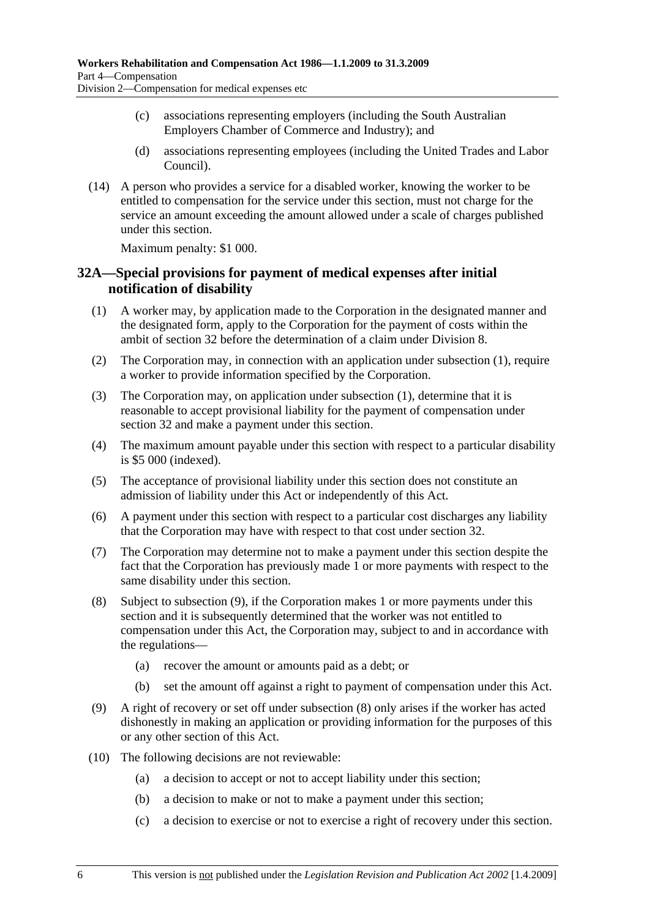(c) associations representing employers (including the South Australian Employers Chamber of Commerce and Industry); and

(d) associations representing employees (including the United Trades and Labor Council).

(14) A person who provides a service for a disabled worker, knowing the worker to be entitled to compensation for the service under this section, must not charge for the service an amount exceeding the amount allowed under a scale of charges published under this section.

Maximum penalty: $1 000.

## 32A—Special provisions for payment of medical expenses after initial notification of disability

(1) A worker may, by application made to the Corporation in the designated manner and the designated form, apply to the Corporation for the payment of costs within the ambit of section 32 before the determination of a claim under Division 8.

(2) The Corporation may, in connection with an application under subsection (1), require a worker to provide information specified by the Corporation.

(3) The Corporation may, on application under subsection (1), determine that it is reasonable to accept provisional liability for the payment of compensation under section 32 and make a payment under this section.

(4) The maximum amount payable under this section with respect to a particular disability is $5 000 (indexed).

(5) The acceptance of provisional liability under this section does not constitute an admission of liability under this Act or independently of this Act.

(6) A payment under this section with respect to a particular cost discharges any liability that the Corporation may have with respect to that cost under section 32.

(7) The Corporation may determine not to make a payment under this section despite the fact that the Corporation has previously made 1 or more payments with respect to the same disability under this section.

(8) Subject to subsection (9), if the Corporation makes 1 or more payments under this section and it is subsequently determined that the worker was not entitled to compensation under this Act, the Corporation may, subject to and in accordance with the regulations—

(a) recover the amount or amounts paid as a debt; or

(b) set the amount off against a right to payment of compensation under this Act.

(9) A right of recovery or set off under subsection (8) only arises if the worker has acted dishonestly in making an application or providing information for the purposes of this or any other section of this Act.

(10) The following decisions are not reviewable:

(a) a decision to accept or not to accept liability under this section;

(b) a decision to make or not to make a payment under this section;

(c) a decision to exercise or not to exercise a right of recovery under this section.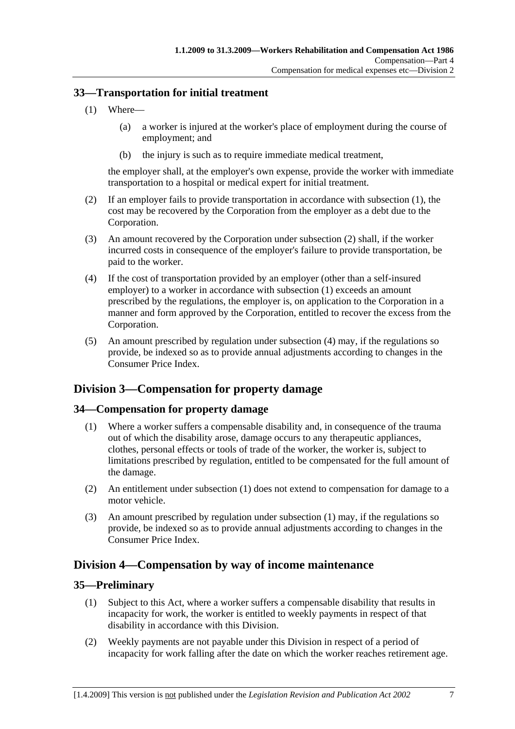## 33—Transportation for initial treatment

(1) Where—

(a) a worker is injured at the worker's place of employment during the course of employment; and

(b) the injury is such as to require immediate medical treatment,

the employer shall, at the employer's own expense, provide the worker with immediate transportation to a hospital or medical expert for initial treatment.

(2) If an employer fails to provide transportation in accordance with subsection (1), the cost may be recovered by the Corporation from the employer as a debt due to the Corporation.

(3) An amount recovered by the Corporation under subsection (2) shall, if the worker incurred costs in consequence of the employer's failure to provide transportation, be paid to the worker.

(4) If the cost of transportation provided by an employer (other than a self-insured employer) to a worker in accordance with subsection (1) exceeds an amount prescribed by the regulations, the employer is, on application to the Corporation in a manner and form approved by the Corporation, entitled to recover the excess from the Corporation.

(5) An amount prescribed by regulation under subsection (4) may, if the regulations so provide, be indexed so as to provide annual adjustments according to changes in the Consumer Price Index.

# Division 3—Compensation for property damage

## 34—Compensation for property damage

(1) Where a worker suffers a compensable disability and, in consequence of the trauma out of which the disability arose, damage occurs to any therapeutic appliances, clothes, personal effects or tools of trade of the worker, the worker is, subject to limitations prescribed by regulation, entitled to be compensated for the full amount of the damage.

(2) An entitlement under subsection (1) does not extend to compensation for damage to a motor vehicle.

(3) An amount prescribed by regulation under subsection (1) may, if the regulations so provide, be indexed so as to provide annual adjustments according to changes in the Consumer Price Index.

# Division 4—Compensation by way of income maintenance

## 35—Preliminary

(1) Subject to this Act, where a worker suffers a compensable disability that results in incapacity for work, the worker is entitled to weekly payments in respect of that disability in accordance with this Division.

(2) Weekly payments are not payable under this Division in respect of a period of incapacity for work falling after the date on which the worker reaches retirement age.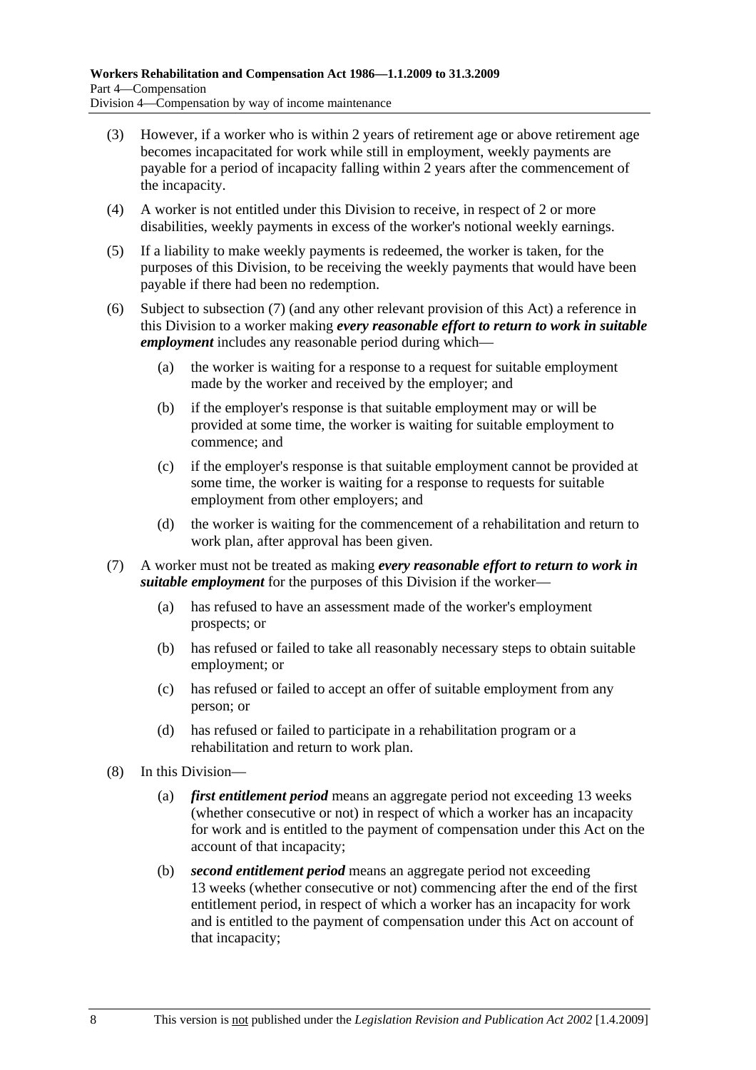(3) However, if a worker who is within 2 years of retirement age or above retirement age becomes incapacitated for work while still in employment, weekly payments are payable for a period of incapacity falling within 2 years after the commencement of the incapacity.

(4) A worker is not entitled under this Division to receive, in respect of 2 or more disabilities, weekly payments in excess of the worker's notional weekly earnings.

(5) If a liability to make weekly payments is redeemed, the worker is taken, for the purposes of this Division, to be receiving the weekly payments that would have been payable if there had been no redemption.

(6) Subject to subsection (7) (and any other relevant provision of this Act) a reference in this Division to a worker making ***every reasonable effort to return to work in suitable employment*** includes any reasonable period during which—

- (a) the worker is waiting for a response to a request for suitable employment made by the worker and received by the employer; and
- (b) if the employer's response is that suitable employment may or will be provided at some time, the worker is waiting for suitable employment to commence; and
- (c) if the employer's response is that suitable employment cannot be provided at some time, the worker is waiting for a response to requests for suitable employment from other employers; and
- (d) the worker is waiting for the commencement of a rehabilitation and return to work plan, after approval has been given.

(7) A worker must not be treated as making ***every reasonable effort to return to work in suitable employment*** for the purposes of this Division if the worker—

- (a) has refused to have an assessment made of the worker's employment prospects; or
- (b) has refused or failed to take all reasonably necessary steps to obtain suitable employment; or
- (c) has refused or failed to accept an offer of suitable employment from any person; or
- (d) has refused or failed to participate in a rehabilitation program or a rehabilitation and return to work plan.

(8) In this Division—

- (a) ***first entitlement period*** means an aggregate period not exceeding 13 weeks (whether consecutive or not) in respect of which a worker has an incapacity for work and is entitled to the payment of compensation under this Act on the account of that incapacity;
- (b) ***second entitlement period*** means an aggregate period not exceeding 13 weeks (whether consecutive or not) commencing after the end of the first entitlement period, in respect of which a worker has an incapacity for work and is entitled to the payment of compensation under this Act on account of that incapacity;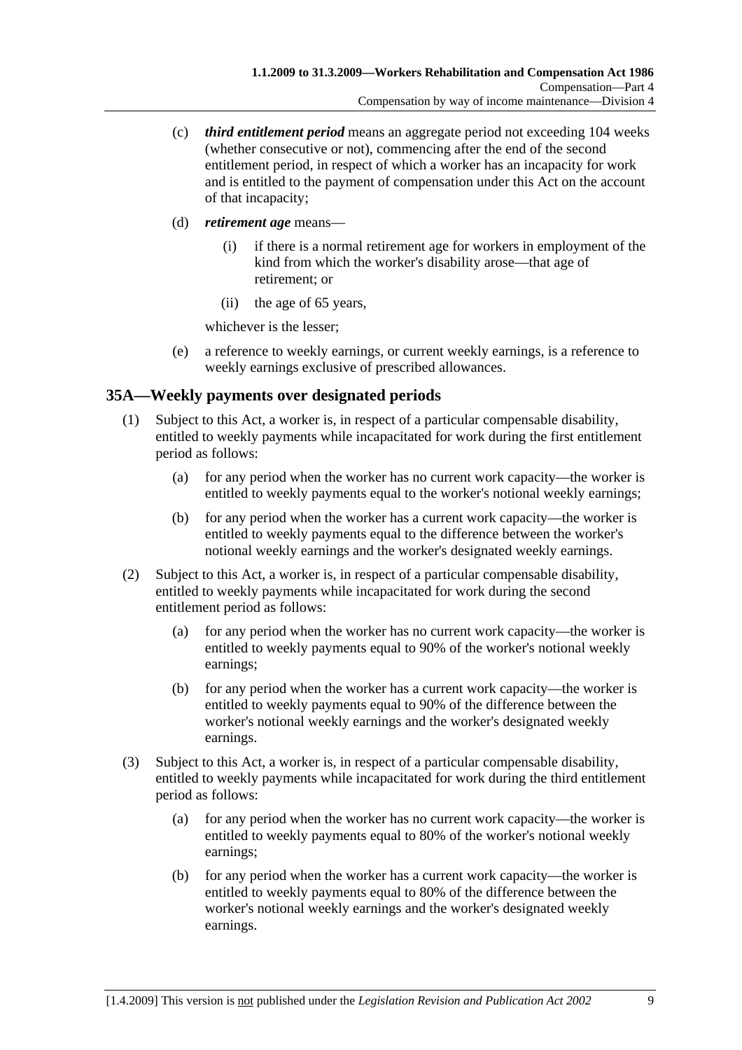(c) ***third entitlement period*** means an aggregate period not exceeding 104 weeks (whether consecutive or not), commencing after the end of the second entitlement period, in respect of which a worker has an incapacity for work and is entitled to the payment of compensation under this Act on the account of that incapacity;

(d) ***retirement age*** means—

(i) if there is a normal retirement age for workers in employment of the kind from which the worker's disability arose—that age of retirement; or

(ii) the age of 65 years,

whichever is the lesser;

(e) a reference to weekly earnings, or current weekly earnings, is a reference to weekly earnings exclusive of prescribed allowances.

## 35A—Weekly payments over designated periods

(1) Subject to this Act, a worker is, in respect of a particular compensable disability, entitled to weekly payments while incapacitated for work during the first entitlement period as follows:

(a) for any period when the worker has no current work capacity—the worker is entitled to weekly payments equal to the worker's notional weekly earnings;

(b) for any period when the worker has a current work capacity—the worker is entitled to weekly payments equal to the difference between the worker's notional weekly earnings and the worker's designated weekly earnings.

(2) Subject to this Act, a worker is, in respect of a particular compensable disability, entitled to weekly payments while incapacitated for work during the second entitlement period as follows:

(a) for any period when the worker has no current work capacity—the worker is entitled to weekly payments equal to 90% of the worker's notional weekly earnings;

(b) for any period when the worker has a current work capacity—the worker is entitled to weekly payments equal to 90% of the difference between the worker's notional weekly earnings and the worker's designated weekly earnings.

(3) Subject to this Act, a worker is, in respect of a particular compensable disability, entitled to weekly payments while incapacitated for work during the third entitlement period as follows:

(a) for any period when the worker has no current work capacity—the worker is entitled to weekly payments equal to 80% of the worker's notional weekly earnings;

(b) for any period when the worker has a current work capacity—the worker is entitled to weekly payments equal to 80% of the difference between the worker's notional weekly earnings and the worker's designated weekly earnings.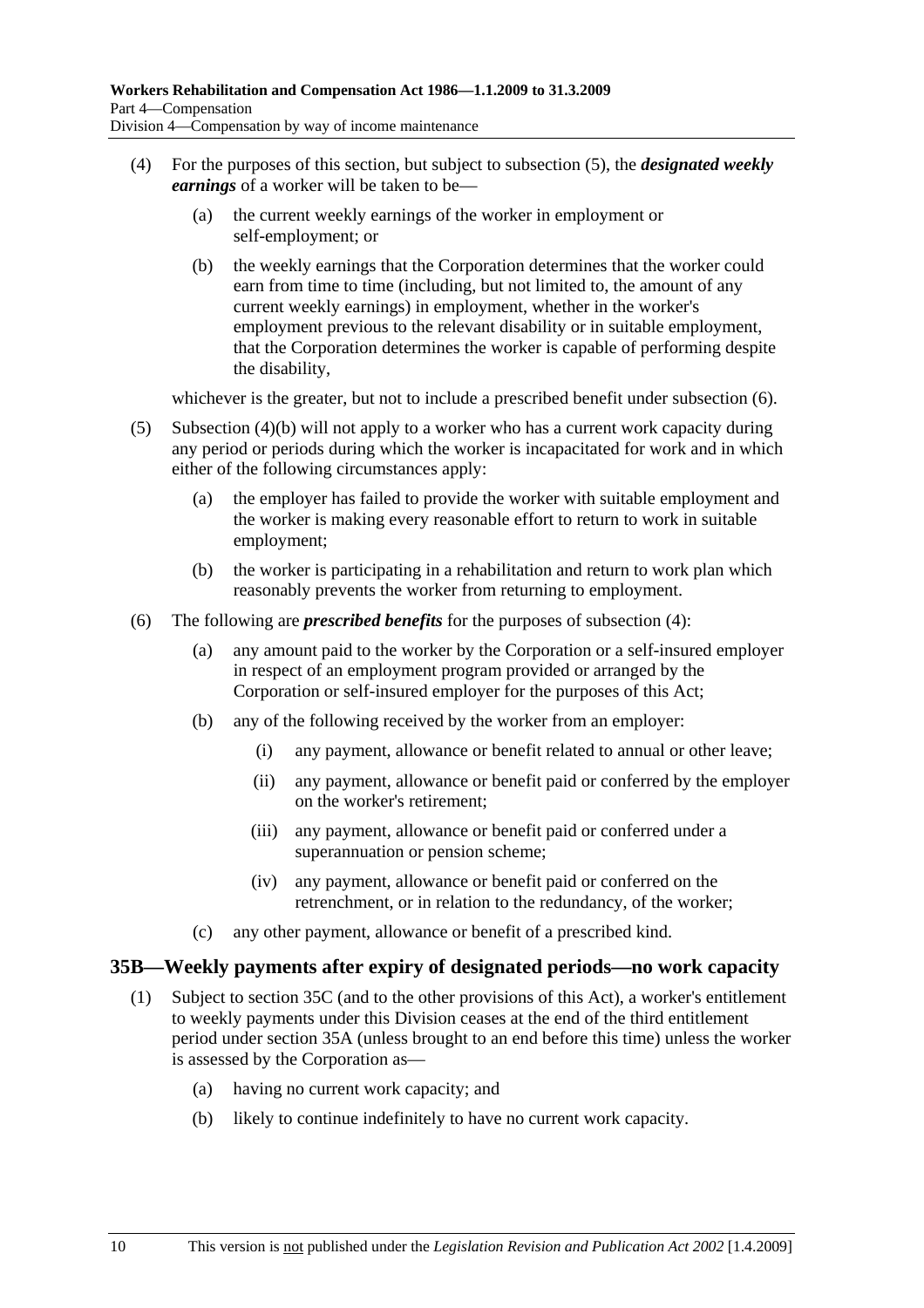(4) For the purposes of this section, but subject to subsection (5), the ***designated weekly earnings*** of a worker will be taken to be—

(a) the current weekly earnings of the worker in employment or self-employment; or

(b) the weekly earnings that the Corporation determines that the worker could earn from time to time (including, but not limited to, the amount of any current weekly earnings) in employment, whether in the worker's employment previous to the relevant disability or in suitable employment, that the Corporation determines the worker is capable of performing despite the disability,

whichever is the greater, but not to include a prescribed benefit under subsection (6).

(5) Subsection (4)(b) will not apply to a worker who has a current work capacity during any period or periods during which the worker is incapacitated for work and in which either of the following circumstances apply:

(a) the employer has failed to provide the worker with suitable employment and the worker is making every reasonable effort to return to work in suitable employment;

(b) the worker is participating in a rehabilitation and return to work plan which reasonably prevents the worker from returning to employment.

(6) The following are ***prescribed benefits*** for the purposes of subsection (4):

(a) any amount paid to the worker by the Corporation or a self-insured employer in respect of an employment program provided or arranged by the Corporation or self-insured employer for the purposes of this Act;

(b) any of the following received by the worker from an employer:

(i) any payment, allowance or benefit related to annual or other leave;

(ii) any payment, allowance or benefit paid or conferred by the employer on the worker's retirement;

(iii) any payment, allowance or benefit paid or conferred under a superannuation or pension scheme;

(iv) any payment, allowance or benefit paid or conferred on the retrenchment, or in relation to the redundancy, of the worker;

(c) any other payment, allowance or benefit of a prescribed kind.

## 35B—Weekly payments after expiry of designated periods—no work capacity

(1) Subject to section 35C (and to the other provisions of this Act), a worker's entitlement to weekly payments under this Division ceases at the end of the third entitlement period under section 35A (unless brought to an end before this time) unless the worker is assessed by the Corporation as—

(a) having no current work capacity; and

(b) likely to continue indefinitely to have no current work capacity.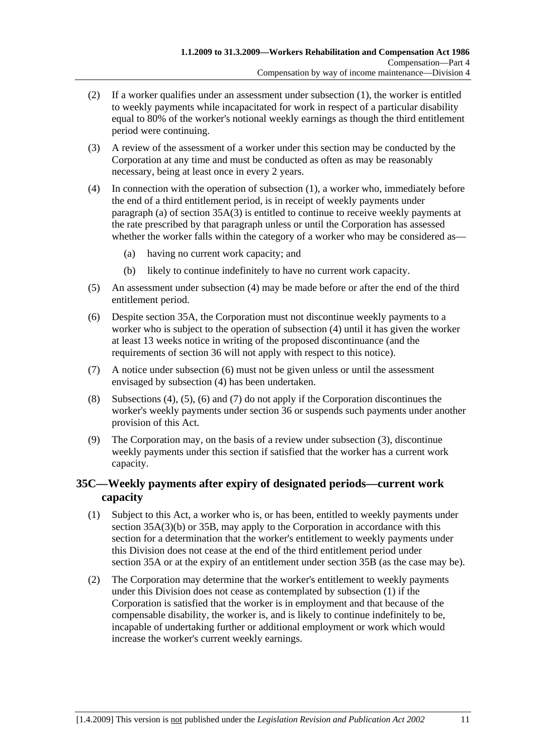(2) If a worker qualifies under an assessment under subsection (1), the worker is entitled to weekly payments while incapacitated for work in respect of a particular disability equal to 80% of the worker's notional weekly earnings as though the third entitlement period were continuing.

(3) A review of the assessment of a worker under this section may be conducted by the Corporation at any time and must be conducted as often as may be reasonably necessary, being at least once in every 2 years.

(4) In connection with the operation of subsection (1), a worker who, immediately before the end of a third entitlement period, is in receipt of weekly payments under paragraph (a) of section 35A(3) is entitled to continue to receive weekly payments at the rate prescribed by that paragraph unless or until the Corporation has assessed whether the worker falls within the category of a worker who may be considered as—

  (a) having no current work capacity; and

  (b) likely to continue indefinitely to have no current work capacity.

(5) An assessment under subsection (4) may be made before or after the end of the third entitlement period.

(6) Despite section 35A, the Corporation must not discontinue weekly payments to a worker who is subject to the operation of subsection (4) until it has given the worker at least 13 weeks notice in writing of the proposed discontinuance (and the requirements of section 36 will not apply with respect to this notice).

(7) A notice under subsection (6) must not be given unless or until the assessment envisaged by subsection (4) has been undertaken.

(8) Subsections (4), (5), (6) and (7) do not apply if the Corporation discontinues the worker's weekly payments under section 36 or suspends such payments under another provision of this Act.

(9) The Corporation may, on the basis of a review under subsection (3), discontinue weekly payments under this section if satisfied that the worker has a current work capacity.

## 35C—Weekly payments after expiry of designated periods—current work capacity

(1) Subject to this Act, a worker who is, or has been, entitled to weekly payments under section 35A(3)(b) or 35B, may apply to the Corporation in accordance with this section for a determination that the worker's entitlement to weekly payments under this Division does not cease at the end of the third entitlement period under section 35A or at the expiry of an entitlement under section 35B (as the case may be).

(2) The Corporation may determine that the worker's entitlement to weekly payments under this Division does not cease as contemplated by subsection (1) if the Corporation is satisfied that the worker is in employment and that because of the compensable disability, the worker is, and is likely to continue indefinitely to be, incapable of undertaking further or additional employment or work which would increase the worker's current weekly earnings.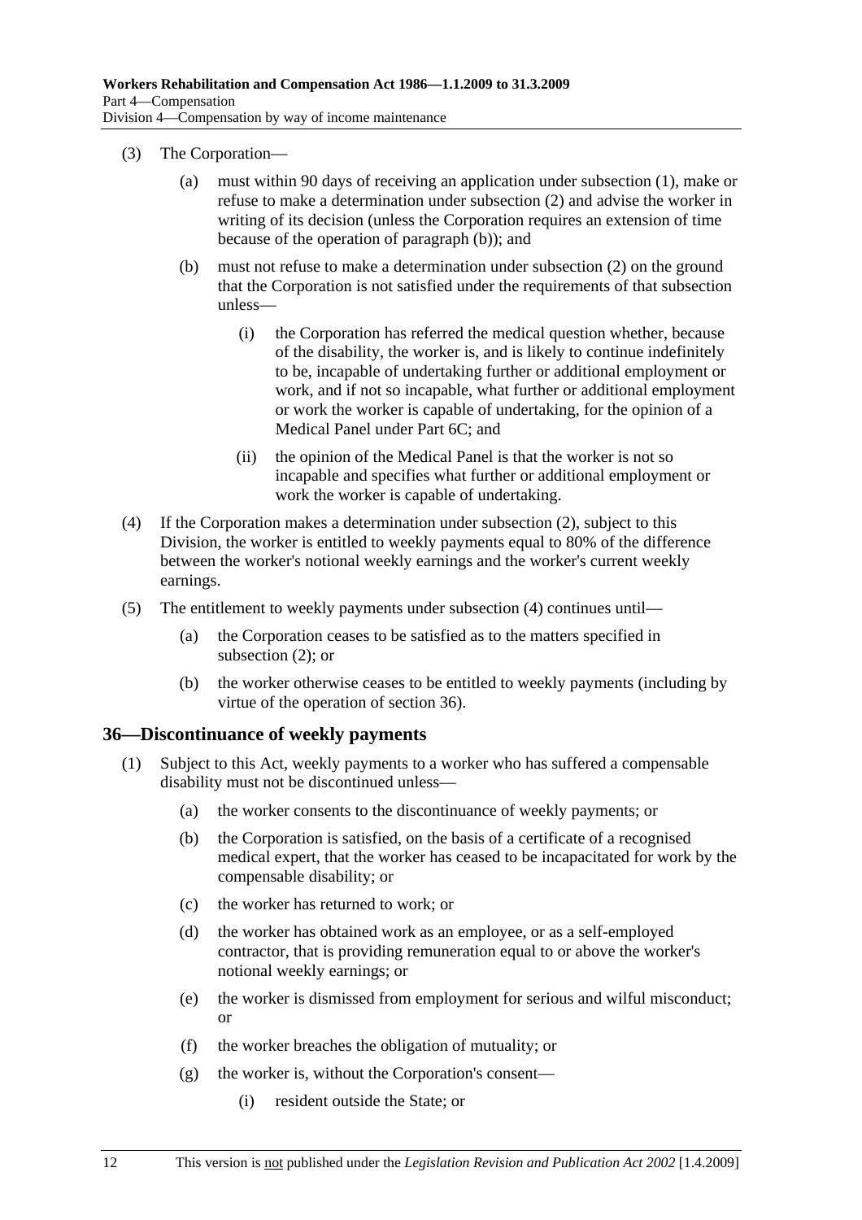(3) The Corporation—

(a) must within 90 days of receiving an application under subsection (1), make or refuse to make a determination under subsection (2) and advise the worker in writing of its decision (unless the Corporation requires an extension of time because of the operation of paragraph (b)); and

(b) must not refuse to make a determination under subsection (2) on the ground that the Corporation is not satisfied under the requirements of that subsection unless—

(i) the Corporation has referred the medical question whether, because of the disability, the worker is, and is likely to continue indefinitely to be, incapable of undertaking further or additional employment or work, and if not so incapable, what further or additional employment or work the worker is capable of undertaking, for the opinion of a Medical Panel under Part 6C; and

(ii) the opinion of the Medical Panel is that the worker is not so incapable and specifies what further or additional employment or work the worker is capable of undertaking.

(4) If the Corporation makes a determination under subsection (2), subject to this Division, the worker is entitled to weekly payments equal to 80% of the difference between the worker's notional weekly earnings and the worker's current weekly earnings.

(5) The entitlement to weekly payments under subsection (4) continues until—

(a) the Corporation ceases to be satisfied as to the matters specified in subsection (2); or

(b) the worker otherwise ceases to be entitled to weekly payments (including by virtue of the operation of section 36).

## 36—Discontinuance of weekly payments

(1) Subject to this Act, weekly payments to a worker who has suffered a compensable disability must not be discontinued unless—

(a) the worker consents to the discontinuance of weekly payments; or

(b) the Corporation is satisfied, on the basis of a certificate of a recognised medical expert, that the worker has ceased to be incapacitated for work by the compensable disability; or

(c) the worker has returned to work; or

(d) the worker has obtained work as an employee, or as a self-employed contractor, that is providing remuneration equal to or above the worker's notional weekly earnings; or

(e) the worker is dismissed from employment for serious and wilful misconduct; or

(f) the worker breaches the obligation of mutuality; or

(g) the worker is, without the Corporation's consent—

(i) resident outside the State; or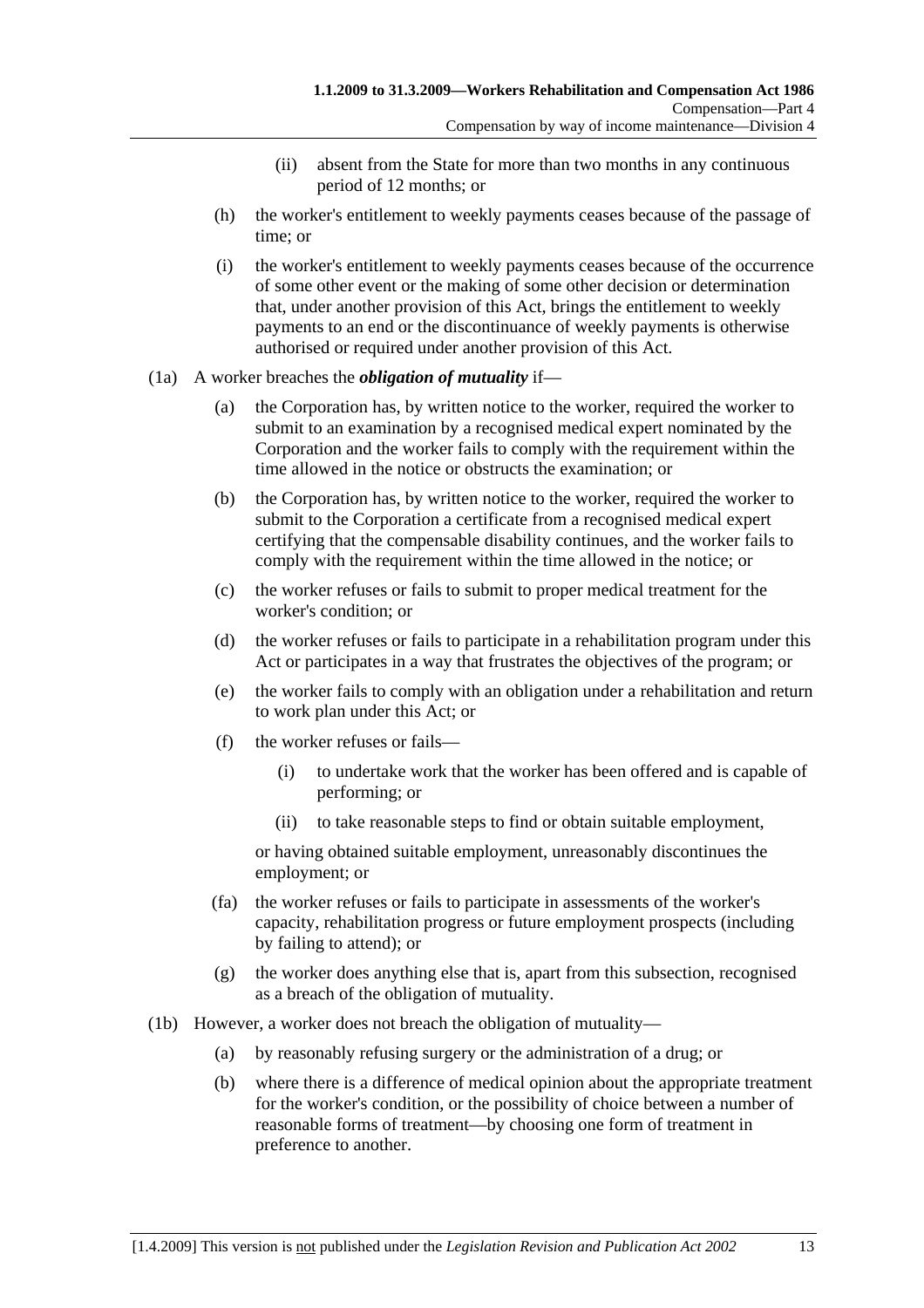(ii) absent from the State for more than two months in any continuous period of 12 months; or

(h) the worker's entitlement to weekly payments ceases because of the passage of time; or

(i) the worker's entitlement to weekly payments ceases because of the occurrence of some other event or the making of some other decision or determination that, under another provision of this Act, brings the entitlement to weekly payments to an end or the discontinuance of weekly payments is otherwise authorised or required under another provision of this Act.

(1a) A worker breaches the ***obligation of mutuality*** if—

(a) the Corporation has, by written notice to the worker, required the worker to submit to an examination by a recognised medical expert nominated by the Corporation and the worker fails to comply with the requirement within the time allowed in the notice or obstructs the examination; or

(b) the Corporation has, by written notice to the worker, required the worker to submit to the Corporation a certificate from a recognised medical expert certifying that the compensable disability continues, and the worker fails to comply with the requirement within the time allowed in the notice; or

(c) the worker refuses or fails to submit to proper medical treatment for the worker's condition; or

(d) the worker refuses or fails to participate in a rehabilitation program under this Act or participates in a way that frustrates the objectives of the program; or

(e) the worker fails to comply with an obligation under a rehabilitation and return to work plan under this Act; or

(f) the worker refuses or fails—

(i) to undertake work that the worker has been offered and is capable of performing; or

(ii) to take reasonable steps to find or obtain suitable employment,

or having obtained suitable employment, unreasonably discontinues the employment; or

(fa) the worker refuses or fails to participate in assessments of the worker's capacity, rehabilitation progress or future employment prospects (including by failing to attend); or

(g) the worker does anything else that is, apart from this subsection, recognised as a breach of the obligation of mutuality.

(1b) However, a worker does not breach the obligation of mutuality—

(a) by reasonably refusing surgery or the administration of a drug; or

(b) where there is a difference of medical opinion about the appropriate treatment for the worker's condition, or the possibility of choice between a number of reasonable forms of treatment—by choosing one form of treatment in preference to another.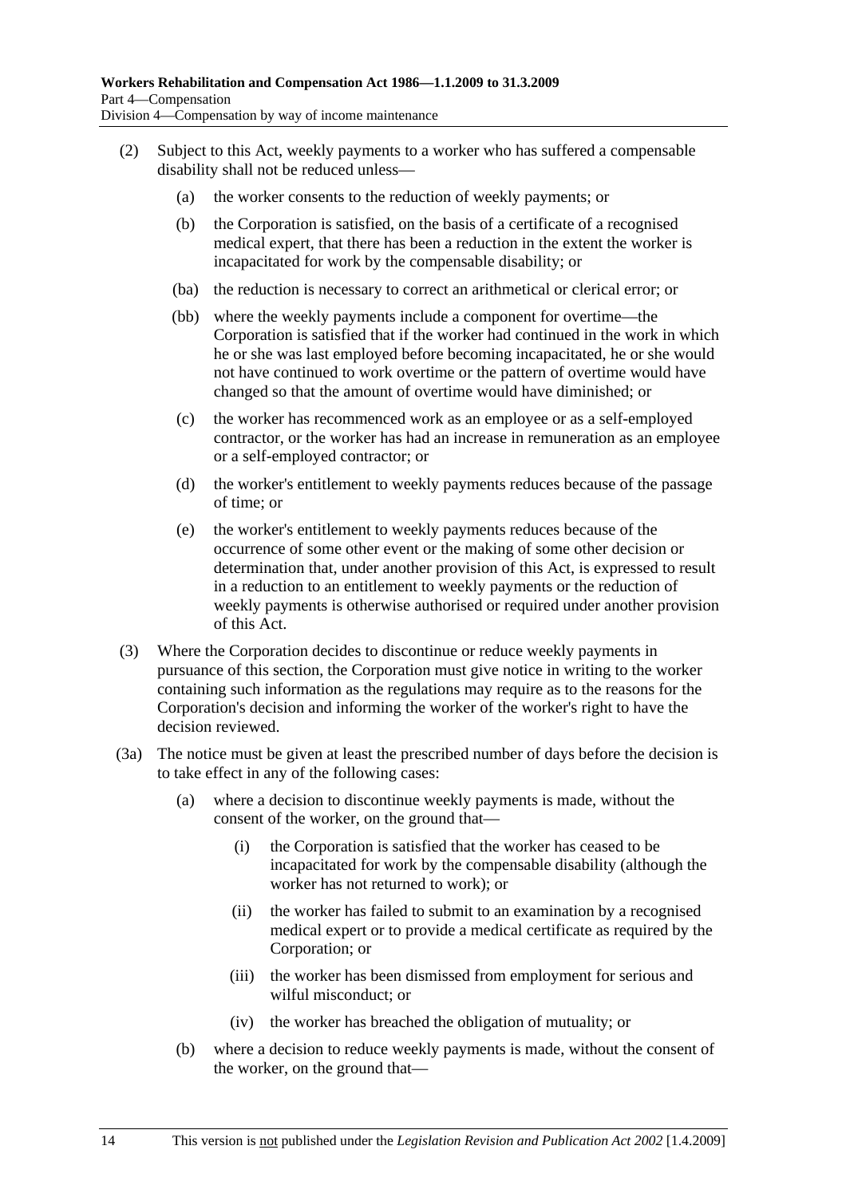(2) Subject to this Act, weekly payments to a worker who has suffered a compensable disability shall not be reduced unless—

(a) the worker consents to the reduction of weekly payments; or

(b) the Corporation is satisfied, on the basis of a certificate of a recognised medical expert, that there has been a reduction in the extent the worker is incapacitated for work by the compensable disability; or

(ba) the reduction is necessary to correct an arithmetical or clerical error; or

(bb) where the weekly payments include a component for overtime—the Corporation is satisfied that if the worker had continued in the work in which he or she was last employed before becoming incapacitated, he or she would not have continued to work overtime or the pattern of overtime would have changed so that the amount of overtime would have diminished; or

(c) the worker has recommenced work as an employee or as a self-employed contractor, or the worker has had an increase in remuneration as an employee or a self-employed contractor; or

(d) the worker's entitlement to weekly payments reduces because of the passage of time; or

(e) the worker's entitlement to weekly payments reduces because of the occurrence of some other event or the making of some other decision or determination that, under another provision of this Act, is expressed to result in a reduction to an entitlement to weekly payments or the reduction of weekly payments is otherwise authorised or required under another provision of this Act.

(3) Where the Corporation decides to discontinue or reduce weekly payments in pursuance of this section, the Corporation must give notice in writing to the worker containing such information as the regulations may require as to the reasons for the Corporation's decision and informing the worker of the worker's right to have the decision reviewed.

(3a) The notice must be given at least the prescribed number of days before the decision is to take effect in any of the following cases:

(a) where a decision to discontinue weekly payments is made, without the consent of the worker, on the ground that—

(i) the Corporation is satisfied that the worker has ceased to be incapacitated for work by the compensable disability (although the worker has not returned to work); or

(ii) the worker has failed to submit to an examination by a recognised medical expert or to provide a medical certificate as required by the Corporation; or

(iii) the worker has been dismissed from employment for serious and wilful misconduct; or

(iv) the worker has breached the obligation of mutuality; or

(b) where a decision to reduce weekly payments is made, without the consent of the worker, on the ground that—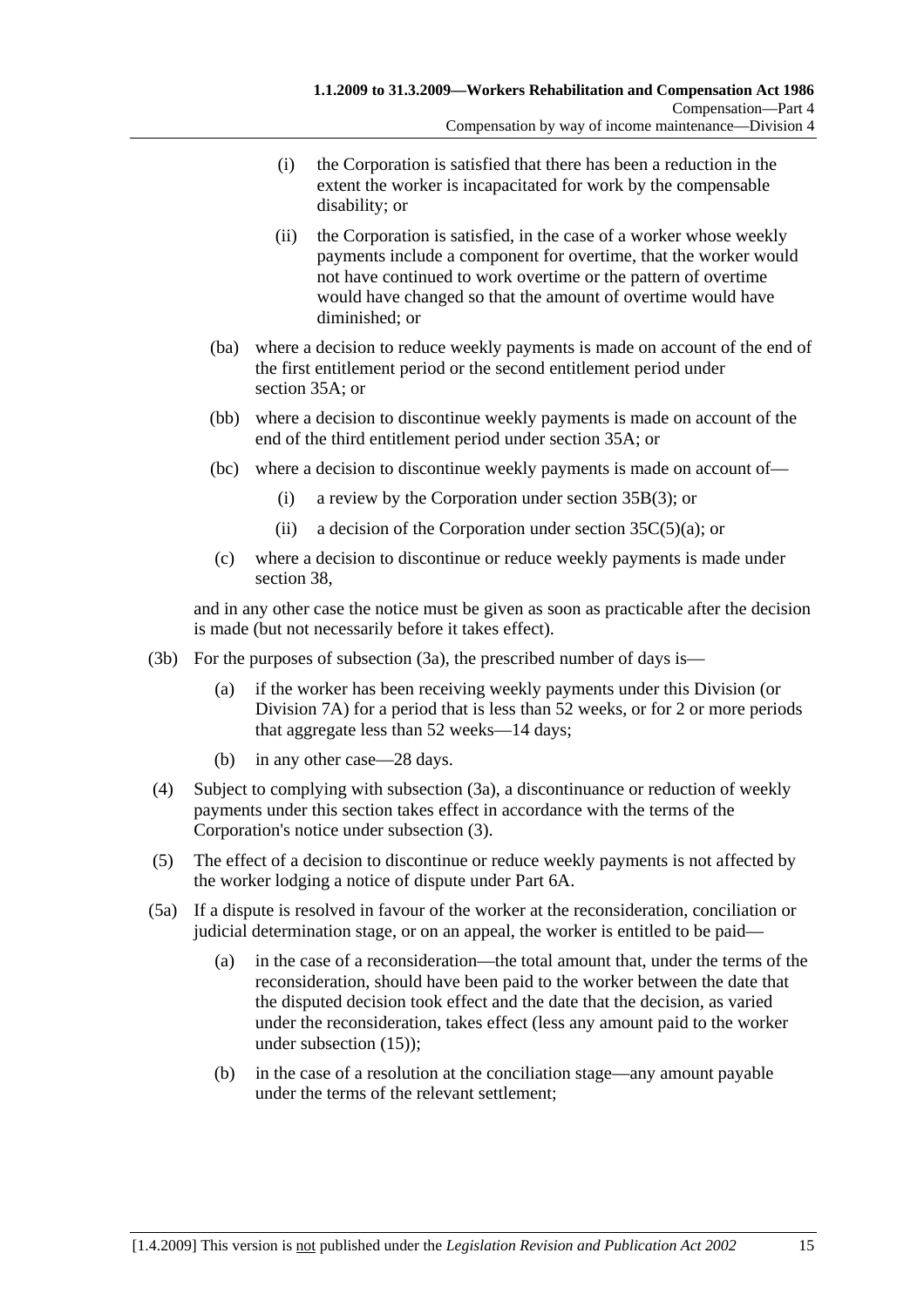(i) the Corporation is satisfied that there has been a reduction in the extent the worker is incapacitated for work by the compensable disability; or

(ii) the Corporation is satisfied, in the case of a worker whose weekly payments include a component for overtime, that the worker would not have continued to work overtime or the pattern of overtime would have changed so that the amount of overtime would have diminished; or

(ba) where a decision to reduce weekly payments is made on account of the end of the first entitlement period or the second entitlement period under section 35A; or

(bb) where a decision to discontinue weekly payments is made on account of the end of the third entitlement period under section 35A; or

(bc) where a decision to discontinue weekly payments is made on account of—

(i) a review by the Corporation under section 35B(3); or

(ii) a decision of the Corporation under section 35C(5)(a); or

(c) where a decision to discontinue or reduce weekly payments is made under section 38,

and in any other case the notice must be given as soon as practicable after the decision is made (but not necessarily before it takes effect).

(3b) For the purposes of subsection (3a), the prescribed number of days is—

(a) if the worker has been receiving weekly payments under this Division (or Division 7A) for a period that is less than 52 weeks, or for 2 or more periods that aggregate less than 52 weeks—14 days;

(b) in any other case—28 days.

(4) Subject to complying with subsection (3a), a discontinuance or reduction of weekly payments under this section takes effect in accordance with the terms of the Corporation's notice under subsection (3).

(5) The effect of a decision to discontinue or reduce weekly payments is not affected by the worker lodging a notice of dispute under Part 6A.

(5a) If a dispute is resolved in favour of the worker at the reconsideration, conciliation or judicial determination stage, or on an appeal, the worker is entitled to be paid—

(a) in the case of a reconsideration—the total amount that, under the terms of the reconsideration, should have been paid to the worker between the date that the disputed decision took effect and the date that the decision, as varied under the reconsideration, takes effect (less any amount paid to the worker under subsection (15));

(b) in the case of a resolution at the conciliation stage—any amount payable under the terms of the relevant settlement;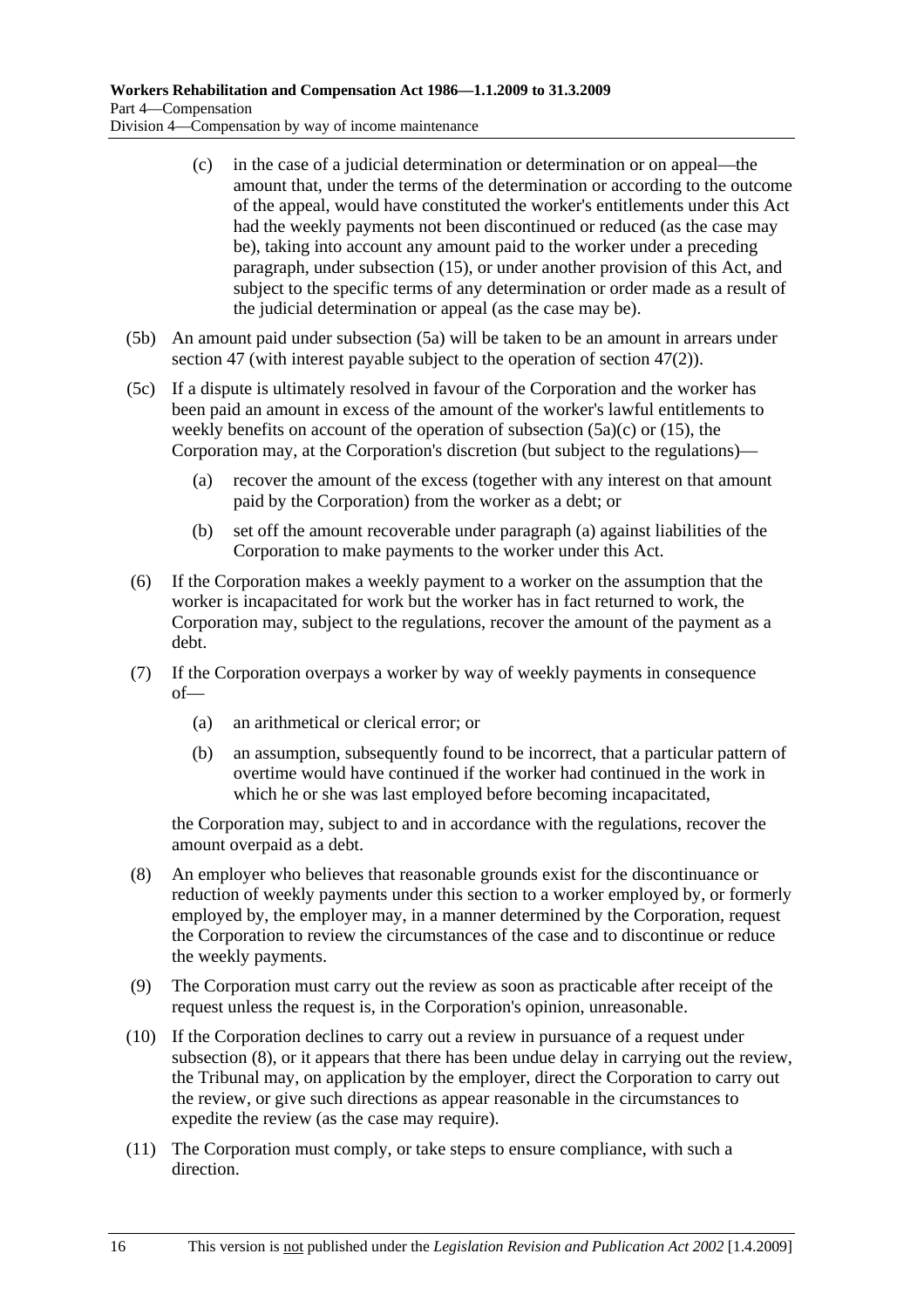(c) in the case of a judicial determination or determination or on appeal—the amount that, under the terms of the determination or according to the outcome of the appeal, would have constituted the worker's entitlements under this Act had the weekly payments not been discontinued or reduced (as the case may be), taking into account any amount paid to the worker under a preceding paragraph, under subsection (15), or under another provision of this Act, and subject to the specific terms of any determination or order made as a result of the judicial determination or appeal (as the case may be).

(5b) An amount paid under subsection (5a) will be taken to be an amount in arrears under section 47 (with interest payable subject to the operation of section 47(2)).

(5c) If a dispute is ultimately resolved in favour of the Corporation and the worker has been paid an amount in excess of the amount of the worker's lawful entitlements to weekly benefits on account of the operation of subsection (5a)(c) or (15), the Corporation may, at the Corporation's discretion (but subject to the regulations)—

(a) recover the amount of the excess (together with any interest on that amount paid by the Corporation) from the worker as a debt; or

(b) set off the amount recoverable under paragraph (a) against liabilities of the Corporation to make payments to the worker under this Act.

(6) If the Corporation makes a weekly payment to a worker on the assumption that the worker is incapacitated for work but the worker has in fact returned to work, the Corporation may, subject to the regulations, recover the amount of the payment as a debt.

(7) If the Corporation overpays a worker by way of weekly payments in consequence of—

(a) an arithmetical or clerical error; or

(b) an assumption, subsequently found to be incorrect, that a particular pattern of overtime would have continued if the worker had continued in the work in which he or she was last employed before becoming incapacitated,

the Corporation may, subject to and in accordance with the regulations, recover the amount overpaid as a debt.

(8) An employer who believes that reasonable grounds exist for the discontinuance or reduction of weekly payments under this section to a worker employed by, or formerly employed by, the employer may, in a manner determined by the Corporation, request the Corporation to review the circumstances of the case and to discontinue or reduce the weekly payments.

(9) The Corporation must carry out the review as soon as practicable after receipt of the request unless the request is, in the Corporation's opinion, unreasonable.

(10) If the Corporation declines to carry out a review in pursuance of a request under subsection (8), or it appears that there has been undue delay in carrying out the review, the Tribunal may, on application by the employer, direct the Corporation to carry out the review, or give such directions as appear reasonable in the circumstances to expedite the review (as the case may require).

(11) The Corporation must comply, or take steps to ensure compliance, with such a direction.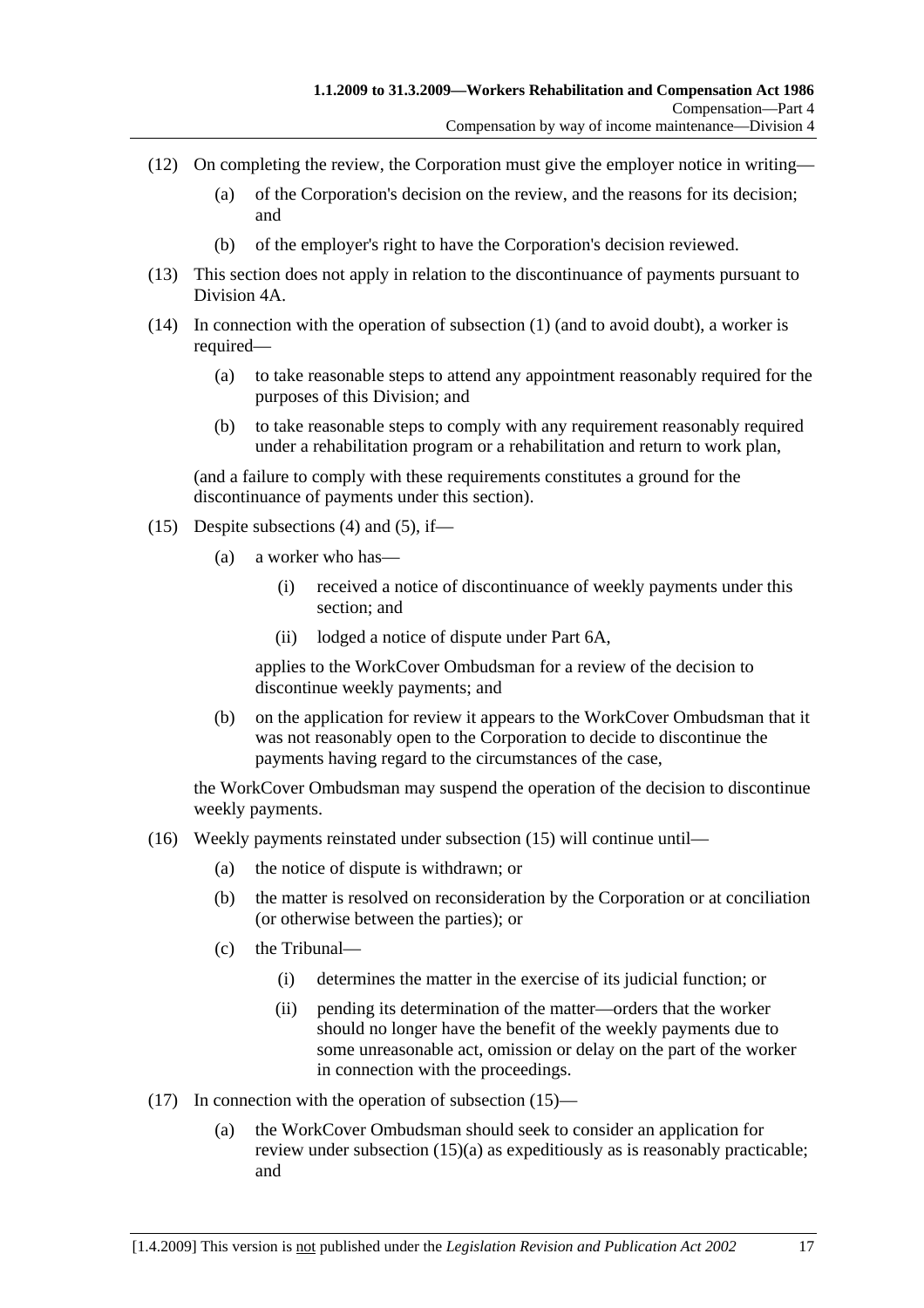(12) On completing the review, the Corporation must give the employer notice in writing—

(a) of the Corporation's decision on the review, and the reasons for its decision; and

(b) of the employer's right to have the Corporation's decision reviewed.

(13) This section does not apply in relation to the discontinuance of payments pursuant to Division 4A.

(14) In connection with the operation of subsection (1) (and to avoid doubt), a worker is required—

(a) to take reasonable steps to attend any appointment reasonably required for the purposes of this Division; and

(b) to take reasonable steps to comply with any requirement reasonably required under a rehabilitation program or a rehabilitation and return to work plan,

(and a failure to comply with these requirements constitutes a ground for the discontinuance of payments under this section).

(15) Despite subsections (4) and (5), if—

(a) a worker who has—

(i) received a notice of discontinuance of weekly payments under this section; and

(ii) lodged a notice of dispute under Part 6A,

applies to the WorkCover Ombudsman for a review of the decision to discontinue weekly payments; and

(b) on the application for review it appears to the WorkCover Ombudsman that it was not reasonably open to the Corporation to decide to discontinue the payments having regard to the circumstances of the case,

the WorkCover Ombudsman may suspend the operation of the decision to discontinue weekly payments.

(16) Weekly payments reinstated under subsection (15) will continue until—

(a) the notice of dispute is withdrawn; or

(b) the matter is resolved on reconsideration by the Corporation or at conciliation (or otherwise between the parties); or

(c) the Tribunal—

(i) determines the matter in the exercise of its judicial function; or

(ii) pending its determination of the matter—orders that the worker should no longer have the benefit of the weekly payments due to some unreasonable act, omission or delay on the part of the worker in connection with the proceedings.

(17) In connection with the operation of subsection (15)—

(a) the WorkCover Ombudsman should seek to consider an application for review under subsection (15)(a) as expeditiously as is reasonably practicable; and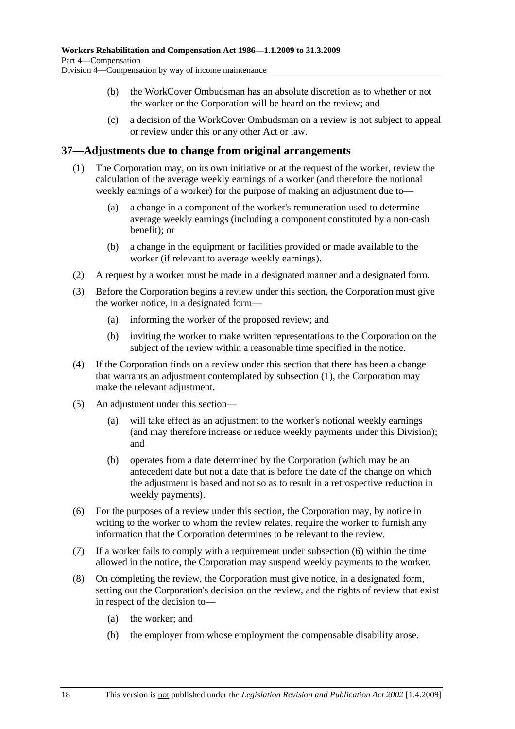(b) the WorkCover Ombudsman has an absolute discretion as to whether or not the worker or the Corporation will be heard on the review; and

(c) a decision of the WorkCover Ombudsman on a review is not subject to appeal or review under this or any other Act or law.

## 37—Adjustments due to change from original arrangements

(1) The Corporation may, on its own initiative or at the request of the worker, review the calculation of the average weekly earnings of a worker (and therefore the notional weekly earnings of a worker) for the purpose of making an adjustment due to—

(a) a change in a component of the worker's remuneration used to determine average weekly earnings (including a component constituted by a non-cash benefit); or

(b) a change in the equipment or facilities provided or made available to the worker (if relevant to average weekly earnings).

(2) A request by a worker must be made in a designated manner and a designated form.

(3) Before the Corporation begins a review under this section, the Corporation must give the worker notice, in a designated form—

(a) informing the worker of the proposed review; and

(b) inviting the worker to make written representations to the Corporation on the subject of the review within a reasonable time specified in the notice.

(4) If the Corporation finds on a review under this section that there has been a change that warrants an adjustment contemplated by subsection (1), the Corporation may make the relevant adjustment.

(5) An adjustment under this section—

(a) will take effect as an adjustment to the worker's notional weekly earnings (and may therefore increase or reduce weekly payments under this Division); and

(b) operates from a date determined by the Corporation (which may be an antecedent date but not a date that is before the date of the change on which the adjustment is based and not so as to result in a retrospective reduction in weekly payments).

(6) For the purposes of a review under this section, the Corporation may, by notice in writing to the worker to whom the review relates, require the worker to furnish any information that the Corporation determines to be relevant to the review.

(7) If a worker fails to comply with a requirement under subsection (6) within the time allowed in the notice, the Corporation may suspend weekly payments to the worker.

(8) On completing the review, the Corporation must give notice, in a designated form, setting out the Corporation's decision on the review, and the rights of review that exist in respect of the decision to—

(a) the worker; and

(b) the employer from whose employment the compensable disability arose.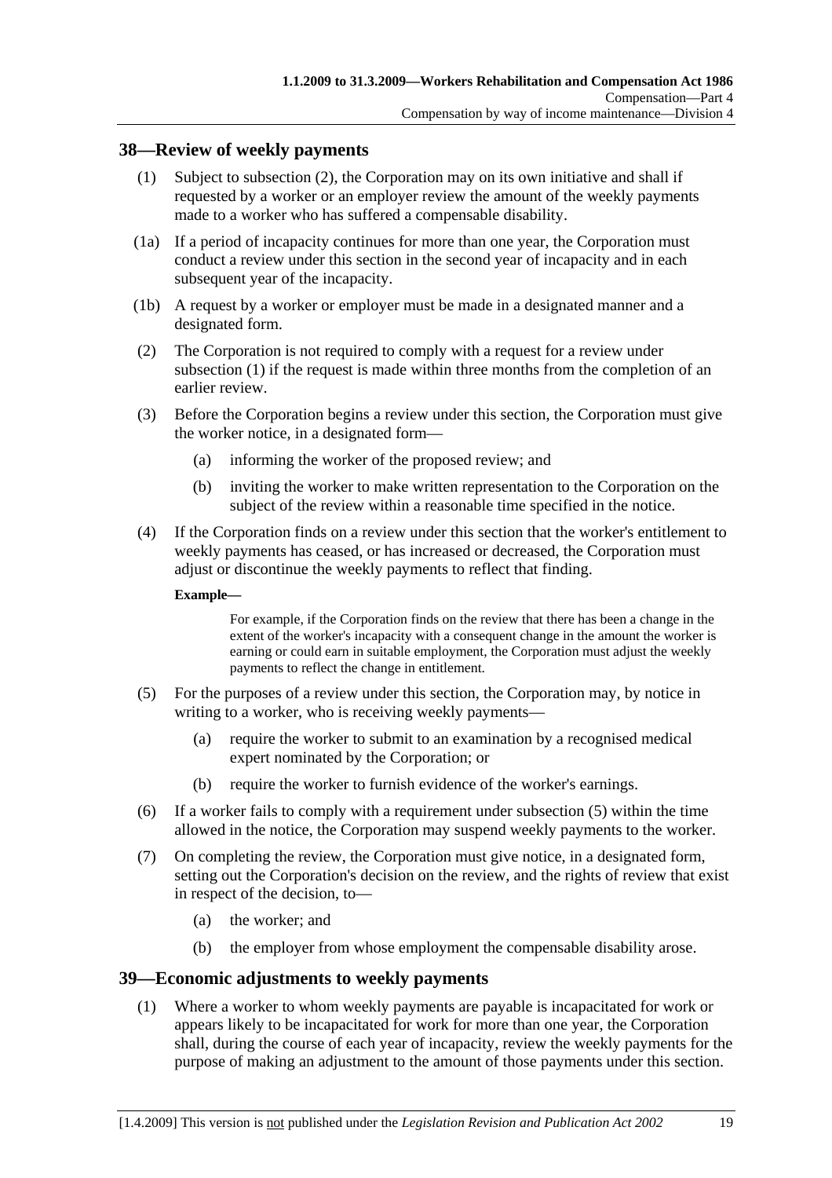## 38—Review of weekly payments

(1) Subject to subsection (2), the Corporation may on its own initiative and shall if requested by a worker or an employer review the amount of the weekly payments made to a worker who has suffered a compensable disability.

(1a) If a period of incapacity continues for more than one year, the Corporation must conduct a review under this section in the second year of incapacity and in each subsequent year of the incapacity.

(1b) A request by a worker or employer must be made in a designated manner and a designated form.

(2) The Corporation is not required to comply with a request for a review under subsection (1) if the request is made within three months from the completion of an earlier review.

(3) Before the Corporation begins a review under this section, the Corporation must give the worker notice, in a designated form—

(a) informing the worker of the proposed review; and

(b) inviting the worker to make written representation to the Corporation on the subject of the review within a reasonable time specified in the notice.

(4) If the Corporation finds on a review under this section that the worker's entitlement to weekly payments has ceased, or has increased or decreased, the Corporation must adjust or discontinue the weekly payments to reflect that finding.

**Example—**

For example, if the Corporation finds on the review that there has been a change in the extent of the worker's incapacity with a consequent change in the amount the worker is earning or could earn in suitable employment, the Corporation must adjust the weekly payments to reflect the change in entitlement.

(5) For the purposes of a review under this section, the Corporation may, by notice in writing to a worker, who is receiving weekly payments—

(a) require the worker to submit to an examination by a recognised medical expert nominated by the Corporation; or

(b) require the worker to furnish evidence of the worker's earnings.

(6) If a worker fails to comply with a requirement under subsection (5) within the time allowed in the notice, the Corporation may suspend weekly payments to the worker.

(7) On completing the review, the Corporation must give notice, in a designated form, setting out the Corporation's decision on the review, and the rights of review that exist in respect of the decision, to—

(a) the worker; and

(b) the employer from whose employment the compensable disability arose.

## 39—Economic adjustments to weekly payments

(1) Where a worker to whom weekly payments are payable is incapacitated for work or appears likely to be incapacitated for work for more than one year, the Corporation shall, during the course of each year of incapacity, review the weekly payments for the purpose of making an adjustment to the amount of those payments under this section.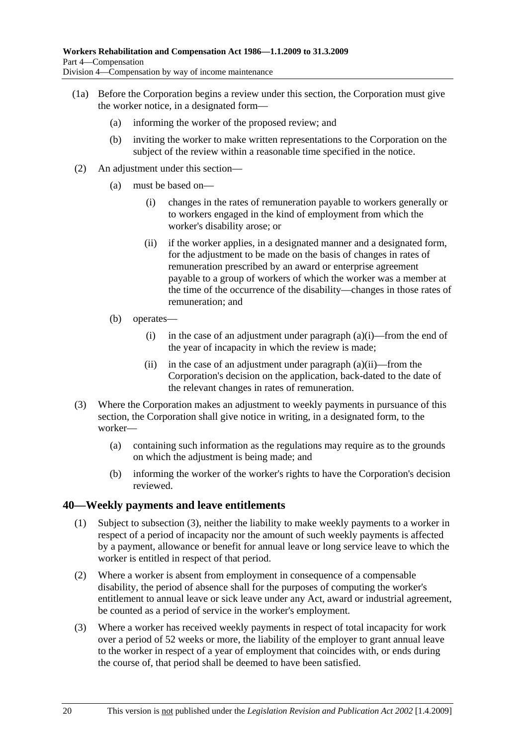(1a) Before the Corporation begins a review under this section, the Corporation must give the worker notice, in a designated form—

(a) informing the worker of the proposed review; and

(b) inviting the worker to make written representations to the Corporation on the subject of the review within a reasonable time specified in the notice.

(2) An adjustment under this section—

(a) must be based on—

(i) changes in the rates of remuneration payable to workers generally or to workers engaged in the kind of employment from which the worker's disability arose; or

(ii) if the worker applies, in a designated manner and a designated form, for the adjustment to be made on the basis of changes in rates of remuneration prescribed by an award or enterprise agreement payable to a group of workers of which the worker was a member at the time of the occurrence of the disability—changes in those rates of remuneration; and

(b) operates—

(i) in the case of an adjustment under paragraph (a)(i)—from the end of the year of incapacity in which the review is made;

(ii) in the case of an adjustment under paragraph (a)(ii)—from the Corporation's decision on the application, back-dated to the date of the relevant changes in rates of remuneration.

(3) Where the Corporation makes an adjustment to weekly payments in pursuance of this section, the Corporation shall give notice in writing, in a designated form, to the worker—

(a) containing such information as the regulations may require as to the grounds on which the adjustment is being made; and

(b) informing the worker of the worker's rights to have the Corporation's decision reviewed.

## 40—Weekly payments and leave entitlements

(1) Subject to subsection (3), neither the liability to make weekly payments to a worker in respect of a period of incapacity nor the amount of such weekly payments is affected by a payment, allowance or benefit for annual leave or long service leave to which the worker is entitled in respect of that period.

(2) Where a worker is absent from employment in consequence of a compensable disability, the period of absence shall for the purposes of computing the worker's entitlement to annual leave or sick leave under any Act, award or industrial agreement, be counted as a period of service in the worker's employment.

(3) Where a worker has received weekly payments in respect of total incapacity for work over a period of 52 weeks or more, the liability of the employer to grant annual leave to the worker in respect of a year of employment that coincides with, or ends during the course of, that period shall be deemed to have been satisfied.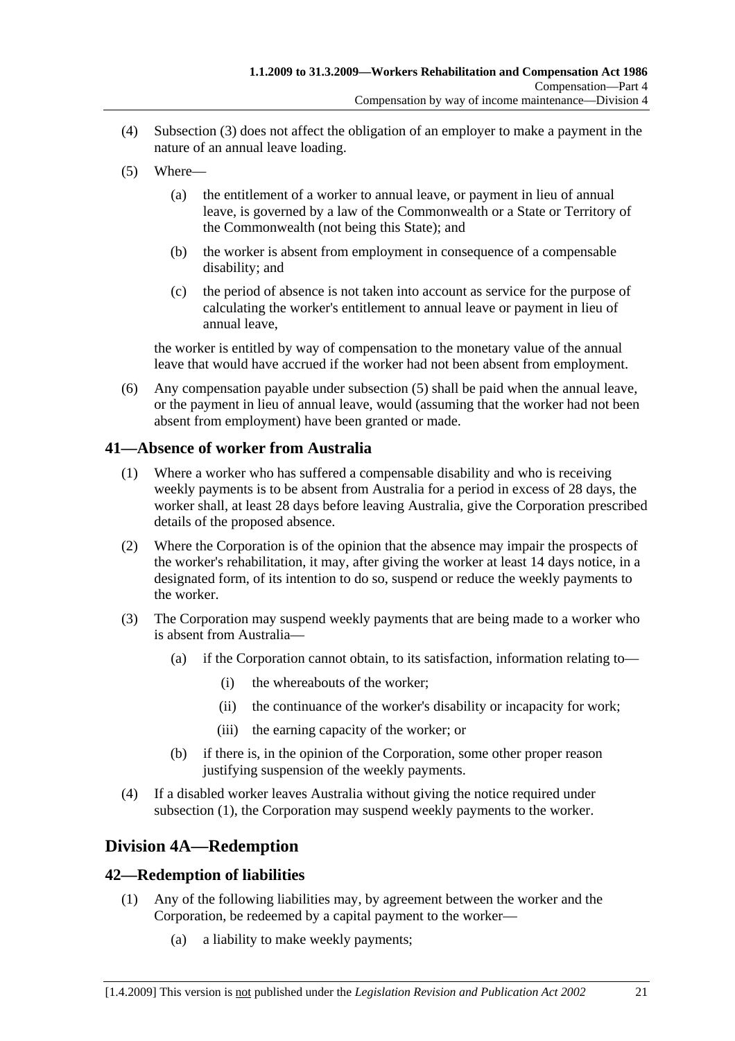(4) Subsection (3) does not affect the obligation of an employer to make a payment in the nature of an annual leave loading.

(5) Where—

(a) the entitlement of a worker to annual leave, or payment in lieu of annual leave, is governed by a law of the Commonwealth or a State or Territory of the Commonwealth (not being this State); and

(b) the worker is absent from employment in consequence of a compensable disability; and

(c) the period of absence is not taken into account as service for the purpose of calculating the worker's entitlement to annual leave or payment in lieu of annual leave,

the worker is entitled by way of compensation to the monetary value of the annual leave that would have accrued if the worker had not been absent from employment.

(6) Any compensation payable under subsection (5) shall be paid when the annual leave, or the payment in lieu of annual leave, would (assuming that the worker had not been absent from employment) have been granted or made.

## 41—Absence of worker from Australia

(1) Where a worker who has suffered a compensable disability and who is receiving weekly payments is to be absent from Australia for a period in excess of 28 days, the worker shall, at least 28 days before leaving Australia, give the Corporation prescribed details of the proposed absence.

(2) Where the Corporation is of the opinion that the absence may impair the prospects of the worker's rehabilitation, it may, after giving the worker at least 14 days notice, in a designated form, of its intention to do so, suspend or reduce the weekly payments to the worker.

(3) The Corporation may suspend weekly payments that are being made to a worker who is absent from Australia—

(a) if the Corporation cannot obtain, to its satisfaction, information relating to—

(i) the whereabouts of the worker;

(ii) the continuance of the worker's disability or incapacity for work;

(iii) the earning capacity of the worker; or

(b) if there is, in the opinion of the Corporation, some other proper reason justifying suspension of the weekly payments.

(4) If a disabled worker leaves Australia without giving the notice required under subsection (1), the Corporation may suspend weekly payments to the worker.

# Division 4A—Redemption

## 42—Redemption of liabilities

(1) Any of the following liabilities may, by agreement between the worker and the Corporation, be redeemed by a capital payment to the worker—

(a) a liability to make weekly payments;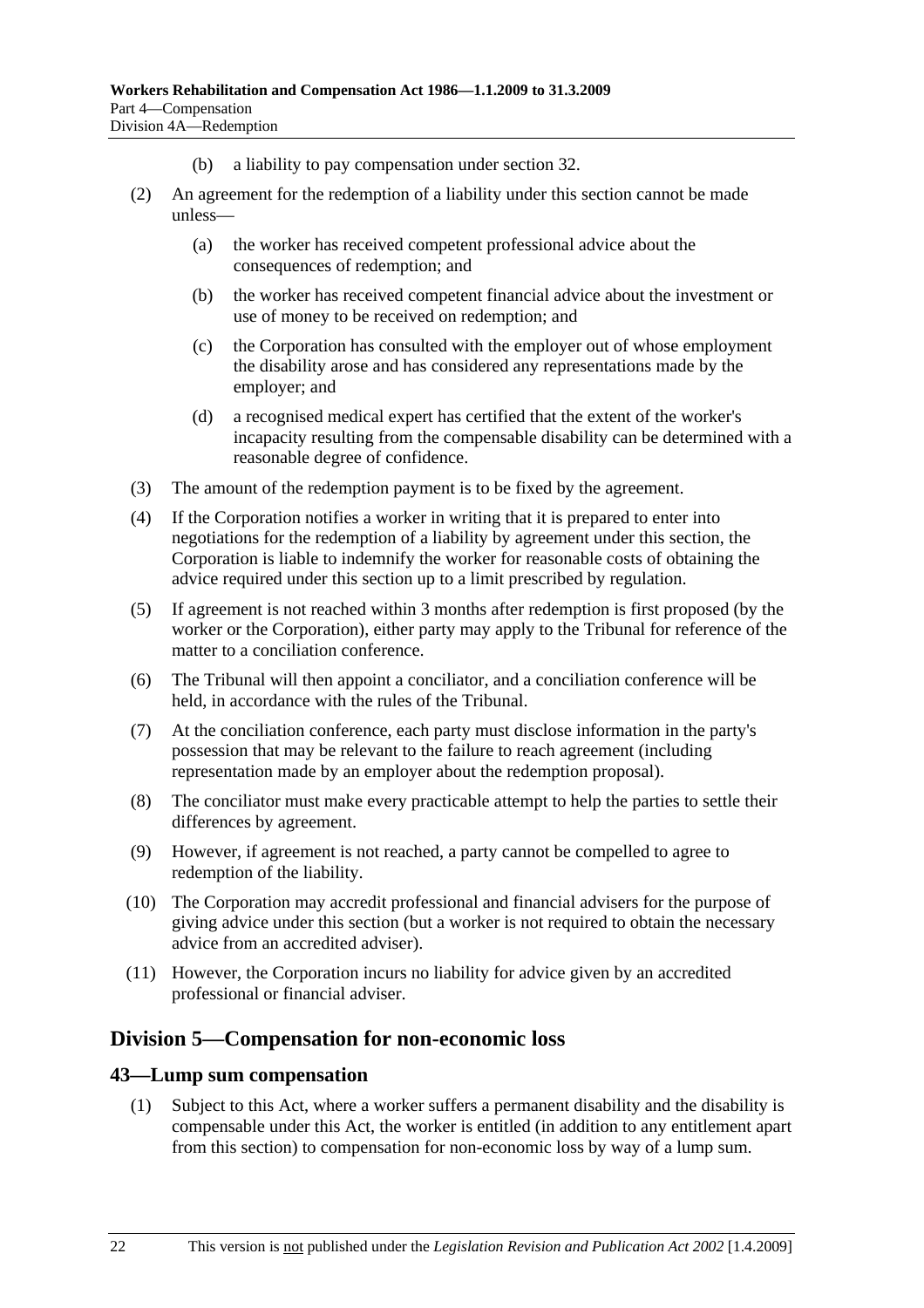(b) a liability to pay compensation under section 32.

(2) An agreement for the redemption of a liability under this section cannot be made unless—

(a) the worker has received competent professional advice about the consequences of redemption; and

(b) the worker has received competent financial advice about the investment or use of money to be received on redemption; and

(c) the Corporation has consulted with the employer out of whose employment the disability arose and has considered any representations made by the employer; and

(d) a recognised medical expert has certified that the extent of the worker's incapacity resulting from the compensable disability can be determined with a reasonable degree of confidence.

(3) The amount of the redemption payment is to be fixed by the agreement.

(4) If the Corporation notifies a worker in writing that it is prepared to enter into negotiations for the redemption of a liability by agreement under this section, the Corporation is liable to indemnify the worker for reasonable costs of obtaining the advice required under this section up to a limit prescribed by regulation.

(5) If agreement is not reached within 3 months after redemption is first proposed (by the worker or the Corporation), either party may apply to the Tribunal for reference of the matter to a conciliation conference.

(6) The Tribunal will then appoint a conciliator, and a conciliation conference will be held, in accordance with the rules of the Tribunal.

(7) At the conciliation conference, each party must disclose information in the party's possession that may be relevant to the failure to reach agreement (including representation made by an employer about the redemption proposal).

(8) The conciliator must make every practicable attempt to help the parties to settle their differences by agreement.

(9) However, if agreement is not reached, a party cannot be compelled to agree to redemption of the liability.

(10) The Corporation may accredit professional and financial advisers for the purpose of giving advice under this section (but a worker is not required to obtain the necessary advice from an accredited adviser).

(11) However, the Corporation incurs no liability for advice given by an accredited professional or financial adviser.

## Division 5—Compensation for non-economic loss

### 43—Lump sum compensation

(1) Subject to this Act, where a worker suffers a permanent disability and the disability is compensable under this Act, the worker is entitled (in addition to any entitlement apart from this section) to compensation for non-economic loss by way of a lump sum.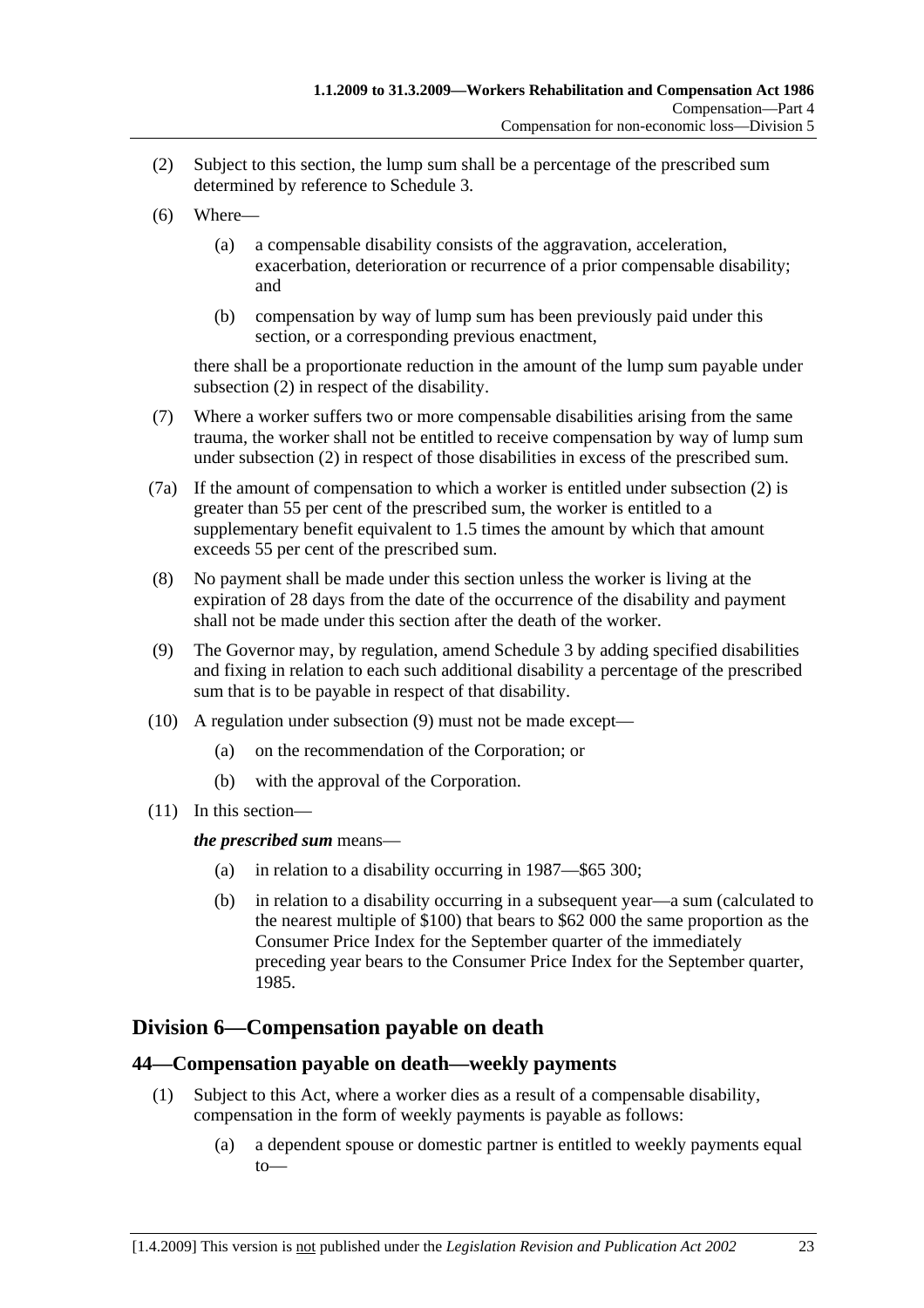(2) Subject to this section, the lump sum shall be a percentage of the prescribed sum determined by reference to Schedule 3.

(6) Where—

(a) a compensable disability consists of the aggravation, acceleration, exacerbation, deterioration or recurrence of a prior compensable disability; and

(b) compensation by way of lump sum has been previously paid under this section, or a corresponding previous enactment,

there shall be a proportionate reduction in the amount of the lump sum payable under subsection (2) in respect of the disability.

(7) Where a worker suffers two or more compensable disabilities arising from the same trauma, the worker shall not be entitled to receive compensation by way of lump sum under subsection (2) in respect of those disabilities in excess of the prescribed sum.

(7a) If the amount of compensation to which a worker is entitled under subsection (2) is greater than 55 per cent of the prescribed sum, the worker is entitled to a supplementary benefit equivalent to 1.5 times the amount by which that amount exceeds 55 per cent of the prescribed sum.

(8) No payment shall be made under this section unless the worker is living at the expiration of 28 days from the date of the occurrence of the disability and payment shall not be made under this section after the death of the worker.

(9) The Governor may, by regulation, amend Schedule 3 by adding specified disabilities and fixing in relation to each such additional disability a percentage of the prescribed sum that is to be payable in respect of that disability.

(10) A regulation under subsection (9) must not be made except—

(a) on the recommendation of the Corporation; or

(b) with the approval of the Corporation.

(11) In this section—

***the prescribed sum*** means—

(a) in relation to a disability occurring in 1987—$65 300;

(b) in relation to a disability occurring in a subsequent year—a sum (calculated to the nearest multiple of $100) that bears to $62 000 the same proportion as the Consumer Price Index for the September quarter of the immediately preceding year bears to the Consumer Price Index for the September quarter, 1985.

## Division 6—Compensation payable on death

### 44—Compensation payable on death—weekly payments

(1) Subject to this Act, where a worker dies as a result of a compensable disability, compensation in the form of weekly payments is payable as follows:

(a) a dependent spouse or domestic partner is entitled to weekly payments equal to—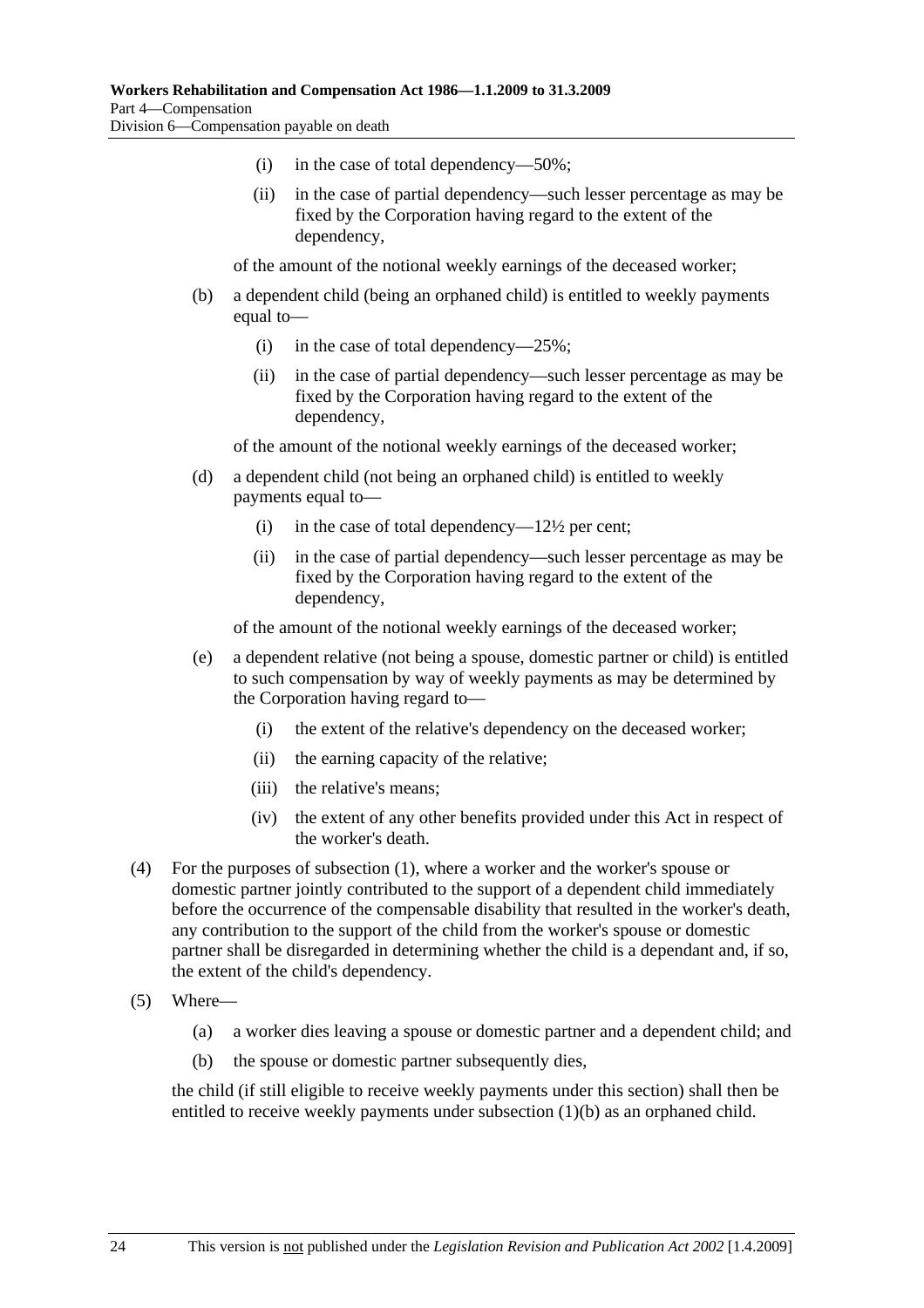(i) in the case of total dependency—50%;

(ii) in the case of partial dependency—such lesser percentage as may be fixed by the Corporation having regard to the extent of the dependency,

of the amount of the notional weekly earnings of the deceased worker;

(b) a dependent child (being an orphaned child) is entitled to weekly payments equal to—

(i) in the case of total dependency—25%;

(ii) in the case of partial dependency—such lesser percentage as may be fixed by the Corporation having regard to the extent of the dependency,

of the amount of the notional weekly earnings of the deceased worker;

(d) a dependent child (not being an orphaned child) is entitled to weekly payments equal to—

(i) in the case of total dependency—12½ per cent;

(ii) in the case of partial dependency—such lesser percentage as may be fixed by the Corporation having regard to the extent of the dependency,

of the amount of the notional weekly earnings of the deceased worker;

(e) a dependent relative (not being a spouse, domestic partner or child) is entitled to such compensation by way of weekly payments as may be determined by the Corporation having regard to—

(i) the extent of the relative's dependency on the deceased worker;

(ii) the earning capacity of the relative;

(iii) the relative's means;

(iv) the extent of any other benefits provided under this Act in respect of the worker's death.

(4) For the purposes of subsection (1), where a worker and the worker's spouse or domestic partner jointly contributed to the support of a dependent child immediately before the occurrence of the compensable disability that resulted in the worker's death, any contribution to the support of the child from the worker's spouse or domestic partner shall be disregarded in determining whether the child is a dependant and, if so, the extent of the child's dependency.

(5) Where—

(a) a worker dies leaving a spouse or domestic partner and a dependent child; and

(b) the spouse or domestic partner subsequently dies,

the child (if still eligible to receive weekly payments under this section) shall then be entitled to receive weekly payments under subsection (1)(b) as an orphaned child.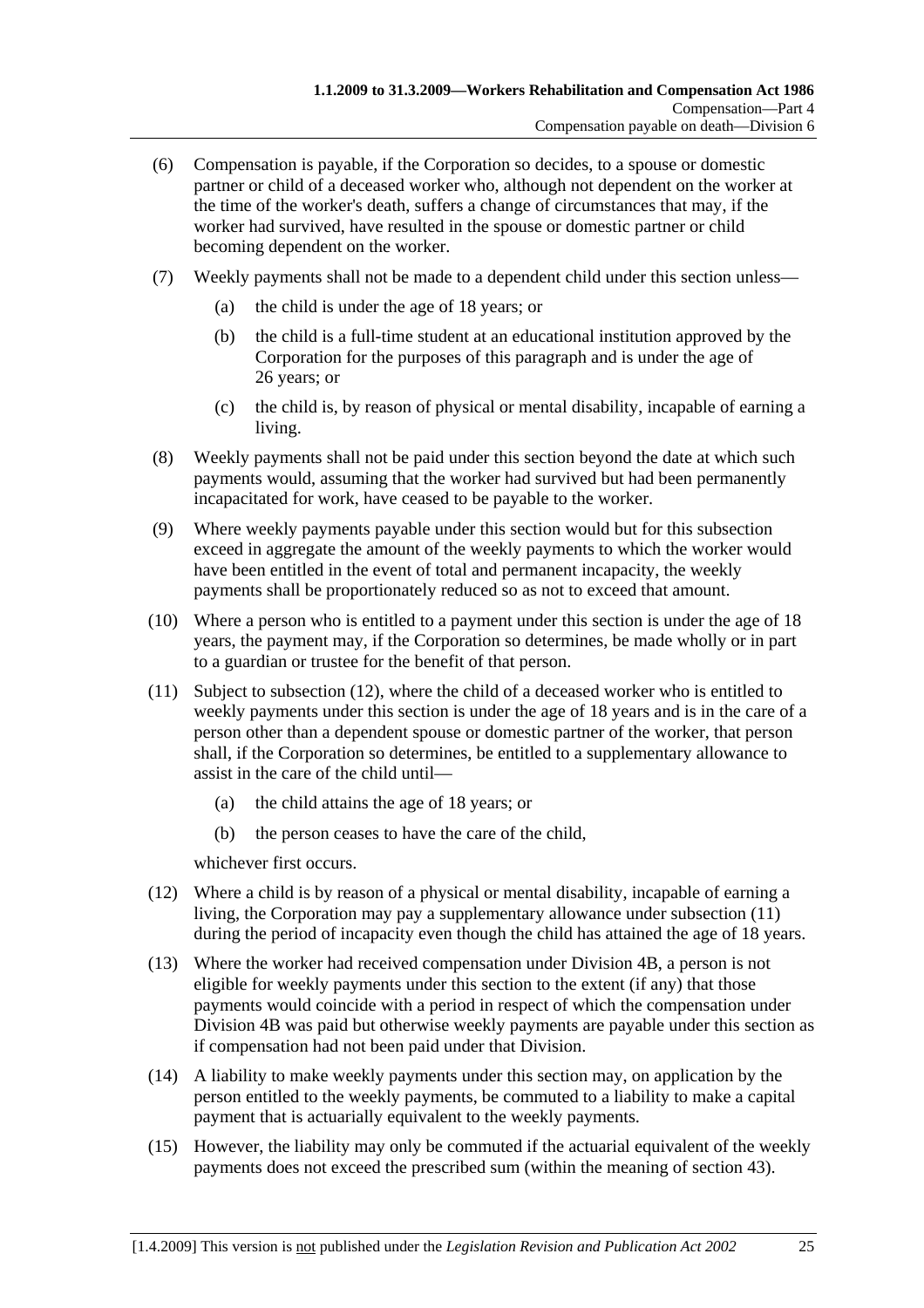(6) Compensation is payable, if the Corporation so decides, to a spouse or domestic partner or child of a deceased worker who, although not dependent on the worker at the time of the worker's death, suffers a change of circumstances that may, if the worker had survived, have resulted in the spouse or domestic partner or child becoming dependent on the worker.

(7) Weekly payments shall not be made to a dependent child under this section unless—

   (a) the child is under the age of 18 years; or

   (b) the child is a full-time student at an educational institution approved by the Corporation for the purposes of this paragraph and is under the age of 26 years; or

   (c) the child is, by reason of physical or mental disability, incapable of earning a living.

(8) Weekly payments shall not be paid under this section beyond the date at which such payments would, assuming that the worker had survived but had been permanently incapacitated for work, have ceased to be payable to the worker.

(9) Where weekly payments payable under this section would but for this subsection exceed in aggregate the amount of the weekly payments to which the worker would have been entitled in the event of total and permanent incapacity, the weekly payments shall be proportionately reduced so as not to exceed that amount.

(10) Where a person who is entitled to a payment under this section is under the age of 18 years, the payment may, if the Corporation so determines, be made wholly or in part to a guardian or trustee for the benefit of that person.

(11) Subject to subsection (12), where the child of a deceased worker who is entitled to weekly payments under this section is under the age of 18 years and is in the care of a person other than a dependent spouse or domestic partner of the worker, that person shall, if the Corporation so determines, be entitled to a supplementary allowance to assist in the care of the child until—

   (a) the child attains the age of 18 years; or

   (b) the person ceases to have the care of the child,

   whichever first occurs.

(12) Where a child is by reason of a physical or mental disability, incapable of earning a living, the Corporation may pay a supplementary allowance under subsection (11) during the period of incapacity even though the child has attained the age of 18 years.

(13) Where the worker had received compensation under Division 4B, a person is not eligible for weekly payments under this section to the extent (if any) that those payments would coincide with a period in respect of which the compensation under Division 4B was paid but otherwise weekly payments are payable under this section as if compensation had not been paid under that Division.

(14) A liability to make weekly payments under this section may, on application by the person entitled to the weekly payments, be commuted to a liability to make a capital payment that is actuarially equivalent to the weekly payments.

(15) However, the liability may only be commuted if the actuarial equivalent of the weekly payments does not exceed the prescribed sum (within the meaning of section 43).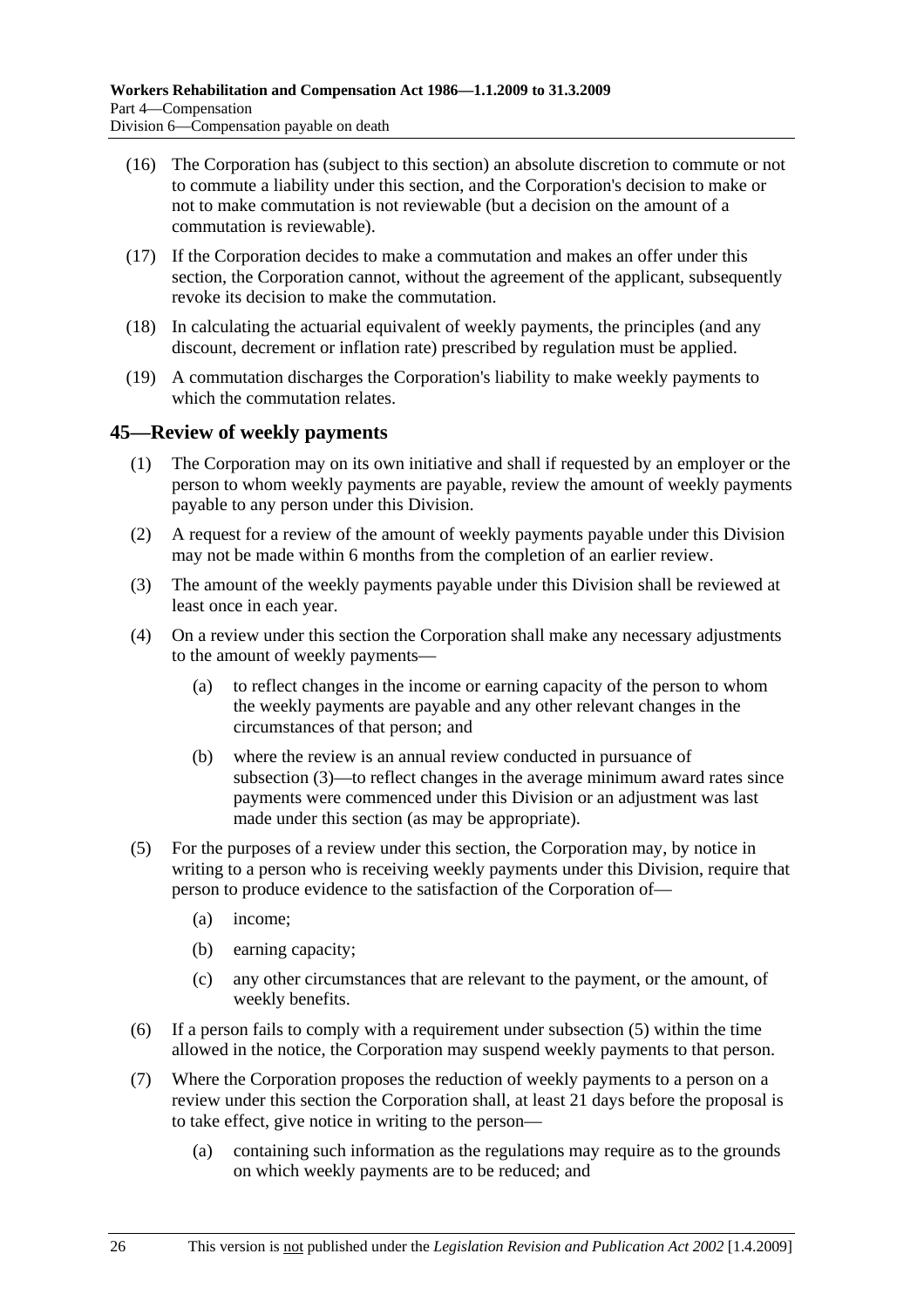(16) The Corporation has (subject to this section) an absolute discretion to commute or not to commute a liability under this section, and the Corporation's decision to make or not to make commutation is not reviewable (but a decision on the amount of a commutation is reviewable).

(17) If the Corporation decides to make a commutation and makes an offer under this section, the Corporation cannot, without the agreement of the applicant, subsequently revoke its decision to make the commutation.

(18) In calculating the actuarial equivalent of weekly payments, the principles (and any discount, decrement or inflation rate) prescribed by regulation must be applied.

(19) A commutation discharges the Corporation's liability to make weekly payments to which the commutation relates.

## 45—Review of weekly payments

(1) The Corporation may on its own initiative and shall if requested by an employer or the person to whom weekly payments are payable, review the amount of weekly payments payable to any person under this Division.

(2) A request for a review of the amount of weekly payments payable under this Division may not be made within 6 months from the completion of an earlier review.

(3) The amount of the weekly payments payable under this Division shall be reviewed at least once in each year.

(4) On a review under this section the Corporation shall make any necessary adjustments to the amount of weekly payments—

- (a) to reflect changes in the income or earning capacity of the person to whom the weekly payments are payable and any other relevant changes in the circumstances of that person; and
- (b) where the review is an annual review conducted in pursuance of subsection (3)—to reflect changes in the average minimum award rates since payments were commenced under this Division or an adjustment was last made under this section (as may be appropriate).

(5) For the purposes of a review under this section, the Corporation may, by notice in writing to a person who is receiving weekly payments under this Division, require that person to produce evidence to the satisfaction of the Corporation of—

- (a) income;
- (b) earning capacity;
- (c) any other circumstances that are relevant to the payment, or the amount, of weekly benefits.

(6) If a person fails to comply with a requirement under subsection (5) within the time allowed in the notice, the Corporation may suspend weekly payments to that person.

(7) Where the Corporation proposes the reduction of weekly payments to a person on a review under this section the Corporation shall, at least 21 days before the proposal is to take effect, give notice in writing to the person—

- (a) containing such information as the regulations may require as to the grounds on which weekly payments are to be reduced; and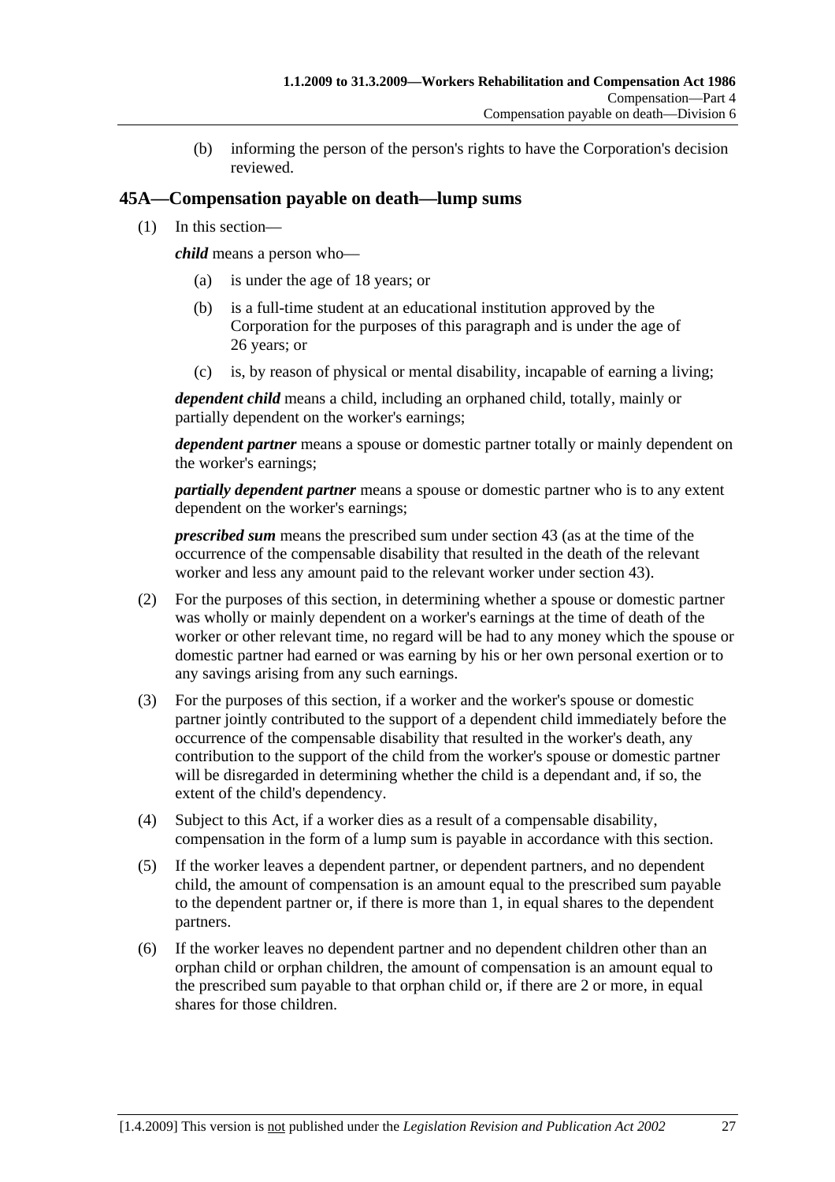(b) informing the person of the person's rights to have the Corporation's decision reviewed.

## 45A—Compensation payable on death—lump sums

(1) In this section—

***child*** means a person who—

(a) is under the age of 18 years; or

(b) is a full-time student at an educational institution approved by the Corporation for the purposes of this paragraph and is under the age of 26 years; or

(c) is, by reason of physical or mental disability, incapable of earning a living;

***dependent child*** means a child, including an orphaned child, totally, mainly or partially dependent on the worker's earnings;

***dependent partner*** means a spouse or domestic partner totally or mainly dependent on the worker's earnings;

***partially dependent partner*** means a spouse or domestic partner who is to any extent dependent on the worker's earnings;

***prescribed sum*** means the prescribed sum under section 43 (as at the time of the occurrence of the compensable disability that resulted in the death of the relevant worker and less any amount paid to the relevant worker under section 43).

(2) For the purposes of this section, in determining whether a spouse or domestic partner was wholly or mainly dependent on a worker's earnings at the time of death of the worker or other relevant time, no regard will be had to any money which the spouse or domestic partner had earned or was earning by his or her own personal exertion or to any savings arising from any such earnings.

(3) For the purposes of this section, if a worker and the worker's spouse or domestic partner jointly contributed to the support of a dependent child immediately before the occurrence of the compensable disability that resulted in the worker's death, any contribution to the support of the child from the worker's spouse or domestic partner will be disregarded in determining whether the child is a dependant and, if so, the extent of the child's dependency.

(4) Subject to this Act, if a worker dies as a result of a compensable disability, compensation in the form of a lump sum is payable in accordance with this section.

(5) If the worker leaves a dependent partner, or dependent partners, and no dependent child, the amount of compensation is an amount equal to the prescribed sum payable to the dependent partner or, if there is more than 1, in equal shares to the dependent partners.

(6) If the worker leaves no dependent partner and no dependent children other than an orphan child or orphan children, the amount of compensation is an amount equal to the prescribed sum payable to that orphan child or, if there are 2 or more, in equal shares for those children.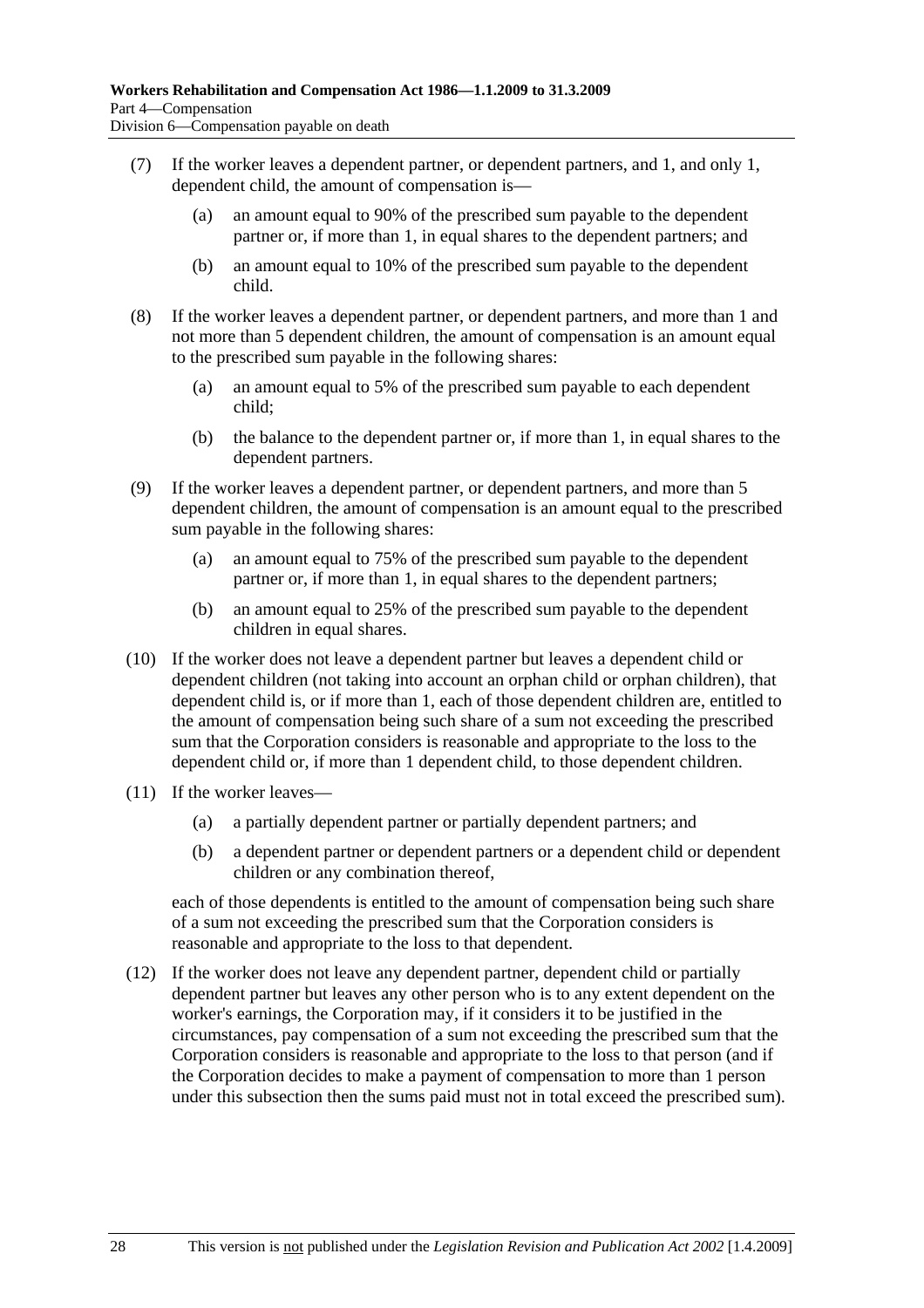(7) If the worker leaves a dependent partner, or dependent partners, and 1, and only 1, dependent child, the amount of compensation is—

  (a) an amount equal to 90% of the prescribed sum payable to the dependent partner or, if more than 1, in equal shares to the dependent partners; and

  (b) an amount equal to 10% of the prescribed sum payable to the dependent child.

(8) If the worker leaves a dependent partner, or dependent partners, and more than 1 and not more than 5 dependent children, the amount of compensation is an amount equal to the prescribed sum payable in the following shares:

  (a) an amount equal to 5% of the prescribed sum payable to each dependent child;

  (b) the balance to the dependent partner or, if more than 1, in equal shares to the dependent partners.

(9) If the worker leaves a dependent partner, or dependent partners, and more than 5 dependent children, the amount of compensation is an amount equal to the prescribed sum payable in the following shares:

  (a) an amount equal to 75% of the prescribed sum payable to the dependent partner or, if more than 1, in equal shares to the dependent partners;

  (b) an amount equal to 25% of the prescribed sum payable to the dependent children in equal shares.

(10) If the worker does not leave a dependent partner but leaves a dependent child or dependent children (not taking into account an orphan child or orphan children), that dependent child is, or if more than 1, each of those dependent children are, entitled to the amount of compensation being such share of a sum not exceeding the prescribed sum that the Corporation considers is reasonable and appropriate to the loss to the dependent child or, if more than 1 dependent child, to those dependent children.

(11) If the worker leaves—

  (a) a partially dependent partner or partially dependent partners; and

  (b) a dependent partner or dependent partners or a dependent child or dependent children or any combination thereof,

each of those dependents is entitled to the amount of compensation being such share of a sum not exceeding the prescribed sum that the Corporation considers is reasonable and appropriate to the loss to that dependent.

(12) If the worker does not leave any dependent partner, dependent child or partially dependent partner but leaves any other person who is to any extent dependent on the worker's earnings, the Corporation may, if it considers it to be justified in the circumstances, pay compensation of a sum not exceeding the prescribed sum that the Corporation considers is reasonable and appropriate to the loss to that person (and if the Corporation decides to make a payment of compensation to more than 1 person under this subsection then the sums paid must not in total exceed the prescribed sum).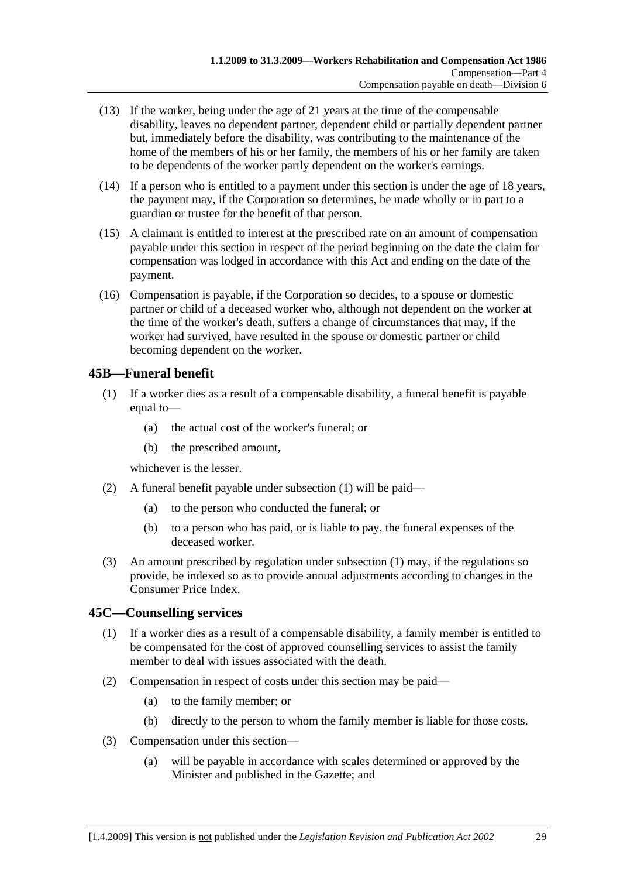(13) If the worker, being under the age of 21 years at the time of the compensable disability, leaves no dependent partner, dependent child or partially dependent partner but, immediately before the disability, was contributing to the maintenance of the home of the members of his or her family, the members of his or her family are taken to be dependents of the worker partly dependent on the worker's earnings.

(14) If a person who is entitled to a payment under this section is under the age of 18 years, the payment may, if the Corporation so determines, be made wholly or in part to a guardian or trustee for the benefit of that person.

(15) A claimant is entitled to interest at the prescribed rate on an amount of compensation payable under this section in respect of the period beginning on the date the claim for compensation was lodged in accordance with this Act and ending on the date of the payment.

(16) Compensation is payable, if the Corporation so decides, to a spouse or domestic partner or child of a deceased worker who, although not dependent on the worker at the time of the worker's death, suffers a change of circumstances that may, if the worker had survived, have resulted in the spouse or domestic partner or child becoming dependent on the worker.

## 45B—Funeral benefit

(1) If a worker dies as a result of a compensable disability, a funeral benefit is payable equal to—

(a) the actual cost of the worker's funeral; or

(b) the prescribed amount,

whichever is the lesser.

(2) A funeral benefit payable under subsection (1) will be paid—

(a) to the person who conducted the funeral; or

(b) to a person who has paid, or is liable to pay, the funeral expenses of the deceased worker.

(3) An amount prescribed by regulation under subsection (1) may, if the regulations so provide, be indexed so as to provide annual adjustments according to changes in the Consumer Price Index.

## 45C—Counselling services

(1) If a worker dies as a result of a compensable disability, a family member is entitled to be compensated for the cost of approved counselling services to assist the family member to deal with issues associated with the death.

(2) Compensation in respect of costs under this section may be paid—

(a) to the family member; or

(b) directly to the person to whom the family member is liable for those costs.

(3) Compensation under this section—

(a) will be payable in accordance with scales determined or approved by the Minister and published in the Gazette; and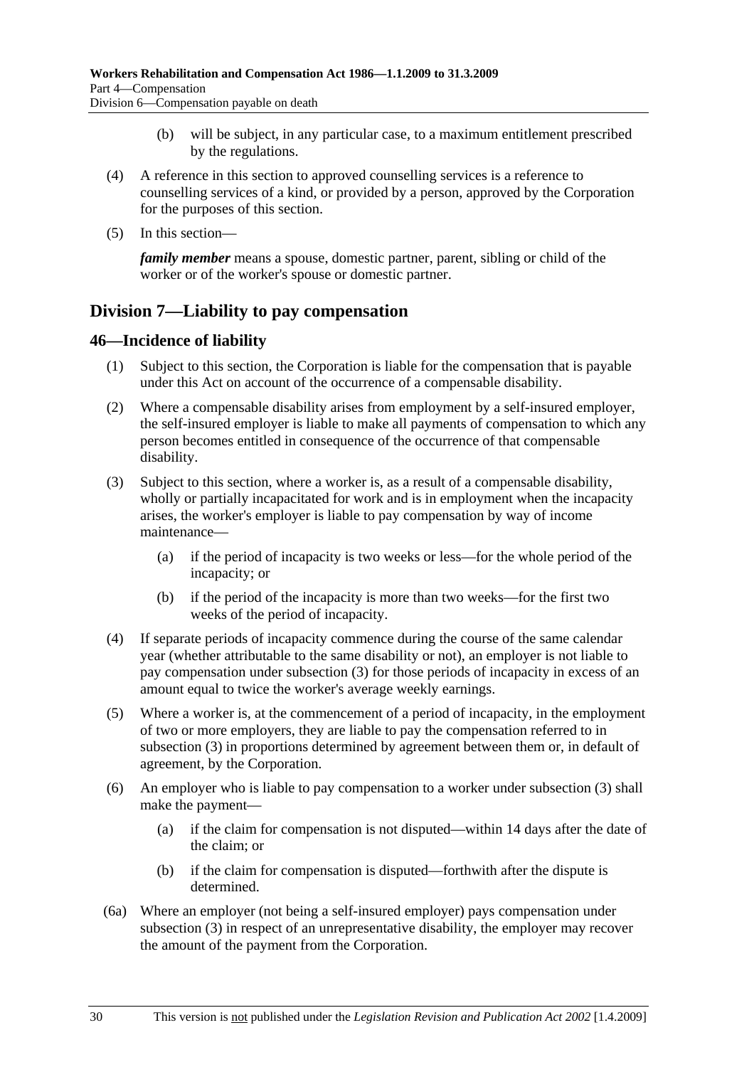(b) will be subject, in any particular case, to a maximum entitlement prescribed by the regulations.

(4) A reference in this section to approved counselling services is a reference to counselling services of a kind, or provided by a person, approved by the Corporation for the purposes of this section.

(5) In this section—

***family member*** means a spouse, domestic partner, parent, sibling or child of the worker or of the worker's spouse or domestic partner.

## Division 7—Liability to pay compensation

### 46—Incidence of liability

(1) Subject to this section, the Corporation is liable for the compensation that is payable under this Act on account of the occurrence of a compensable disability.

(2) Where a compensable disability arises from employment by a self-insured employer, the self-insured employer is liable to make all payments of compensation to which any person becomes entitled in consequence of the occurrence of that compensable disability.

(3) Subject to this section, where a worker is, as a result of a compensable disability, wholly or partially incapacitated for work and is in employment when the incapacity arises, the worker's employer is liable to pay compensation by way of income maintenance—

(a) if the period of incapacity is two weeks or less—for the whole period of the incapacity; or

(b) if the period of the incapacity is more than two weeks—for the first two weeks of the period of incapacity.

(4) If separate periods of incapacity commence during the course of the same calendar year (whether attributable to the same disability or not), an employer is not liable to pay compensation under subsection (3) for those periods of incapacity in excess of an amount equal to twice the worker's average weekly earnings.

(5) Where a worker is, at the commencement of a period of incapacity, in the employment of two or more employers, they are liable to pay the compensation referred to in subsection (3) in proportions determined by agreement between them or, in default of agreement, by the Corporation.

(6) An employer who is liable to pay compensation to a worker under subsection (3) shall make the payment—

(a) if the claim for compensation is not disputed—within 14 days after the date of the claim; or

(b) if the claim for compensation is disputed—forthwith after the dispute is determined.

(6a) Where an employer (not being a self-insured employer) pays compensation under subsection (3) in respect of an unrepresentative disability, the employer may recover the amount of the payment from the Corporation.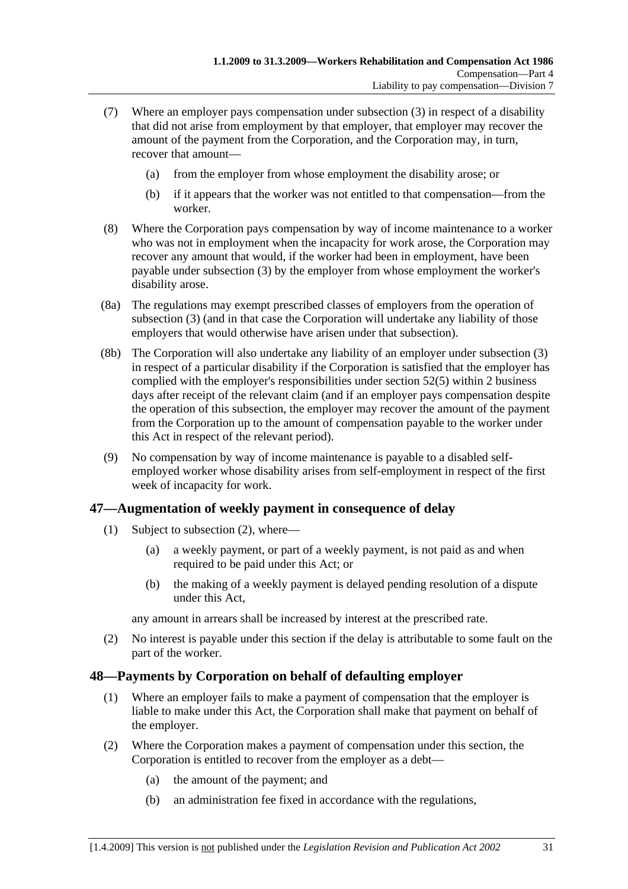(7) Where an employer pays compensation under subsection (3) in respect of a disability that did not arise from employment by that employer, that employer may recover the amount of the payment from the Corporation, and the Corporation may, in turn, recover that amount—

(a) from the employer from whose employment the disability arose; or

(b) if it appears that the worker was not entitled to that compensation—from the worker.

(8) Where the Corporation pays compensation by way of income maintenance to a worker who was not in employment when the incapacity for work arose, the Corporation may recover any amount that would, if the worker had been in employment, have been payable under subsection (3) by the employer from whose employment the worker's disability arose.

(8a) The regulations may exempt prescribed classes of employers from the operation of subsection (3) (and in that case the Corporation will undertake any liability of those employers that would otherwise have arisen under that subsection).

(8b) The Corporation will also undertake any liability of an employer under subsection (3) in respect of a particular disability if the Corporation is satisfied that the employer has complied with the employer's responsibilities under section 52(5) within 2 business days after receipt of the relevant claim (and if an employer pays compensation despite the operation of this subsection, the employer may recover the amount of the payment from the Corporation up to the amount of compensation payable to the worker under this Act in respect of the relevant period).

(9) No compensation by way of income maintenance is payable to a disabled self-employed worker whose disability arises from self-employment in respect of the first week of incapacity for work.

## 47—Augmentation of weekly payment in consequence of delay

(1) Subject to subsection (2), where—

(a) a weekly payment, or part of a weekly payment, is not paid as and when required to be paid under this Act; or

(b) the making of a weekly payment is delayed pending resolution of a dispute under this Act,

any amount in arrears shall be increased by interest at the prescribed rate.

(2) No interest is payable under this section if the delay is attributable to some fault on the part of the worker.

## 48—Payments by Corporation on behalf of defaulting employer

(1) Where an employer fails to make a payment of compensation that the employer is liable to make under this Act, the Corporation shall make that payment on behalf of the employer.

(2) Where the Corporation makes a payment of compensation under this section, the Corporation is entitled to recover from the employer as a debt—

(a) the amount of the payment; and

(b) an administration fee fixed in accordance with the regulations,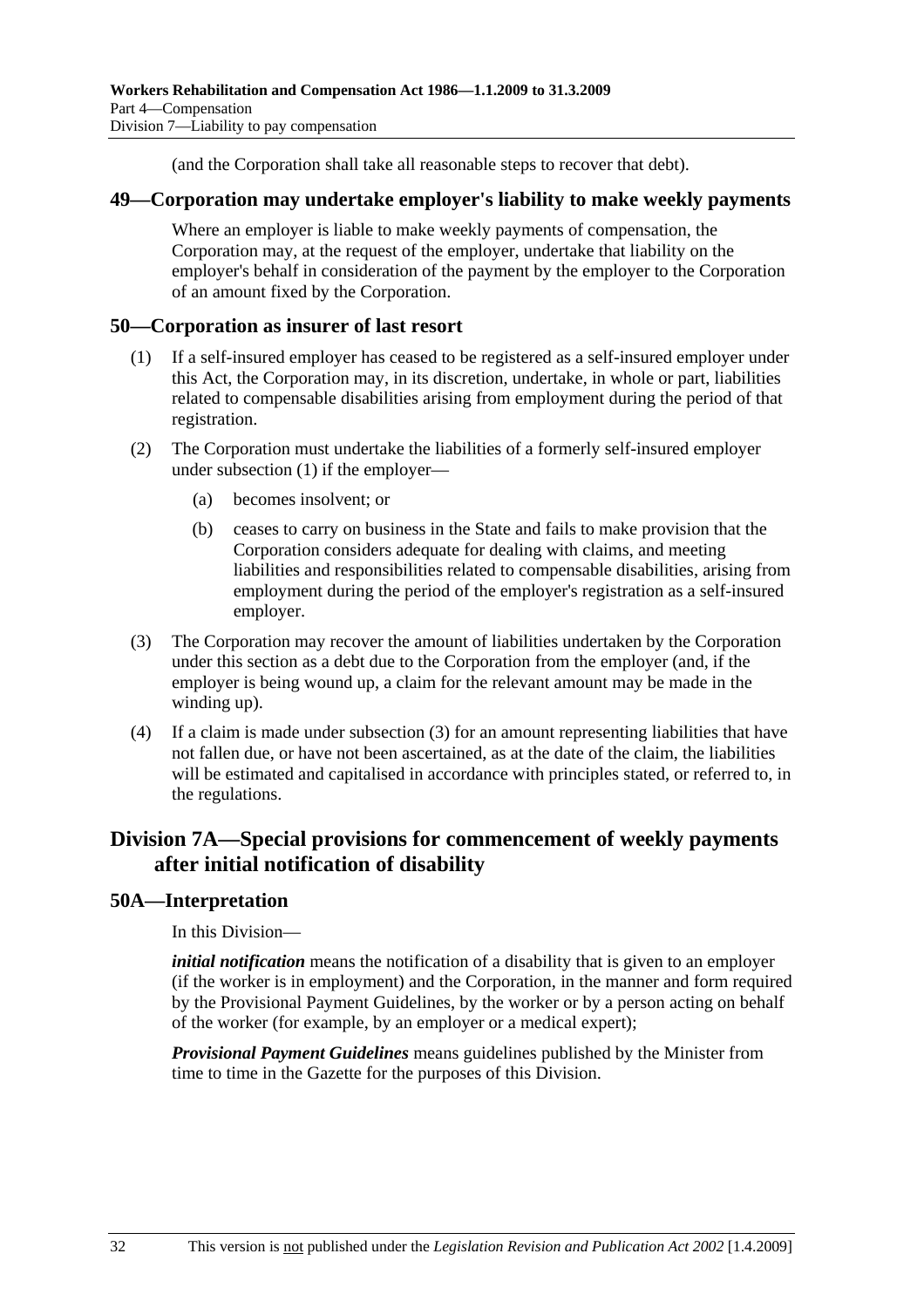(and the Corporation shall take all reasonable steps to recover that debt).

## 49—Corporation may undertake employer's liability to make weekly payments

Where an employer is liable to make weekly payments of compensation, the Corporation may, at the request of the employer, undertake that liability on the employer's behalf in consideration of the payment by the employer to the Corporation of an amount fixed by the Corporation.

## 50—Corporation as insurer of last resort

(1) If a self-insured employer has ceased to be registered as a self-insured employer under this Act, the Corporation may, in its discretion, undertake, in whole or part, liabilities related to compensable disabilities arising from employment during the period of that registration.

(2) The Corporation must undertake the liabilities of a formerly self-insured employer under subsection (1) if the employer—

(a) becomes insolvent; or

(b) ceases to carry on business in the State and fails to make provision that the Corporation considers adequate for dealing with claims, and meeting liabilities and responsibilities related to compensable disabilities, arising from employment during the period of the employer's registration as a self-insured employer.

(3) The Corporation may recover the amount of liabilities undertaken by the Corporation under this section as a debt due to the Corporation from the employer (and, if the employer is being wound up, a claim for the relevant amount may be made in the winding up).

(4) If a claim is made under subsection (3) for an amount representing liabilities that have not fallen due, or have not been ascertained, as at the date of the claim, the liabilities will be estimated and capitalised in accordance with principles stated, or referred to, in the regulations.

# Division 7A—Special provisions for commencement of weekly payments after initial notification of disability

## 50A—Interpretation

In this Division—

***initial notification*** means the notification of a disability that is given to an employer (if the worker is in employment) and the Corporation, in the manner and form required by the Provisional Payment Guidelines, by the worker or by a person acting on behalf of the worker (for example, by an employer or a medical expert);

***Provisional Payment Guidelines*** means guidelines published by the Minister from time to time in the Gazette for the purposes of this Division.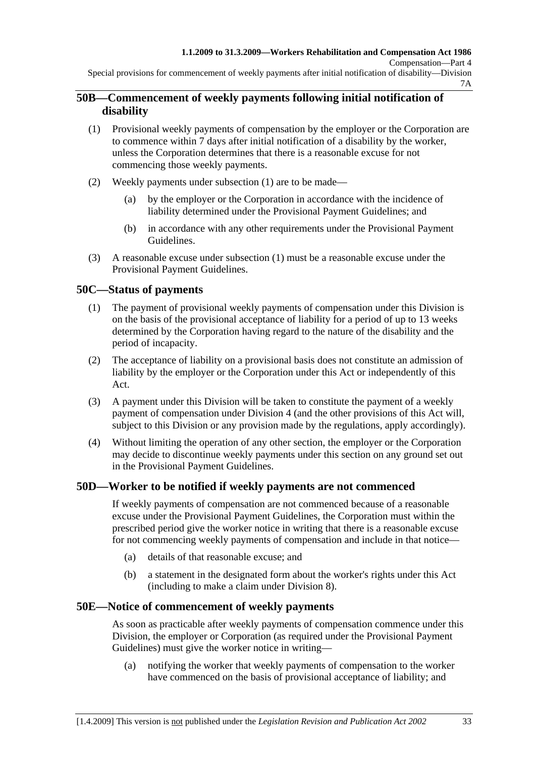## 50B—Commencement of weekly payments following initial notification of disability

(1) Provisional weekly payments of compensation by the employer or the Corporation are to commence within 7 days after initial notification of a disability by the worker, unless the Corporation determines that there is a reasonable excuse for not commencing those weekly payments.

(2) Weekly payments under subsection (1) are to be made—

(a) by the employer or the Corporation in accordance with the incidence of liability determined under the Provisional Payment Guidelines; and

(b) in accordance with any other requirements under the Provisional Payment Guidelines.

(3) A reasonable excuse under subsection (1) must be a reasonable excuse under the Provisional Payment Guidelines.

## 50C—Status of payments

(1) The payment of provisional weekly payments of compensation under this Division is on the basis of the provisional acceptance of liability for a period of up to 13 weeks determined by the Corporation having regard to the nature of the disability and the period of incapacity.

(2) The acceptance of liability on a provisional basis does not constitute an admission of liability by the employer or the Corporation under this Act or independently of this Act.

(3) A payment under this Division will be taken to constitute the payment of a weekly payment of compensation under Division 4 (and the other provisions of this Act will, subject to this Division or any provision made by the regulations, apply accordingly).

(4) Without limiting the operation of any other section, the employer or the Corporation may decide to discontinue weekly payments under this section on any ground set out in the Provisional Payment Guidelines.

## 50D—Worker to be notified if weekly payments are not commenced

If weekly payments of compensation are not commenced because of a reasonable excuse under the Provisional Payment Guidelines, the Corporation must within the prescribed period give the worker notice in writing that there is a reasonable excuse for not commencing weekly payments of compensation and include in that notice—

(a) details of that reasonable excuse; and

(b) a statement in the designated form about the worker's rights under this Act (including to make a claim under Division 8).

## 50E—Notice of commencement of weekly payments

As soon as practicable after weekly payments of compensation commence under this Division, the employer or Corporation (as required under the Provisional Payment Guidelines) must give the worker notice in writing—

(a) notifying the worker that weekly payments of compensation to the worker have commenced on the basis of provisional acceptance of liability; and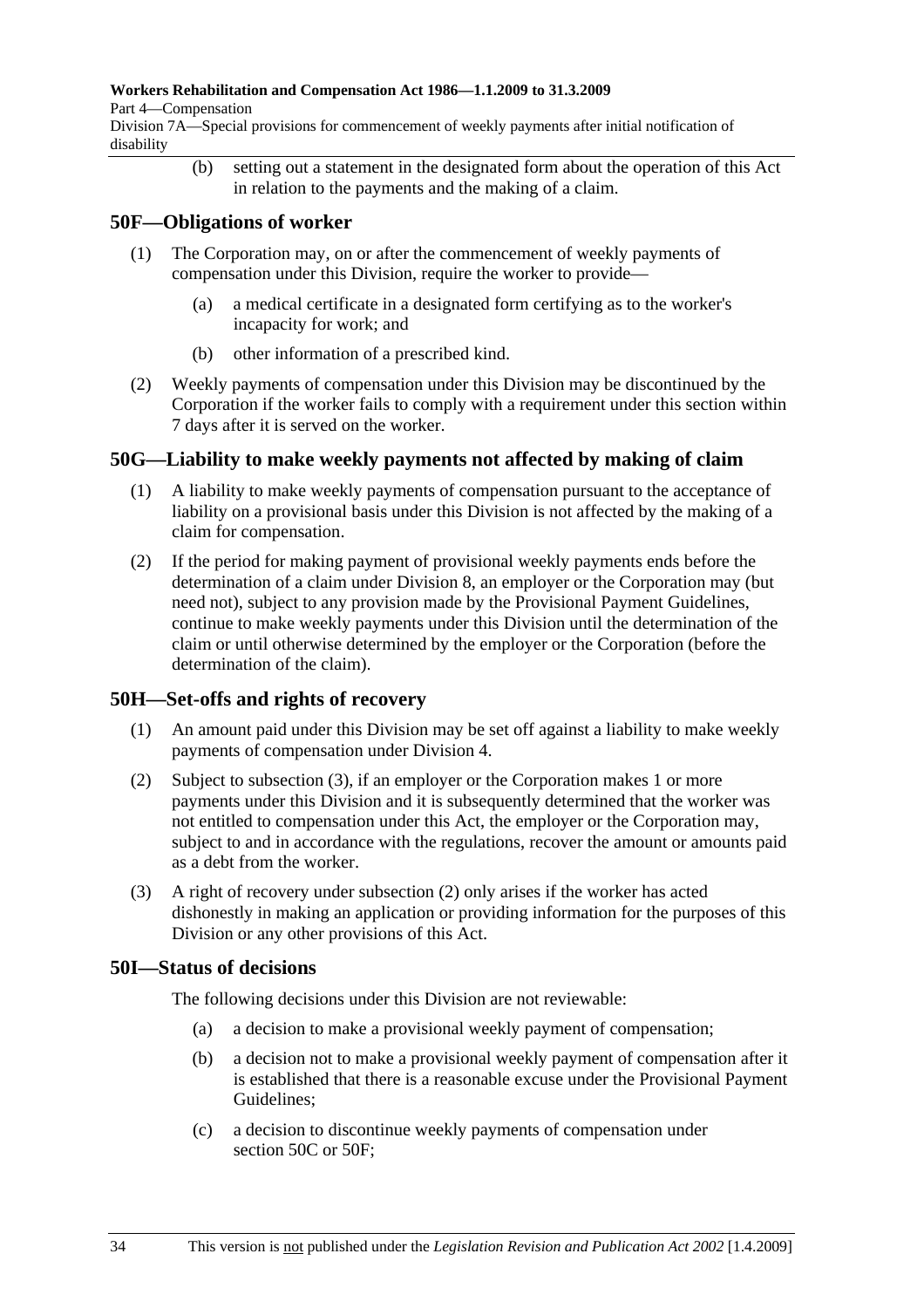(b) setting out a statement in the designated form about the operation of this Act in relation to the payments and the making of a claim.

## 50F—Obligations of worker

(1) The Corporation may, on or after the commencement of weekly payments of compensation under this Division, require the worker to provide—

(a) a medical certificate in a designated form certifying as to the worker's incapacity for work; and

(b) other information of a prescribed kind.

(2) Weekly payments of compensation under this Division may be discontinued by the Corporation if the worker fails to comply with a requirement under this section within 7 days after it is served on the worker.

## 50G—Liability to make weekly payments not affected by making of claim

(1) A liability to make weekly payments of compensation pursuant to the acceptance of liability on a provisional basis under this Division is not affected by the making of a claim for compensation.

(2) If the period for making payment of provisional weekly payments ends before the determination of a claim under Division 8, an employer or the Corporation may (but need not), subject to any provision made by the Provisional Payment Guidelines, continue to make weekly payments under this Division until the determination of the claim or until otherwise determined by the employer or the Corporation (before the determination of the claim).

## 50H—Set-offs and rights of recovery

(1) An amount paid under this Division may be set off against a liability to make weekly payments of compensation under Division 4.

(2) Subject to subsection (3), if an employer or the Corporation makes 1 or more payments under this Division and it is subsequently determined that the worker was not entitled to compensation under this Act, the employer or the Corporation may, subject to and in accordance with the regulations, recover the amount or amounts paid as a debt from the worker.

(3) A right of recovery under subsection (2) only arises if the worker has acted dishonestly in making an application or providing information for the purposes of this Division or any other provisions of this Act.

## 50I—Status of decisions

The following decisions under this Division are not reviewable:

(a) a decision to make a provisional weekly payment of compensation;

(b) a decision not to make a provisional weekly payment of compensation after it is established that there is a reasonable excuse under the Provisional Payment Guidelines;

(c) a decision to discontinue weekly payments of compensation under section 50C or 50F;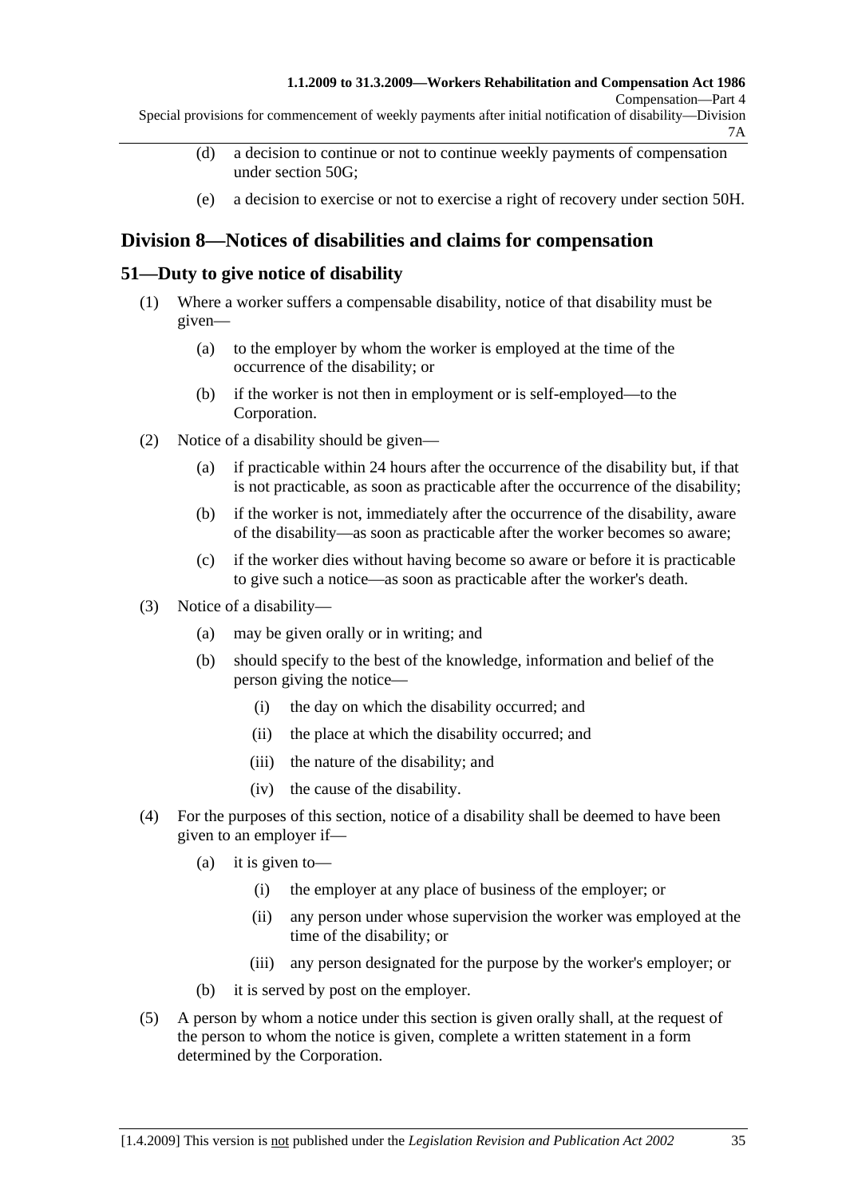(d) a decision to continue or not to continue weekly payments of compensation under section 50G;

(e) a decision to exercise or not to exercise a right of recovery under section 50H.

## Division 8—Notices of disabilities and claims for compensation

### 51—Duty to give notice of disability

(1) Where a worker suffers a compensable disability, notice of that disability must be given—

(a) to the employer by whom the worker is employed at the time of the occurrence of the disability; or

(b) if the worker is not then in employment or is self-employed—to the Corporation.

(2) Notice of a disability should be given—

(a) if practicable within 24 hours after the occurrence of the disability but, if that is not practicable, as soon as practicable after the occurrence of the disability;

(b) if the worker is not, immediately after the occurrence of the disability, aware of the disability—as soon as practicable after the worker becomes so aware;

(c) if the worker dies without having become so aware or before it is practicable to give such a notice—as soon as practicable after the worker's death.

(3) Notice of a disability—

(a) may be given orally or in writing; and

(b) should specify to the best of the knowledge, information and belief of the person giving the notice—

(i) the day on which the disability occurred; and

(ii) the place at which the disability occurred; and

(iii) the nature of the disability; and

(iv) the cause of the disability.

(4) For the purposes of this section, notice of a disability shall be deemed to have been given to an employer if—

(a) it is given to—

(i) the employer at any place of business of the employer; or

(ii) any person under whose supervision the worker was employed at the time of the disability; or

(iii) any person designated for the purpose by the worker's employer; or

(b) it is served by post on the employer.

(5) A person by whom a notice under this section is given orally shall, at the request of the person to whom the notice is given, complete a written statement in a form determined by the Corporation.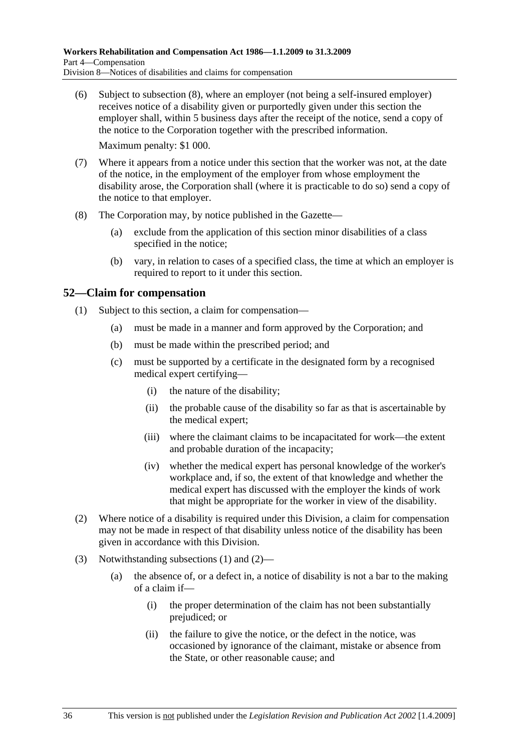(6) Subject to subsection (8), where an employer (not being a self-insured employer) receives notice of a disability given or purportedly given under this section the employer shall, within 5 business days after the receipt of the notice, send a copy of the notice to the Corporation together with the prescribed information.

Maximum penalty: $1 000.

(7) Where it appears from a notice under this section that the worker was not, at the date of the notice, in the employment of the employer from whose employment the disability arose, the Corporation shall (where it is practicable to do so) send a copy of the notice to that employer.

(8) The Corporation may, by notice published in the Gazette—

(a) exclude from the application of this section minor disabilities of a class specified in the notice;

(b) vary, in relation to cases of a specified class, the time at which an employer is required to report to it under this section.

## 52—Claim for compensation

(1) Subject to this section, a claim for compensation—

(a) must be made in a manner and form approved by the Corporation; and

(b) must be made within the prescribed period; and

(c) must be supported by a certificate in the designated form by a recognised medical expert certifying—

(i) the nature of the disability;

(ii) the probable cause of the disability so far as that is ascertainable by the medical expert;

(iii) where the claimant claims to be incapacitated for work—the extent and probable duration of the incapacity;

(iv) whether the medical expert has personal knowledge of the worker's workplace and, if so, the extent of that knowledge and whether the medical expert has discussed with the employer the kinds of work that might be appropriate for the worker in view of the disability.

(2) Where notice of a disability is required under this Division, a claim for compensation may not be made in respect of that disability unless notice of the disability has been given in accordance with this Division.

(3) Notwithstanding subsections (1) and (2)—

(a) the absence of, or a defect in, a notice of disability is not a bar to the making of a claim if—

(i) the proper determination of the claim has not been substantially prejudiced; or

(ii) the failure to give the notice, or the defect in the notice, was occasioned by ignorance of the claimant, mistake or absence from the State, or other reasonable cause; and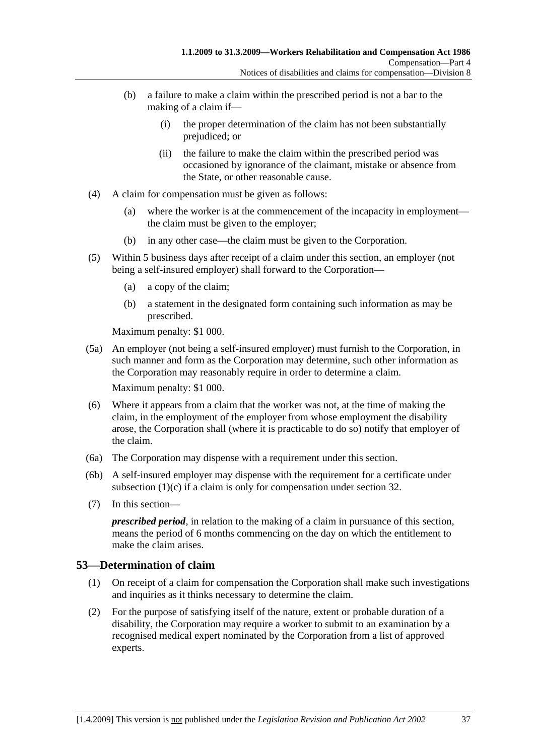(b) a failure to make a claim within the prescribed period is not a bar to the making of a claim if—

(i) the proper determination of the claim has not been substantially prejudiced; or

(ii) the failure to make the claim within the prescribed period was occasioned by ignorance of the claimant, mistake or absence from the State, or other reasonable cause.

(4) A claim for compensation must be given as follows:

(a) where the worker is at the commencement of the incapacity in employment—the claim must be given to the employer;

(b) in any other case—the claim must be given to the Corporation.

(5) Within 5 business days after receipt of a claim under this section, an employer (not being a self-insured employer) shall forward to the Corporation—

(a) a copy of the claim;

(b) a statement in the designated form containing such information as may be prescribed.

Maximum penalty: $1 000.

(5a) An employer (not being a self-insured employer) must furnish to the Corporation, in such manner and form as the Corporation may determine, such other information as the Corporation may reasonably require in order to determine a claim.

Maximum penalty: $1 000.

(6) Where it appears from a claim that the worker was not, at the time of making the claim, in the employment of the employer from whose employment the disability arose, the Corporation shall (where it is practicable to do so) notify that employer of the claim.

(6a) The Corporation may dispense with a requirement under this section.

(6b) A self-insured employer may dispense with the requirement for a certificate under subsection (1)(c) if a claim is only for compensation under section 32.

(7) In this section—

***prescribed period***, in relation to the making of a claim in pursuance of this section, means the period of 6 months commencing on the day on which the entitlement to make the claim arises.

## 53—Determination of claim

(1) On receipt of a claim for compensation the Corporation shall make such investigations and inquiries as it thinks necessary to determine the claim.

(2) For the purpose of satisfying itself of the nature, extent or probable duration of a disability, the Corporation may require a worker to submit to an examination by a recognised medical expert nominated by the Corporation from a list of approved experts.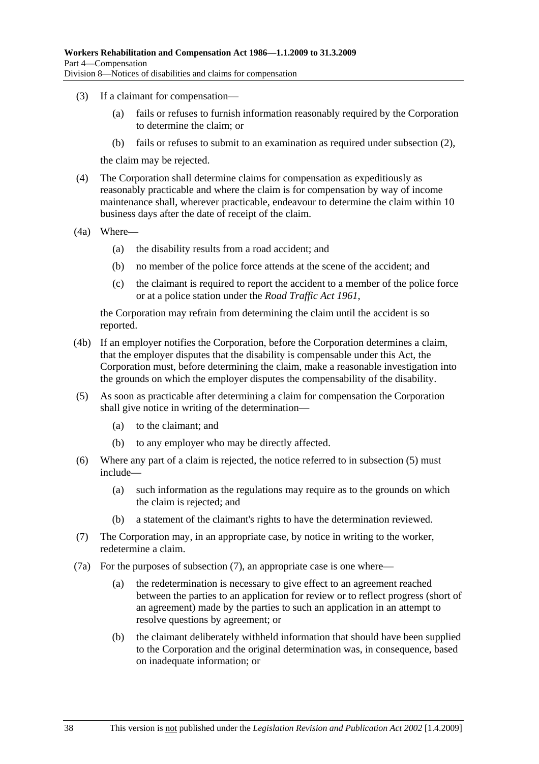(3) If a claimant for compensation—

(a) fails or refuses to furnish information reasonably required by the Corporation to determine the claim; or

(b) fails or refuses to submit to an examination as required under subsection (2),

the claim may be rejected.

(4) The Corporation shall determine claims for compensation as expeditiously as reasonably practicable and where the claim is for compensation by way of income maintenance shall, wherever practicable, endeavour to determine the claim within 10 business days after the date of receipt of the claim.

(4a) Where—

(a) the disability results from a road accident; and

(b) no member of the police force attends at the scene of the accident; and

(c) the claimant is required to report the accident to a member of the police force or at a police station under the *Road Traffic Act 1961*,

the Corporation may refrain from determining the claim until the accident is so reported.

(4b) If an employer notifies the Corporation, before the Corporation determines a claim, that the employer disputes that the disability is compensable under this Act, the Corporation must, before determining the claim, make a reasonable investigation into the grounds on which the employer disputes the compensability of the disability.

(5) As soon as practicable after determining a claim for compensation the Corporation shall give notice in writing of the determination—

(a) to the claimant; and

(b) to any employer who may be directly affected.

(6) Where any part of a claim is rejected, the notice referred to in subsection (5) must include—

(a) such information as the regulations may require as to the grounds on which the claim is rejected; and

(b) a statement of the claimant's rights to have the determination reviewed.

(7) The Corporation may, in an appropriate case, by notice in writing to the worker, redetermine a claim.

(7a) For the purposes of subsection (7), an appropriate case is one where—

(a) the redetermination is necessary to give effect to an agreement reached between the parties to an application for review or to reflect progress (short of an agreement) made by the parties to such an application in an attempt to resolve questions by agreement; or

(b) the claimant deliberately withheld information that should have been supplied to the Corporation and the original determination was, in consequence, based on inadequate information; or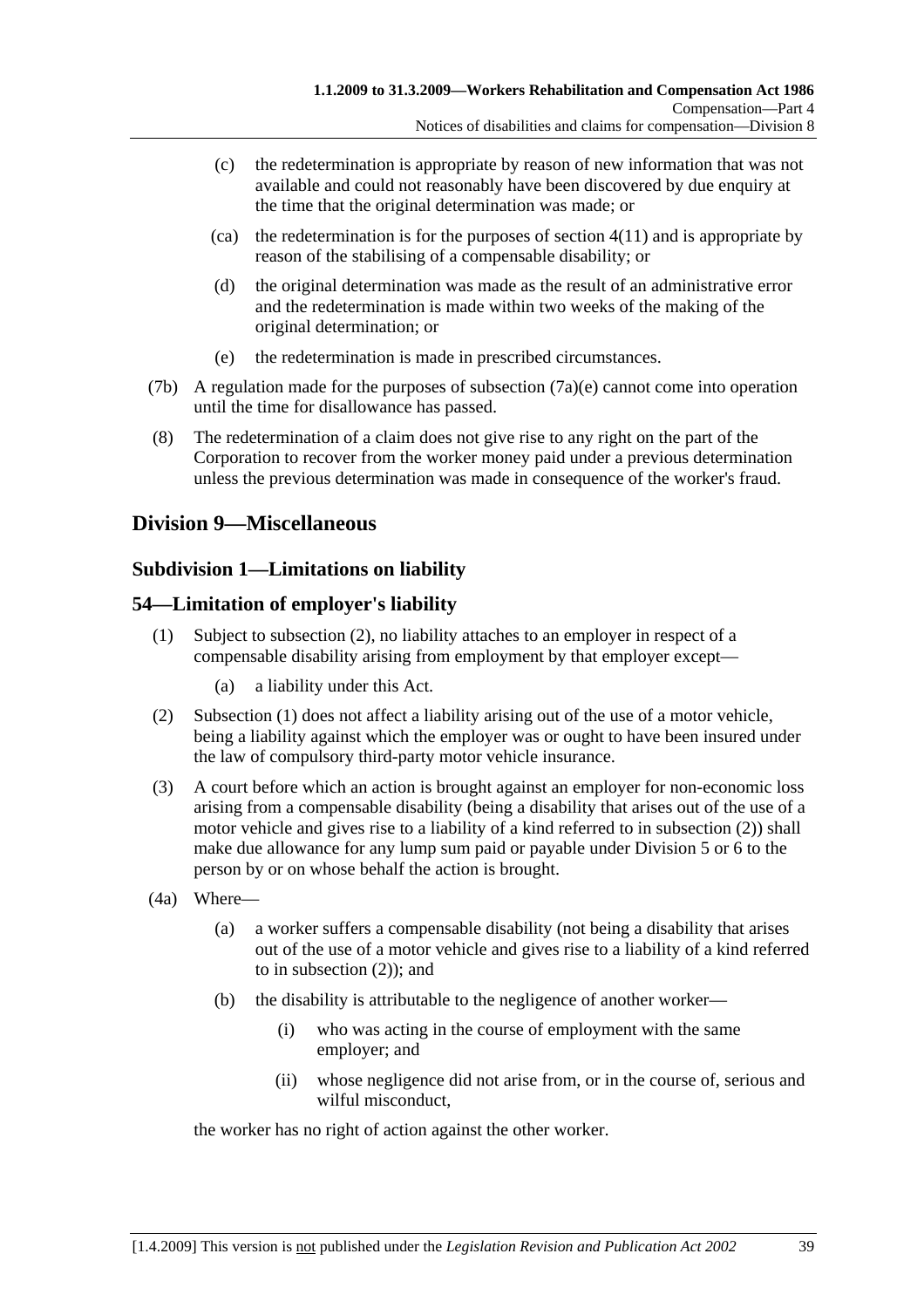(c) the redetermination is appropriate by reason of new information that was not available and could not reasonably have been discovered by due enquiry at the time that the original determination was made; or

(ca) the redetermination is for the purposes of section 4(11) and is appropriate by reason of the stabilising of a compensable disability; or

(d) the original determination was made as the result of an administrative error and the redetermination is made within two weeks of the making of the original determination; or

(e) the redetermination is made in prescribed circumstances.

(7b) A regulation made for the purposes of subsection (7a)(e) cannot come into operation until the time for disallowance has passed.

(8) The redetermination of a claim does not give rise to any right on the part of the Corporation to recover from the worker money paid under a previous determination unless the previous determination was made in consequence of the worker's fraud.

## Division 9—Miscellaneous

### Subdivision 1—Limitations on liability

### 54—Limitation of employer's liability

(1) Subject to subsection (2), no liability attaches to an employer in respect of a compensable disability arising from employment by that employer except—

(a) a liability under this Act.

(2) Subsection (1) does not affect a liability arising out of the use of a motor vehicle, being a liability against which the employer was or ought to have been insured under the law of compulsory third-party motor vehicle insurance.

(3) A court before which an action is brought against an employer for non-economic loss arising from a compensable disability (being a disability that arises out of the use of a motor vehicle and gives rise to a liability of a kind referred to in subsection (2)) shall make due allowance for any lump sum paid or payable under Division 5 or 6 to the person by or on whose behalf the action is brought.

(4a) Where—

(a) a worker suffers a compensable disability (not being a disability that arises out of the use of a motor vehicle and gives rise to a liability of a kind referred to in subsection (2)); and

(b) the disability is attributable to the negligence of another worker—

(i) who was acting in the course of employment with the same employer; and

(ii) whose negligence did not arise from, or in the course of, serious and wilful misconduct,

the worker has no right of action against the other worker.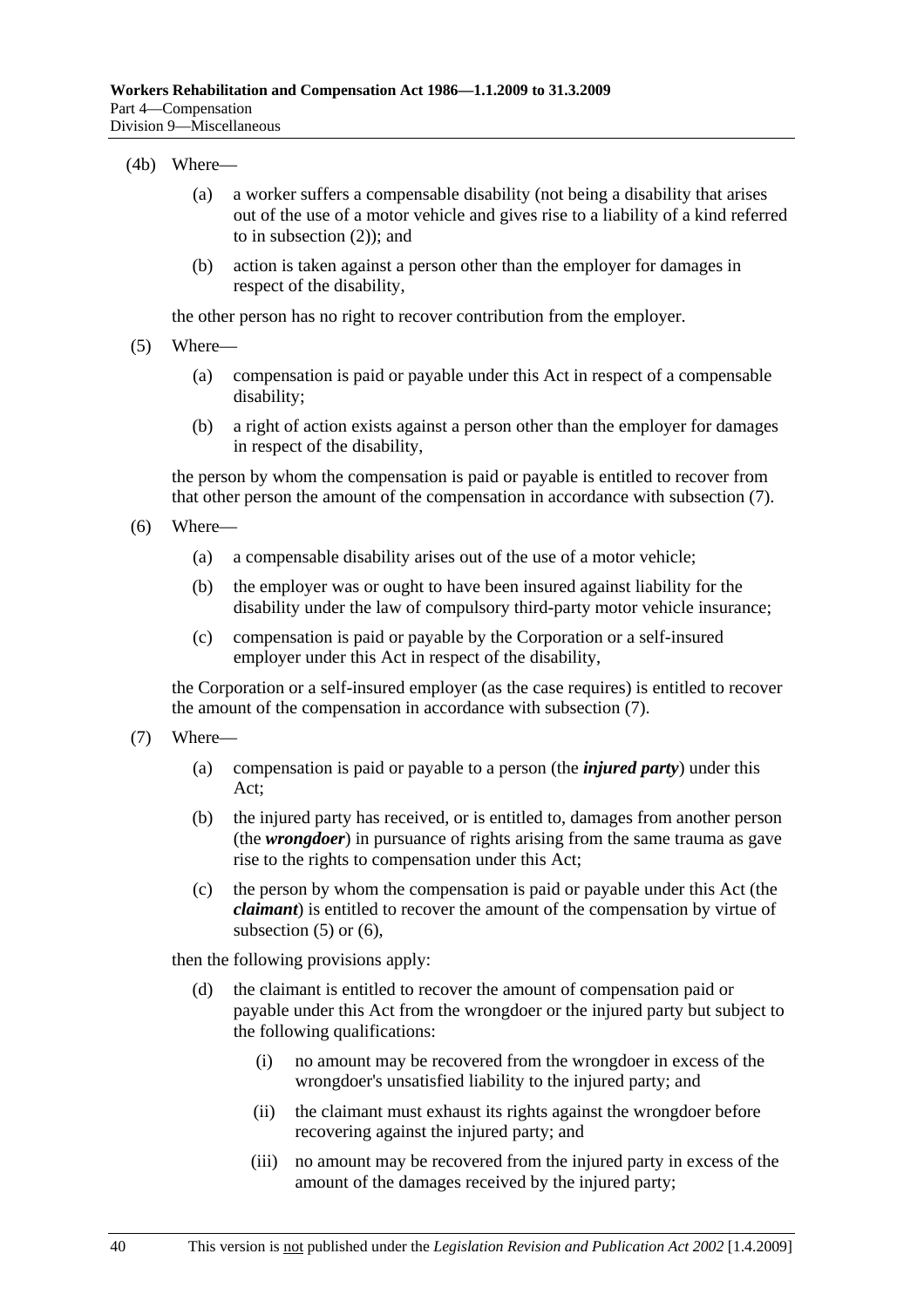(4b) Where—

(a) a worker suffers a compensable disability (not being a disability that arises out of the use of a motor vehicle and gives rise to a liability of a kind referred to in subsection (2)); and

(b) action is taken against a person other than the employer for damages in respect of the disability,

the other person has no right to recover contribution from the employer.

(5) Where—

(a) compensation is paid or payable under this Act in respect of a compensable disability;

(b) a right of action exists against a person other than the employer for damages in respect of the disability,

the person by whom the compensation is paid or payable is entitled to recover from that other person the amount of the compensation in accordance with subsection (7).

(6) Where—

(a) a compensable disability arises out of the use of a motor vehicle;

(b) the employer was or ought to have been insured against liability for the disability under the law of compulsory third-party motor vehicle insurance;

(c) compensation is paid or payable by the Corporation or a self-insured employer under this Act in respect of the disability,

the Corporation or a self-insured employer (as the case requires) is entitled to recover the amount of the compensation in accordance with subsection (7).

(7) Where—

(a) compensation is paid or payable to a person (the ***injured party***) under this Act;

(b) the injured party has received, or is entitled to, damages from another person (the ***wrongdoer***) in pursuance of rights arising from the same trauma as gave rise to the rights to compensation under this Act;

(c) the person by whom the compensation is paid or payable under this Act (the ***claimant***) is entitled to recover the amount of the compensation by virtue of subsection (5) or (6),

then the following provisions apply:

(d) the claimant is entitled to recover the amount of compensation paid or payable under this Act from the wrongdoer or the injured party but subject to the following qualifications:

(i) no amount may be recovered from the wrongdoer in excess of the wrongdoer's unsatisfied liability to the injured party; and

(ii) the claimant must exhaust its rights against the wrongdoer before recovering against the injured party; and

(iii) no amount may be recovered from the injured party in excess of the amount of the damages received by the injured party;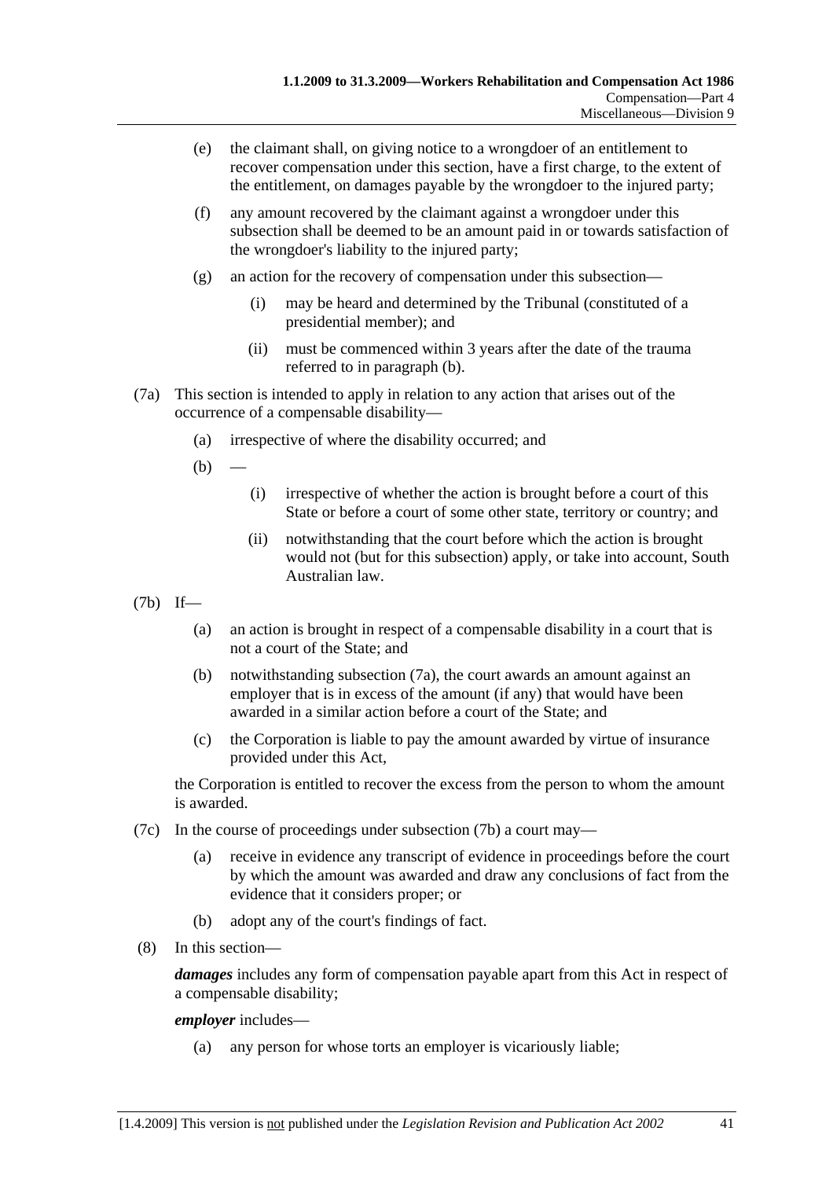(e) the claimant shall, on giving notice to a wrongdoer of an entitlement to recover compensation under this section, have a first charge, to the extent of the entitlement, on damages payable by the wrongdoer to the injured party;

(f) any amount recovered by the claimant against a wrongdoer under this subsection shall be deemed to be an amount paid in or towards satisfaction of the wrongdoer's liability to the injured party;

(g) an action for the recovery of compensation under this subsection—

(i) may be heard and determined by the Tribunal (constituted of a presidential member); and

(ii) must be commenced within 3 years after the date of the trauma referred to in paragraph (b).

(7a) This section is intended to apply in relation to any action that arises out of the occurrence of a compensable disability—

(a) irrespective of where the disability occurred; and

(b) —

(i) irrespective of whether the action is brought before a court of this State or before a court of some other state, territory or country; and

(ii) notwithstanding that the court before which the action is brought would not (but for this subsection) apply, or take into account, South Australian law.

(7b) If—

(a) an action is brought in respect of a compensable disability in a court that is not a court of the State; and

(b) notwithstanding subsection (7a), the court awards an amount against an employer that is in excess of the amount (if any) that would have been awarded in a similar action before a court of the State; and

(c) the Corporation is liable to pay the amount awarded by virtue of insurance provided under this Act,

the Corporation is entitled to recover the excess from the person to whom the amount is awarded.

(7c) In the course of proceedings under subsection (7b) a court may—

(a) receive in evidence any transcript of evidence in proceedings before the court by which the amount was awarded and draw any conclusions of fact from the evidence that it considers proper; or

(b) adopt any of the court's findings of fact.

(8) In this section—

***damages*** includes any form of compensation payable apart from this Act in respect of a compensable disability;

***employer*** includes—

(a) any person for whose torts an employer is vicariously liable;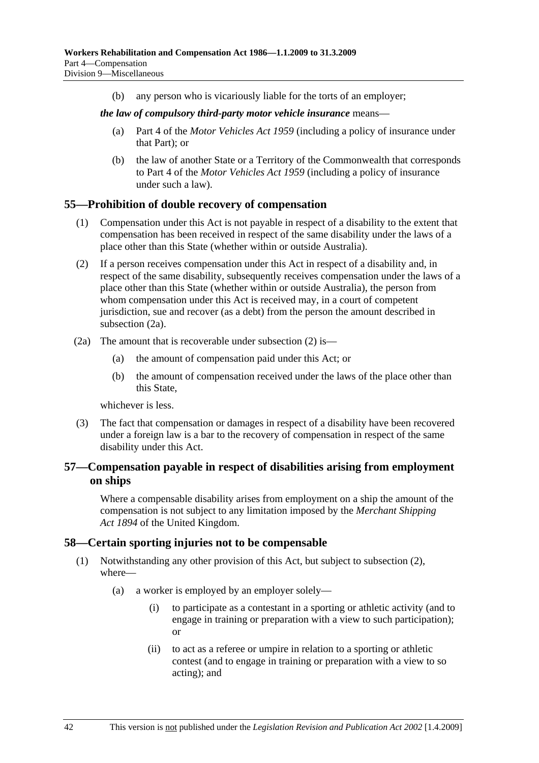(b) any person who is vicariously liable for the torts of an employer;

***the law of compulsory third-party motor vehicle insurance*** means—

(a) Part 4 of the *Motor Vehicles Act 1959* (including a policy of insurance under that Part); or

(b) the law of another State or a Territory of the Commonwealth that corresponds to Part 4 of the *Motor Vehicles Act 1959* (including a policy of insurance under such a law).

## 55—Prohibition of double recovery of compensation

(1) Compensation under this Act is not payable in respect of a disability to the extent that compensation has been received in respect of the same disability under the laws of a place other than this State (whether within or outside Australia).

(2) If a person receives compensation under this Act in respect of a disability and, in respect of the same disability, subsequently receives compensation under the laws of a place other than this State (whether within or outside Australia), the person from whom compensation under this Act is received may, in a court of competent jurisdiction, sue and recover (as a debt) from the person the amount described in subsection (2a).

(2a) The amount that is recoverable under subsection (2) is—

(a) the amount of compensation paid under this Act; or

(b) the amount of compensation received under the laws of the place other than this State,

whichever is less.

(3) The fact that compensation or damages in respect of a disability have been recovered under a foreign law is a bar to the recovery of compensation in respect of the same disability under this Act.

## 57—Compensation payable in respect of disabilities arising from employment on ships

Where a compensable disability arises from employment on a ship the amount of the compensation is not subject to any limitation imposed by the *Merchant Shipping Act 1894* of the United Kingdom.

## 58—Certain sporting injuries not to be compensable

(1) Notwithstanding any other provision of this Act, but subject to subsection (2), where—

(a) a worker is employed by an employer solely—

(i) to participate as a contestant in a sporting or athletic activity (and to engage in training or preparation with a view to such participation); or

(ii) to act as a referee or umpire in relation to a sporting or athletic contest (and to engage in training or preparation with a view to so acting); and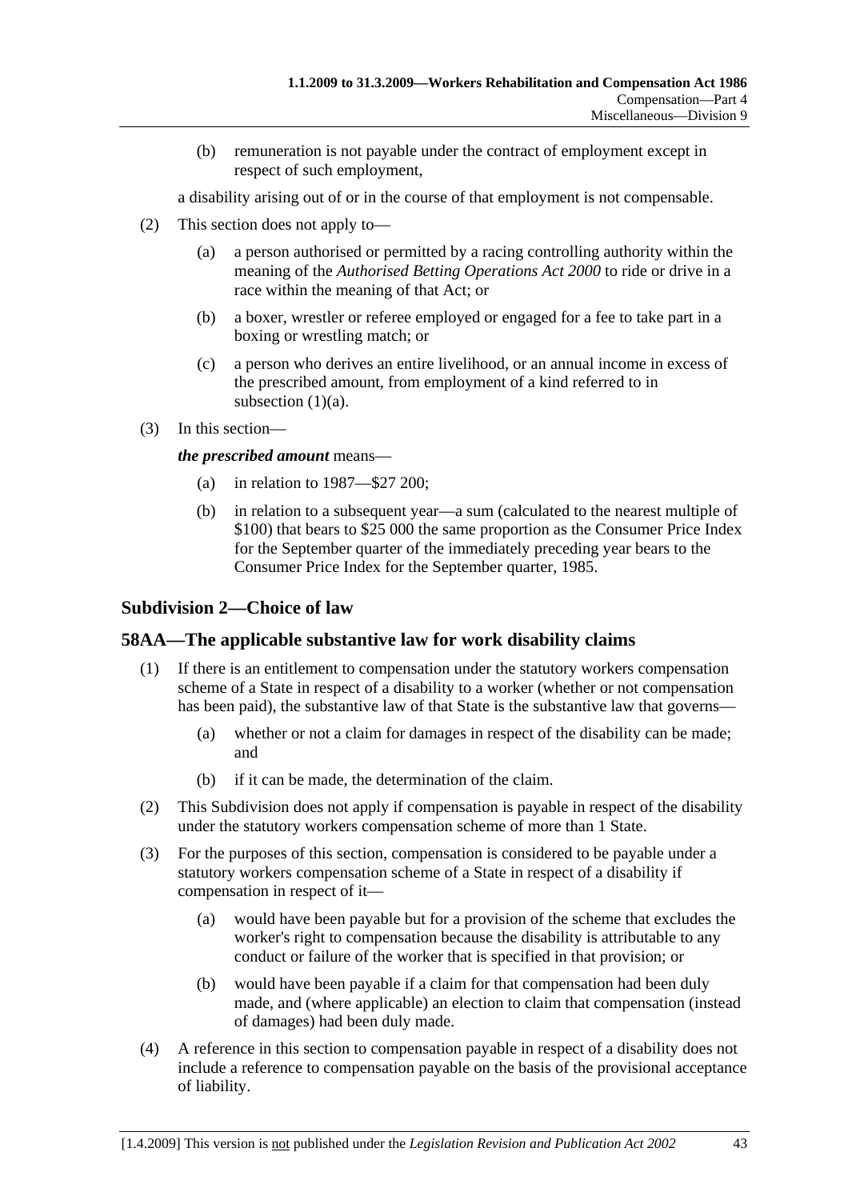(b) remuneration is not payable under the contract of employment except in respect of such employment,

a disability arising out of or in the course of that employment is not compensable.

(2) This section does not apply to—

(a) a person authorised or permitted by a racing controlling authority within the meaning of the *Authorised Betting Operations Act 2000* to ride or drive in a race within the meaning of that Act; or

(b) a boxer, wrestler or referee employed or engaged for a fee to take part in a boxing or wrestling match; or

(c) a person who derives an entire livelihood, or an annual income in excess of the prescribed amount, from employment of a kind referred to in subsection (1)(a).

(3) In this section—

***the prescribed amount*** means—

(a) in relation to 1987—$27 200;

(b) in relation to a subsequent year—a sum (calculated to the nearest multiple of $100) that bears to $25 000 the same proportion as the Consumer Price Index for the September quarter of the immediately preceding year bears to the Consumer Price Index for the September quarter, 1985.

## Subdivision 2—Choice of law

## 58AA—The applicable substantive law for work disability claims

(1) If there is an entitlement to compensation under the statutory workers compensation scheme of a State in respect of a disability to a worker (whether or not compensation has been paid), the substantive law of that State is the substantive law that governs—

(a) whether or not a claim for damages in respect of the disability can be made; and

(b) if it can be made, the determination of the claim.

(2) This Subdivision does not apply if compensation is payable in respect of the disability under the statutory workers compensation scheme of more than 1 State.

(3) For the purposes of this section, compensation is considered to be payable under a statutory workers compensation scheme of a State in respect of a disability if compensation in respect of it—

(a) would have been payable but for a provision of the scheme that excludes the worker's right to compensation because the disability is attributable to any conduct or failure of the worker that is specified in that provision; or

(b) would have been payable if a claim for that compensation had been duly made, and (where applicable) an election to claim that compensation (instead of damages) had been duly made.

(4) A reference in this section to compensation payable in respect of a disability does not include a reference to compensation payable on the basis of the provisional acceptance of liability.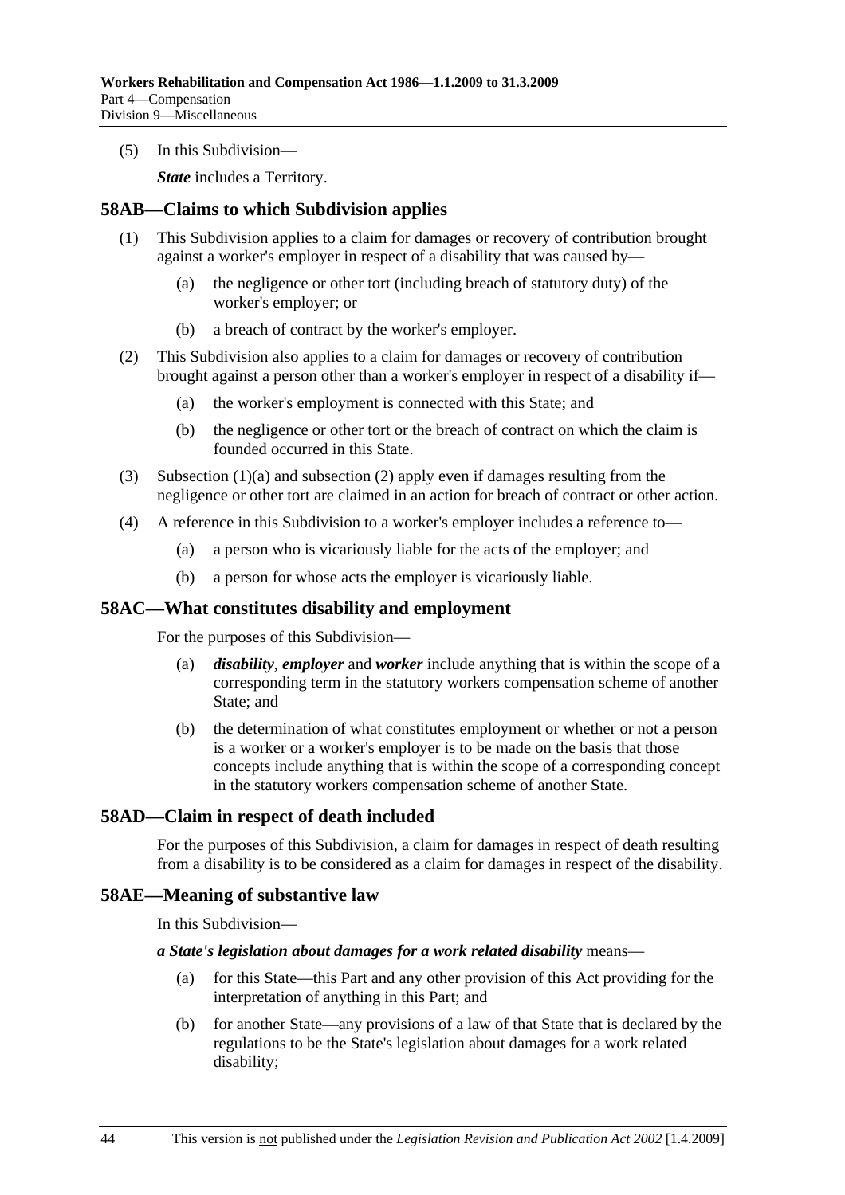(5) In this Subdivision—

*State* includes a Territory.

## 58AB—Claims to which Subdivision applies

(1) This Subdivision applies to a claim for damages or recovery of contribution brought against a worker's employer in respect of a disability that was caused by—

(a) the negligence or other tort (including breach of statutory duty) of the worker's employer; or

(b) a breach of contract by the worker's employer.

(2) This Subdivision also applies to a claim for damages or recovery of contribution brought against a person other than a worker's employer in respect of a disability if—

(a) the worker's employment is connected with this State; and

(b) the negligence or other tort or the breach of contract on which the claim is founded occurred in this State.

(3) Subsection (1)(a) and subsection (2) apply even if damages resulting from the negligence or other tort are claimed in an action for breach of contract or other action.

(4) A reference in this Subdivision to a worker's employer includes a reference to—

(a) a person who is vicariously liable for the acts of the employer; and

(b) a person for whose acts the employer is vicariously liable.

## 58AC—What constitutes disability and employment

For the purposes of this Subdivision—

(a) ***disability***, ***employer*** and ***worker*** include anything that is within the scope of a corresponding term in the statutory workers compensation scheme of another State; and

(b) the determination of what constitutes employment or whether or not a person is a worker or a worker's employer is to be made on the basis that those concepts include anything that is within the scope of a corresponding concept in the statutory workers compensation scheme of another State.

## 58AD—Claim in respect of death included

For the purposes of this Subdivision, a claim for damages in respect of death resulting from a disability is to be considered as a claim for damages in respect of the disability.

## 58AE—Meaning of substantive law

In this Subdivision—

***a State's legislation about damages for a work related disability*** means—

(a) for this State—this Part and any other provision of this Act providing for the interpretation of anything in this Part; and

(b) for another State—any provisions of a law of that State that is declared by the regulations to be the State's legislation about damages for a work related disability;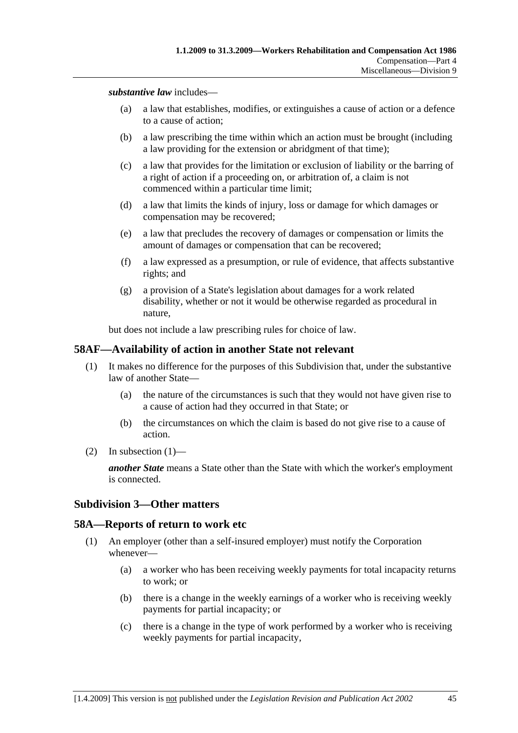***substantive law*** includes—

(a) a law that establishes, modifies, or extinguishes a cause of action or a defence to a cause of action;

(b) a law prescribing the time within which an action must be brought (including a law providing for the extension or abridgment of that time);

(c) a law that provides for the limitation or exclusion of liability or the barring of a right of action if a proceeding on, or arbitration of, a claim is not commenced within a particular time limit;

(d) a law that limits the kinds of injury, loss or damage for which damages or compensation may be recovered;

(e) a law that precludes the recovery of damages or compensation or limits the amount of damages or compensation that can be recovered;

(f) a law expressed as a presumption, or rule of evidence, that affects substantive rights; and

(g) a provision of a State's legislation about damages for a work related disability, whether or not it would be otherwise regarded as procedural in nature,

but does not include a law prescribing rules for choice of law.

## 58AF—Availability of action in another State not relevant

(1) It makes no difference for the purposes of this Subdivision that, under the substantive law of another State—

(a) the nature of the circumstances is such that they would not have given rise to a cause of action had they occurred in that State; or

(b) the circumstances on which the claim is based do not give rise to a cause of action.

(2) In subsection (1)—

***another State*** means a State other than the State with which the worker's employment is connected.

### Subdivision 3—Other matters

## 58A—Reports of return to work etc

(1) An employer (other than a self-insured employer) must notify the Corporation whenever—

(a) a worker who has been receiving weekly payments for total incapacity returns to work; or

(b) there is a change in the weekly earnings of a worker who is receiving weekly payments for partial incapacity; or

(c) there is a change in the type of work performed by a worker who is receiving weekly payments for partial incapacity,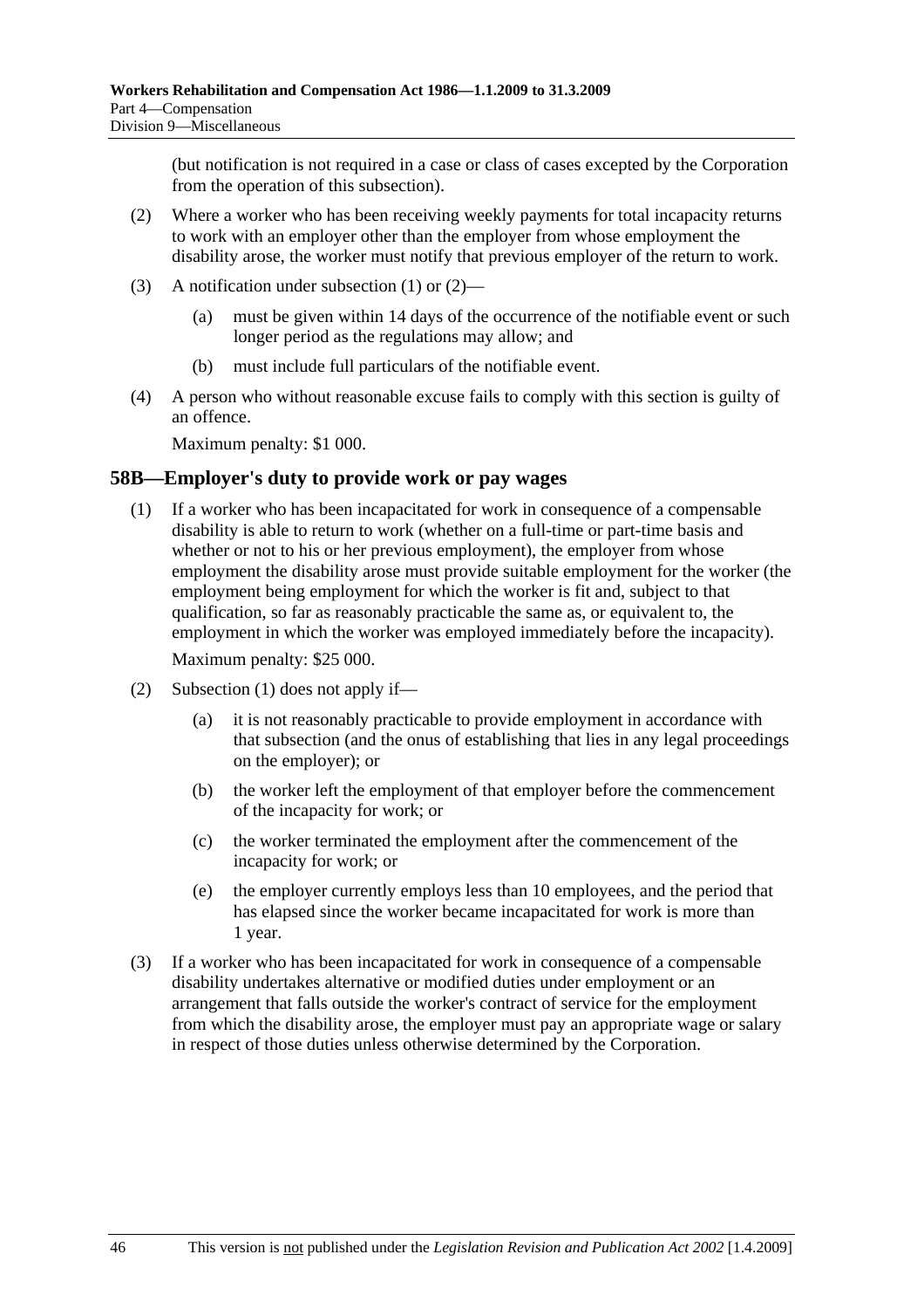(but notification is not required in a case or class of cases excepted by the Corporation from the operation of this subsection).

(2) Where a worker who has been receiving weekly payments for total incapacity returns to work with an employer other than the employer from whose employment the disability arose, the worker must notify that previous employer of the return to work.

(3) A notification under subsection (1) or (2)—

(a) must be given within 14 days of the occurrence of the notifiable event or such longer period as the regulations may allow; and

(b) must include full particulars of the notifiable event.

(4) A person who without reasonable excuse fails to comply with this section is guilty of an offence.

Maximum penalty: $1 000.

## 58B—Employer's duty to provide work or pay wages

(1) If a worker who has been incapacitated for work in consequence of a compensable disability is able to return to work (whether on a full-time or part-time basis and whether or not to his or her previous employment), the employer from whose employment the disability arose must provide suitable employment for the worker (the employment being employment for which the worker is fit and, subject to that qualification, so far as reasonably practicable the same as, or equivalent to, the employment in which the worker was employed immediately before the incapacity).

Maximum penalty: $25 000.

(2) Subsection (1) does not apply if—

(a) it is not reasonably practicable to provide employment in accordance with that subsection (and the onus of establishing that lies in any legal proceedings on the employer); or

(b) the worker left the employment of that employer before the commencement of the incapacity for work; or

(c) the worker terminated the employment after the commencement of the incapacity for work; or

(e) the employer currently employs less than 10 employees, and the period that has elapsed since the worker became incapacitated for work is more than 1 year.

(3) If a worker who has been incapacitated for work in consequence of a compensable disability undertakes alternative or modified duties under employment or an arrangement that falls outside the worker's contract of service for the employment from which the disability arose, the employer must pay an appropriate wage or salary in respect of those duties unless otherwise determined by the Corporation.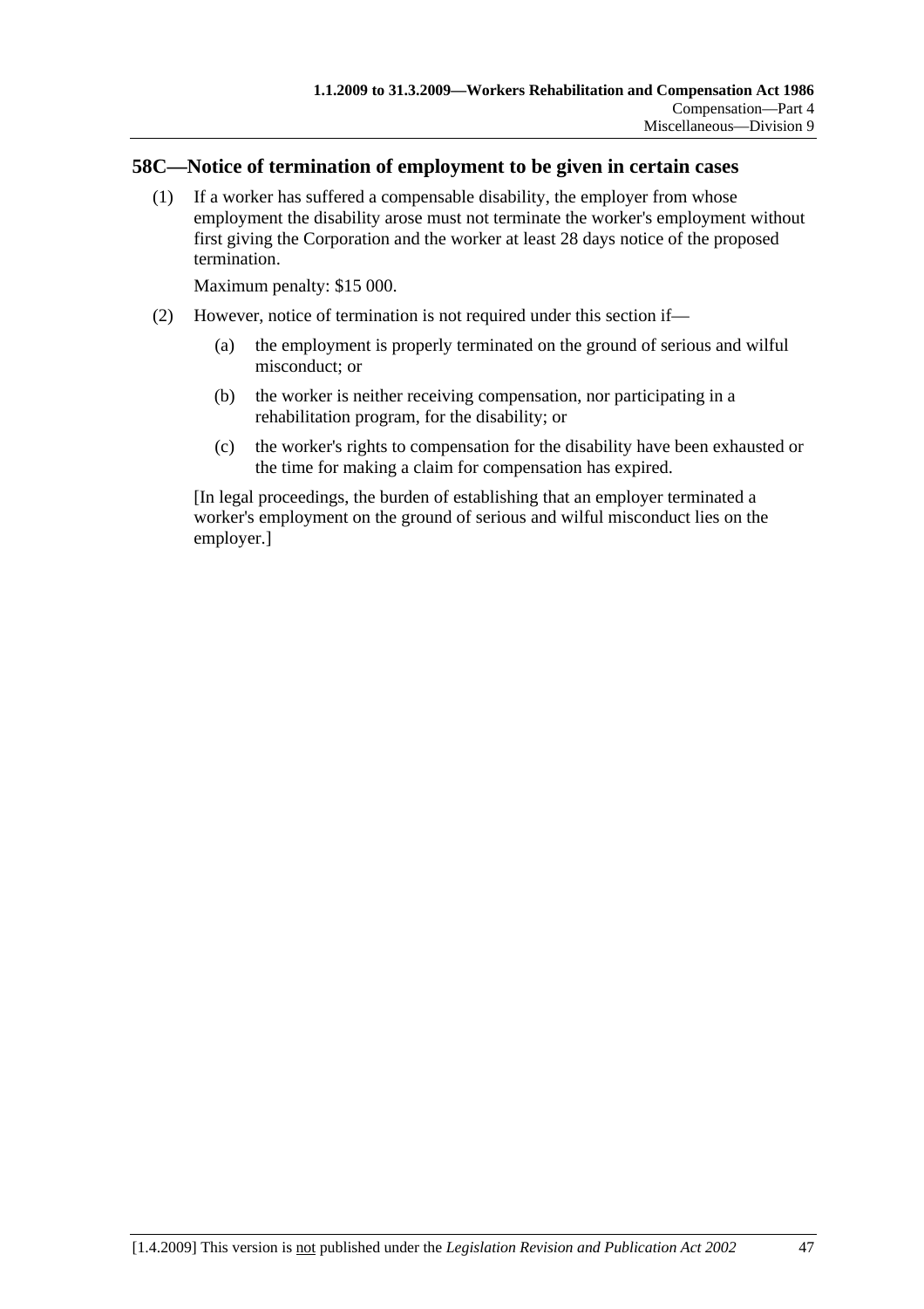## 58C—Notice of termination of employment to be given in certain cases

(1) If a worker has suffered a compensable disability, the employer from whose employment the disability arose must not terminate the worker's employment without first giving the Corporation and the worker at least 28 days notice of the proposed termination.

Maximum penalty: $15 000.

(2) However, notice of termination is not required under this section if—

(a) the employment is properly terminated on the ground of serious and wilful misconduct; or

(b) the worker is neither receiving compensation, nor participating in a rehabilitation program, for the disability; or

(c) the worker's rights to compensation for the disability have been exhausted or the time for making a claim for compensation has expired.

[In legal proceedings, the burden of establishing that an employer terminated a worker's employment on the ground of serious and wilful misconduct lies on the employer.]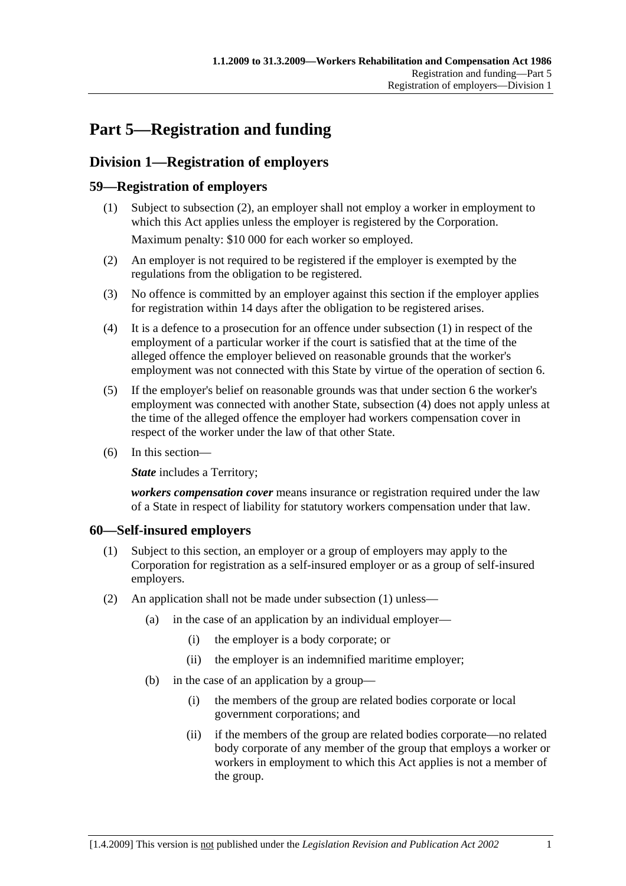# Part 5—Registration and funding

## Division 1—Registration of employers

### 59—Registration of employers

(1) Subject to subsection (2), an employer shall not employ a worker in employment to which this Act applies unless the employer is registered by the Corporation.

Maximum penalty: $10 000 for each worker so employed.

(2) An employer is not required to be registered if the employer is exempted by the regulations from the obligation to be registered.

(3) No offence is committed by an employer against this section if the employer applies for registration within 14 days after the obligation to be registered arises.

(4) It is a defence to a prosecution for an offence under subsection (1) in respect of the employment of a particular worker if the court is satisfied that at the time of the alleged offence the employer believed on reasonable grounds that the worker's employment was not connected with this State by virtue of the operation of section 6.

(5) If the employer's belief on reasonable grounds was that under section 6 the worker's employment was connected with another State, subsection (4) does not apply unless at the time of the alleged offence the employer had workers compensation cover in respect of the worker under the law of that other State.

(6) In this section—

***State*** includes a Territory;

***workers compensation cover*** means insurance or registration required under the law of a State in respect of liability for statutory workers compensation under that law.

### 60—Self-insured employers

(1) Subject to this section, an employer or a group of employers may apply to the Corporation for registration as a self-insured employer or as a group of self-insured employers.

(2) An application shall not be made under subsection (1) unless—

(a) in the case of an application by an individual employer—

(i) the employer is a body corporate; or

(ii) the employer is an indemnified maritime employer;

(b) in the case of an application by a group—

(i) the members of the group are related bodies corporate or local government corporations; and

(ii) if the members of the group are related bodies corporate—no related body corporate of any member of the group that employs a worker or workers in employment to which this Act applies is not a member of the group.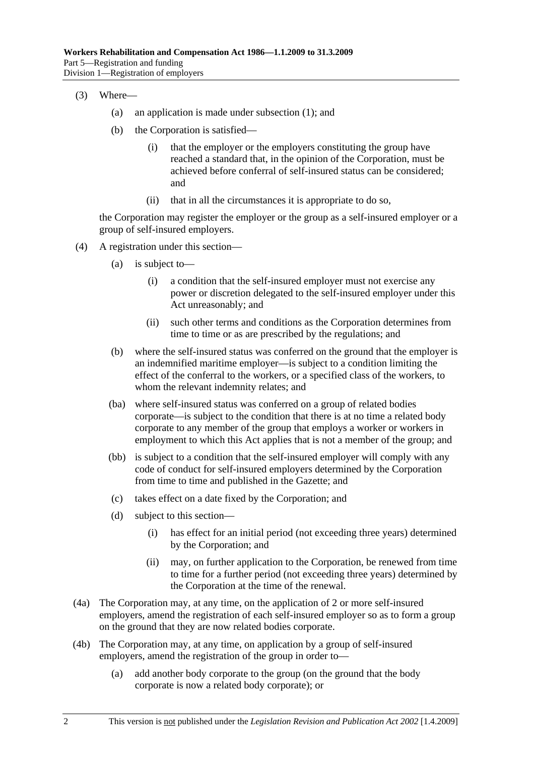(3) Where—

(a) an application is made under subsection (1); and

(b) the Corporation is satisfied—

(i) that the employer or the employers constituting the group have reached a standard that, in the opinion of the Corporation, must be achieved before conferral of self-insured status can be considered; and

(ii) that in all the circumstances it is appropriate to do so,

the Corporation may register the employer or the group as a self-insured employer or a group of self-insured employers.

(4) A registration under this section—

(a) is subject to—

(i) a condition that the self-insured employer must not exercise any power or discretion delegated to the self-insured employer under this Act unreasonably; and

(ii) such other terms and conditions as the Corporation determines from time to time or as are prescribed by the regulations; and

(b) where the self-insured status was conferred on the ground that the employer is an indemnified maritime employer—is subject to a condition limiting the effect of the conferral to the workers, or a specified class of the workers, to whom the relevant indemnity relates; and

(ba) where self-insured status was conferred on a group of related bodies corporate—is subject to the condition that there is at no time a related body corporate to any member of the group that employs a worker or workers in employment to which this Act applies that is not a member of the group; and

(bb) is subject to a condition that the self-insured employer will comply with any code of conduct for self-insured employers determined by the Corporation from time to time and published in the Gazette; and

(c) takes effect on a date fixed by the Corporation; and

(d) subject to this section—

(i) has effect for an initial period (not exceeding three years) determined by the Corporation; and

(ii) may, on further application to the Corporation, be renewed from time to time for a further period (not exceeding three years) determined by the Corporation at the time of the renewal.

(4a) The Corporation may, at any time, on the application of 2 or more self-insured employers, amend the registration of each self-insured employer so as to form a group on the ground that they are now related bodies corporate.

(4b) The Corporation may, at any time, on application by a group of self-insured employers, amend the registration of the group in order to—

(a) add another body corporate to the group (on the ground that the body corporate is now a related body corporate); or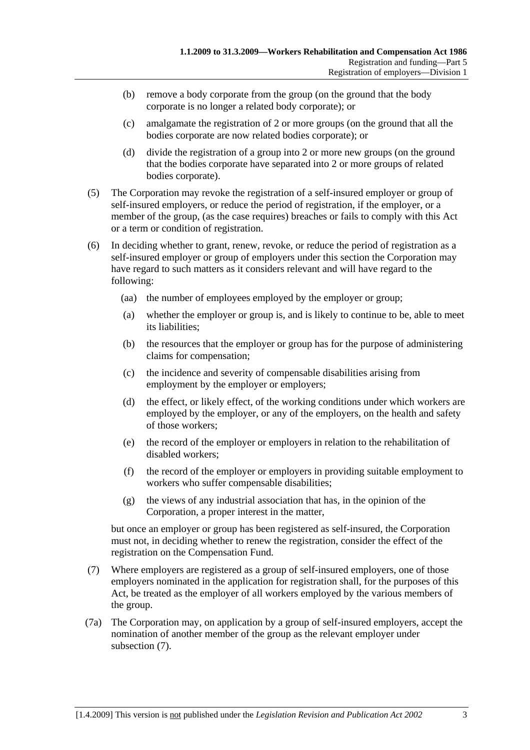(b) remove a body corporate from the group (on the ground that the body corporate is no longer a related body corporate); or

(c) amalgamate the registration of 2 or more groups (on the ground that all the bodies corporate are now related bodies corporate); or

(d) divide the registration of a group into 2 or more new groups (on the ground that the bodies corporate have separated into 2 or more groups of related bodies corporate).

(5) The Corporation may revoke the registration of a self-insured employer or group of self-insured employers, or reduce the period of registration, if the employer, or a member of the group, (as the case requires) breaches or fails to comply with this Act or a term or condition of registration.

(6) In deciding whether to grant, renew, revoke, or reduce the period of registration as a self-insured employer or group of employers under this section the Corporation may have regard to such matters as it considers relevant and will have regard to the following:

(aa) the number of employees employed by the employer or group;

(a) whether the employer or group is, and is likely to continue to be, able to meet its liabilities;

(b) the resources that the employer or group has for the purpose of administering claims for compensation;

(c) the incidence and severity of compensable disabilities arising from employment by the employer or employers;

(d) the effect, or likely effect, of the working conditions under which workers are employed by the employer, or any of the employers, on the health and safety of those workers;

(e) the record of the employer or employers in relation to the rehabilitation of disabled workers;

(f) the record of the employer or employers in providing suitable employment to workers who suffer compensable disabilities;

(g) the views of any industrial association that has, in the opinion of the Corporation, a proper interest in the matter,

but once an employer or group has been registered as self-insured, the Corporation must not, in deciding whether to renew the registration, consider the effect of the registration on the Compensation Fund.

(7) Where employers are registered as a group of self-insured employers, one of those employers nominated in the application for registration shall, for the purposes of this Act, be treated as the employer of all workers employed by the various members of the group.

(7a) The Corporation may, on application by a group of self-insured employers, accept the nomination of another member of the group as the relevant employer under subsection (7).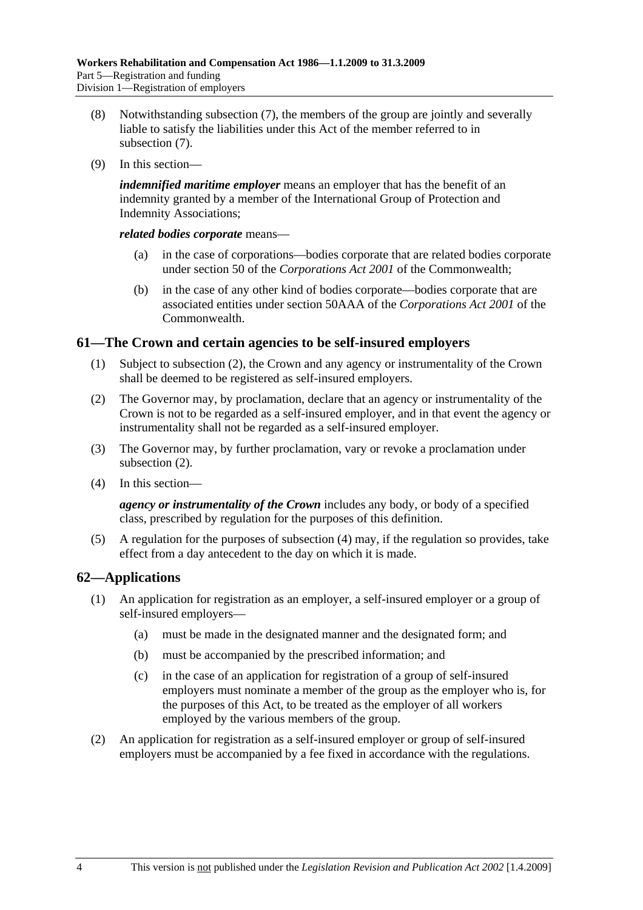(8) Notwithstanding subsection (7), the members of the group are jointly and severally liable to satisfy the liabilities under this Act of the member referred to in subsection (7).

(9) In this section—

***indemnified maritime employer*** means an employer that has the benefit of an indemnity granted by a member of the International Group of Protection and Indemnity Associations;

***related bodies corporate*** means—

(a) in the case of corporations—bodies corporate that are related bodies corporate under section 50 of the *Corporations Act 2001* of the Commonwealth;

(b) in the case of any other kind of bodies corporate—bodies corporate that are associated entities under section 50AAA of the *Corporations Act 2001* of the Commonwealth.

## 61—The Crown and certain agencies to be self-insured employers

(1) Subject to subsection (2), the Crown and any agency or instrumentality of the Crown shall be deemed to be registered as self-insured employers.

(2) The Governor may, by proclamation, declare that an agency or instrumentality of the Crown is not to be regarded as a self-insured employer, and in that event the agency or instrumentality shall not be regarded as a self-insured employer.

(3) The Governor may, by further proclamation, vary or revoke a proclamation under subsection (2).

(4) In this section—

***agency or instrumentality of the Crown*** includes any body, or body of a specified class, prescribed by regulation for the purposes of this definition.

(5) A regulation for the purposes of subsection (4) may, if the regulation so provides, take effect from a day antecedent to the day on which it is made.

## 62—Applications

(1) An application for registration as an employer, a self-insured employer or a group of self-insured employers—

(a) must be made in the designated manner and the designated form; and

(b) must be accompanied by the prescribed information; and

(c) in the case of an application for registration of a group of self-insured employers must nominate a member of the group as the employer who is, for the purposes of this Act, to be treated as the employer of all workers employed by the various members of the group.

(2) An application for registration as a self-insured employer or group of self-insured employers must be accompanied by a fee fixed in accordance with the regulations.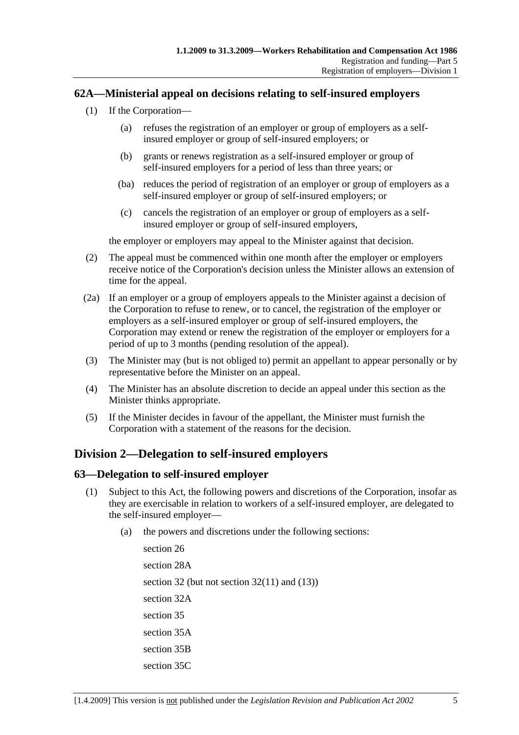## 62A—Ministerial appeal on decisions relating to self-insured employers

(1) If the Corporation—

(a) refuses the registration of an employer or group of employers as a self-insured employer or group of self-insured employers; or

(b) grants or renews registration as a self-insured employer or group of self-insured employers for a period of less than three years; or

(ba) reduces the period of registration of an employer or group of employers as a self-insured employer or group of self-insured employers; or

(c) cancels the registration of an employer or group of employers as a self-insured employer or group of self-insured employers,

the employer or employers may appeal to the Minister against that decision.

(2) The appeal must be commenced within one month after the employer or employers receive notice of the Corporation's decision unless the Minister allows an extension of time for the appeal.

(2a) If an employer or a group of employers appeals to the Minister against a decision of the Corporation to refuse to renew, or to cancel, the registration of the employer or employers as a self-insured employer or group of self-insured employers, the Corporation may extend or renew the registration of the employer or employers for a period of up to 3 months (pending resolution of the appeal).

(3) The Minister may (but is not obliged to) permit an appellant to appear personally or by representative before the Minister on an appeal.

(4) The Minister has an absolute discretion to decide an appeal under this section as the Minister thinks appropriate.

(5) If the Minister decides in favour of the appellant, the Minister must furnish the Corporation with a statement of the reasons for the decision.

# Division 2—Delegation to self-insured employers

## 63—Delegation to self-insured employer

(1) Subject to this Act, the following powers and discretions of the Corporation, insofar as they are exercisable in relation to workers of a self-insured employer, are delegated to the self-insured employer—

(a) the powers and discretions under the following sections:

section 26

section 28A

section 32 (but not section 32(11) and (13))

section 32A

section 35

section 35A

section 35B

section 35C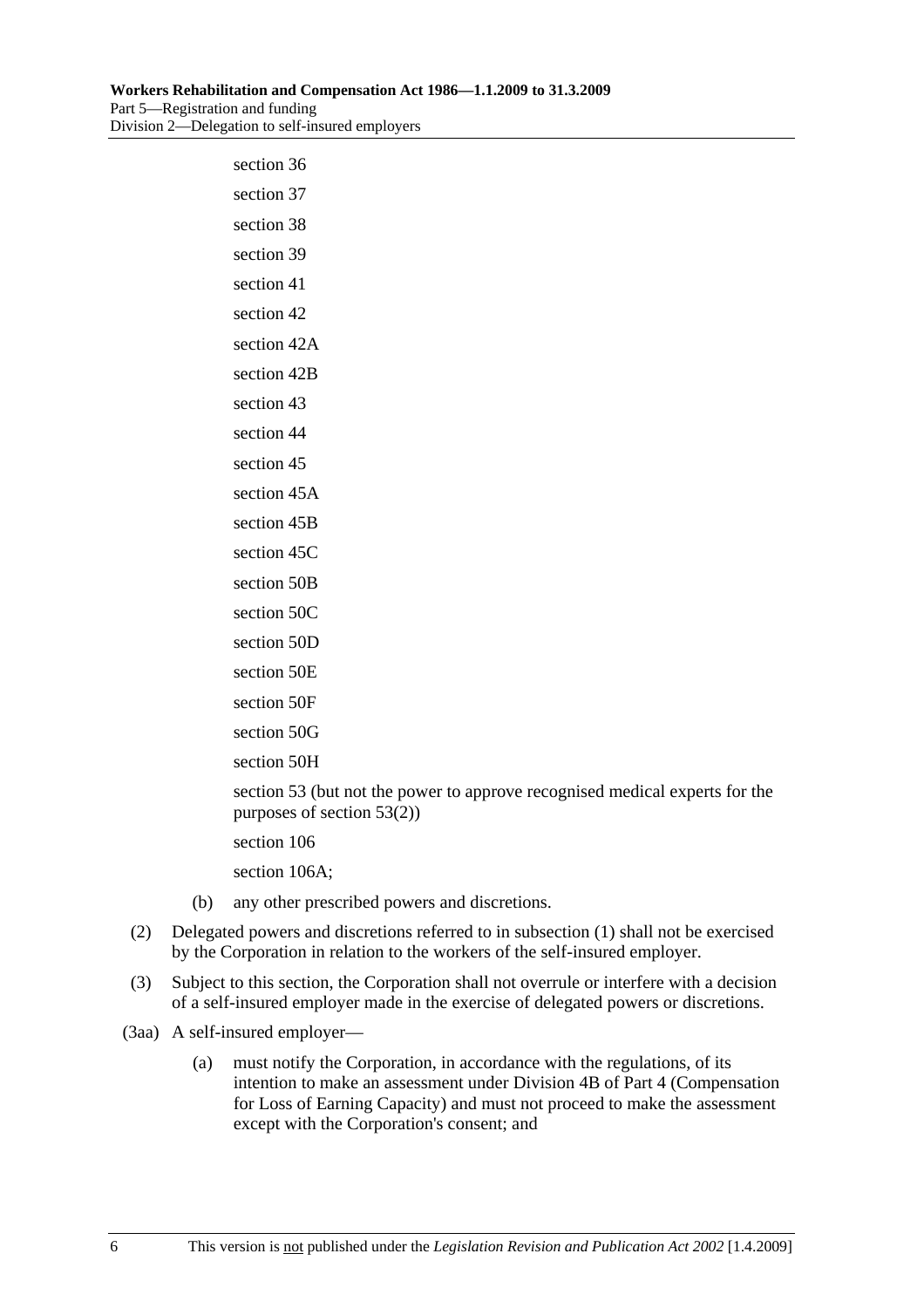section 36

section 37

section 38

section 39

section 41

section 42

section 42A

section 42B

section 43

section 44

section 45

section 45A

section 45B

section 45C

section 50B

section 50C

section 50D

section 50E

section 50F

section 50G

section 50H

section 53 (but not the power to approve recognised medical experts for the purposes of section 53(2))

section 106

section 106A;

(b) any other prescribed powers and discretions.

(2) Delegated powers and discretions referred to in subsection (1) shall not be exercised by the Corporation in relation to the workers of the self-insured employer.

(3) Subject to this section, the Corporation shall not overrule or interfere with a decision of a self-insured employer made in the exercise of delegated powers or discretions.

(3aa) A self-insured employer—

(a) must notify the Corporation, in accordance with the regulations, of its intention to make an assessment under Division 4B of Part 4 (Compensation for Loss of Earning Capacity) and must not proceed to make the assessment except with the Corporation's consent; and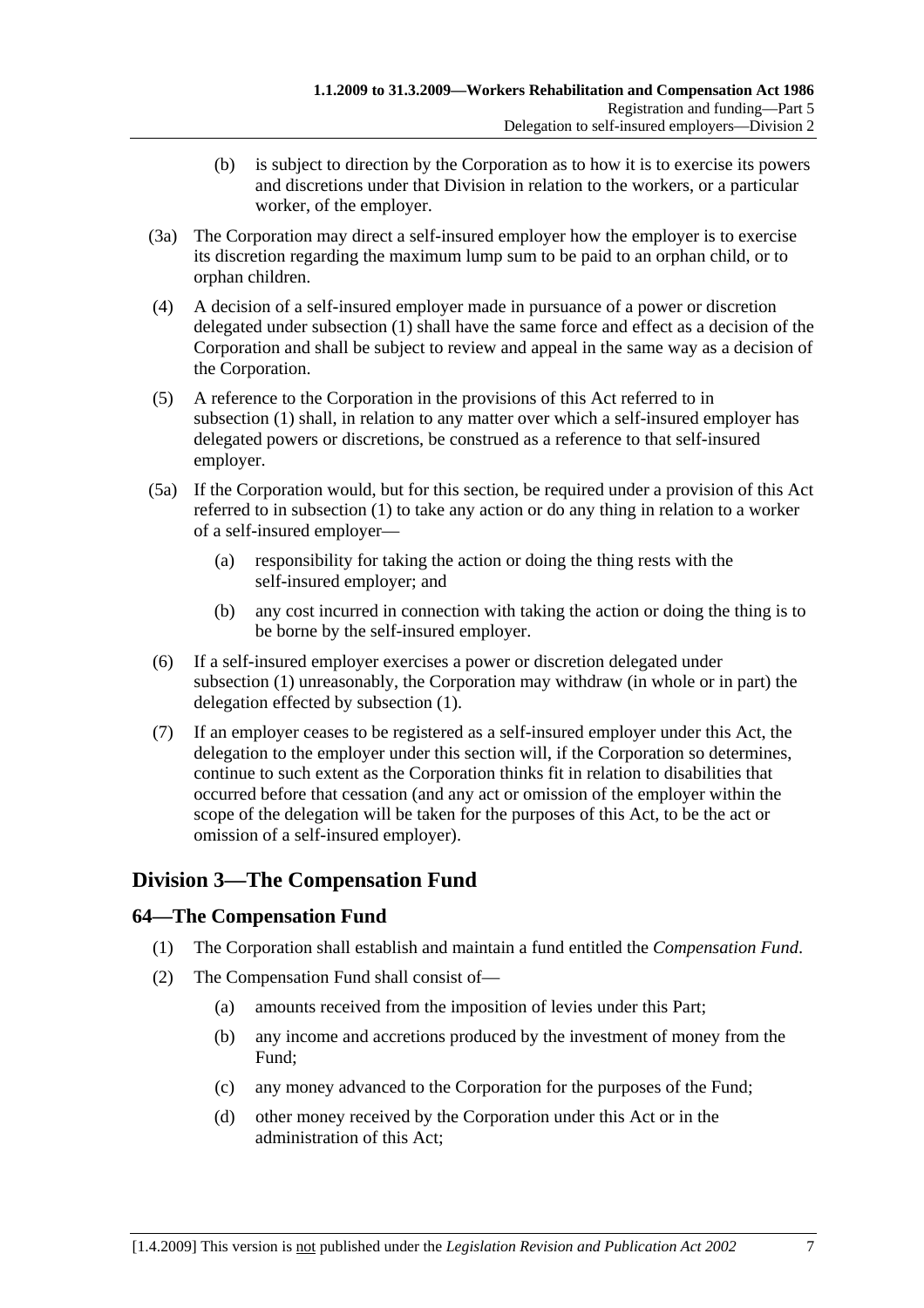(b) is subject to direction by the Corporation as to how it is to exercise its powers and discretions under that Division in relation to the workers, or a particular worker, of the employer.

(3a) The Corporation may direct a self-insured employer how the employer is to exercise its discretion regarding the maximum lump sum to be paid to an orphan child, or to orphan children.

(4) A decision of a self-insured employer made in pursuance of a power or discretion delegated under subsection (1) shall have the same force and effect as a decision of the Corporation and shall be subject to review and appeal in the same way as a decision of the Corporation.

(5) A reference to the Corporation in the provisions of this Act referred to in subsection (1) shall, in relation to any matter over which a self-insured employer has delegated powers or discretions, be construed as a reference to that self-insured employer.

(5a) If the Corporation would, but for this section, be required under a provision of this Act referred to in subsection (1) to take any action or do any thing in relation to a worker of a self-insured employer—

(a) responsibility for taking the action or doing the thing rests with the self-insured employer; and

(b) any cost incurred in connection with taking the action or doing the thing is to be borne by the self-insured employer.

(6) If a self-insured employer exercises a power or discretion delegated under subsection (1) unreasonably, the Corporation may withdraw (in whole or in part) the delegation effected by subsection (1).

(7) If an employer ceases to be registered as a self-insured employer under this Act, the delegation to the employer under this section will, if the Corporation so determines, continue to such extent as the Corporation thinks fit in relation to disabilities that occurred before that cessation (and any act or omission of the employer within the scope of the delegation will be taken for the purposes of this Act, to be the act or omission of a self-insured employer).

## Division 3—The Compensation Fund

### 64—The Compensation Fund

(1) The Corporation shall establish and maintain a fund entitled the *Compensation Fund*.

(2) The Compensation Fund shall consist of—

(a) amounts received from the imposition of levies under this Part;

(b) any income and accretions produced by the investment of money from the Fund;

(c) any money advanced to the Corporation for the purposes of the Fund;

(d) other money received by the Corporation under this Act or in the administration of this Act;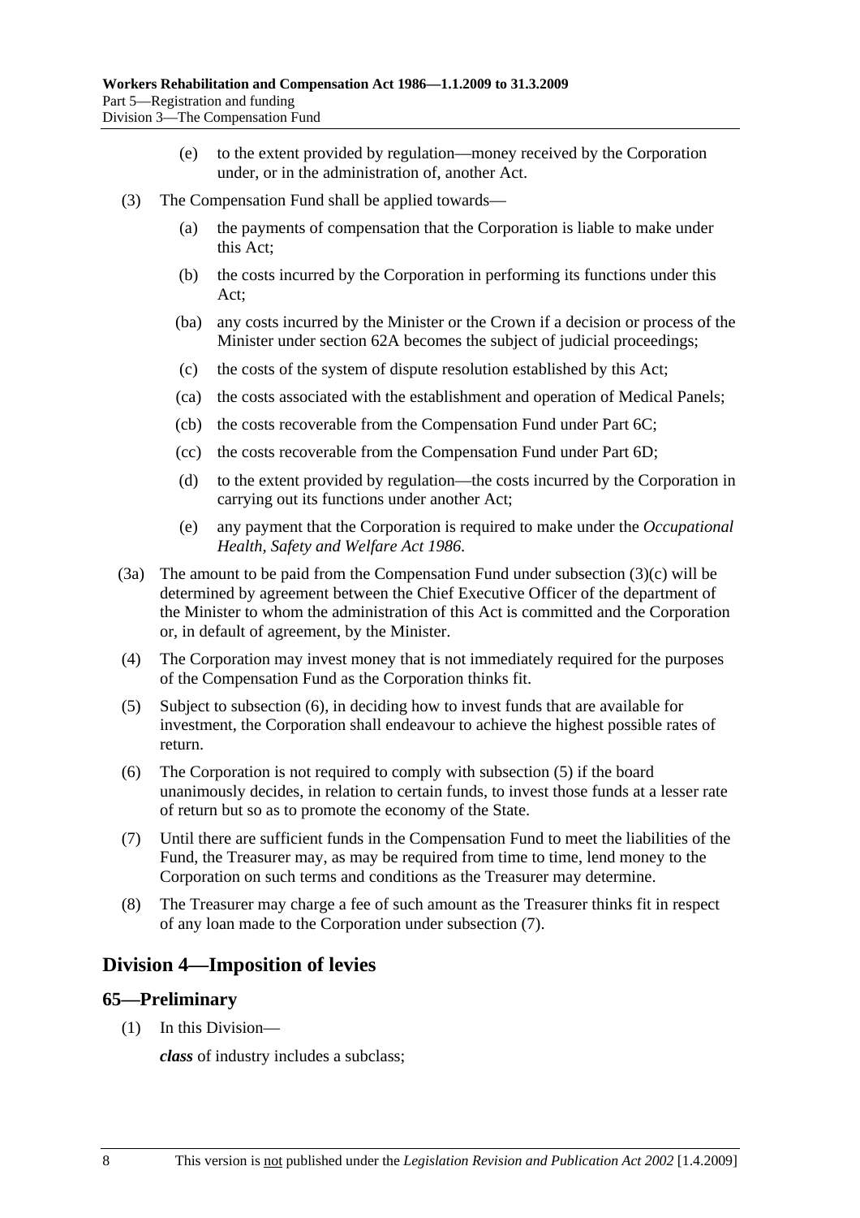(e) to the extent provided by regulation—money received by the Corporation under, or in the administration of, another Act.

(3) The Compensation Fund shall be applied towards—

(a) the payments of compensation that the Corporation is liable to make under this Act;

(b) the costs incurred by the Corporation in performing its functions under this Act;

(ba) any costs incurred by the Minister or the Crown if a decision or process of the Minister under section 62A becomes the subject of judicial proceedings;

(c) the costs of the system of dispute resolution established by this Act;

(ca) the costs associated with the establishment and operation of Medical Panels;

(cb) the costs recoverable from the Compensation Fund under Part 6C;

(cc) the costs recoverable from the Compensation Fund under Part 6D;

(d) to the extent provided by regulation—the costs incurred by the Corporation in carrying out its functions under another Act;

(e) any payment that the Corporation is required to make under the *Occupational Health, Safety and Welfare Act 1986*.

(3a) The amount to be paid from the Compensation Fund under subsection (3)(c) will be determined by agreement between the Chief Executive Officer of the department of the Minister to whom the administration of this Act is committed and the Corporation or, in default of agreement, by the Minister.

(4) The Corporation may invest money that is not immediately required for the purposes of the Compensation Fund as the Corporation thinks fit.

(5) Subject to subsection (6), in deciding how to invest funds that are available for investment, the Corporation shall endeavour to achieve the highest possible rates of return.

(6) The Corporation is not required to comply with subsection (5) if the board unanimously decides, in relation to certain funds, to invest those funds at a lesser rate of return but so as to promote the economy of the State.

(7) Until there are sufficient funds in the Compensation Fund to meet the liabilities of the Fund, the Treasurer may, as may be required from time to time, lend money to the Corporation on such terms and conditions as the Treasurer may determine.

(8) The Treasurer may charge a fee of such amount as the Treasurer thinks fit in respect of any loan made to the Corporation under subsection (7).

## Division 4—Imposition of levies

### 65—Preliminary

(1) In this Division—

***class*** of industry includes a subclass;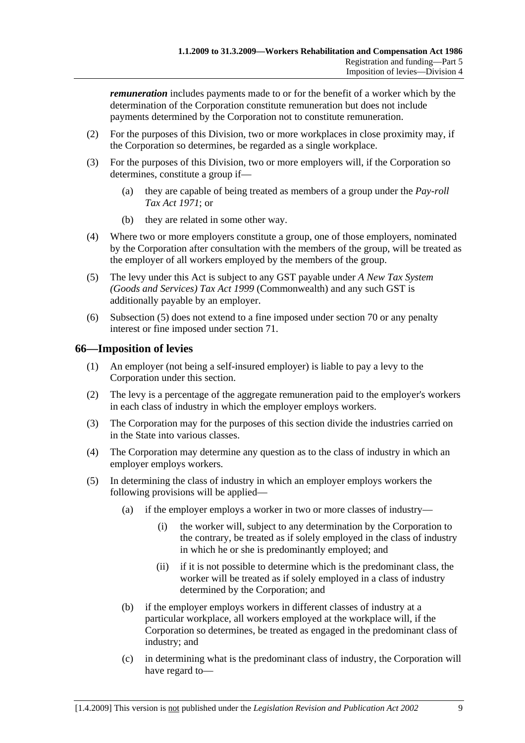***remuneration*** includes payments made to or for the benefit of a worker which by the determination of the Corporation constitute remuneration but does not include payments determined by the Corporation not to constitute remuneration.

(2) For the purposes of this Division, two or more workplaces in close proximity may, if the Corporation so determines, be regarded as a single workplace.

(3) For the purposes of this Division, two or more employers will, if the Corporation so determines, constitute a group if—

(a) they are capable of being treated as members of a group under the *Pay-roll Tax Act 1971*; or

(b) they are related in some other way.

(4) Where two or more employers constitute a group, one of those employers, nominated by the Corporation after consultation with the members of the group, will be treated as the employer of all workers employed by the members of the group.

(5) The levy under this Act is subject to any GST payable under *A New Tax System (Goods and Services) Tax Act 1999* (Commonwealth) and any such GST is additionally payable by an employer.

(6) Subsection (5) does not extend to a fine imposed under section 70 or any penalty interest or fine imposed under section 71.

## 66—Imposition of levies

(1) An employer (not being a self-insured employer) is liable to pay a levy to the Corporation under this section.

(2) The levy is a percentage of the aggregate remuneration paid to the employer's workers in each class of industry in which the employer employs workers.

(3) The Corporation may for the purposes of this section divide the industries carried on in the State into various classes.

(4) The Corporation may determine any question as to the class of industry in which an employer employs workers.

(5) In determining the class of industry in which an employer employs workers the following provisions will be applied—

(a) if the employer employs a worker in two or more classes of industry—

(i) the worker will, subject to any determination by the Corporation to the contrary, be treated as if solely employed in the class of industry in which he or she is predominantly employed; and

(ii) if it is not possible to determine which is the predominant class, the worker will be treated as if solely employed in a class of industry determined by the Corporation; and

(b) if the employer employs workers in different classes of industry at a particular workplace, all workers employed at the workplace will, if the Corporation so determines, be treated as engaged in the predominant class of industry; and

(c) in determining what is the predominant class of industry, the Corporation will have regard to—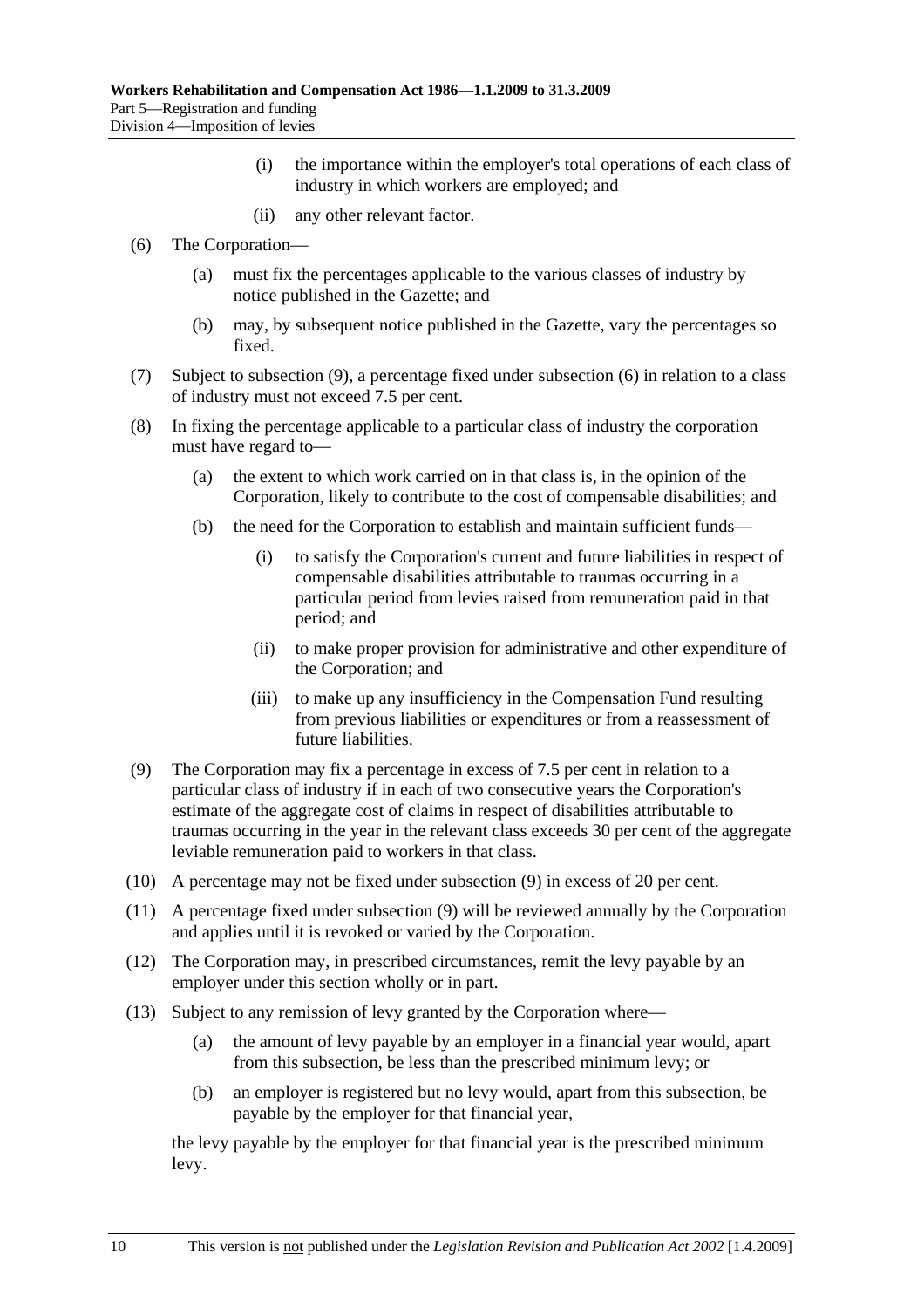(i) the importance within the employer's total operations of each class of industry in which workers are employed; and

(ii) any other relevant factor.

(6) The Corporation—

(a) must fix the percentages applicable to the various classes of industry by notice published in the Gazette; and

(b) may, by subsequent notice published in the Gazette, vary the percentages so fixed.

(7) Subject to subsection (9), a percentage fixed under subsection (6) in relation to a class of industry must not exceed 7.5 per cent.

(8) In fixing the percentage applicable to a particular class of industry the corporation must have regard to—

(a) the extent to which work carried on in that class is, in the opinion of the Corporation, likely to contribute to the cost of compensable disabilities; and

(b) the need for the Corporation to establish and maintain sufficient funds—

(i) to satisfy the Corporation's current and future liabilities in respect of compensable disabilities attributable to traumas occurring in a particular period from levies raised from remuneration paid in that period; and

(ii) to make proper provision for administrative and other expenditure of the Corporation; and

(iii) to make up any insufficiency in the Compensation Fund resulting from previous liabilities or expenditures or from a reassessment of future liabilities.

(9) The Corporation may fix a percentage in excess of 7.5 per cent in relation to a particular class of industry if in each of two consecutive years the Corporation's estimate of the aggregate cost of claims in respect of disabilities attributable to traumas occurring in the year in the relevant class exceeds 30 per cent of the aggregate leviable remuneration paid to workers in that class.

(10) A percentage may not be fixed under subsection (9) in excess of 20 per cent.

(11) A percentage fixed under subsection (9) will be reviewed annually by the Corporation and applies until it is revoked or varied by the Corporation.

(12) The Corporation may, in prescribed circumstances, remit the levy payable by an employer under this section wholly or in part.

(13) Subject to any remission of levy granted by the Corporation where—

(a) the amount of levy payable by an employer in a financial year would, apart from this subsection, be less than the prescribed minimum levy; or

(b) an employer is registered but no levy would, apart from this subsection, be payable by the employer for that financial year,

the levy payable by the employer for that financial year is the prescribed minimum levy.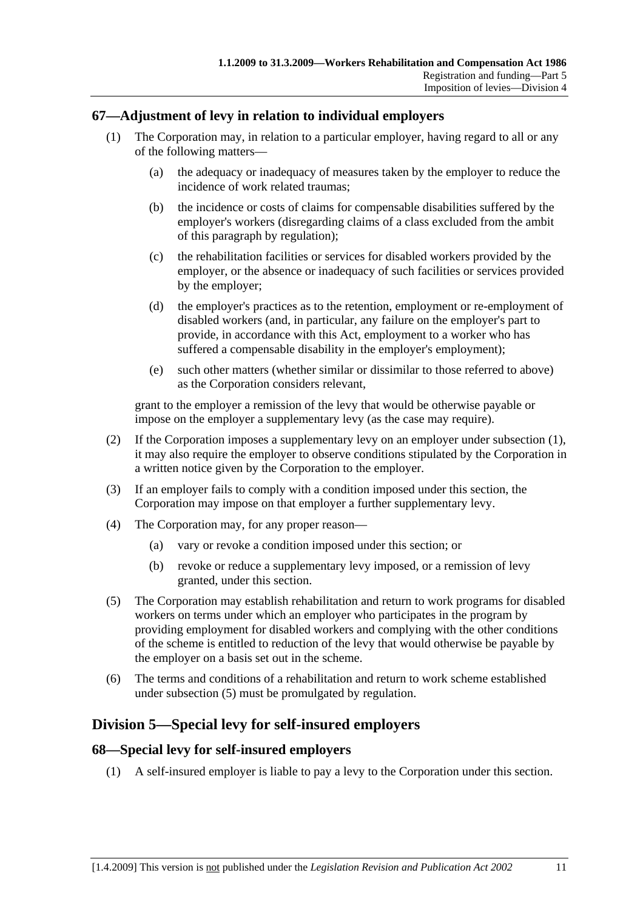### 67—Adjustment of levy in relation to individual employers

(1) The Corporation may, in relation to a particular employer, having regard to all or any of the following matters—

  (a) the adequacy or inadequacy of measures taken by the employer to reduce the incidence of work related traumas;

  (b) the incidence or costs of claims for compensable disabilities suffered by the employer's workers (disregarding claims of a class excluded from the ambit of this paragraph by regulation);

  (c) the rehabilitation facilities or services for disabled workers provided by the employer, or the absence or inadequacy of such facilities or services provided by the employer;

  (d) the employer's practices as to the retention, employment or re-employment of disabled workers (and, in particular, any failure on the employer's part to provide, in accordance with this Act, employment to a worker who has suffered a compensable disability in the employer's employment);

  (e) such other matters (whether similar or dissimilar to those referred to above) as the Corporation considers relevant,

grant to the employer a remission of the levy that would be otherwise payable or impose on the employer a supplementary levy (as the case may require).

(2) If the Corporation imposes a supplementary levy on an employer under subsection (1), it may also require the employer to observe conditions stipulated by the Corporation in a written notice given by the Corporation to the employer.

(3) If an employer fails to comply with a condition imposed under this section, the Corporation may impose on that employer a further supplementary levy.

(4) The Corporation may, for any proper reason—

  (a) vary or revoke a condition imposed under this section; or

  (b) revoke or reduce a supplementary levy imposed, or a remission of levy granted, under this section.

(5) The Corporation may establish rehabilitation and return to work programs for disabled workers on terms under which an employer who participates in the program by providing employment for disabled workers and complying with the other conditions of the scheme is entitled to reduction of the levy that would otherwise be payable by the employer on a basis set out in the scheme.

(6) The terms and conditions of a rehabilitation and return to work scheme established under subsection (5) must be promulgated by regulation.

## Division 5—Special levy for self-insured employers

### 68—Special levy for self-insured employers

(1) A self-insured employer is liable to pay a levy to the Corporation under this section.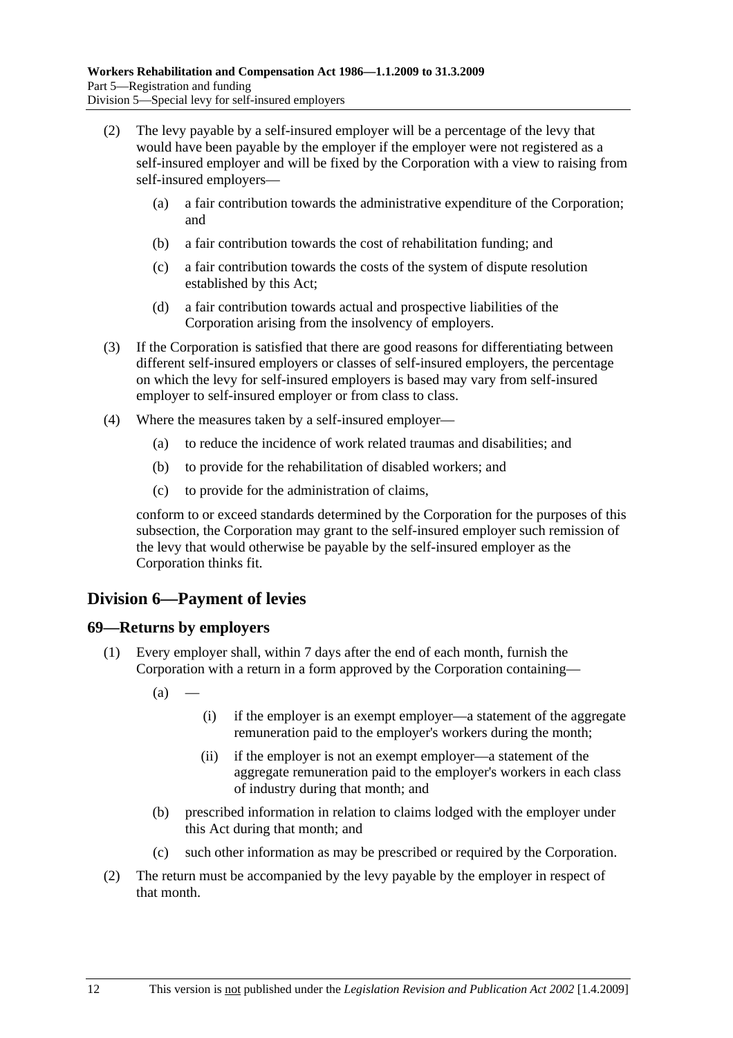(2) The levy payable by a self-insured employer will be a percentage of the levy that would have been payable by the employer if the employer were not registered as a self-insured employer and will be fixed by the Corporation with a view to raising from self-insured employers—

(a) a fair contribution towards the administrative expenditure of the Corporation; and

(b) a fair contribution towards the cost of rehabilitation funding; and

(c) a fair contribution towards the costs of the system of dispute resolution established by this Act;

(d) a fair contribution towards actual and prospective liabilities of the Corporation arising from the insolvency of employers.

(3) If the Corporation is satisfied that there are good reasons for differentiating between different self-insured employers or classes of self-insured employers, the percentage on which the levy for self-insured employers is based may vary from self-insured employer to self-insured employer or from class to class.

(4) Where the measures taken by a self-insured employer—

(a) to reduce the incidence of work related traumas and disabilities; and

(b) to provide for the rehabilitation of disabled workers; and

(c) to provide for the administration of claims,

conform to or exceed standards determined by the Corporation for the purposes of this subsection, the Corporation may grant to the self-insured employer such remission of the levy that would otherwise be payable by the self-insured employer as the Corporation thinks fit.

## Division 6—Payment of levies

### 69—Returns by employers

(1) Every employer shall, within 7 days after the end of each month, furnish the Corporation with a return in a form approved by the Corporation containing—

(a) —

(i) if the employer is an exempt employer—a statement of the aggregate remuneration paid to the employer's workers during the month;

(ii) if the employer is not an exempt employer—a statement of the aggregate remuneration paid to the employer's workers in each class of industry during that month; and

(b) prescribed information in relation to claims lodged with the employer under this Act during that month; and

(c) such other information as may be prescribed or required by the Corporation.

(2) The return must be accompanied by the levy payable by the employer in respect of that month.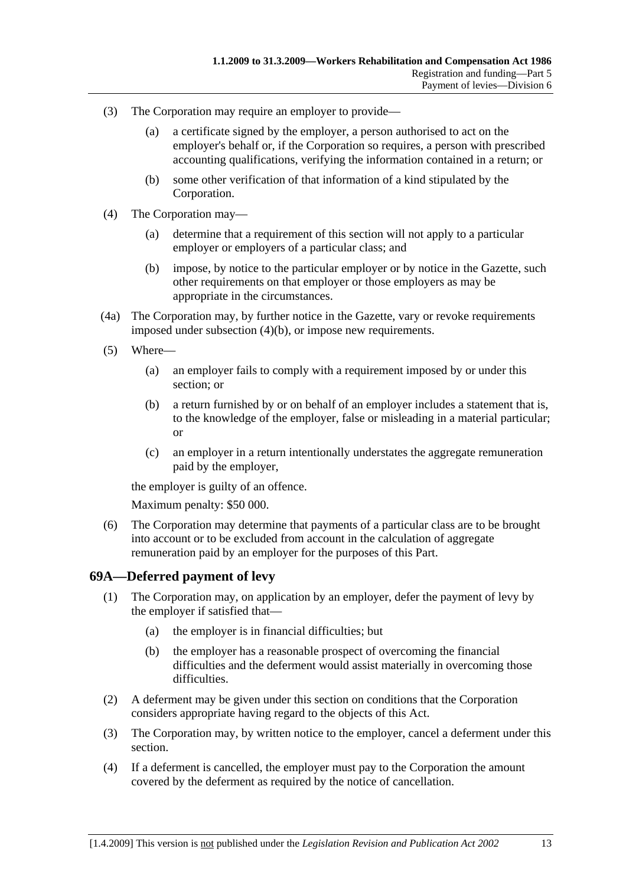(3) The Corporation may require an employer to provide—

(a) a certificate signed by the employer, a person authorised to act on the employer's behalf or, if the Corporation so requires, a person with prescribed accounting qualifications, verifying the information contained in a return; or

(b) some other verification of that information of a kind stipulated by the Corporation.

(4) The Corporation may—

(a) determine that a requirement of this section will not apply to a particular employer or employers of a particular class; and

(b) impose, by notice to the particular employer or by notice in the Gazette, such other requirements on that employer or those employers as may be appropriate in the circumstances.

(4a) The Corporation may, by further notice in the Gazette, vary or revoke requirements imposed under subsection (4)(b), or impose new requirements.

(5) Where—

(a) an employer fails to comply with a requirement imposed by or under this section; or

(b) a return furnished by or on behalf of an employer includes a statement that is, to the knowledge of the employer, false or misleading in a material particular; or

(c) an employer in a return intentionally understates the aggregate remuneration paid by the employer,

the employer is guilty of an offence.

Maximum penalty: $50 000.

(6) The Corporation may determine that payments of a particular class are to be brought into account or to be excluded from account in the calculation of aggregate remuneration paid by an employer for the purposes of this Part.

## 69A—Deferred payment of levy

(1) The Corporation may, on application by an employer, defer the payment of levy by the employer if satisfied that—

(a) the employer is in financial difficulties; but

(b) the employer has a reasonable prospect of overcoming the financial difficulties and the deferment would assist materially in overcoming those difficulties.

(2) A deferment may be given under this section on conditions that the Corporation considers appropriate having regard to the objects of this Act.

(3) The Corporation may, by written notice to the employer, cancel a deferment under this section.

(4) If a deferment is cancelled, the employer must pay to the Corporation the amount covered by the deferment as required by the notice of cancellation.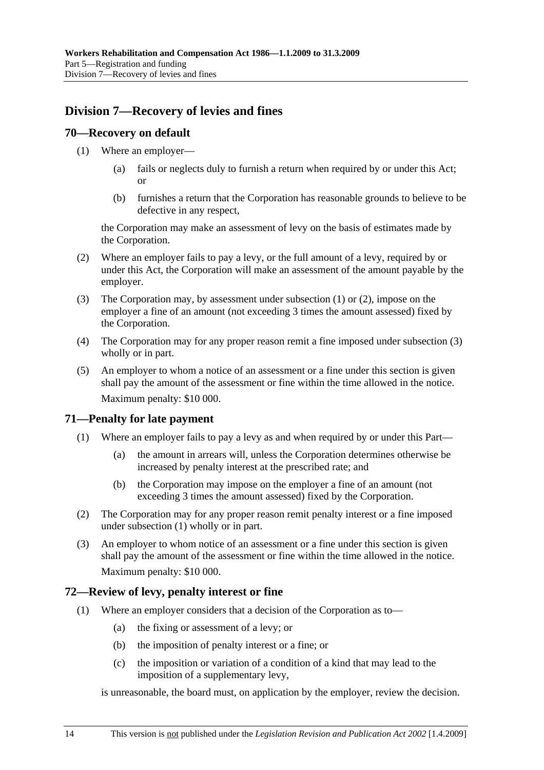## Division 7—Recovery of levies and fines

### 70—Recovery on default

(1) Where an employer—

(a) fails or neglects duly to furnish a return when required by or under this Act; or

(b) furnishes a return that the Corporation has reasonable grounds to believe to be defective in any respect,

the Corporation may make an assessment of levy on the basis of estimates made by the Corporation.

(2) Where an employer fails to pay a levy, or the full amount of a levy, required by or under this Act, the Corporation will make an assessment of the amount payable by the employer.

(3) The Corporation may, by assessment under subsection (1) or (2), impose on the employer a fine of an amount (not exceeding 3 times the amount assessed) fixed by the Corporation.

(4) The Corporation may for any proper reason remit a fine imposed under subsection (3) wholly or in part.

(5) An employer to whom a notice of an assessment or a fine under this section is given shall pay the amount of the assessment or fine within the time allowed in the notice.

Maximum penalty: $10 000.

### 71—Penalty for late payment

(1) Where an employer fails to pay a levy as and when required by or under this Part—

(a) the amount in arrears will, unless the Corporation determines otherwise be increased by penalty interest at the prescribed rate; and

(b) the Corporation may impose on the employer a fine of an amount (not exceeding 3 times the amount assessed) fixed by the Corporation.

(2) The Corporation may for any proper reason remit penalty interest or a fine imposed under subsection (1) wholly or in part.

(3) An employer to whom notice of an assessment or a fine under this section is given shall pay the amount of the assessment or fine within the time allowed in the notice.

Maximum penalty: $10 000.

### 72—Review of levy, penalty interest or fine

(1) Where an employer considers that a decision of the Corporation as to—

(a) the fixing or assessment of a levy; or

(b) the imposition of penalty interest or a fine; or

(c) the imposition or variation of a condition of a kind that may lead to the imposition of a supplementary levy,

is unreasonable, the board must, on application by the employer, review the decision.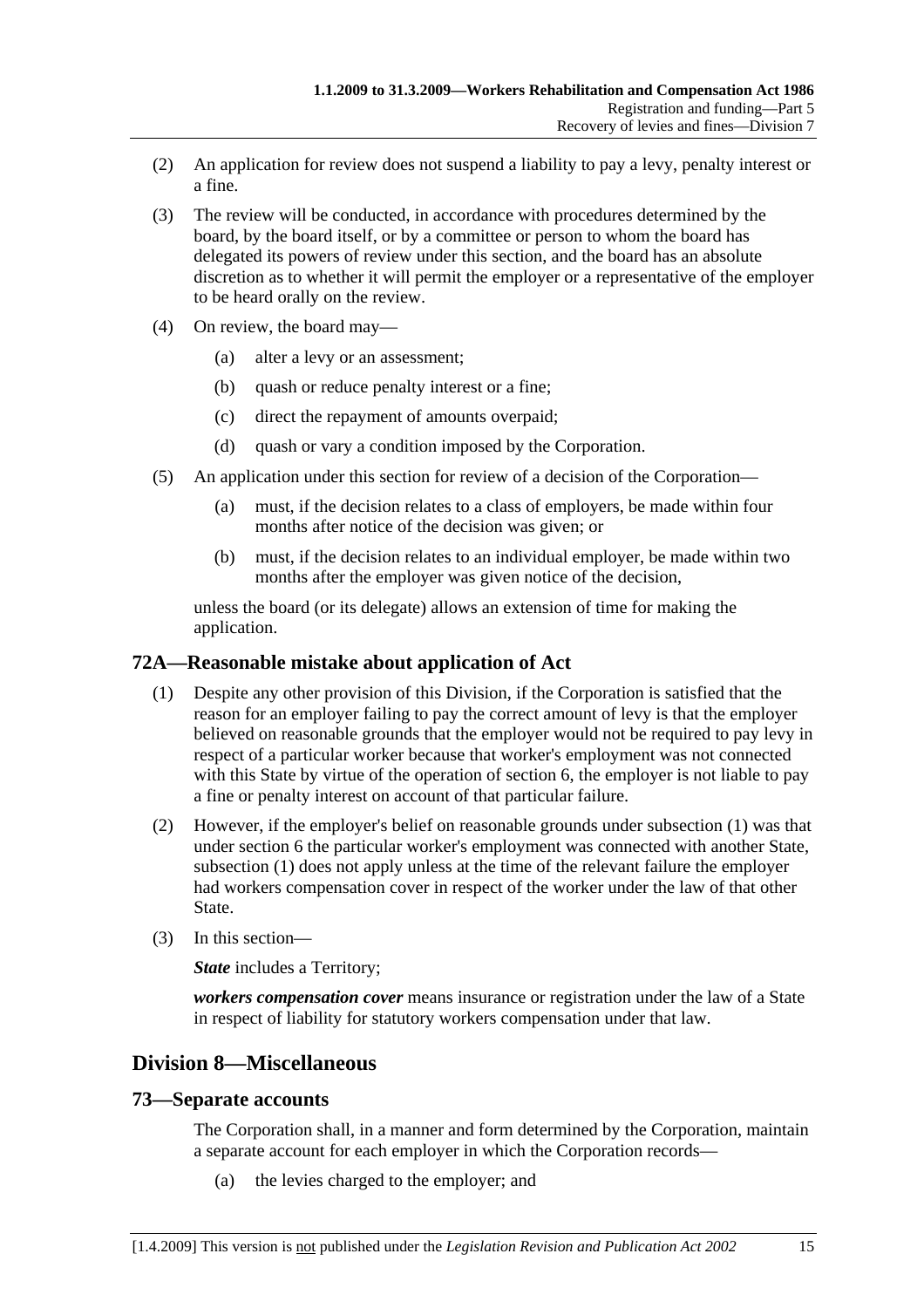(2) An application for review does not suspend a liability to pay a levy, penalty interest or a fine.

(3) The review will be conducted, in accordance with procedures determined by the board, by the board itself, or by a committee or person to whom the board has delegated its powers of review under this section, and the board has an absolute discretion as to whether it will permit the employer or a representative of the employer to be heard orally on the review.

(4) On review, the board may—

   (a) alter a levy or an assessment;

   (b) quash or reduce penalty interest or a fine;

   (c) direct the repayment of amounts overpaid;

   (d) quash or vary a condition imposed by the Corporation.

(5) An application under this section for review of a decision of the Corporation—

   (a) must, if the decision relates to a class of employers, be made within four months after notice of the decision was given; or

   (b) must, if the decision relates to an individual employer, be made within two months after the employer was given notice of the decision,

unless the board (or its delegate) allows an extension of time for making the application.

## 72A—Reasonable mistake about application of Act

(1) Despite any other provision of this Division, if the Corporation is satisfied that the reason for an employer failing to pay the correct amount of levy is that the employer believed on reasonable grounds that the employer would not be required to pay levy in respect of a particular worker because that worker's employment was not connected with this State by virtue of the operation of section 6, the employer is not liable to pay a fine or penalty interest on account of that particular failure.

(2) However, if the employer's belief on reasonable grounds under subsection (1) was that under section 6 the particular worker's employment was connected with another State, subsection (1) does not apply unless at the time of the relevant failure the employer had workers compensation cover in respect of the worker under the law of that other State.

(3) In this section—

***State*** includes a Territory;

***workers compensation cover*** means insurance or registration under the law of a State in respect of liability for statutory workers compensation under that law.

# Division 8—Miscellaneous

## 73—Separate accounts

The Corporation shall, in a manner and form determined by the Corporation, maintain a separate account for each employer in which the Corporation records—

   (a) the levies charged to the employer; and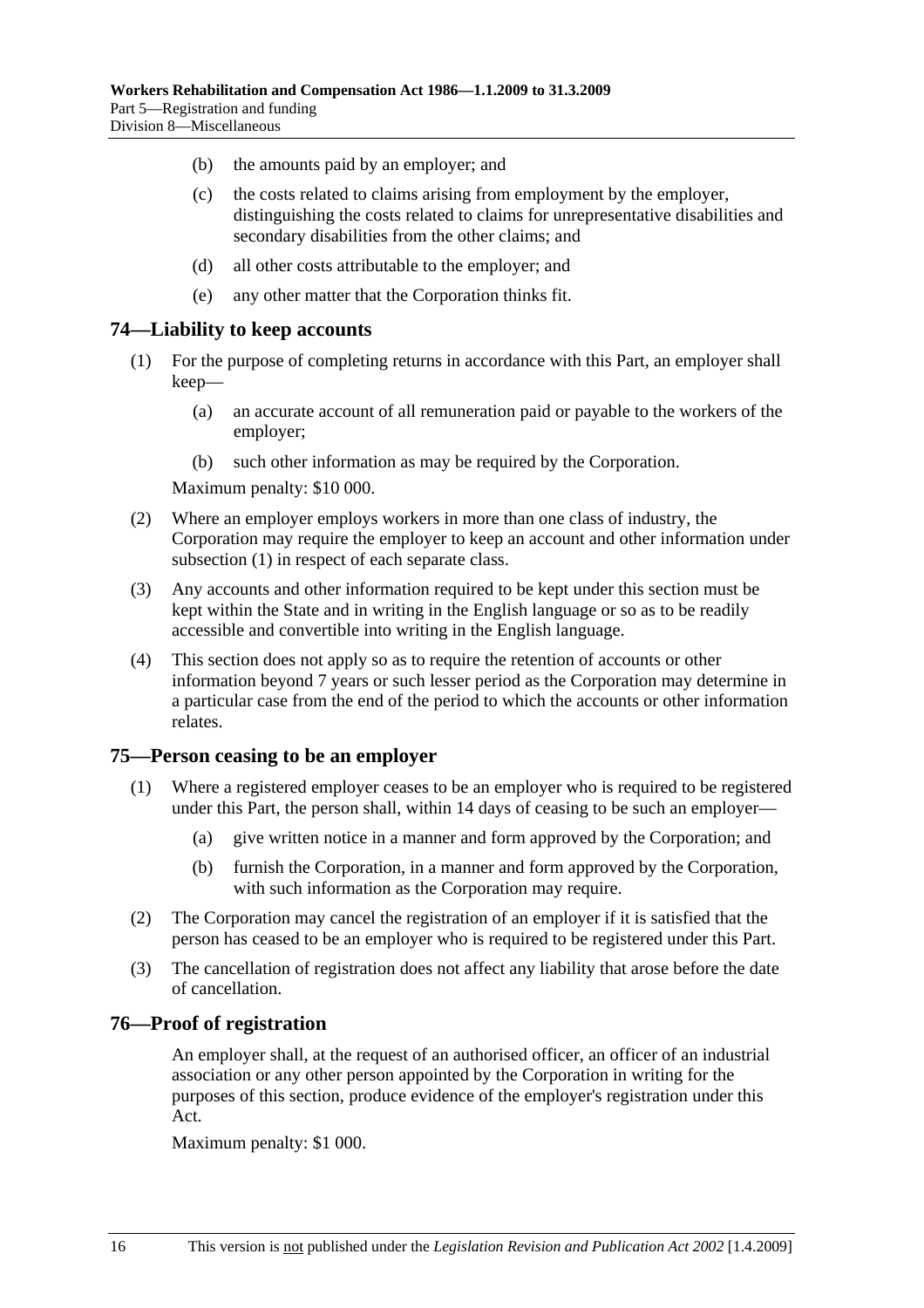(b) the amounts paid by an employer; and

(c) the costs related to claims arising from employment by the employer, distinguishing the costs related to claims for unrepresentative disabilities and secondary disabilities from the other claims; and

(d) all other costs attributable to the employer; and

(e) any other matter that the Corporation thinks fit.

## 74—Liability to keep accounts

(1) For the purpose of completing returns in accordance with this Part, an employer shall keep—

(a) an accurate account of all remuneration paid or payable to the workers of the employer;

(b) such other information as may be required by the Corporation.

Maximum penalty: $10 000.

(2) Where an employer employs workers in more than one class of industry, the Corporation may require the employer to keep an account and other information under subsection (1) in respect of each separate class.

(3) Any accounts and other information required to be kept under this section must be kept within the State and in writing in the English language or so as to be readily accessible and convertible into writing in the English language.

(4) This section does not apply so as to require the retention of accounts or other information beyond 7 years or such lesser period as the Corporation may determine in a particular case from the end of the period to which the accounts or other information relates.

## 75—Person ceasing to be an employer

(1) Where a registered employer ceases to be an employer who is required to be registered under this Part, the person shall, within 14 days of ceasing to be such an employer—

(a) give written notice in a manner and form approved by the Corporation; and

(b) furnish the Corporation, in a manner and form approved by the Corporation, with such information as the Corporation may require.

(2) The Corporation may cancel the registration of an employer if it is satisfied that the person has ceased to be an employer who is required to be registered under this Part.

(3) The cancellation of registration does not affect any liability that arose before the date of cancellation.

## 76—Proof of registration

An employer shall, at the request of an authorised officer, an officer of an industrial association or any other person appointed by the Corporation in writing for the purposes of this section, produce evidence of the employer's registration under this Act.

Maximum penalty: $1 000.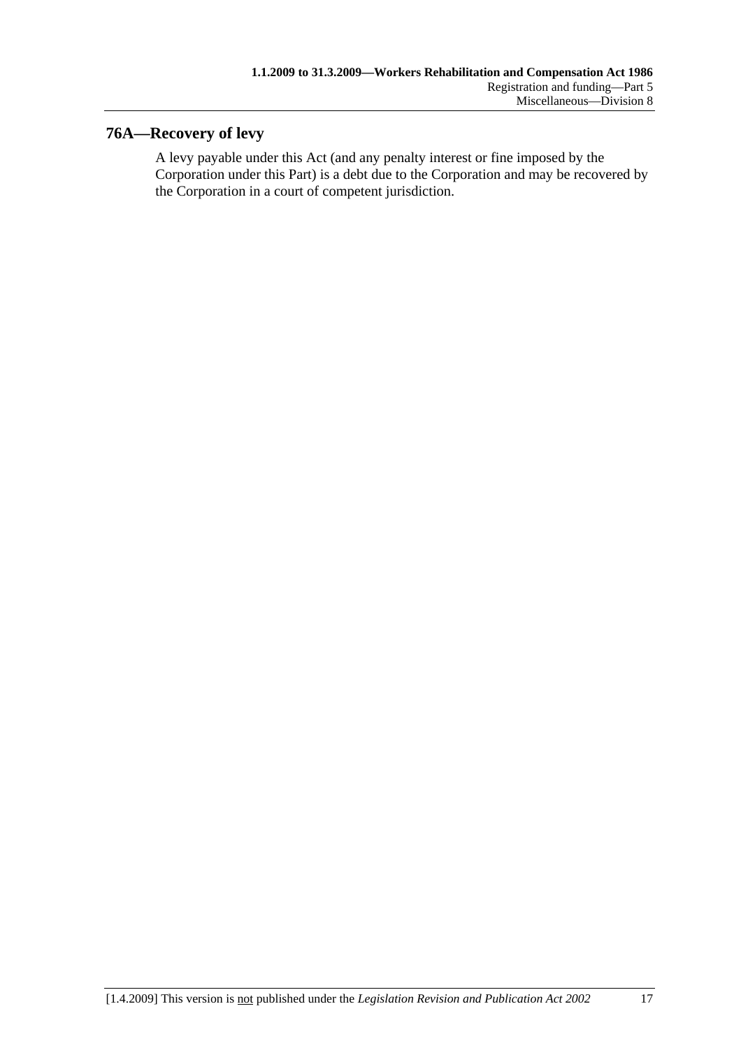## 76A—Recovery of levy

A levy payable under this Act (and any penalty interest or fine imposed by the Corporation under this Part) is a debt due to the Corporation and may be recovered by the Corporation in a court of competent jurisdiction.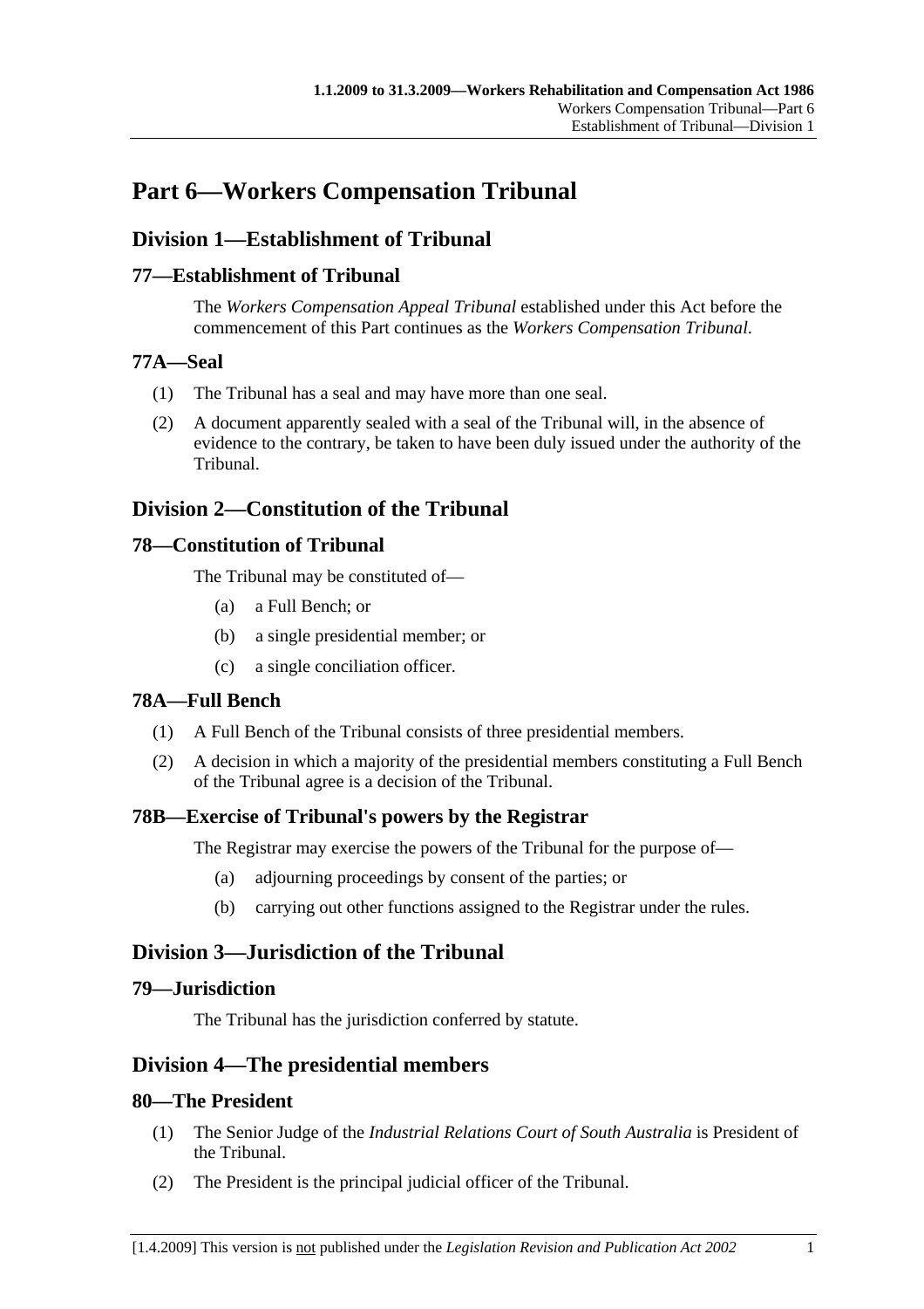# Part 6—Workers Compensation Tribunal

## Division 1—Establishment of Tribunal

### 77—Establishment of Tribunal

The *Workers Compensation Appeal Tribunal* established under this Act before the commencement of this Part continues as the *Workers Compensation Tribunal*.

### 77A—Seal

(1) The Tribunal has a seal and may have more than one seal.

(2) A document apparently sealed with a seal of the Tribunal will, in the absence of evidence to the contrary, be taken to have been duly issued under the authority of the Tribunal.

## Division 2—Constitution of the Tribunal

### 78—Constitution of Tribunal

The Tribunal may be constituted of—

(a) a Full Bench; or

(b) a single presidential member; or

(c) a single conciliation officer.

### 78A—Full Bench

(1) A Full Bench of the Tribunal consists of three presidential members.

(2) A decision in which a majority of the presidential members constituting a Full Bench of the Tribunal agree is a decision of the Tribunal.

### 78B—Exercise of Tribunal's powers by the Registrar

The Registrar may exercise the powers of the Tribunal for the purpose of—

(a) adjourning proceedings by consent of the parties; or

(b) carrying out other functions assigned to the Registrar under the rules.

## Division 3—Jurisdiction of the Tribunal

### 79—Jurisdiction

The Tribunal has the jurisdiction conferred by statute.

## Division 4—The presidential members

### 80—The President

(1) The Senior Judge of the *Industrial Relations Court of South Australia* is President of the Tribunal.

(2) The President is the principal judicial officer of the Tribunal.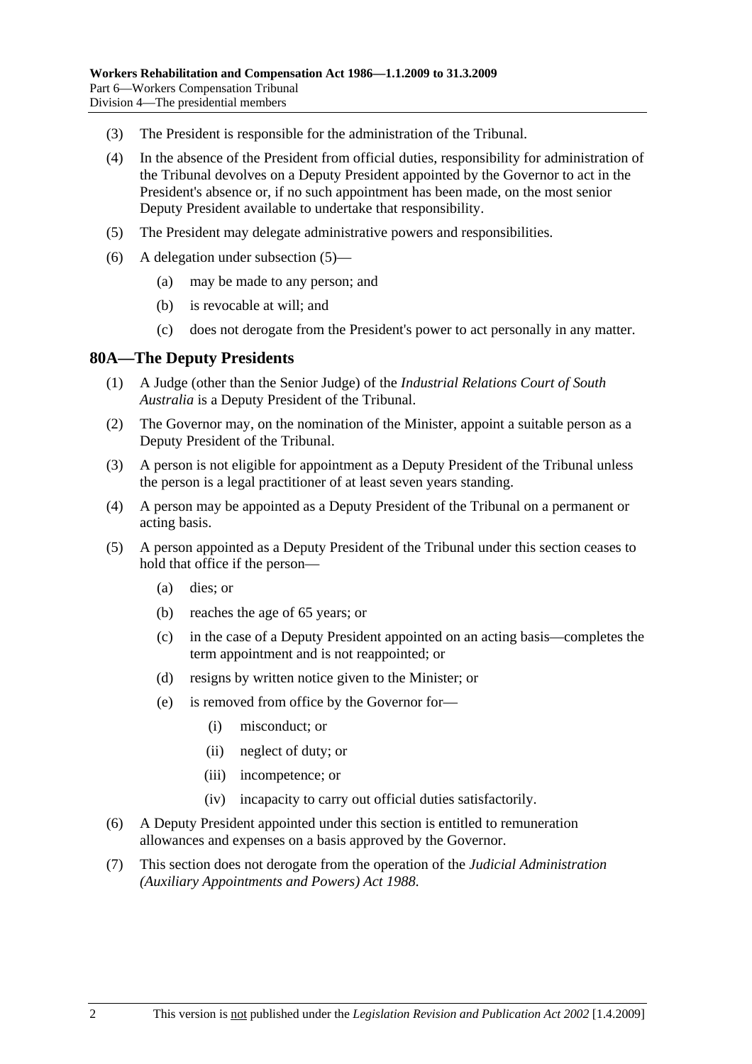(3) The President is responsible for the administration of the Tribunal.

(4) In the absence of the President from official duties, responsibility for administration of the Tribunal devolves on a Deputy President appointed by the Governor to act in the President's absence or, if no such appointment has been made, on the most senior Deputy President available to undertake that responsibility.

(5) The President may delegate administrative powers and responsibilities.

(6) A delegation under subsection (5)—

(a) may be made to any person; and

(b) is revocable at will; and

(c) does not derogate from the President's power to act personally in any matter.

## 80A—The Deputy Presidents

(1) A Judge (other than the Senior Judge) of the *Industrial Relations Court of South Australia* is a Deputy President of the Tribunal.

(2) The Governor may, on the nomination of the Minister, appoint a suitable person as a Deputy President of the Tribunal.

(3) A person is not eligible for appointment as a Deputy President of the Tribunal unless the person is a legal practitioner of at least seven years standing.

(4) A person may be appointed as a Deputy President of the Tribunal on a permanent or acting basis.

(5) A person appointed as a Deputy President of the Tribunal under this section ceases to hold that office if the person—

(a) dies; or

(b) reaches the age of 65 years; or

(c) in the case of a Deputy President appointed on an acting basis—completes the term appointment and is not reappointed; or

(d) resigns by written notice given to the Minister; or

(e) is removed from office by the Governor for—

(i) misconduct; or

(ii) neglect of duty; or

(iii) incompetence; or

(iv) incapacity to carry out official duties satisfactorily.

(6) A Deputy President appointed under this section is entitled to remuneration allowances and expenses on a basis approved by the Governor.

(7) This section does not derogate from the operation of the *Judicial Administration (Auxiliary Appointments and Powers) Act 1988*.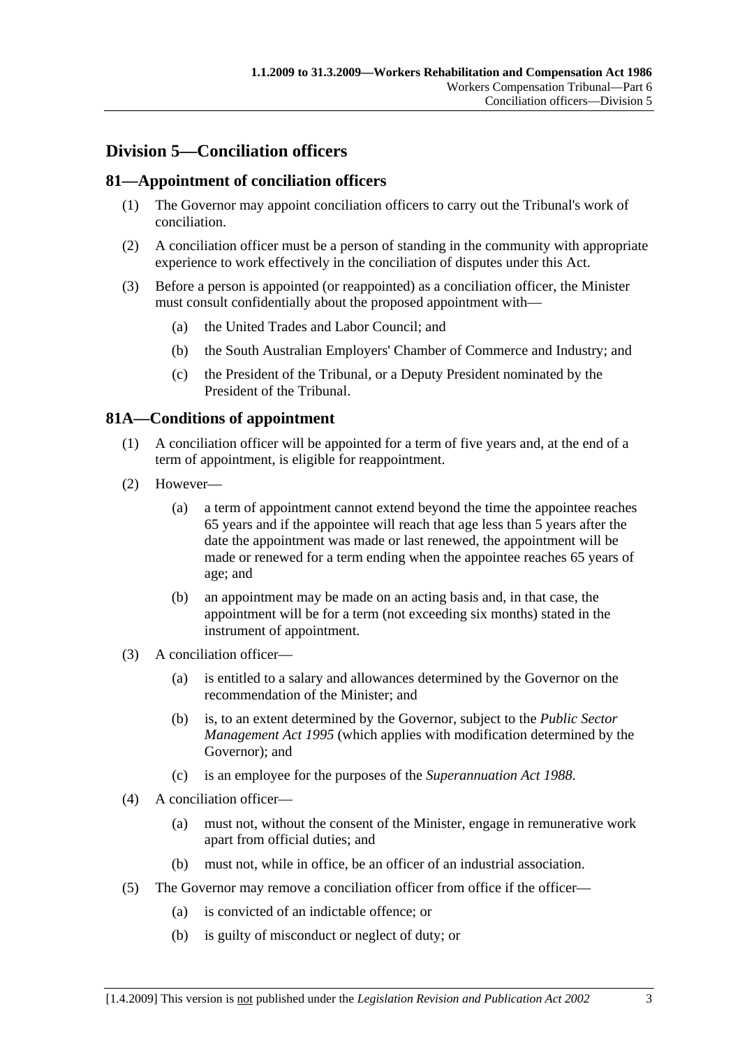## Division 5—Conciliation officers

### 81—Appointment of conciliation officers

(1) The Governor may appoint conciliation officers to carry out the Tribunal's work of conciliation.

(2) A conciliation officer must be a person of standing in the community with appropriate experience to work effectively in the conciliation of disputes under this Act.

(3) Before a person is appointed (or reappointed) as a conciliation officer, the Minister must consult confidentially about the proposed appointment with—

   (a) the United Trades and Labor Council; and

   (b) the South Australian Employers' Chamber of Commerce and Industry; and

   (c) the President of the Tribunal, or a Deputy President nominated by the President of the Tribunal.

### 81A—Conditions of appointment

(1) A conciliation officer will be appointed for a term of five years and, at the end of a term of appointment, is eligible for reappointment.

(2) However—

   (a) a term of appointment cannot extend beyond the time the appointee reaches 65 years and if the appointee will reach that age less than 5 years after the date the appointment was made or last renewed, the appointment will be made or renewed for a term ending when the appointee reaches 65 years of age; and

   (b) an appointment may be made on an acting basis and, in that case, the appointment will be for a term (not exceeding six months) stated in the instrument of appointment.

(3) A conciliation officer—

   (a) is entitled to a salary and allowances determined by the Governor on the recommendation of the Minister; and

   (b) is, to an extent determined by the Governor, subject to the *Public Sector Management Act 1995* (which applies with modification determined by the Governor); and

   (c) is an employee for the purposes of the *Superannuation Act 1988*.

(4) A conciliation officer—

   (a) must not, without the consent of the Minister, engage in remunerative work apart from official duties; and

   (b) must not, while in office, be an officer of an industrial association.

(5) The Governor may remove a conciliation officer from office if the officer—

   (a) is convicted of an indictable offence; or

   (b) is guilty of misconduct or neglect of duty; or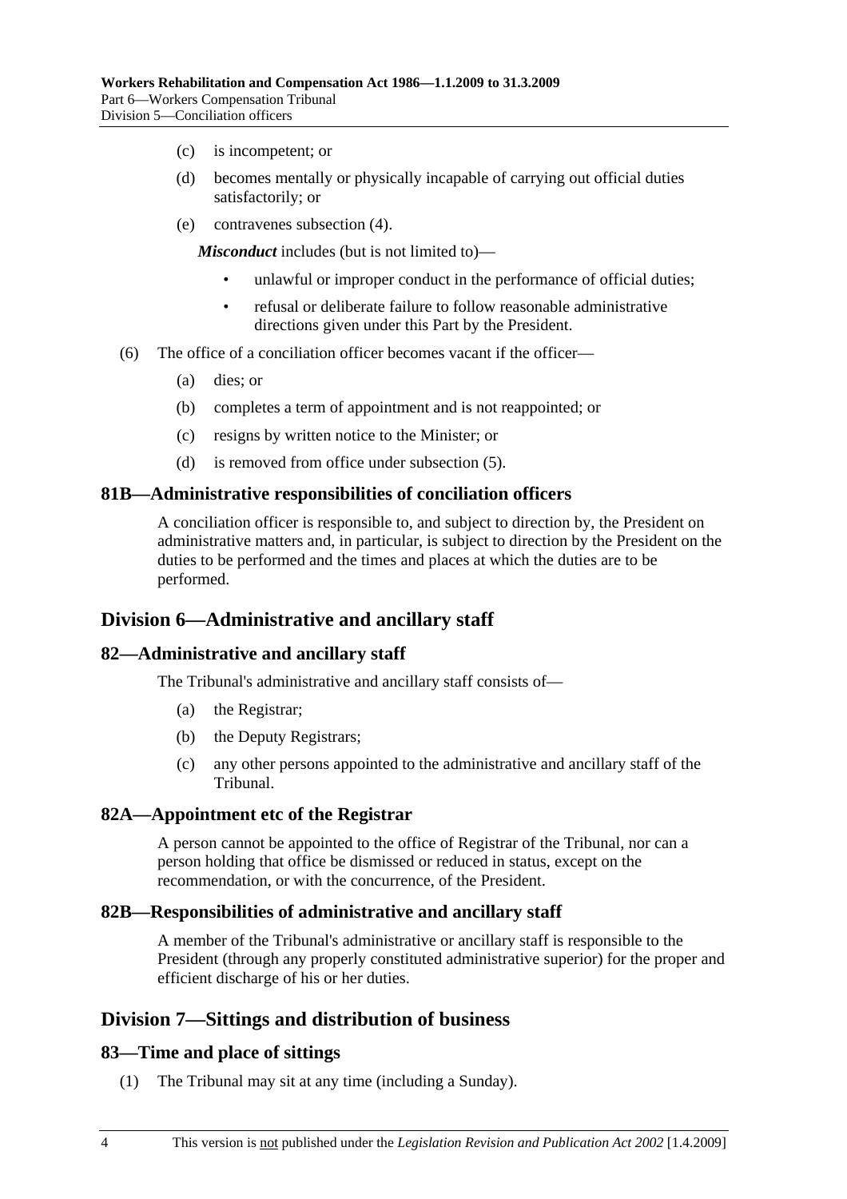(c) is incompetent; or

(d) becomes mentally or physically incapable of carrying out official duties satisfactorily; or

(e) contravenes subsection (4).

*Misconduct* includes (but is not limited to)—

- unlawful or improper conduct in the performance of official duties;
- refusal or deliberate failure to follow reasonable administrative directions given under this Part by the President.

(6) The office of a conciliation officer becomes vacant if the officer—

(a) dies; or

(b) completes a term of appointment and is not reappointed; or

(c) resigns by written notice to the Minister; or

(d) is removed from office under subsection (5).

### 81B—Administrative responsibilities of conciliation officers

A conciliation officer is responsible to, and subject to direction by, the President on administrative matters and, in particular, is subject to direction by the President on the duties to be performed and the times and places at which the duties are to be performed.

## Division 6—Administrative and ancillary staff

### 82—Administrative and ancillary staff

The Tribunal's administrative and ancillary staff consists of—

(a) the Registrar;

(b) the Deputy Registrars;

(c) any other persons appointed to the administrative and ancillary staff of the Tribunal.

### 82A—Appointment etc of the Registrar

A person cannot be appointed to the office of Registrar of the Tribunal, nor can a person holding that office be dismissed or reduced in status, except on the recommendation, or with the concurrence, of the President.

### 82B—Responsibilities of administrative and ancillary staff

A member of the Tribunal's administrative or ancillary staff is responsible to the President (through any properly constituted administrative superior) for the proper and efficient discharge of his or her duties.

## Division 7—Sittings and distribution of business

### 83—Time and place of sittings

(1) The Tribunal may sit at any time (including a Sunday).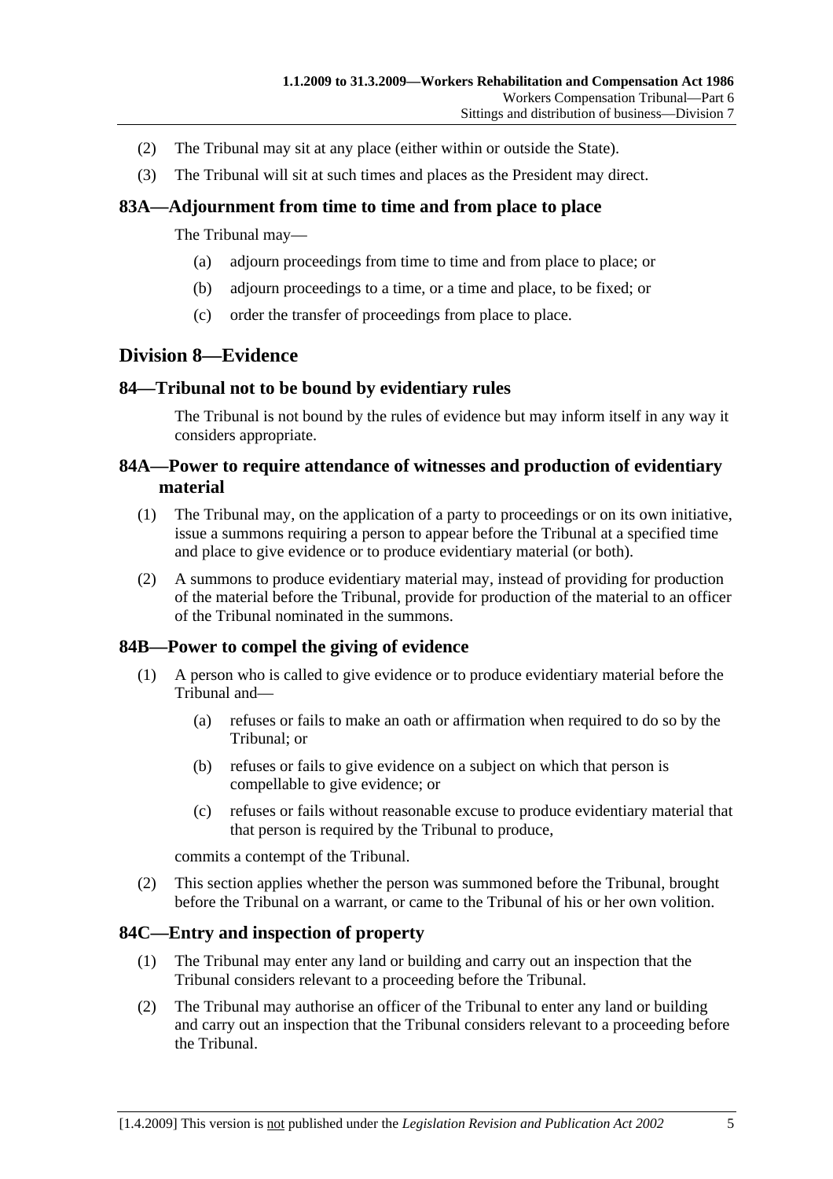(2) The Tribunal may sit at any place (either within or outside the State).

(3) The Tribunal will sit at such times and places as the President may direct.

### 83A—Adjournment from time to time and from place to place

The Tribunal may—

(a) adjourn proceedings from time to time and from place to place; or

(b) adjourn proceedings to a time, or a time and place, to be fixed; or

(c) order the transfer of proceedings from place to place.

## Division 8—Evidence

### 84—Tribunal not to be bound by evidentiary rules

The Tribunal is not bound by the rules of evidence but may inform itself in any way it considers appropriate.

### 84A—Power to require attendance of witnesses and production of evidentiary material

(1) The Tribunal may, on the application of a party to proceedings or on its own initiative, issue a summons requiring a person to appear before the Tribunal at a specified time and place to give evidence or to produce evidentiary material (or both).

(2) A summons to produce evidentiary material may, instead of providing for production of the material before the Tribunal, provide for production of the material to an officer of the Tribunal nominated in the summons.

### 84B—Power to compel the giving of evidence

(1) A person who is called to give evidence or to produce evidentiary material before the Tribunal and—

(a) refuses or fails to make an oath or affirmation when required to do so by the Tribunal; or

(b) refuses or fails to give evidence on a subject on which that person is compellable to give evidence; or

(c) refuses or fails without reasonable excuse to produce evidentiary material that that person is required by the Tribunal to produce,

commits a contempt of the Tribunal.

(2) This section applies whether the person was summoned before the Tribunal, brought before the Tribunal on a warrant, or came to the Tribunal of his or her own volition.

### 84C—Entry and inspection of property

(1) The Tribunal may enter any land or building and carry out an inspection that the Tribunal considers relevant to a proceeding before the Tribunal.

(2) The Tribunal may authorise an officer of the Tribunal to enter any land or building and carry out an inspection that the Tribunal considers relevant to a proceeding before the Tribunal.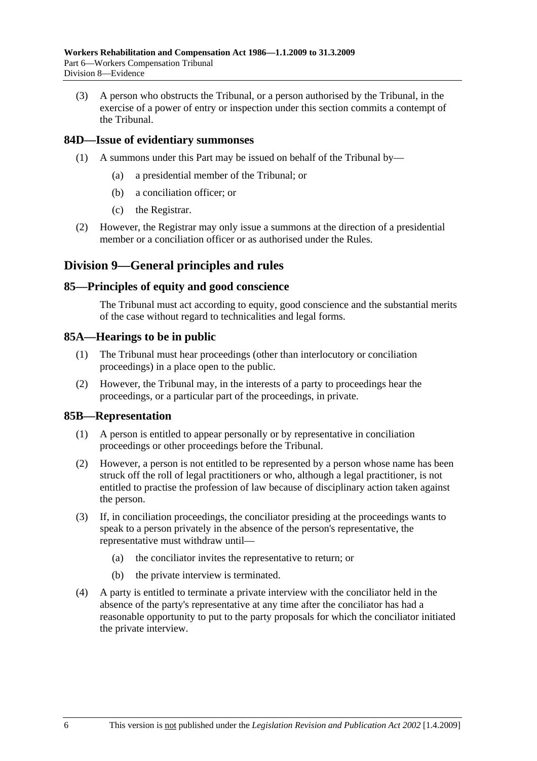(3) A person who obstructs the Tribunal, or a person authorised by the Tribunal, in the exercise of a power of entry or inspection under this section commits a contempt of the Tribunal.

### 84D—Issue of evidentiary summonses

(1) A summons under this Part may be issued on behalf of the Tribunal by—

(a) a presidential member of the Tribunal; or

(b) a conciliation officer; or

(c) the Registrar.

(2) However, the Registrar may only issue a summons at the direction of a presidential member or a conciliation officer or as authorised under the Rules.

## Division 9—General principles and rules

### 85—Principles of equity and good conscience

The Tribunal must act according to equity, good conscience and the substantial merits of the case without regard to technicalities and legal forms.

### 85A—Hearings to be in public

(1) The Tribunal must hear proceedings (other than interlocutory or conciliation proceedings) in a place open to the public.

(2) However, the Tribunal may, in the interests of a party to proceedings hear the proceedings, or a particular part of the proceedings, in private.

### 85B—Representation

(1) A person is entitled to appear personally or by representative in conciliation proceedings or other proceedings before the Tribunal.

(2) However, a person is not entitled to be represented by a person whose name has been struck off the roll of legal practitioners or who, although a legal practitioner, is not entitled to practise the profession of law because of disciplinary action taken against the person.

(3) If, in conciliation proceedings, the conciliator presiding at the proceedings wants to speak to a person privately in the absence of the person's representative, the representative must withdraw until—

(a) the conciliator invites the representative to return; or

(b) the private interview is terminated.

(4) A party is entitled to terminate a private interview with the conciliator held in the absence of the party's representative at any time after the conciliator has had a reasonable opportunity to put to the party proposals for which the conciliator initiated the private interview.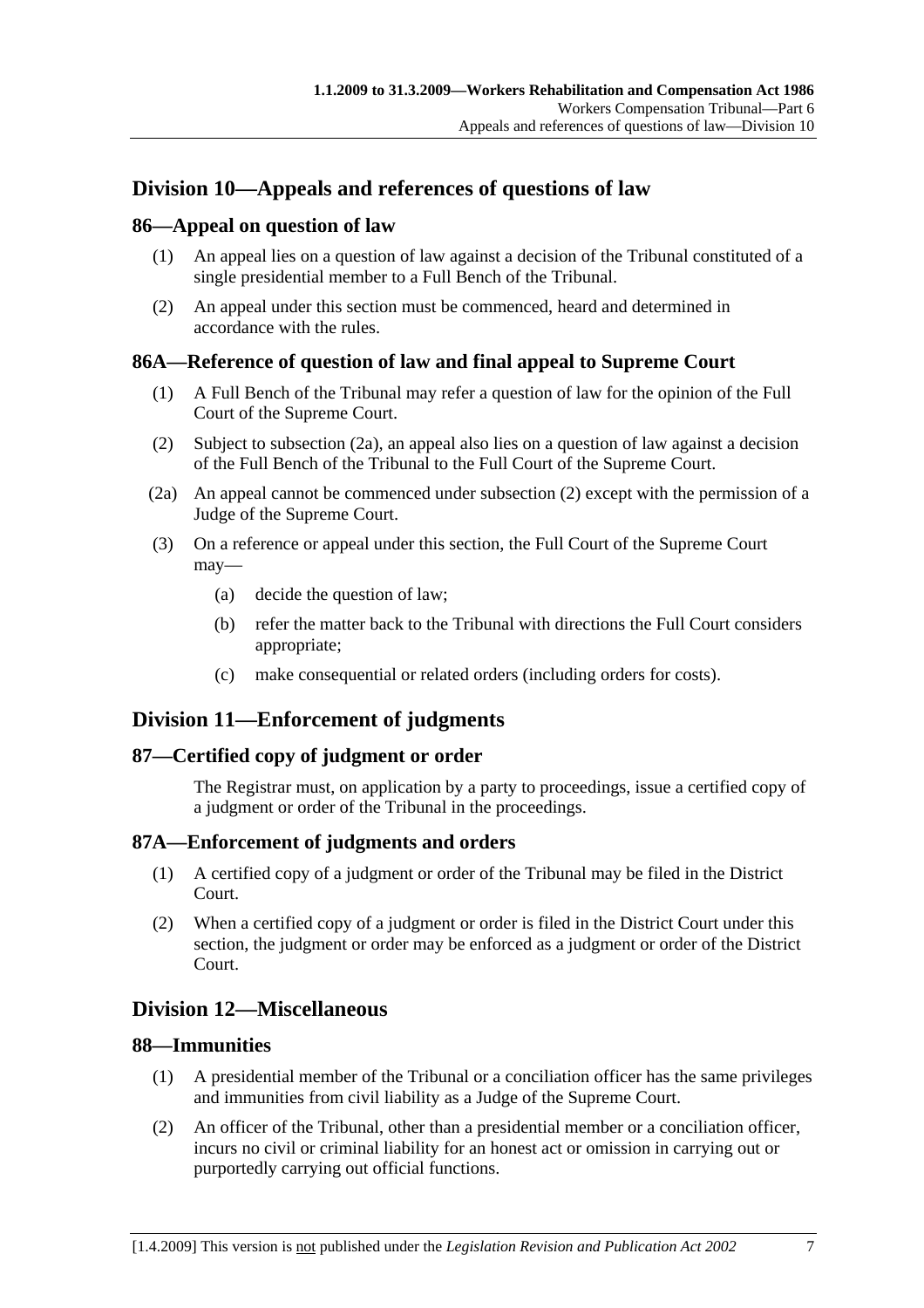## Division 10—Appeals and references of questions of law

### 86—Appeal on question of law

(1) An appeal lies on a question of law against a decision of the Tribunal constituted of a single presidential member to a Full Bench of the Tribunal.

(2) An appeal under this section must be commenced, heard and determined in accordance with the rules.

### 86A—Reference of question of law and final appeal to Supreme Court

(1) A Full Bench of the Tribunal may refer a question of law for the opinion of the Full Court of the Supreme Court.

(2) Subject to subsection (2a), an appeal also lies on a question of law against a decision of the Full Bench of the Tribunal to the Full Court of the Supreme Court.

(2a) An appeal cannot be commenced under subsection (2) except with the permission of a Judge of the Supreme Court.

(3) On a reference or appeal under this section, the Full Court of the Supreme Court may—

(a) decide the question of law;

(b) refer the matter back to the Tribunal with directions the Full Court considers appropriate;

(c) make consequential or related orders (including orders for costs).

## Division 11—Enforcement of judgments

### 87—Certified copy of judgment or order

The Registrar must, on application by a party to proceedings, issue a certified copy of a judgment or order of the Tribunal in the proceedings.

### 87A—Enforcement of judgments and orders

(1) A certified copy of a judgment or order of the Tribunal may be filed in the District Court.

(2) When a certified copy of a judgment or order is filed in the District Court under this section, the judgment or order may be enforced as a judgment or order of the District Court.

## Division 12—Miscellaneous

### 88—Immunities

(1) A presidential member of the Tribunal or a conciliation officer has the same privileges and immunities from civil liability as a Judge of the Supreme Court.

(2) An officer of the Tribunal, other than a presidential member or a conciliation officer, incurs no civil or criminal liability for an honest act or omission in carrying out or purportedly carrying out official functions.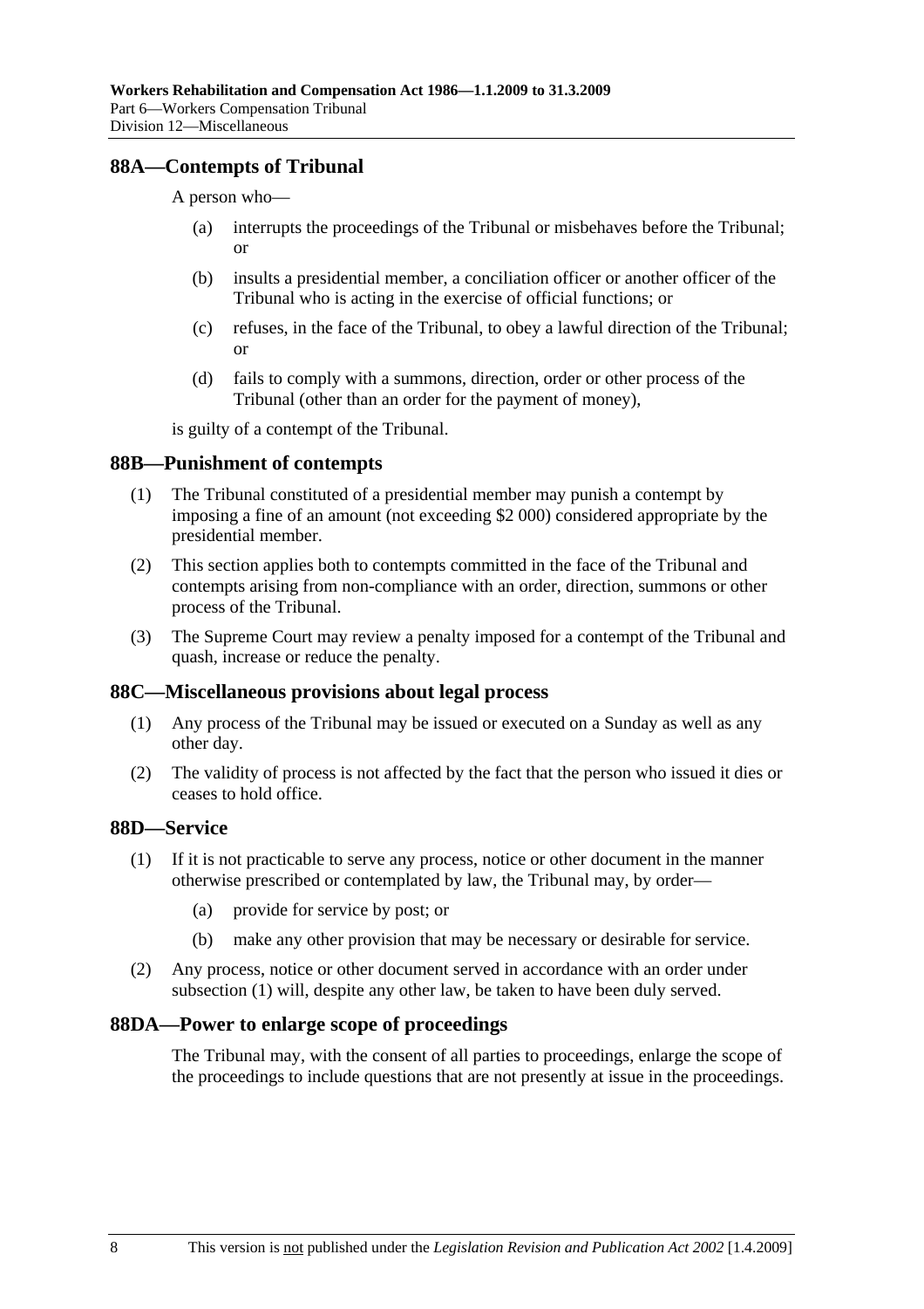## 88A—Contempts of Tribunal

A person who—

(a) interrupts the proceedings of the Tribunal or misbehaves before the Tribunal; or

(b) insults a presidential member, a conciliation officer or another officer of the Tribunal who is acting in the exercise of official functions; or

(c) refuses, in the face of the Tribunal, to obey a lawful direction of the Tribunal; or

(d) fails to comply with a summons, direction, order or other process of the Tribunal (other than an order for the payment of money),

is guilty of a contempt of the Tribunal.

## 88B—Punishment of contempts

(1) The Tribunal constituted of a presidential member may punish a contempt by imposing a fine of an amount (not exceeding $2 000) considered appropriate by the presidential member.

(2) This section applies both to contempts committed in the face of the Tribunal and contempts arising from non-compliance with an order, direction, summons or other process of the Tribunal.

(3) The Supreme Court may review a penalty imposed for a contempt of the Tribunal and quash, increase or reduce the penalty.

## 88C—Miscellaneous provisions about legal process

(1) Any process of the Tribunal may be issued or executed on a Sunday as well as any other day.

(2) The validity of process is not affected by the fact that the person who issued it dies or ceases to hold office.

## 88D—Service

(1) If it is not practicable to serve any process, notice or other document in the manner otherwise prescribed or contemplated by law, the Tribunal may, by order—

(a) provide for service by post; or

(b) make any other provision that may be necessary or desirable for service.

(2) Any process, notice or other document served in accordance with an order under subsection (1) will, despite any other law, be taken to have been duly served.

## 88DA—Power to enlarge scope of proceedings

The Tribunal may, with the consent of all parties to proceedings, enlarge the scope of the proceedings to include questions that are not presently at issue in the proceedings.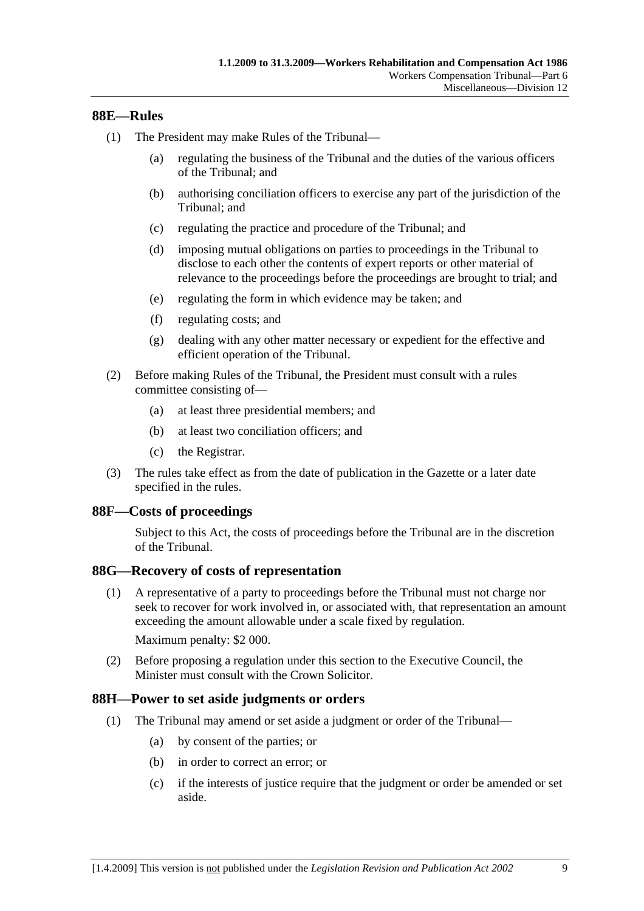## 88E—Rules

(1) The President may make Rules of the Tribunal—

(a) regulating the business of the Tribunal and the duties of the various officers of the Tribunal; and

(b) authorising conciliation officers to exercise any part of the jurisdiction of the Tribunal; and

(c) regulating the practice and procedure of the Tribunal; and

(d) imposing mutual obligations on parties to proceedings in the Tribunal to disclose to each other the contents of expert reports or other material of relevance to the proceedings before the proceedings are brought to trial; and

(e) regulating the form in which evidence may be taken; and

(f) regulating costs; and

(g) dealing with any other matter necessary or expedient for the effective and efficient operation of the Tribunal.

(2) Before making Rules of the Tribunal, the President must consult with a rules committee consisting of—

(a) at least three presidential members; and

(b) at least two conciliation officers; and

(c) the Registrar.

(3) The rules take effect as from the date of publication in the Gazette or a later date specified in the rules.

## 88F—Costs of proceedings

Subject to this Act, the costs of proceedings before the Tribunal are in the discretion of the Tribunal.

## 88G—Recovery of costs of representation

(1) A representative of a party to proceedings before the Tribunal must not charge nor seek to recover for work involved in, or associated with, that representation an amount exceeding the amount allowable under a scale fixed by regulation.

Maximum penalty: $2 000.

(2) Before proposing a regulation under this section to the Executive Council, the Minister must consult with the Crown Solicitor.

## 88H—Power to set aside judgments or orders

(1) The Tribunal may amend or set aside a judgment or order of the Tribunal—

(a) by consent of the parties; or

(b) in order to correct an error; or

(c) if the interests of justice require that the judgment or order be amended or set aside.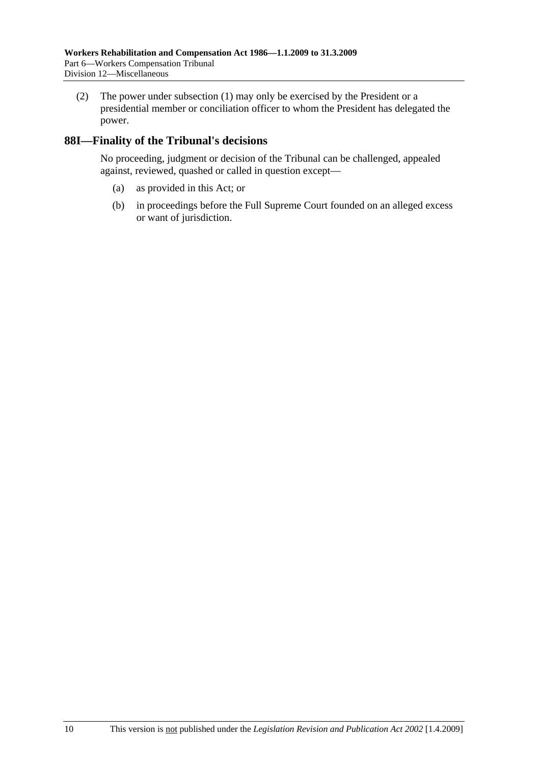(2) The power under subsection (1) may only be exercised by the President or a presidential member or conciliation officer to whom the President has delegated the power.

## 88I—Finality of the Tribunal's decisions

No proceeding, judgment or decision of the Tribunal can be challenged, appealed against, reviewed, quashed or called in question except—

(a) as provided in this Act; or

(b) in proceedings before the Full Supreme Court founded on an alleged excess or want of jurisdiction.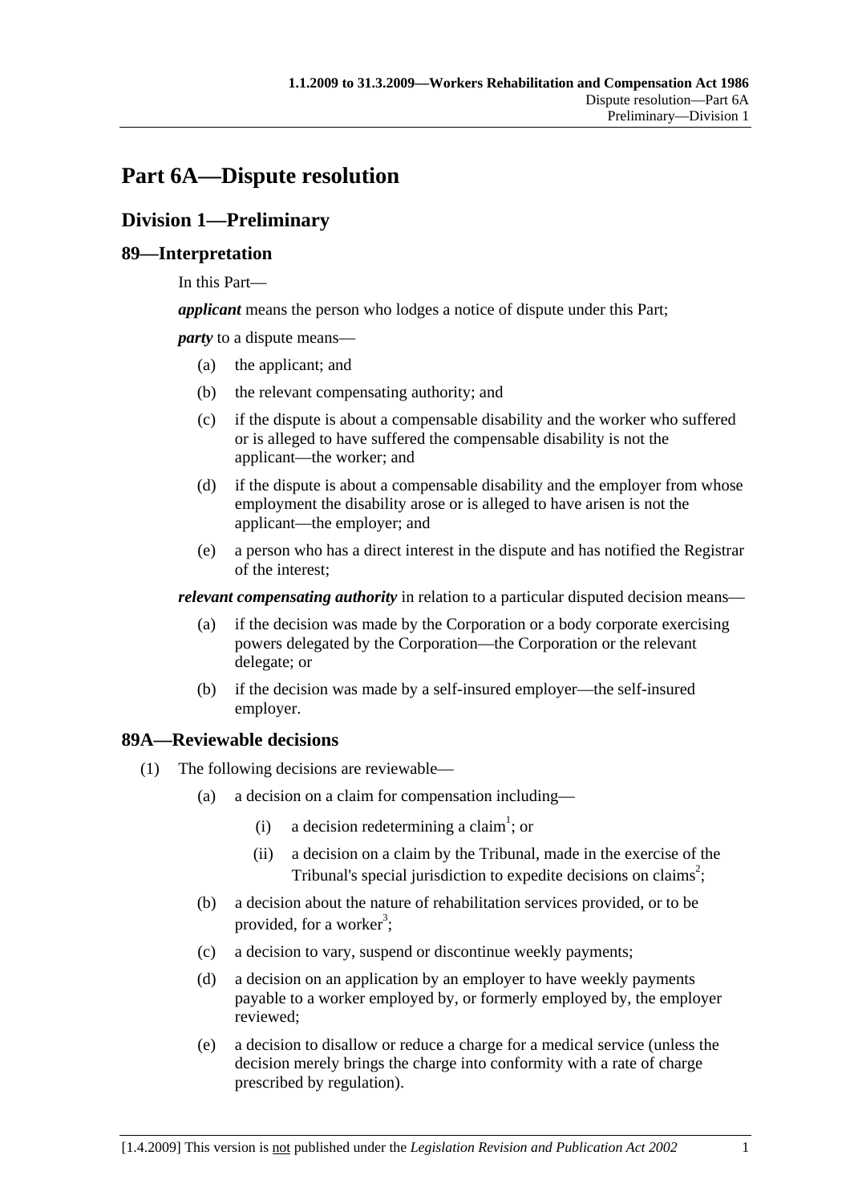# Part 6A—Dispute resolution

## Division 1—Preliminary

### 89—Interpretation

In this Part—

***applicant*** means the person who lodges a notice of dispute under this Part;

***party*** to a dispute means—

- (a) the applicant; and
- (b) the relevant compensating authority; and
- (c) if the dispute is about a compensable disability and the worker who suffered or is alleged to have suffered the compensable disability is not the applicant—the worker; and
- (d) if the dispute is about a compensable disability and the employer from whose employment the disability arose or is alleged to have arisen is not the applicant—the employer; and
- (e) a person who has a direct interest in the dispute and has notified the Registrar of the interest;

***relevant compensating authority*** in relation to a particular disputed decision means—

- (a) if the decision was made by the Corporation or a body corporate exercising powers delegated by the Corporation—the Corporation or the relevant delegate; or
- (b) if the decision was made by a self-insured employer—the self-insured employer.

### 89A—Reviewable decisions

(1) The following decisions are reviewable—

- (a) a decision on a claim for compensation including—
  - (i) a decision redetermining a claim[1]; or
  - (ii) a decision on a claim by the Tribunal, made in the exercise of the Tribunal's special jurisdiction to expedite decisions on claims[2];
- (b) a decision about the nature of rehabilitation services provided, or to be provided, for a worker[3];
- (c) a decision to vary, suspend or discontinue weekly payments;
- (d) a decision on an application by an employer to have weekly payments payable to a worker employed by, or formerly employed by, the employer reviewed;
- (e) a decision to disallow or reduce a charge for a medical service (unless the decision merely brings the charge into conformity with a rate of charge prescribed by regulation).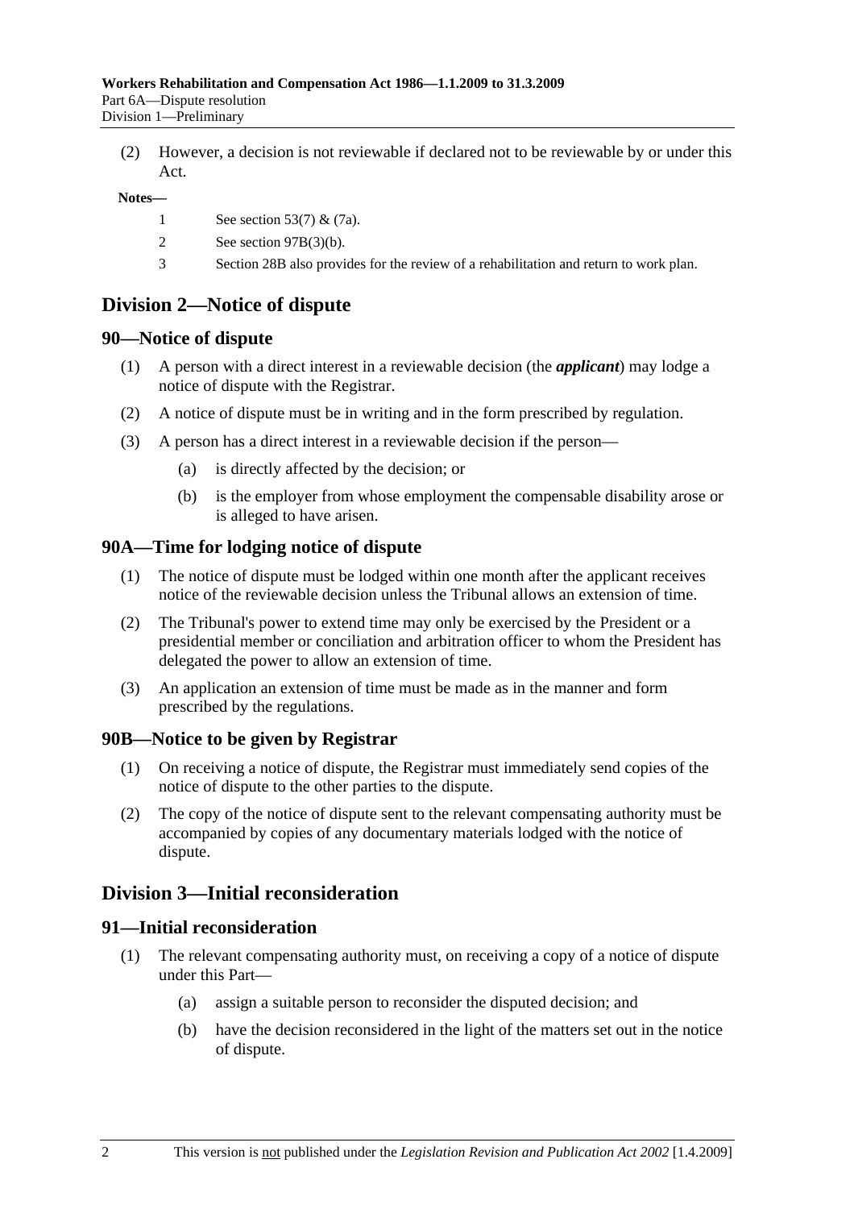(2) However, a decision is not reviewable if declared not to be reviewable by or under this Act.

**Notes—**

1 See section 53(7) & (7a).

2 See section 97B(3)(b).

3 Section 28B also provides for the review of a rehabilitation and return to work plan.

## Division 2—Notice of dispute

### 90—Notice of dispute

(1) A person with a direct interest in a reviewable decision (the ***applicant***) may lodge a notice of dispute with the Registrar.

(2) A notice of dispute must be in writing and in the form prescribed by regulation.

(3) A person has a direct interest in a reviewable decision if the person—

(a) is directly affected by the decision; or

(b) is the employer from whose employment the compensable disability arose or is alleged to have arisen.

### 90A—Time for lodging notice of dispute

(1) The notice of dispute must be lodged within one month after the applicant receives notice of the reviewable decision unless the Tribunal allows an extension of time.

(2) The Tribunal's power to extend time may only be exercised by the President or a presidential member or conciliation and arbitration officer to whom the President has delegated the power to allow an extension of time.

(3) An application an extension of time must be made as in the manner and form prescribed by the regulations.

### 90B—Notice to be given by Registrar

(1) On receiving a notice of dispute, the Registrar must immediately send copies of the notice of dispute to the other parties to the dispute.

(2) The copy of the notice of dispute sent to the relevant compensating authority must be accompanied by copies of any documentary materials lodged with the notice of dispute.

## Division 3—Initial reconsideration

### 91—Initial reconsideration

(1) The relevant compensating authority must, on receiving a copy of a notice of dispute under this Part—

(a) assign a suitable person to reconsider the disputed decision; and

(b) have the decision reconsidered in the light of the matters set out in the notice of dispute.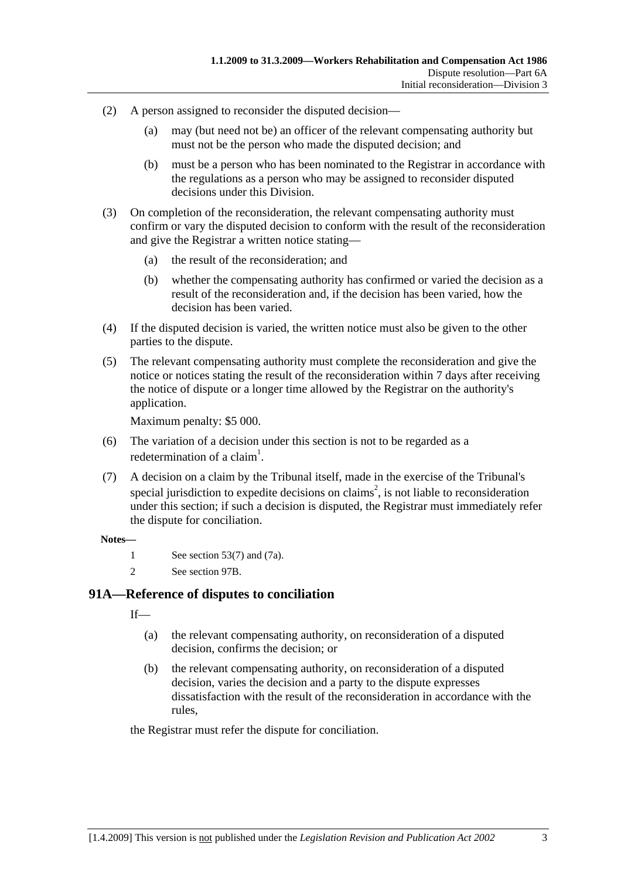(2) A person assigned to reconsider the disputed decision—

(a) may (but need not be) an officer of the relevant compensating authority but must not be the person who made the disputed decision; and

(b) must be a person who has been nominated to the Registrar in accordance with the regulations as a person who may be assigned to reconsider disputed decisions under this Division.

(3) On completion of the reconsideration, the relevant compensating authority must confirm or vary the disputed decision to conform with the result of the reconsideration and give the Registrar a written notice stating—

(a) the result of the reconsideration; and

(b) whether the compensating authority has confirmed or varied the decision as a result of the reconsideration and, if the decision has been varied, how the decision has been varied.

(4) If the disputed decision is varied, the written notice must also be given to the other parties to the dispute.

(5) The relevant compensating authority must complete the reconsideration and give the notice or notices stating the result of the reconsideration within 7 days after receiving the notice of dispute or a longer time allowed by the Registrar on the authority's application.

Maximum penalty: $5 000.

(6) The variation of a decision under this section is not to be regarded as a redetermination of a claim[1].

(7) A decision on a claim by the Tribunal itself, made in the exercise of the Tribunal's special jurisdiction to expedite decisions on claims[2], is not liable to reconsideration under this section; if such a decision is disputed, the Registrar must immediately refer the dispute for conciliation.

**Notes—**

1 See section 53(7) and (7a).

2 See section 97B.

## 91A—Reference of disputes to conciliation

If—

(a) the relevant compensating authority, on reconsideration of a disputed decision, confirms the decision; or

(b) the relevant compensating authority, on reconsideration of a disputed decision, varies the decision and a party to the dispute expresses dissatisfaction with the result of the reconsideration in accordance with the rules,

the Registrar must refer the dispute for conciliation.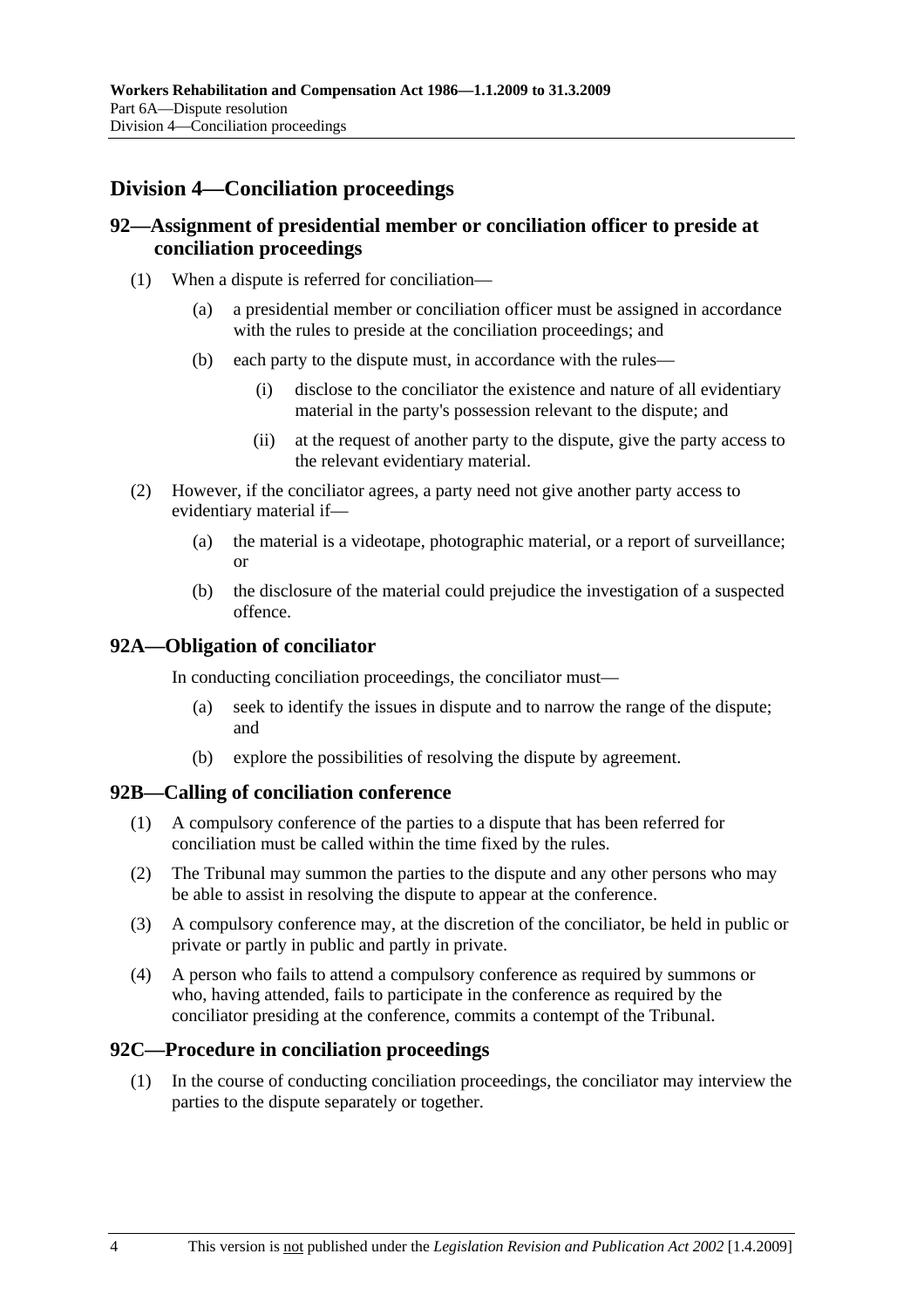## Division 4—Conciliation proceedings

### 92—Assignment of presidential member or conciliation officer to preside at conciliation proceedings

(1) When a dispute is referred for conciliation—

(a) a presidential member or conciliation officer must be assigned in accordance with the rules to preside at the conciliation proceedings; and

(b) each party to the dispute must, in accordance with the rules—

(i) disclose to the conciliator the existence and nature of all evidentiary material in the party's possession relevant to the dispute; and

(ii) at the request of another party to the dispute, give the party access to the relevant evidentiary material.

(2) However, if the conciliator agrees, a party need not give another party access to evidentiary material if—

(a) the material is a videotape, photographic material, or a report of surveillance; or

(b) the disclosure of the material could prejudice the investigation of a suspected offence.

### 92A—Obligation of conciliator

In conducting conciliation proceedings, the conciliator must—

(a) seek to identify the issues in dispute and to narrow the range of the dispute; and

(b) explore the possibilities of resolving the dispute by agreement.

### 92B—Calling of conciliation conference

(1) A compulsory conference of the parties to a dispute that has been referred for conciliation must be called within the time fixed by the rules.

(2) The Tribunal may summon the parties to the dispute and any other persons who may be able to assist in resolving the dispute to appear at the conference.

(3) A compulsory conference may, at the discretion of the conciliator, be held in public or private or partly in public and partly in private.

(4) A person who fails to attend a compulsory conference as required by summons or who, having attended, fails to participate in the conference as required by the conciliator presiding at the conference, commits a contempt of the Tribunal.

### 92C—Procedure in conciliation proceedings

(1) In the course of conducting conciliation proceedings, the conciliator may interview the parties to the dispute separately or together.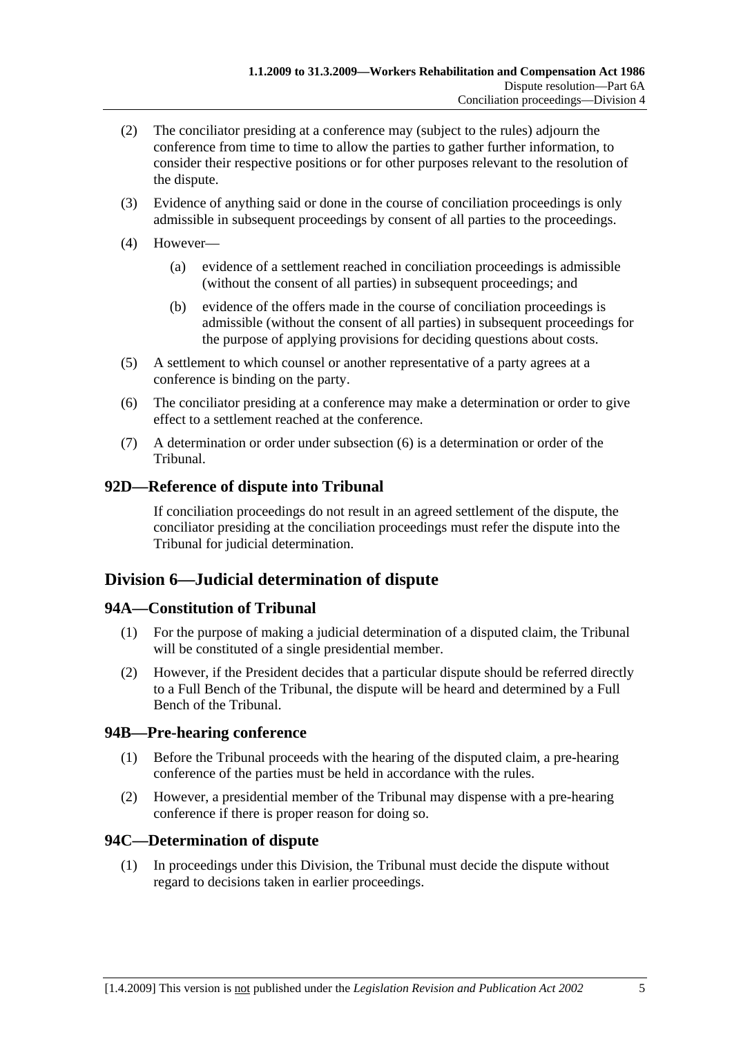(2) The conciliator presiding at a conference may (subject to the rules) adjourn the conference from time to time to allow the parties to gather further information, to consider their respective positions or for other purposes relevant to the resolution of the dispute.

(3) Evidence of anything said or done in the course of conciliation proceedings is only admissible in subsequent proceedings by consent of all parties to the proceedings.

(4) However—

(a) evidence of a settlement reached in conciliation proceedings is admissible (without the consent of all parties) in subsequent proceedings; and

(b) evidence of the offers made in the course of conciliation proceedings is admissible (without the consent of all parties) in subsequent proceedings for the purpose of applying provisions for deciding questions about costs.

(5) A settlement to which counsel or another representative of a party agrees at a conference is binding on the party.

(6) The conciliator presiding at a conference may make a determination or order to give effect to a settlement reached at the conference.

(7) A determination or order under subsection (6) is a determination or order of the Tribunal.

### 92D—Reference of dispute into Tribunal

If conciliation proceedings do not result in an agreed settlement of the dispute, the conciliator presiding at the conciliation proceedings must refer the dispute into the Tribunal for judicial determination.

## Division 6—Judicial determination of dispute

### 94A—Constitution of Tribunal

(1) For the purpose of making a judicial determination of a disputed claim, the Tribunal will be constituted of a single presidential member.

(2) However, if the President decides that a particular dispute should be referred directly to a Full Bench of the Tribunal, the dispute will be heard and determined by a Full Bench of the Tribunal.

### 94B—Pre-hearing conference

(1) Before the Tribunal proceeds with the hearing of the disputed claim, a pre-hearing conference of the parties must be held in accordance with the rules.

(2) However, a presidential member of the Tribunal may dispense with a pre-hearing conference if there is proper reason for doing so.

### 94C—Determination of dispute

(1) In proceedings under this Division, the Tribunal must decide the dispute without regard to decisions taken in earlier proceedings.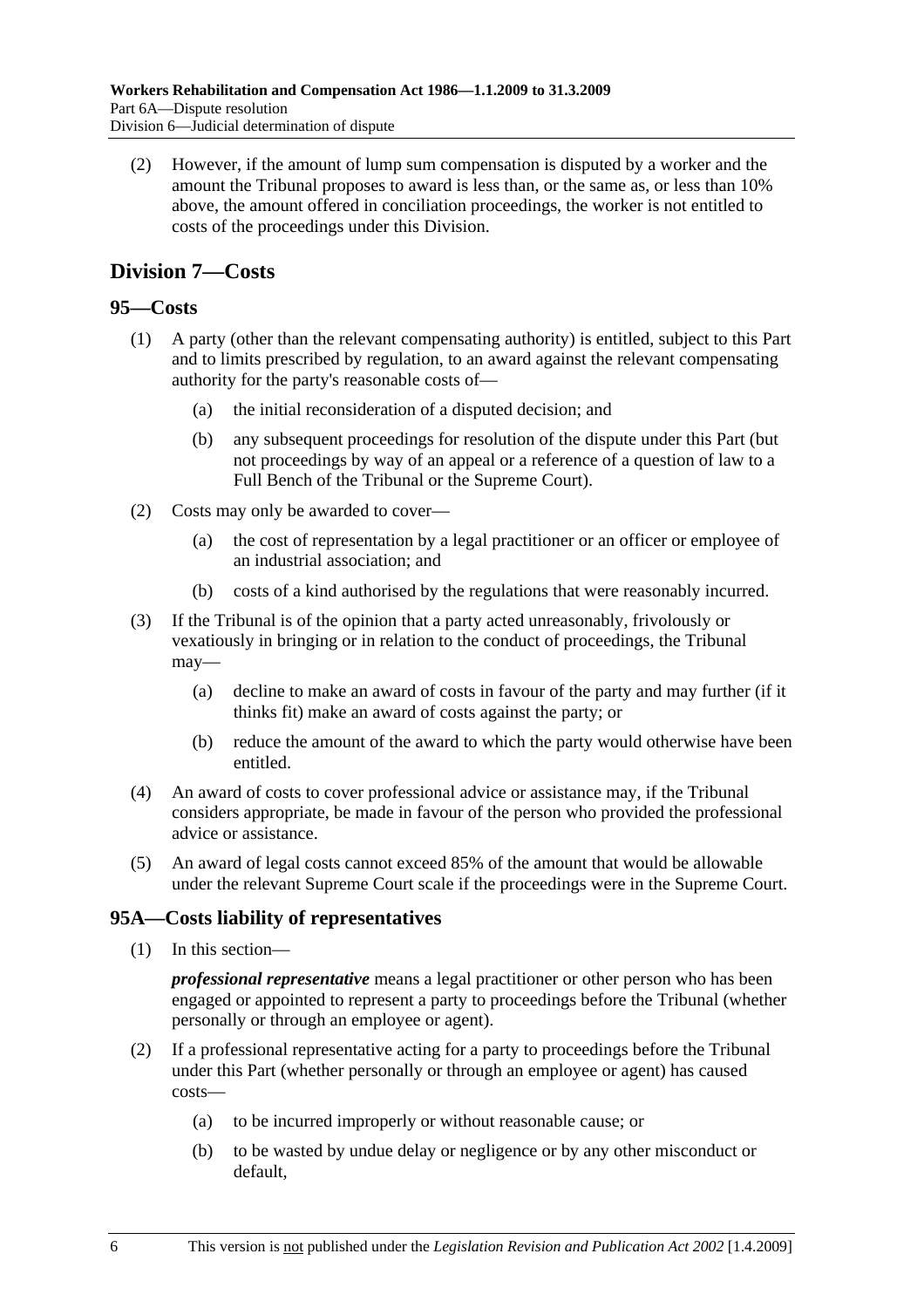(2) However, if the amount of lump sum compensation is disputed by a worker and the amount the Tribunal proposes to award is less than, or the same as, or less than 10% above, the amount offered in conciliation proceedings, the worker is not entitled to costs of the proceedings under this Division.

## Division 7—Costs

### 95—Costs

(1) A party (other than the relevant compensating authority) is entitled, subject to this Part and to limits prescribed by regulation, to an award against the relevant compensating authority for the party's reasonable costs of—

(a) the initial reconsideration of a disputed decision; and

(b) any subsequent proceedings for resolution of the dispute under this Part (but not proceedings by way of an appeal or a reference of a question of law to a Full Bench of the Tribunal or the Supreme Court).

(2) Costs may only be awarded to cover—

(a) the cost of representation by a legal practitioner or an officer or employee of an industrial association; and

(b) costs of a kind authorised by the regulations that were reasonably incurred.

(3) If the Tribunal is of the opinion that a party acted unreasonably, frivolously or vexatiously in bringing or in relation to the conduct of proceedings, the Tribunal may—

(a) decline to make an award of costs in favour of the party and may further (if it thinks fit) make an award of costs against the party; or

(b) reduce the amount of the award to which the party would otherwise have been entitled.

(4) An award of costs to cover professional advice or assistance may, if the Tribunal considers appropriate, be made in favour of the person who provided the professional advice or assistance.

(5) An award of legal costs cannot exceed 85% of the amount that would be allowable under the relevant Supreme Court scale if the proceedings were in the Supreme Court.

### 95A—Costs liability of representatives

(1) In this section—

***professional representative*** means a legal practitioner or other person who has been engaged or appointed to represent a party to proceedings before the Tribunal (whether personally or through an employee or agent).

(2) If a professional representative acting for a party to proceedings before the Tribunal under this Part (whether personally or through an employee or agent) has caused costs—

(a) to be incurred improperly or without reasonable cause; or

(b) to be wasted by undue delay or negligence or by any other misconduct or default,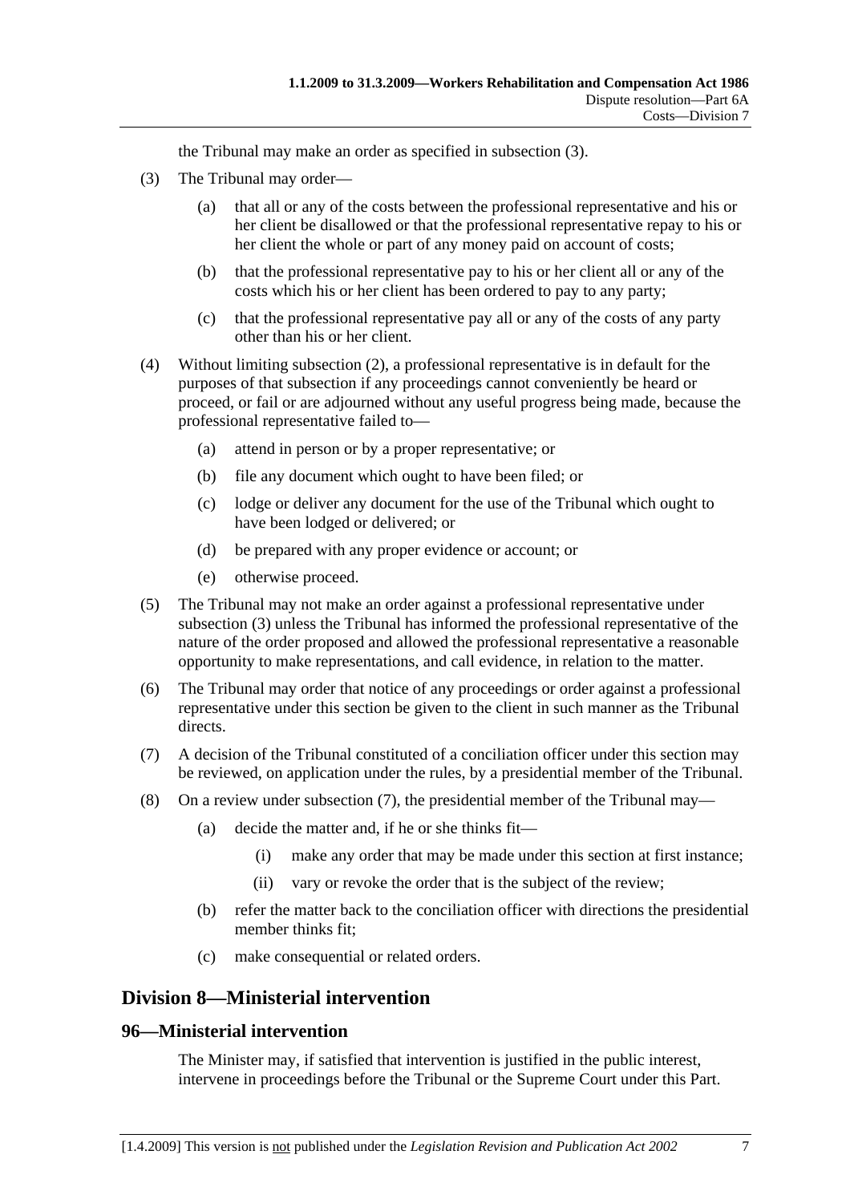the Tribunal may make an order as specified in subsection (3).

(3) The Tribunal may order—

(a) that all or any of the costs between the professional representative and his or her client be disallowed or that the professional representative repay to his or her client the whole or part of any money paid on account of costs;

(b) that the professional representative pay to his or her client all or any of the costs which his or her client has been ordered to pay to any party;

(c) that the professional representative pay all or any of the costs of any party other than his or her client.

(4) Without limiting subsection (2), a professional representative is in default for the purposes of that subsection if any proceedings cannot conveniently be heard or proceed, or fail or are adjourned without any useful progress being made, because the professional representative failed to—

(a) attend in person or by a proper representative; or

(b) file any document which ought to have been filed; or

(c) lodge or deliver any document for the use of the Tribunal which ought to have been lodged or delivered; or

(d) be prepared with any proper evidence or account; or

(e) otherwise proceed.

(5) The Tribunal may not make an order against a professional representative under subsection (3) unless the Tribunal has informed the professional representative of the nature of the order proposed and allowed the professional representative a reasonable opportunity to make representations, and call evidence, in relation to the matter.

(6) The Tribunal may order that notice of any proceedings or order against a professional representative under this section be given to the client in such manner as the Tribunal directs.

(7) A decision of the Tribunal constituted of a conciliation officer under this section may be reviewed, on application under the rules, by a presidential member of the Tribunal.

(8) On a review under subsection (7), the presidential member of the Tribunal may—

(a) decide the matter and, if he or she thinks fit—

(i) make any order that may be made under this section at first instance;

(ii) vary or revoke the order that is the subject of the review;

(b) refer the matter back to the conciliation officer with directions the presidential member thinks fit;

(c) make consequential or related orders.

## Division 8—Ministerial intervention

### 96—Ministerial intervention

The Minister may, if satisfied that intervention is justified in the public interest, intervene in proceedings before the Tribunal or the Supreme Court under this Part.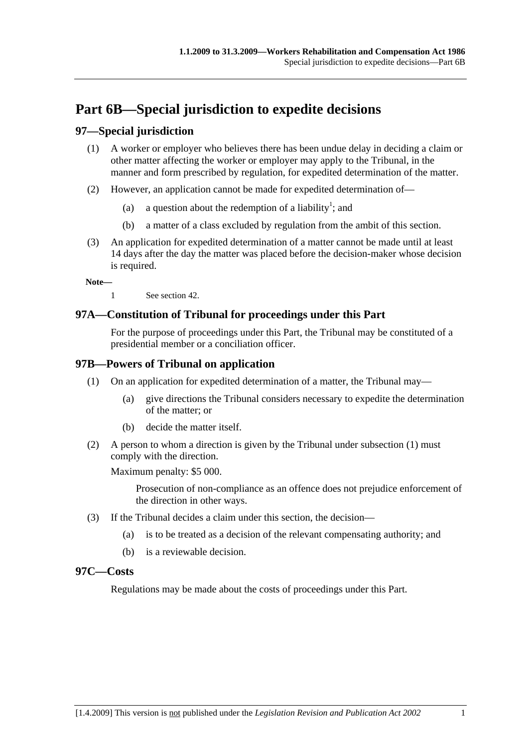# Part 6B—Special jurisdiction to expedite decisions

## 97—Special jurisdiction

(1) A worker or employer who believes there has been undue delay in deciding a claim or other matter affecting the worker or employer may apply to the Tribunal, in the manner and form prescribed by regulation, for expedited determination of the matter.

(2) However, an application cannot be made for expedited determination of—

- (a) a question about the redemption of a liability[1]; and
- (b) a matter of a class excluded by regulation from the ambit of this section.

(3) An application for expedited determination of a matter cannot be made until at least 14 days after the day the matter was placed before the decision-maker whose decision is required.

**Note—**

1 See section 42.

## 97A—Constitution of Tribunal for proceedings under this Part

For the purpose of proceedings under this Part, the Tribunal may be constituted of a presidential member or a conciliation officer.

## 97B—Powers of Tribunal on application

(1) On an application for expedited determination of a matter, the Tribunal may—

- (a) give directions the Tribunal considers necessary to expedite the determination of the matter; or
- (b) decide the matter itself.

(2) A person to whom a direction is given by the Tribunal under subsection (1) must comply with the direction.

Maximum penalty: $5 000.

Prosecution of non-compliance as an offence does not prejudice enforcement of the direction in other ways.

(3) If the Tribunal decides a claim under this section, the decision—

- (a) is to be treated as a decision of the relevant compensating authority; and
- (b) is a reviewable decision.

## 97C—Costs

Regulations may be made about the costs of proceedings under this Part.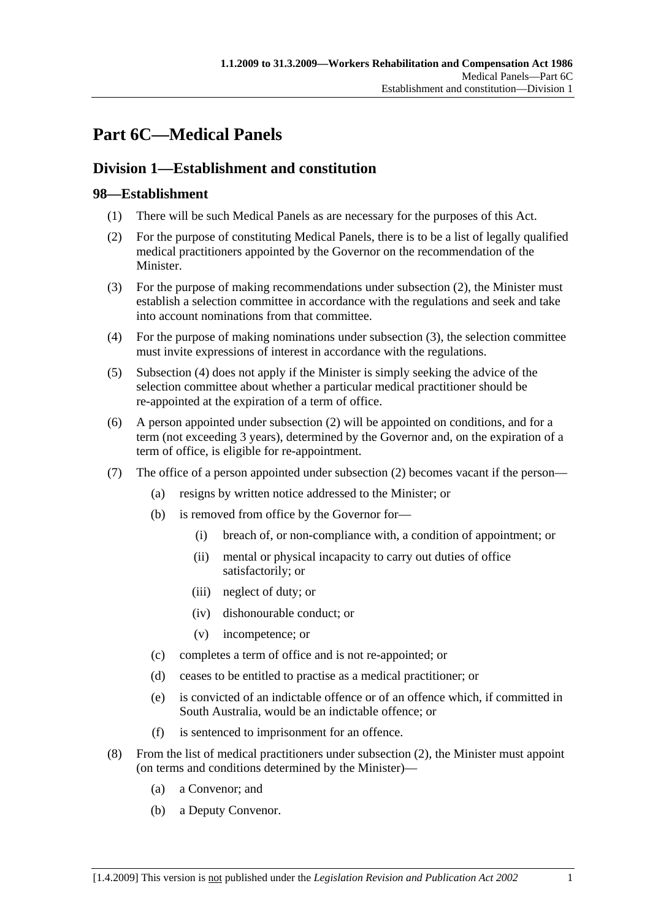# Part 6C—Medical Panels

## Division 1—Establishment and constitution

### 98—Establishment

(1) There will be such Medical Panels as are necessary for the purposes of this Act.

(2) For the purpose of constituting Medical Panels, there is to be a list of legally qualified medical practitioners appointed by the Governor on the recommendation of the Minister.

(3) For the purpose of making recommendations under subsection (2), the Minister must establish a selection committee in accordance with the regulations and seek and take into account nominations from that committee.

(4) For the purpose of making nominations under subsection (3), the selection committee must invite expressions of interest in accordance with the regulations.

(5) Subsection (4) does not apply if the Minister is simply seeking the advice of the selection committee about whether a particular medical practitioner should be re-appointed at the expiration of a term of office.

(6) A person appointed under subsection (2) will be appointed on conditions, and for a term (not exceeding 3 years), determined by the Governor and, on the expiration of a term of office, is eligible for re-appointment.

(7) The office of a person appointed under subsection (2) becomes vacant if the person—

- (a) resigns by written notice addressed to the Minister; or
- (b) is removed from office by the Governor for—
  - (i) breach of, or non-compliance with, a condition of appointment; or
  - (ii) mental or physical incapacity to carry out duties of office satisfactorily; or
  - (iii) neglect of duty; or
  - (iv) dishonourable conduct; or
  - (v) incompetence; or
- (c) completes a term of office and is not re-appointed; or
- (d) ceases to be entitled to practise as a medical practitioner; or
- (e) is convicted of an indictable offence or of an offence which, if committed in South Australia, would be an indictable offence; or
- (f) is sentenced to imprisonment for an offence.

(8) From the list of medical practitioners under subsection (2), the Minister must appoint (on terms and conditions determined by the Minister)—

- (a) a Convenor; and
- (b) a Deputy Convenor.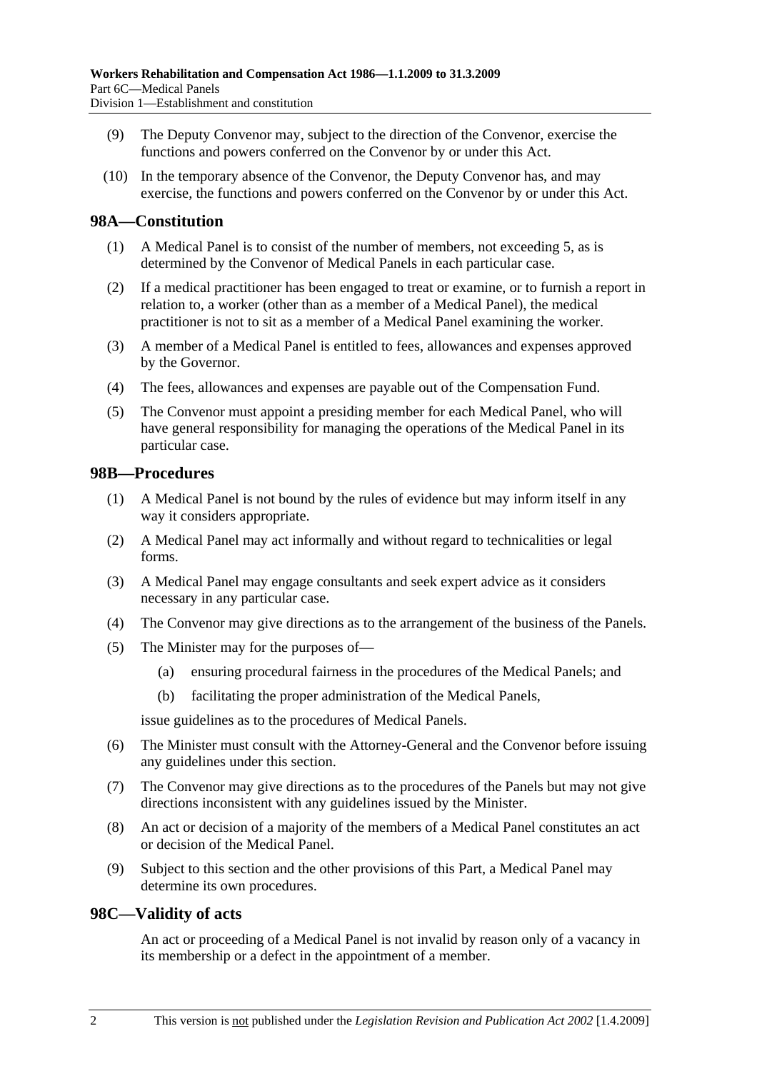(9) The Deputy Convenor may, subject to the direction of the Convenor, exercise the functions and powers conferred on the Convenor by or under this Act.

(10) In the temporary absence of the Convenor, the Deputy Convenor has, and may exercise, the functions and powers conferred on the Convenor by or under this Act.

## 98A—Constitution

(1) A Medical Panel is to consist of the number of members, not exceeding 5, as is determined by the Convenor of Medical Panels in each particular case.

(2) If a medical practitioner has been engaged to treat or examine, or to furnish a report in relation to, a worker (other than as a member of a Medical Panel), the medical practitioner is not to sit as a member of a Medical Panel examining the worker.

(3) A member of a Medical Panel is entitled to fees, allowances and expenses approved by the Governor.

(4) The fees, allowances and expenses are payable out of the Compensation Fund.

(5) The Convenor must appoint a presiding member for each Medical Panel, who will have general responsibility for managing the operations of the Medical Panel in its particular case.

## 98B—Procedures

(1) A Medical Panel is not bound by the rules of evidence but may inform itself in any way it considers appropriate.

(2) A Medical Panel may act informally and without regard to technicalities or legal forms.

(3) A Medical Panel may engage consultants and seek expert advice as it considers necessary in any particular case.

(4) The Convenor may give directions as to the arrangement of the business of the Panels.

(5) The Minister may for the purposes of—

- (a) ensuring procedural fairness in the procedures of the Medical Panels; and
- (b) facilitating the proper administration of the Medical Panels,

issue guidelines as to the procedures of Medical Panels.

(6) The Minister must consult with the Attorney-General and the Convenor before issuing any guidelines under this section.

(7) The Convenor may give directions as to the procedures of the Panels but may not give directions inconsistent with any guidelines issued by the Minister.

(8) An act or decision of a majority of the members of a Medical Panel constitutes an act or decision of the Medical Panel.

(9) Subject to this section and the other provisions of this Part, a Medical Panel may determine its own procedures.

## 98C—Validity of acts

An act or proceeding of a Medical Panel is not invalid by reason only of a vacancy in its membership or a defect in the appointment of a member.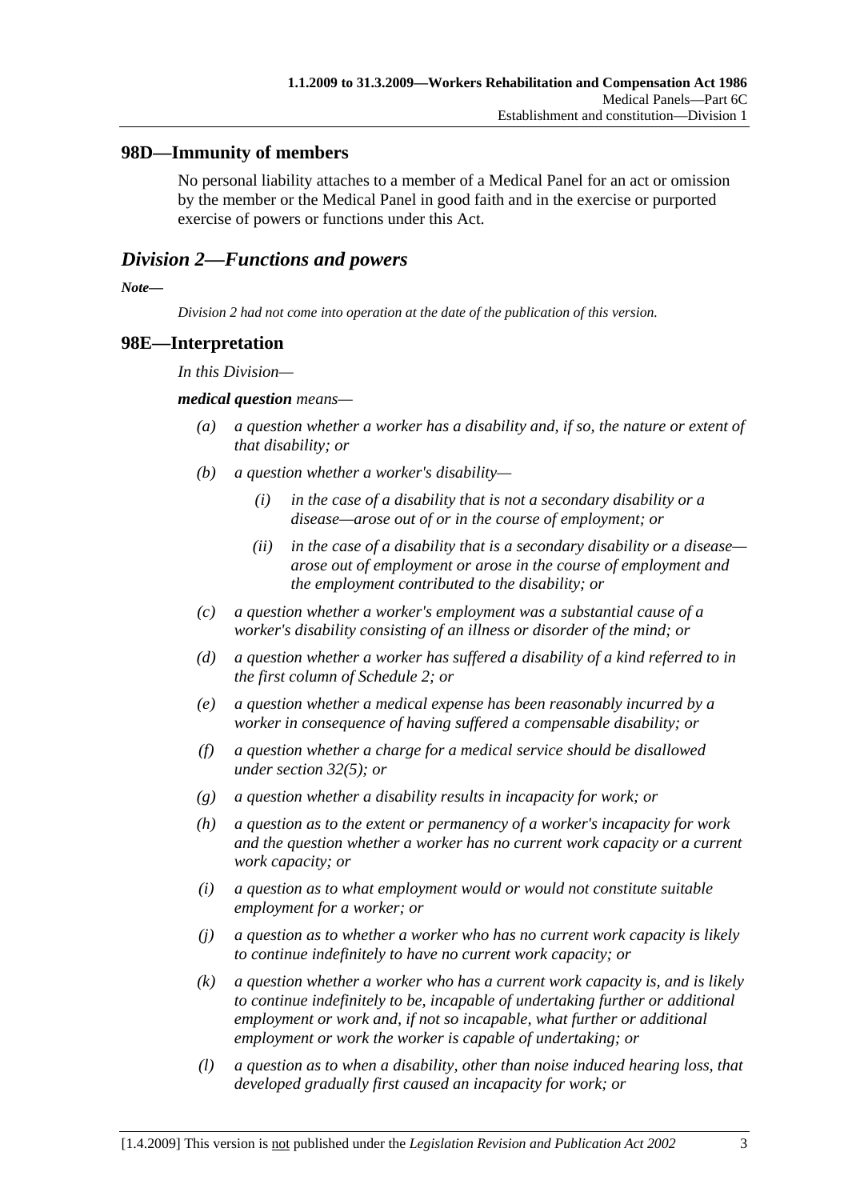## 98D—Immunity of members

No personal liability attaches to a member of a Medical Panel for an act or omission by the member or the Medical Panel in good faith and in the exercise or purported exercise of powers or functions under this Act.

## *Division 2—Functions and powers*

***Note—***

*Division 2 had not come into operation at the date of the publication of this version.*

## 98E—Interpretation

*In this Division—*

***medical question*** *means—*

- *(a) a question whether a worker has a disability and, if so, the nature or extent of that disability; or*
- *(b) a question whether a worker's disability—*
  - *(i) in the case of a disability that is not a secondary disability or a disease—arose out of or in the course of employment; or*
  - *(ii) in the case of a disability that is a secondary disability or a disease—arose out of employment or arose in the course of employment and the employment contributed to the disability; or*
- *(c) a question whether a worker's employment was a substantial cause of a worker's disability consisting of an illness or disorder of the mind; or*
- *(d) a question whether a worker has suffered a disability of a kind referred to in the first column of Schedule 2; or*
- *(e) a question whether a medical expense has been reasonably incurred by a worker in consequence of having suffered a compensable disability; or*
- *(f) a question whether a charge for a medical service should be disallowed under section 32(5); or*
- *(g) a question whether a disability results in incapacity for work; or*
- *(h) a question as to the extent or permanency of a worker's incapacity for work and the question whether a worker has no current work capacity or a current work capacity; or*
- *(i) a question as to what employment would or would not constitute suitable employment for a worker; or*
- *(j) a question as to whether a worker who has no current work capacity is likely to continue indefinitely to have no current work capacity; or*
- *(k) a question whether a worker who has a current work capacity is, and is likely to continue indefinitely to be, incapable of undertaking further or additional employment or work and, if not so incapable, what further or additional employment or work the worker is capable of undertaking; or*
- *(l) a question as to when a disability, other than noise induced hearing loss, that developed gradually first caused an incapacity for work; or*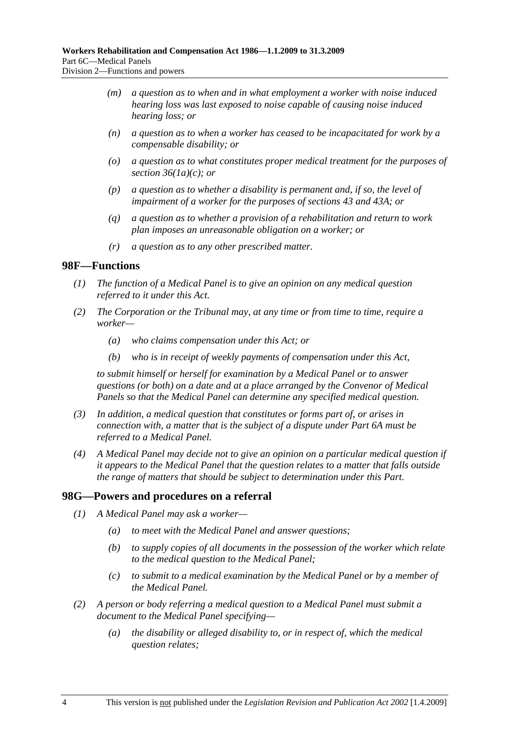*(m)* *a question as to when and in what employment a worker with noise induced hearing loss was last exposed to noise capable of causing noise induced hearing loss; or*

*(n)* *a question as to when a worker has ceased to be incapacitated for work by a compensable disability; or*

*(o)* *a question as to what constitutes proper medical treatment for the purposes of section 36(1a)(c); or*

*(p)* *a question as to whether a disability is permanent and, if so, the level of impairment of a worker for the purposes of sections 43 and 43A; or*

*(q)* *a question as to whether a provision of a rehabilitation and return to work plan imposes an unreasonable obligation on a worker; or*

*(r)* *a question as to any other prescribed matter.*

## 98F—Functions

*(1)* *The function of a Medical Panel is to give an opinion on any medical question referred to it under this Act.*

*(2)* *The Corporation or the Tribunal may, at any time or from time to time, require a worker—*

*(a)* *who claims compensation under this Act; or*

*(b)* *who is in receipt of weekly payments of compensation under this Act,*

*to submit himself or herself for examination by a Medical Panel or to answer questions (or both) on a date and at a place arranged by the Convenor of Medical Panels so that the Medical Panel can determine any specified medical question.*

*(3)* *In addition, a medical question that constitutes or forms part of, or arises in connection with, a matter that is the subject of a dispute under Part 6A must be referred to a Medical Panel.*

*(4)* *A Medical Panel may decide not to give an opinion on a particular medical question if it appears to the Medical Panel that the question relates to a matter that falls outside the range of matters that should be subject to determination under this Part.*

## 98G—Powers and procedures on a referral

*(1)* *A Medical Panel may ask a worker—*

*(a)* *to meet with the Medical Panel and answer questions;*

*(b)* *to supply copies of all documents in the possession of the worker which relate to the medical question to the Medical Panel;*

*(c)* *to submit to a medical examination by the Medical Panel or by a member of the Medical Panel.*

*(2)* *A person or body referring a medical question to a Medical Panel must submit a document to the Medical Panel specifying—*

*(a)* *the disability or alleged disability to, or in respect of, which the medical question relates;*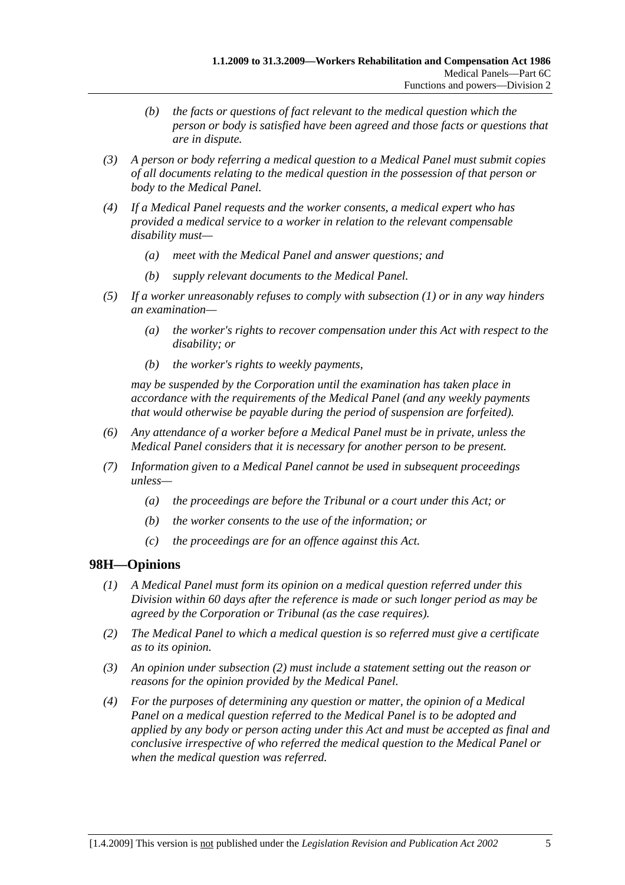*(b) the facts or questions of fact relevant to the medical question which the person or body is satisfied have been agreed and those facts or questions that are in dispute.*

*(3) A person or body referring a medical question to a Medical Panel must submit copies of all documents relating to the medical question in the possession of that person or body to the Medical Panel.*

*(4) If a Medical Panel requests and the worker consents, a medical expert who has provided a medical service to a worker in relation to the relevant compensable disability must—*

*(a) meet with the Medical Panel and answer questions; and*

*(b) supply relevant documents to the Medical Panel.*

*(5) If a worker unreasonably refuses to comply with subsection (1) or in any way hinders an examination—*

*(a) the worker's rights to recover compensation under this Act with respect to the disability; or*

*(b) the worker's rights to weekly payments,*

*may be suspended by the Corporation until the examination has taken place in accordance with the requirements of the Medical Panel (and any weekly payments that would otherwise be payable during the period of suspension are forfeited).*

*(6) Any attendance of a worker before a Medical Panel must be in private, unless the Medical Panel considers that it is necessary for another person to be present.*

*(7) Information given to a Medical Panel cannot be used in subsequent proceedings unless—*

*(a) the proceedings are before the Tribunal or a court under this Act; or*

*(b) the worker consents to the use of the information; or*

*(c) the proceedings are for an offence against this Act.*

## 98H—Opinions

*(1) A Medical Panel must form its opinion on a medical question referred under this Division within 60 days after the reference is made or such longer period as may be agreed by the Corporation or Tribunal (as the case requires).*

*(2) The Medical Panel to which a medical question is so referred must give a certificate as to its opinion.*

*(3) An opinion under subsection (2) must include a statement setting out the reason or reasons for the opinion provided by the Medical Panel.*

*(4) For the purposes of determining any question or matter, the opinion of a Medical Panel on a medical question referred to the Medical Panel is to be adopted and applied by any body or person acting under this Act and must be accepted as final and conclusive irrespective of who referred the medical question to the Medical Panel or when the medical question was referred.*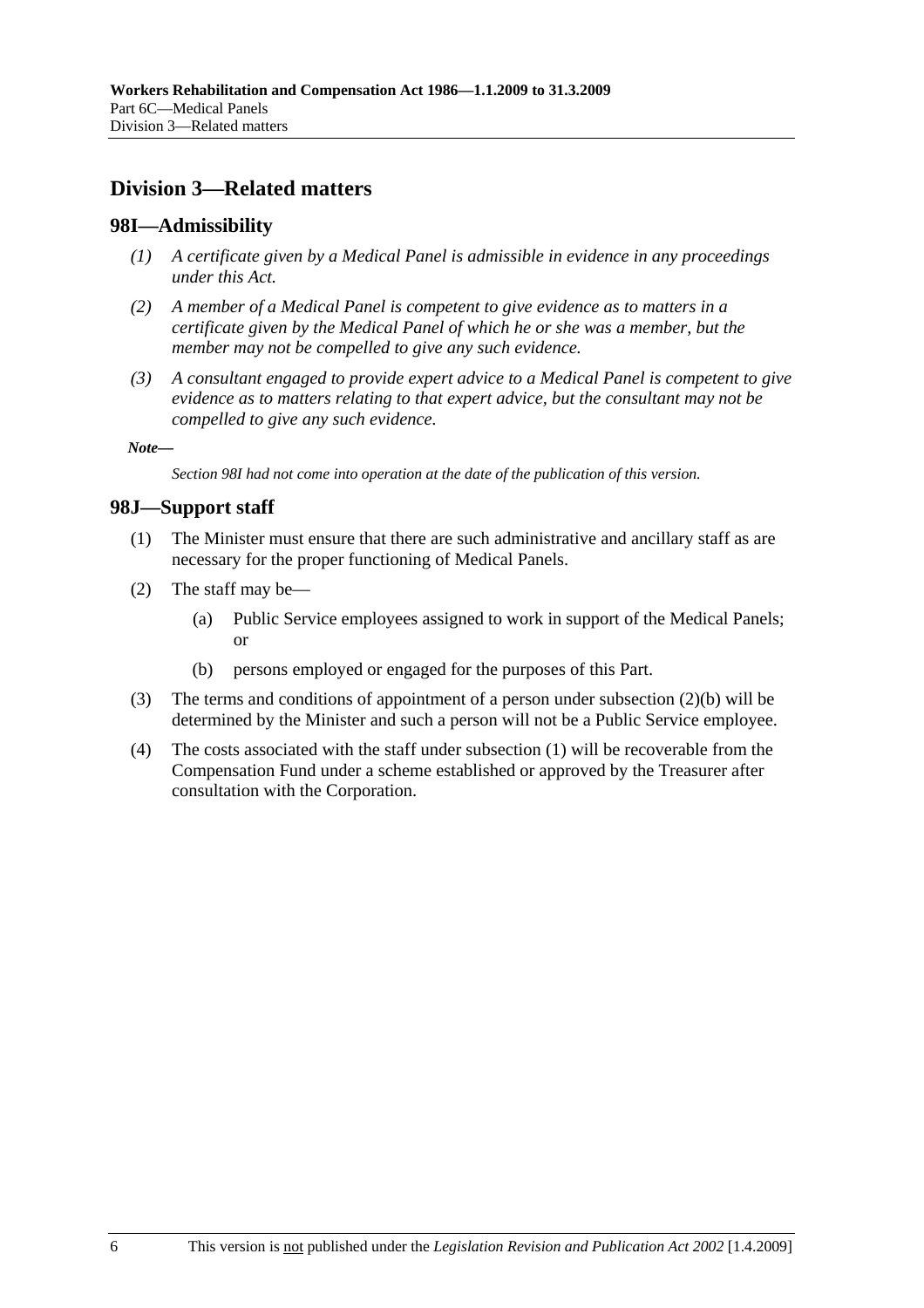## Division 3—Related matters

### 98I—Admissibility

*(1) A certificate given by a Medical Panel is admissible in evidence in any proceedings under this Act.*

*(2) A member of a Medical Panel is competent to give evidence as to matters in a certificate given by the Medical Panel of which he or she was a member, but the member may not be compelled to give any such evidence.*

*(3) A consultant engaged to provide expert advice to a Medical Panel is competent to give evidence as to matters relating to that expert advice, but the consultant may not be compelled to give any such evidence.*

***Note—***

*Section 98I had not come into operation at the date of the publication of this version.*

### 98J—Support staff

(1) The Minister must ensure that there are such administrative and ancillary staff as are necessary for the proper functioning of Medical Panels.

(2) The staff may be—

(a) Public Service employees assigned to work in support of the Medical Panels; or

(b) persons employed or engaged for the purposes of this Part.

(3) The terms and conditions of appointment of a person under subsection (2)(b) will be determined by the Minister and such a person will not be a Public Service employee.

(4) The costs associated with the staff under subsection (1) will be recoverable from the Compensation Fund under a scheme established or approved by the Treasurer after consultation with the Corporation.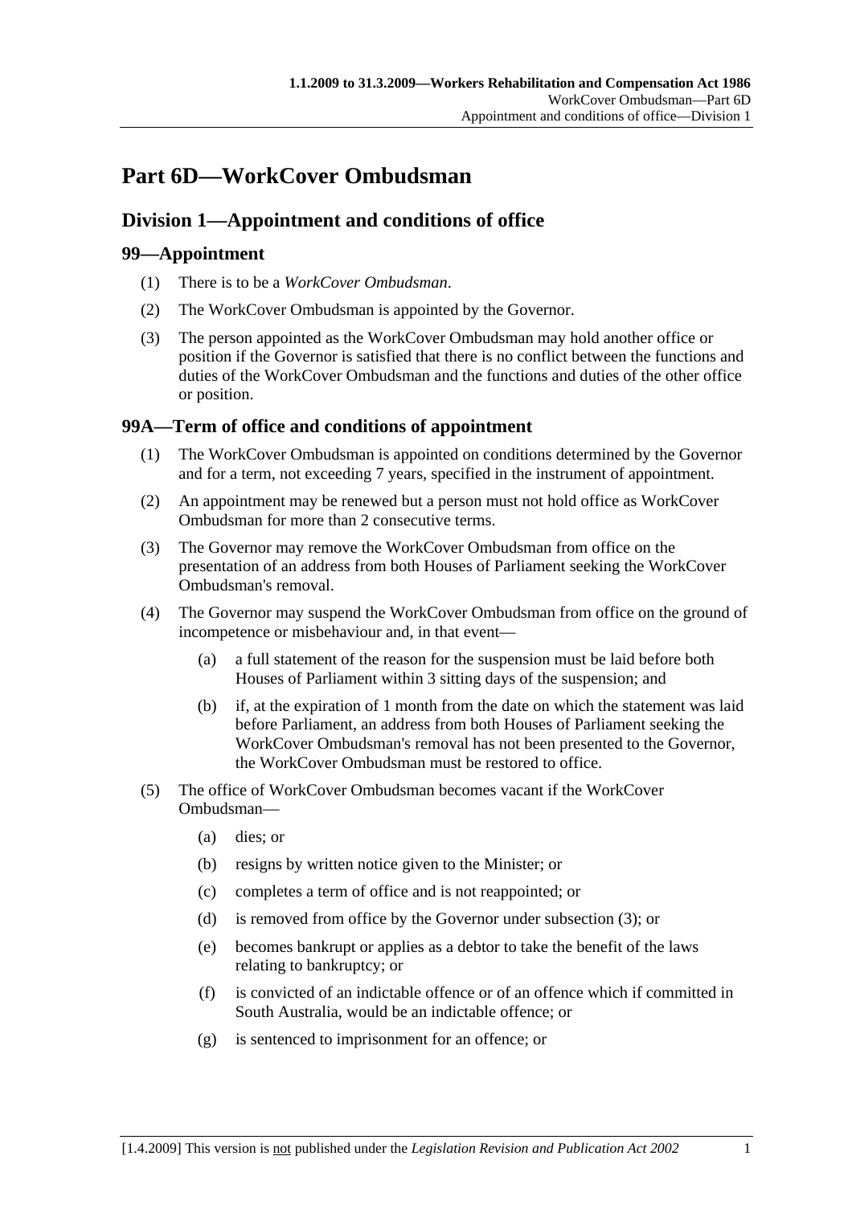# Part 6D—WorkCover Ombudsman

## Division 1—Appointment and conditions of office

### 99—Appointment

(1) There is to be a *WorkCover Ombudsman*.

(2) The WorkCover Ombudsman is appointed by the Governor.

(3) The person appointed as the WorkCover Ombudsman may hold another office or position if the Governor is satisfied that there is no conflict between the functions and duties of the WorkCover Ombudsman and the functions and duties of the other office or position.

### 99A—Term of office and conditions of appointment

(1) The WorkCover Ombudsman is appointed on conditions determined by the Governor and for a term, not exceeding 7 years, specified in the instrument of appointment.

(2) An appointment may be renewed but a person must not hold office as WorkCover Ombudsman for more than 2 consecutive terms.

(3) The Governor may remove the WorkCover Ombudsman from office on the presentation of an address from both Houses of Parliament seeking the WorkCover Ombudsman's removal.

(4) The Governor may suspend the WorkCover Ombudsman from office on the ground of incompetence or misbehaviour and, in that event—

(a) a full statement of the reason for the suspension must be laid before both Houses of Parliament within 3 sitting days of the suspension; and

(b) if, at the expiration of 1 month from the date on which the statement was laid before Parliament, an address from both Houses of Parliament seeking the WorkCover Ombudsman's removal has not been presented to the Governor, the WorkCover Ombudsman must be restored to office.

(5) The office of WorkCover Ombudsman becomes vacant if the WorkCover Ombudsman—

(a) dies; or

(b) resigns by written notice given to the Minister; or

(c) completes a term of office and is not reappointed; or

(d) is removed from office by the Governor under subsection (3); or

(e) becomes bankrupt or applies as a debtor to take the benefit of the laws relating to bankruptcy; or

(f) is convicted of an indictable offence or of an offence which if committed in South Australia, would be an indictable offence; or

(g) is sentenced to imprisonment for an offence; or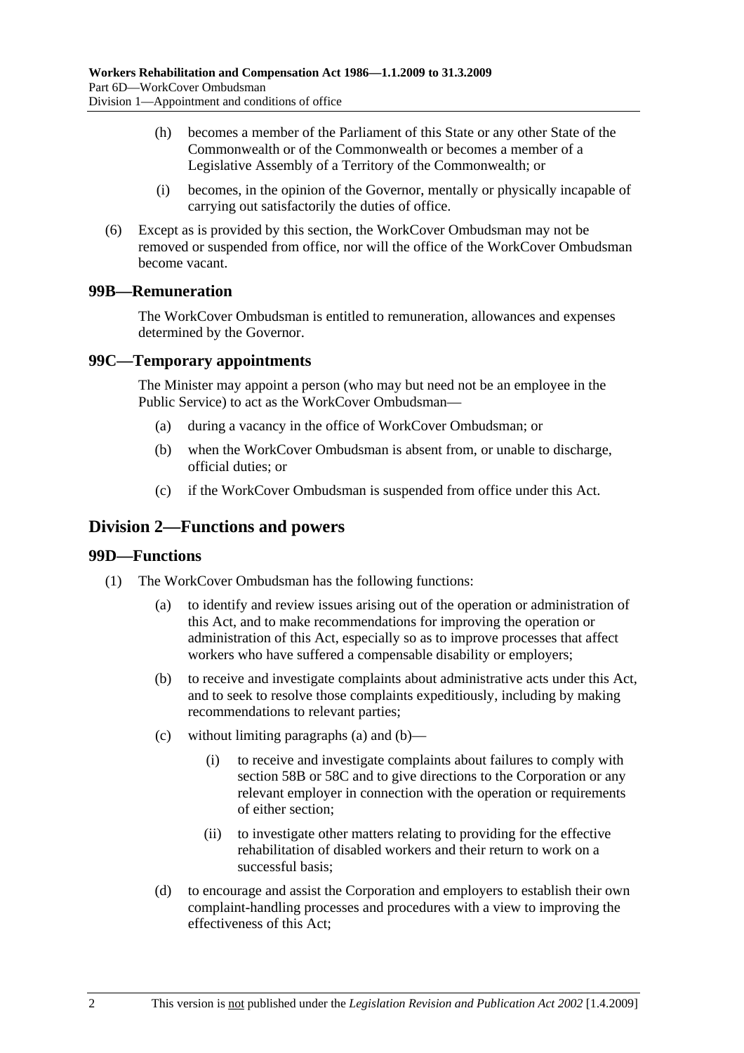(h) becomes a member of the Parliament of this State or any other State of the Commonwealth or of the Commonwealth or becomes a member of a Legislative Assembly of a Territory of the Commonwealth; or

(i) becomes, in the opinion of the Governor, mentally or physically incapable of carrying out satisfactorily the duties of office.

(6) Except as is provided by this section, the WorkCover Ombudsman may not be removed or suspended from office, nor will the office of the WorkCover Ombudsman become vacant.

### 99B—Remuneration

The WorkCover Ombudsman is entitled to remuneration, allowances and expenses determined by the Governor.

### 99C—Temporary appointments

The Minister may appoint a person (who may but need not be an employee in the Public Service) to act as the WorkCover Ombudsman—

(a) during a vacancy in the office of WorkCover Ombudsman; or

(b) when the WorkCover Ombudsman is absent from, or unable to discharge, official duties; or

(c) if the WorkCover Ombudsman is suspended from office under this Act.

## Division 2—Functions and powers

### 99D—Functions

(1) The WorkCover Ombudsman has the following functions:

(a) to identify and review issues arising out of the operation or administration of this Act, and to make recommendations for improving the operation or administration of this Act, especially so as to improve processes that affect workers who have suffered a compensable disability or employers;

(b) to receive and investigate complaints about administrative acts under this Act, and to seek to resolve those complaints expeditiously, including by making recommendations to relevant parties;

(c) without limiting paragraphs (a) and (b)—

(i) to receive and investigate complaints about failures to comply with section 58B or 58C and to give directions to the Corporation or any relevant employer in connection with the operation or requirements of either section;

(ii) to investigate other matters relating to providing for the effective rehabilitation of disabled workers and their return to work on a successful basis;

(d) to encourage and assist the Corporation and employers to establish their own complaint-handling processes and procedures with a view to improving the effectiveness of this Act;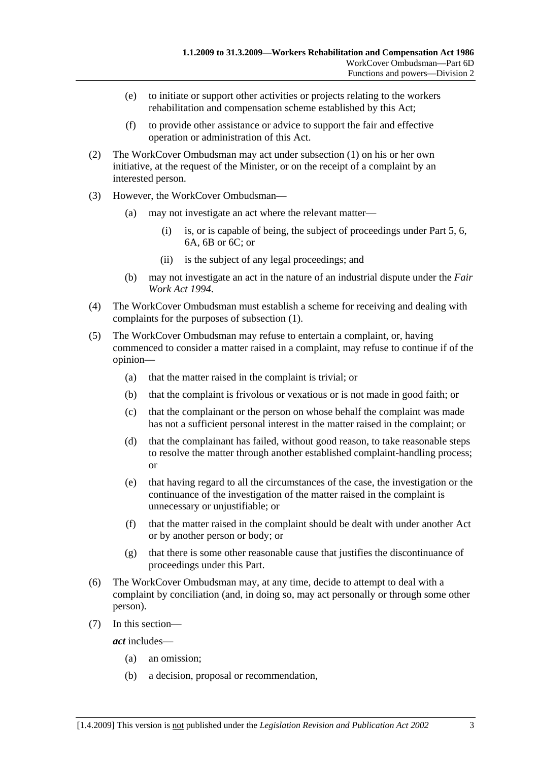(e) to initiate or support other activities or projects relating to the workers rehabilitation and compensation scheme established by this Act;

(f) to provide other assistance or advice to support the fair and effective operation or administration of this Act.

(2) The WorkCover Ombudsman may act under subsection (1) on his or her own initiative, at the request of the Minister, or on the receipt of a complaint by an interested person.

(3) However, the WorkCover Ombudsman—

(a) may not investigate an act where the relevant matter—

(i) is, or is capable of being, the subject of proceedings under Part 5, 6, 6A, 6B or 6C; or

(ii) is the subject of any legal proceedings; and

(b) may not investigate an act in the nature of an industrial dispute under the *Fair Work Act 1994*.

(4) The WorkCover Ombudsman must establish a scheme for receiving and dealing with complaints for the purposes of subsection (1).

(5) The WorkCover Ombudsman may refuse to entertain a complaint, or, having commenced to consider a matter raised in a complaint, may refuse to continue if of the opinion—

(a) that the matter raised in the complaint is trivial; or

(b) that the complaint is frivolous or vexatious or is not made in good faith; or

(c) that the complainant or the person on whose behalf the complaint was made has not a sufficient personal interest in the matter raised in the complaint; or

(d) that the complainant has failed, without good reason, to take reasonable steps to resolve the matter through another established complaint-handling process; or

(e) that having regard to all the circumstances of the case, the investigation or the continuance of the investigation of the matter raised in the complaint is unnecessary or unjustifiable; or

(f) that the matter raised in the complaint should be dealt with under another Act or by another person or body; or

(g) that there is some other reasonable cause that justifies the discontinuance of proceedings under this Part.

(6) The WorkCover Ombudsman may, at any time, decide to attempt to deal with a complaint by conciliation (and, in doing so, may act personally or through some other person).

(7) In this section—

***act*** includes—

(a) an omission;

(b) a decision, proposal or recommendation,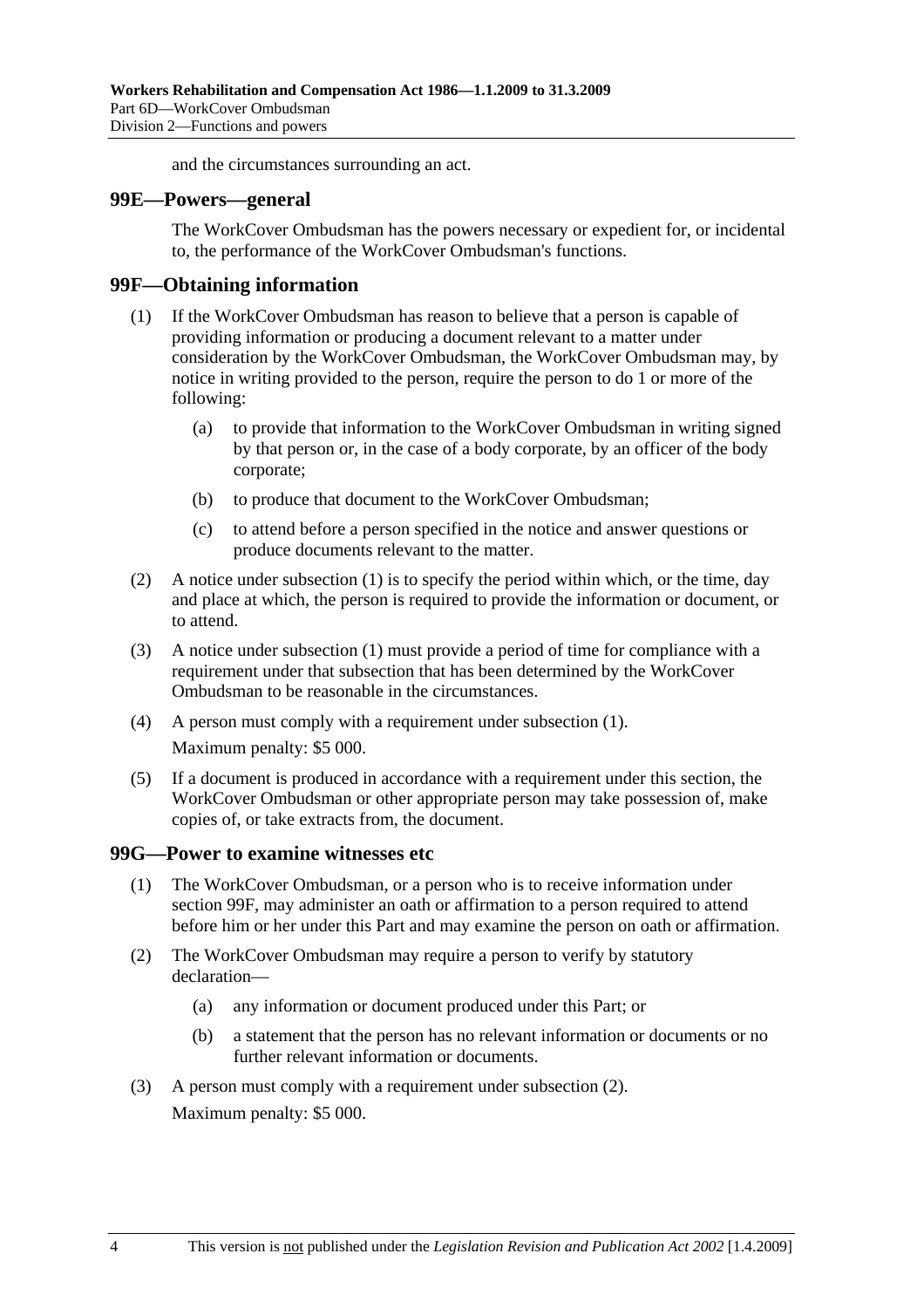and the circumstances surrounding an act.

## 99E—Powers—general

The WorkCover Ombudsman has the powers necessary or expedient for, or incidental to, the performance of the WorkCover Ombudsman's functions.

## 99F—Obtaining information

(1) If the WorkCover Ombudsman has reason to believe that a person is capable of providing information or producing a document relevant to a matter under consideration by the WorkCover Ombudsman, the WorkCover Ombudsman may, by notice in writing provided to the person, require the person to do 1 or more of the following:

  (a) to provide that information to the WorkCover Ombudsman in writing signed by that person or, in the case of a body corporate, by an officer of the body corporate;

  (b) to produce that document to the WorkCover Ombudsman;

  (c) to attend before a person specified in the notice and answer questions or produce documents relevant to the matter.

(2) A notice under subsection (1) is to specify the period within which, or the time, day and place at which, the person is required to provide the information or document, or to attend.

(3) A notice under subsection (1) must provide a period of time for compliance with a requirement under that subsection that has been determined by the WorkCover Ombudsman to be reasonable in the circumstances.

(4) A person must comply with a requirement under subsection (1).

Maximum penalty: $5 000.

(5) If a document is produced in accordance with a requirement under this section, the WorkCover Ombudsman or other appropriate person may take possession of, make copies of, or take extracts from, the document.

## 99G—Power to examine witnesses etc

(1) The WorkCover Ombudsman, or a person who is to receive information under section 99F, may administer an oath or affirmation to a person required to attend before him or her under this Part and may examine the person on oath or affirmation.

(2) The WorkCover Ombudsman may require a person to verify by statutory declaration—

  (a) any information or document produced under this Part; or

  (b) a statement that the person has no relevant information or documents or no further relevant information or documents.

(3) A person must comply with a requirement under subsection (2).

Maximum penalty: $5 000.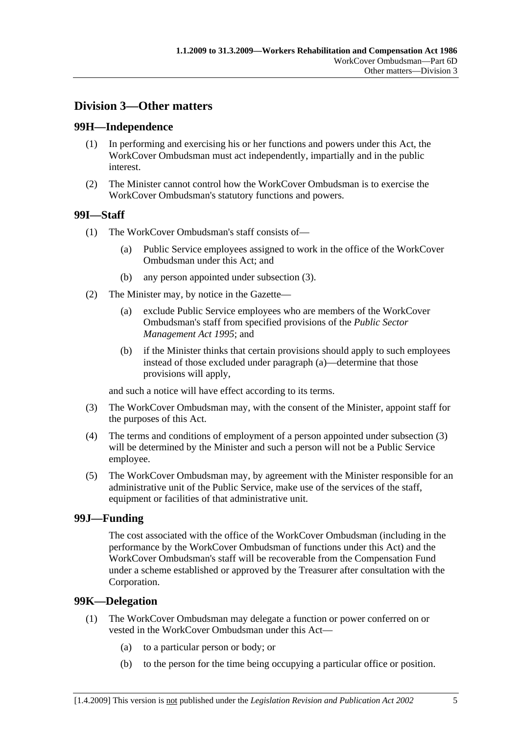## Division 3—Other matters

### 99H—Independence

(1) In performing and exercising his or her functions and powers under this Act, the WorkCover Ombudsman must act independently, impartially and in the public interest.

(2) The Minister cannot control how the WorkCover Ombudsman is to exercise the WorkCover Ombudsman's statutory functions and powers.

### 99I—Staff

(1) The WorkCover Ombudsman's staff consists of—

  (a) Public Service employees assigned to work in the office of the WorkCover Ombudsman under this Act; and

  (b) any person appointed under subsection (3).

(2) The Minister may, by notice in the Gazette—

  (a) exclude Public Service employees who are members of the WorkCover Ombudsman's staff from specified provisions of the *Public Sector Management Act 1995*; and

  (b) if the Minister thinks that certain provisions should apply to such employees instead of those excluded under paragraph (a)—determine that those provisions will apply,

and such a notice will have effect according to its terms.

(3) The WorkCover Ombudsman may, with the consent of the Minister, appoint staff for the purposes of this Act.

(4) The terms and conditions of employment of a person appointed under subsection (3) will be determined by the Minister and such a person will not be a Public Service employee.

(5) The WorkCover Ombudsman may, by agreement with the Minister responsible for an administrative unit of the Public Service, make use of the services of the staff, equipment or facilities of that administrative unit.

### 99J—Funding

The cost associated with the office of the WorkCover Ombudsman (including in the performance by the WorkCover Ombudsman of functions under this Act) and the WorkCover Ombudsman's staff will be recoverable from the Compensation Fund under a scheme established or approved by the Treasurer after consultation with the Corporation.

### 99K—Delegation

(1) The WorkCover Ombudsman may delegate a function or power conferred on or vested in the WorkCover Ombudsman under this Act—

  (a) to a particular person or body; or

  (b) to the person for the time being occupying a particular office or position.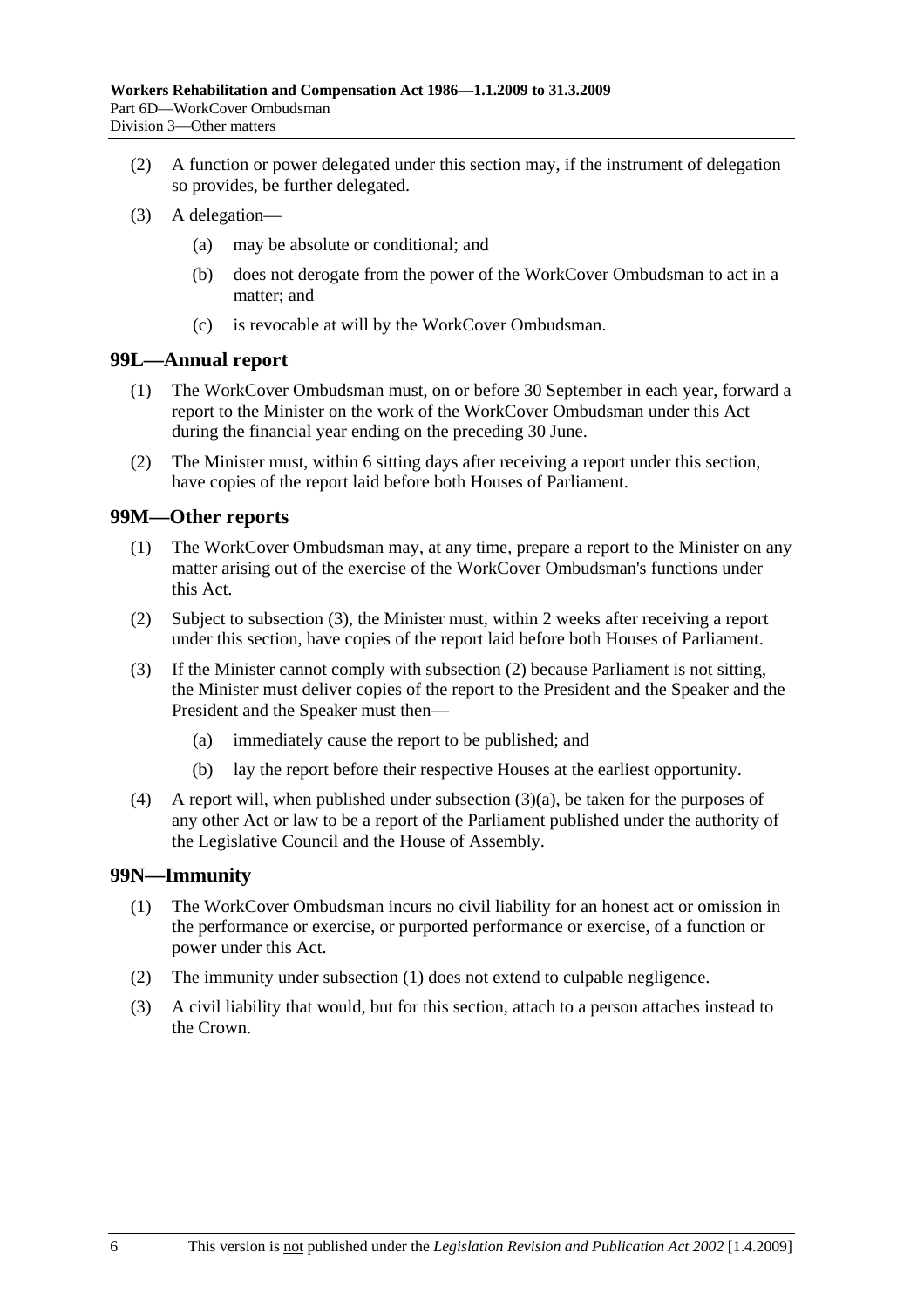(2) A function or power delegated under this section may, if the instrument of delegation so provides, be further delegated.

(3) A delegation—

- (a) may be absolute or conditional; and
- (b) does not derogate from the power of the WorkCover Ombudsman to act in a matter; and
- (c) is revocable at will by the WorkCover Ombudsman.

## 99L—Annual report

(1) The WorkCover Ombudsman must, on or before 30 September in each year, forward a report to the Minister on the work of the WorkCover Ombudsman under this Act during the financial year ending on the preceding 30 June.

(2) The Minister must, within 6 sitting days after receiving a report under this section, have copies of the report laid before both Houses of Parliament.

## 99M—Other reports

(1) The WorkCover Ombudsman may, at any time, prepare a report to the Minister on any matter arising out of the exercise of the WorkCover Ombudsman's functions under this Act.

(2) Subject to subsection (3), the Minister must, within 2 weeks after receiving a report under this section, have copies of the report laid before both Houses of Parliament.

(3) If the Minister cannot comply with subsection (2) because Parliament is not sitting, the Minister must deliver copies of the report to the President and the Speaker and the President and the Speaker must then—

- (a) immediately cause the report to be published; and
- (b) lay the report before their respective Houses at the earliest opportunity.

(4) A report will, when published under subsection (3)(a), be taken for the purposes of any other Act or law to be a report of the Parliament published under the authority of the Legislative Council and the House of Assembly.

## 99N—Immunity

(1) The WorkCover Ombudsman incurs no civil liability for an honest act or omission in the performance or exercise, or purported performance or exercise, of a function or power under this Act.

(2) The immunity under subsection (1) does not extend to culpable negligence.

(3) A civil liability that would, but for this section, attach to a person attaches instead to the Crown.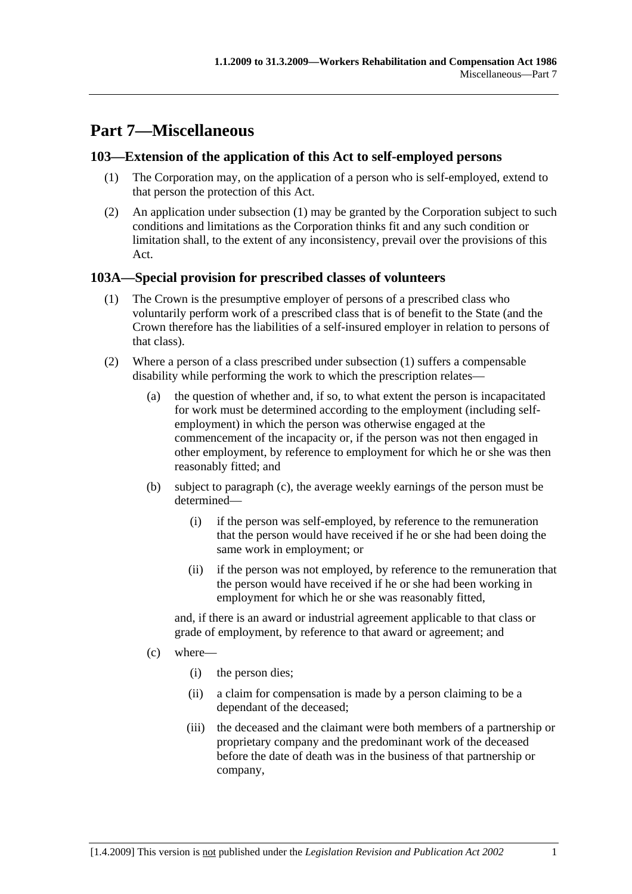# Part 7—Miscellaneous

## 103—Extension of the application of this Act to self-employed persons

(1) The Corporation may, on the application of a person who is self-employed, extend to that person the protection of this Act.

(2) An application under subsection (1) may be granted by the Corporation subject to such conditions and limitations as the Corporation thinks fit and any such condition or limitation shall, to the extent of any inconsistency, prevail over the provisions of this Act.

## 103A—Special provision for prescribed classes of volunteers

(1) The Crown is the presumptive employer of persons of a prescribed class who voluntarily perform work of a prescribed class that is of benefit to the State (and the Crown therefore has the liabilities of a self-insured employer in relation to persons of that class).

(2) Where a person of a class prescribed under subsection (1) suffers a compensable disability while performing the work to which the prescription relates—

(a) the question of whether and, if so, to what extent the person is incapacitated for work must be determined according to the employment (including self-employment) in which the person was otherwise engaged at the commencement of the incapacity or, if the person was not then engaged in other employment, by reference to employment for which he or she was then reasonably fitted; and

(b) subject to paragraph (c), the average weekly earnings of the person must be determined—

(i) if the person was self-employed, by reference to the remuneration that the person would have received if he or she had been doing the same work in employment; or

(ii) if the person was not employed, by reference to the remuneration that the person would have received if he or she had been working in employment for which he or she was reasonably fitted,

and, if there is an award or industrial agreement applicable to that class or grade of employment, by reference to that award or agreement; and

(c) where—

(i) the person dies;

(ii) a claim for compensation is made by a person claiming to be a dependant of the deceased;

(iii) the deceased and the claimant were both members of a partnership or proprietary company and the predominant work of the deceased before the date of death was in the business of that partnership or company,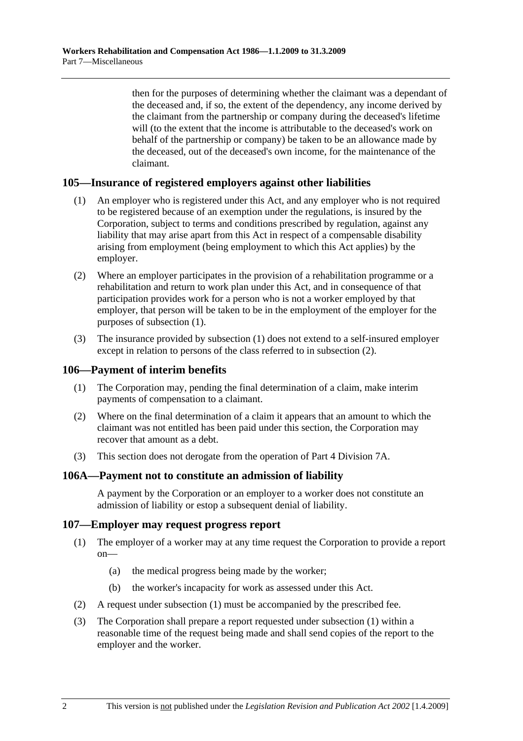then for the purposes of determining whether the claimant was a dependant of the deceased and, if so, the extent of the dependency, any income derived by the claimant from the partnership or company during the deceased's lifetime will (to the extent that the income is attributable to the deceased's work on behalf of the partnership or company) be taken to be an allowance made by the deceased, out of the deceased's own income, for the maintenance of the claimant.

## 105—Insurance of registered employers against other liabilities

(1) An employer who is registered under this Act, and any employer who is not required to be registered because of an exemption under the regulations, is insured by the Corporation, subject to terms and conditions prescribed by regulation, against any liability that may arise apart from this Act in respect of a compensable disability arising from employment (being employment to which this Act applies) by the employer.

(2) Where an employer participates in the provision of a rehabilitation programme or a rehabilitation and return to work plan under this Act, and in consequence of that participation provides work for a person who is not a worker employed by that employer, that person will be taken to be in the employment of the employer for the purposes of subsection (1).

(3) The insurance provided by subsection (1) does not extend to a self-insured employer except in relation to persons of the class referred to in subsection (2).

## 106—Payment of interim benefits

(1) The Corporation may, pending the final determination of a claim, make interim payments of compensation to a claimant.

(2) Where on the final determination of a claim it appears that an amount to which the claimant was not entitled has been paid under this section, the Corporation may recover that amount as a debt.

(3) This section does not derogate from the operation of Part 4 Division 7A.

## 106A—Payment not to constitute an admission of liability

A payment by the Corporation or an employer to a worker does not constitute an admission of liability or estop a subsequent denial of liability.

## 107—Employer may request progress report

(1) The employer of a worker may at any time request the Corporation to provide a report on—

(a) the medical progress being made by the worker;

(b) the worker's incapacity for work as assessed under this Act.

(2) A request under subsection (1) must be accompanied by the prescribed fee.

(3) The Corporation shall prepare a report requested under subsection (1) within a reasonable time of the request being made and shall send copies of the report to the employer and the worker.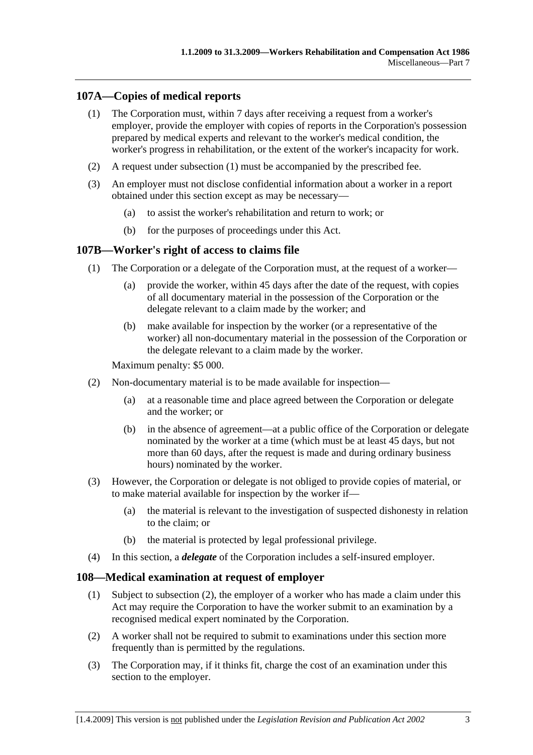## 107A—Copies of medical reports

(1) The Corporation must, within 7 days after receiving a request from a worker's employer, provide the employer with copies of reports in the Corporation's possession prepared by medical experts and relevant to the worker's medical condition, the worker's progress in rehabilitation, or the extent of the worker's incapacity for work.

(2) A request under subsection (1) must be accompanied by the prescribed fee.

(3) An employer must not disclose confidential information about a worker in a report obtained under this section except as may be necessary—

- (a) to assist the worker's rehabilitation and return to work; or
- (b) for the purposes of proceedings under this Act.

## 107B—Worker's right of access to claims file

(1) The Corporation or a delegate of the Corporation must, at the request of a worker—

- (a) provide the worker, within 45 days after the date of the request, with copies of all documentary material in the possession of the Corporation or the delegate relevant to a claim made by the worker; and
- (b) make available for inspection by the worker (or a representative of the worker) all non-documentary material in the possession of the Corporation or the delegate relevant to a claim made by the worker.

Maximum penalty: $5 000.

(2) Non-documentary material is to be made available for inspection—

- (a) at a reasonable time and place agreed between the Corporation or delegate and the worker; or
- (b) in the absence of agreement—at a public office of the Corporation or delegate nominated by the worker at a time (which must be at least 45 days, but not more than 60 days, after the request is made and during ordinary business hours) nominated by the worker.

(3) However, the Corporation or delegate is not obliged to provide copies of material, or to make material available for inspection by the worker if—

- (a) the material is relevant to the investigation of suspected dishonesty in relation to the claim; or
- (b) the material is protected by legal professional privilege.

(4) In this section, a ***delegate*** of the Corporation includes a self-insured employer.

## 108—Medical examination at request of employer

(1) Subject to subsection (2), the employer of a worker who has made a claim under this Act may require the Corporation to have the worker submit to an examination by a recognised medical expert nominated by the Corporation.

(2) A worker shall not be required to submit to examinations under this section more frequently than is permitted by the regulations.

(3) The Corporation may, if it thinks fit, charge the cost of an examination under this section to the employer.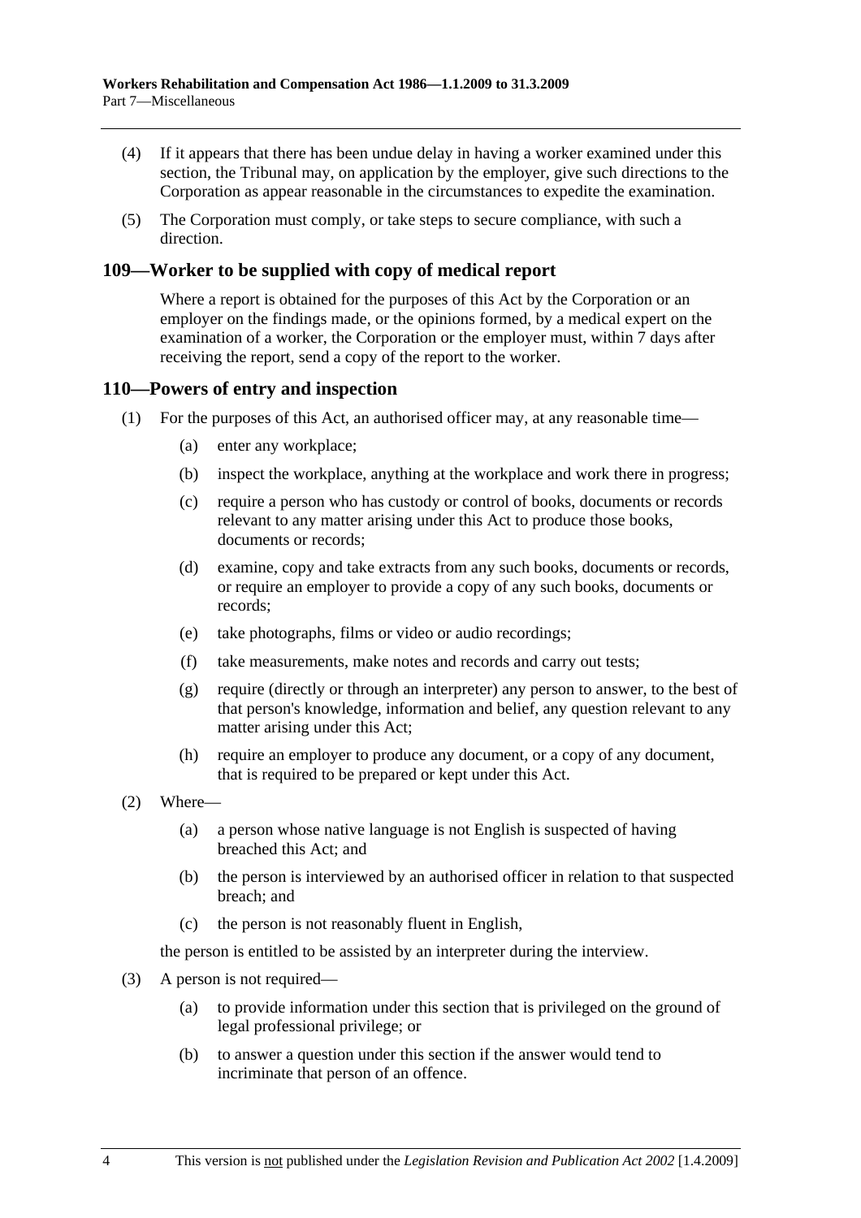(4) If it appears that there has been undue delay in having a worker examined under this section, the Tribunal may, on application by the employer, give such directions to the Corporation as appear reasonable in the circumstances to expedite the examination.

(5) The Corporation must comply, or take steps to secure compliance, with such a direction.

## 109—Worker to be supplied with copy of medical report

Where a report is obtained for the purposes of this Act by the Corporation or an employer on the findings made, or the opinions formed, by a medical expert on the examination of a worker, the Corporation or the employer must, within 7 days after receiving the report, send a copy of the report to the worker.

## 110—Powers of entry and inspection

(1) For the purposes of this Act, an authorised officer may, at any reasonable time—

(a) enter any workplace;

(b) inspect the workplace, anything at the workplace and work there in progress;

(c) require a person who has custody or control of books, documents or records relevant to any matter arising under this Act to produce those books, documents or records;

(d) examine, copy and take extracts from any such books, documents or records, or require an employer to provide a copy of any such books, documents or records;

(e) take photographs, films or video or audio recordings;

(f) take measurements, make notes and records and carry out tests;

(g) require (directly or through an interpreter) any person to answer, to the best of that person's knowledge, information and belief, any question relevant to any matter arising under this Act;

(h) require an employer to produce any document, or a copy of any document, that is required to be prepared or kept under this Act.

(2) Where—

(a) a person whose native language is not English is suspected of having breached this Act; and

(b) the person is interviewed by an authorised officer in relation to that suspected breach; and

(c) the person is not reasonably fluent in English,

the person is entitled to be assisted by an interpreter during the interview.

(3) A person is not required—

(a) to provide information under this section that is privileged on the ground of legal professional privilege; or

(b) to answer a question under this section if the answer would tend to incriminate that person of an offence.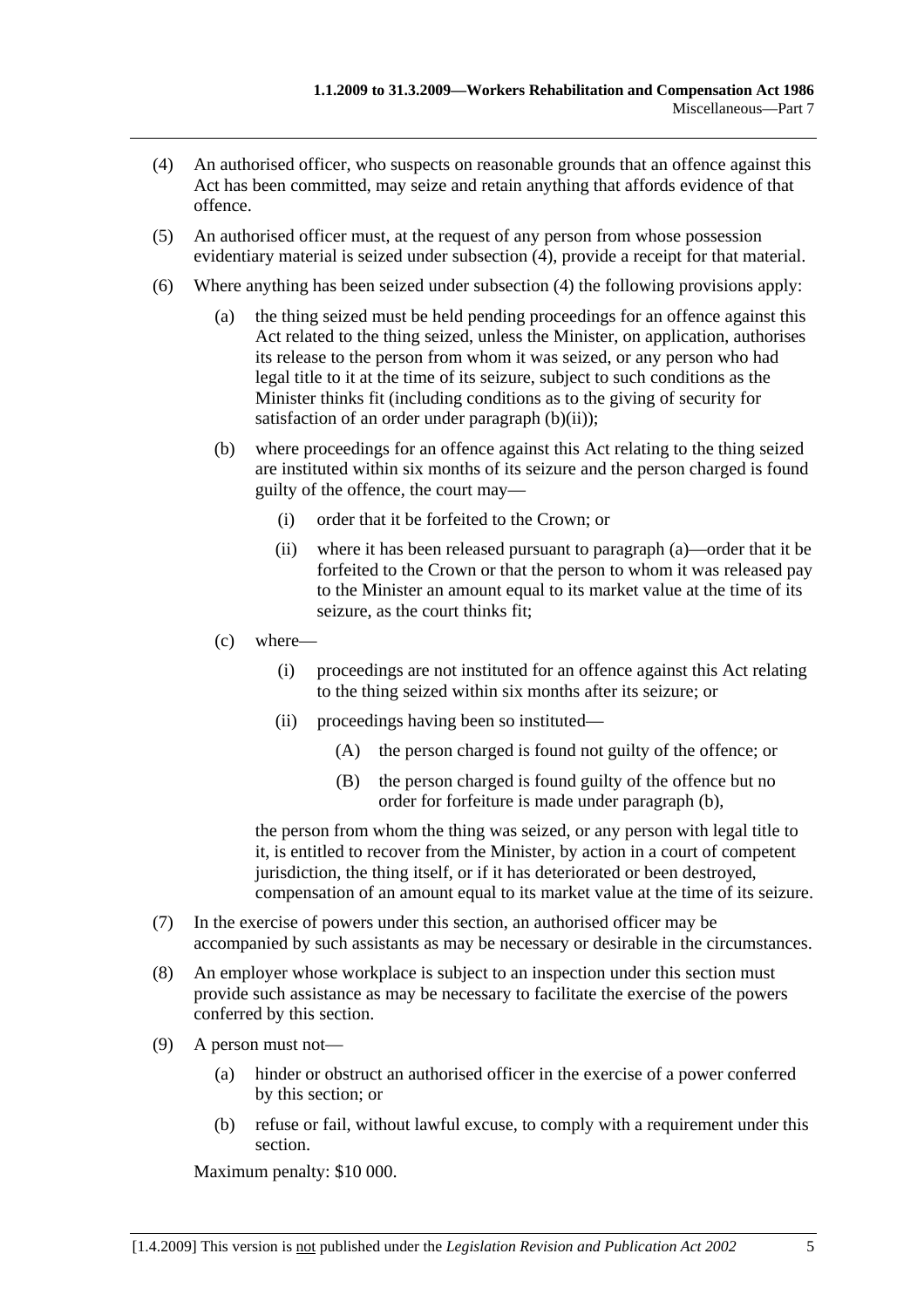(4) An authorised officer, who suspects on reasonable grounds that an offence against this Act has been committed, may seize and retain anything that affords evidence of that offence.

(5) An authorised officer must, at the request of any person from whose possession evidentiary material is seized under subsection (4), provide a receipt for that material.

(6) Where anything has been seized under subsection (4) the following provisions apply:

   (a) the thing seized must be held pending proceedings for an offence against this Act related to the thing seized, unless the Minister, on application, authorises its release to the person from whom it was seized, or any person who had legal title to it at the time of its seizure, subject to such conditions as the Minister thinks fit (including conditions as to the giving of security for satisfaction of an order under paragraph (b)(ii));

   (b) where proceedings for an offence against this Act relating to the thing seized are instituted within six months of its seizure and the person charged is found guilty of the offence, the court may—

      (i) order that it be forfeited to the Crown; or

      (ii) where it has been released pursuant to paragraph (a)—order that it be forfeited to the Crown or that the person to whom it was released pay to the Minister an amount equal to its market value at the time of its seizure, as the court thinks fit;

   (c) where—

      (i) proceedings are not instituted for an offence against this Act relating to the thing seized within six months after its seizure; or

      (ii) proceedings having been so instituted—

         (A) the person charged is found not guilty of the offence; or

         (B) the person charged is found guilty of the offence but no order for forfeiture is made under paragraph (b),

   the person from whom the thing was seized, or any person with legal title to it, is entitled to recover from the Minister, by action in a court of competent jurisdiction, the thing itself, or if it has deteriorated or been destroyed, compensation of an amount equal to its market value at the time of its seizure.

(7) In the exercise of powers under this section, an authorised officer may be accompanied by such assistants as may be necessary or desirable in the circumstances.

(8) An employer whose workplace is subject to an inspection under this section must provide such assistance as may be necessary to facilitate the exercise of the powers conferred by this section.

(9) A person must not—

   (a) hinder or obstruct an authorised officer in the exercise of a power conferred by this section; or

   (b) refuse or fail, without lawful excuse, to comply with a requirement under this section.

Maximum penalty: $10 000.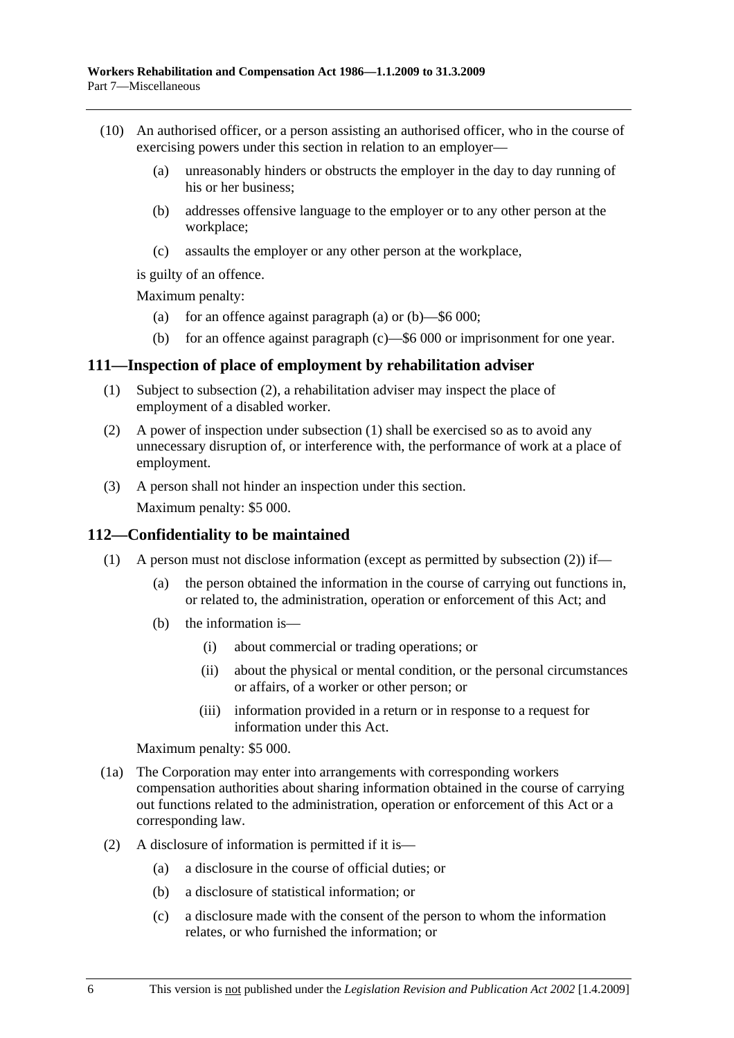(10) An authorised officer, or a person assisting an authorised officer, who in the course of exercising powers under this section in relation to an employer—

- (a) unreasonably hinders or obstructs the employer in the day to day running of his or her business;
- (b) addresses offensive language to the employer or to any other person at the workplace;
- (c) assaults the employer or any other person at the workplace,

is guilty of an offence.

Maximum penalty:

- (a) for an offence against paragraph (a) or (b)—$6 000;
- (b) for an offence against paragraph (c)—$6 000 or imprisonment for one year.

## 111—Inspection of place of employment by rehabilitation adviser

(1) Subject to subsection (2), a rehabilitation adviser may inspect the place of employment of a disabled worker.

(2) A power of inspection under subsection (1) shall be exercised so as to avoid any unnecessary disruption of, or interference with, the performance of work at a place of employment.

(3) A person shall not hinder an inspection under this section.

Maximum penalty: $5 000.

## 112—Confidentiality to be maintained

(1) A person must not disclose information (except as permitted by subsection (2)) if—

- (a) the person obtained the information in the course of carrying out functions in, or related to, the administration, operation or enforcement of this Act; and
- (b) the information is—
  - (i) about commercial or trading operations; or
  - (ii) about the physical or mental condition, or the personal circumstances or affairs, of a worker or other person; or
  - (iii) information provided in a return or in response to a request for information under this Act.

Maximum penalty: $5 000.

(1a) The Corporation may enter into arrangements with corresponding workers compensation authorities about sharing information obtained in the course of carrying out functions related to the administration, operation or enforcement of this Act or a corresponding law.

(2) A disclosure of information is permitted if it is—

- (a) a disclosure in the course of official duties; or
- (b) a disclosure of statistical information; or
- (c) a disclosure made with the consent of the person to whom the information relates, or who furnished the information; or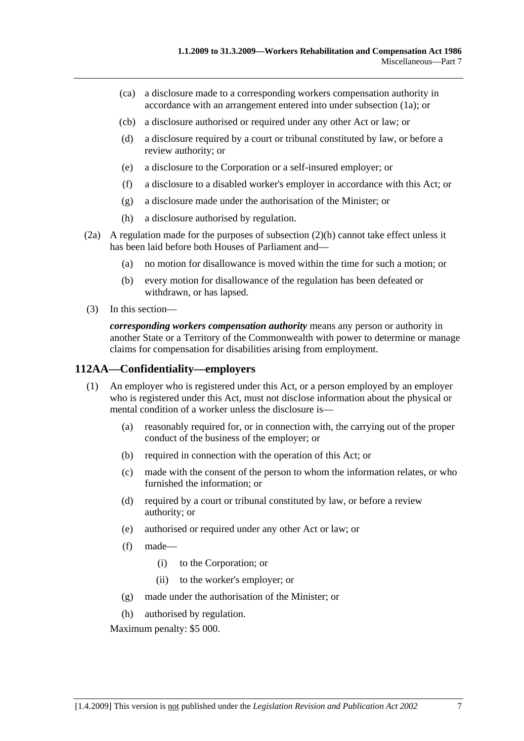(ca) a disclosure made to a corresponding workers compensation authority in accordance with an arrangement entered into under subsection (1a); or

(cb) a disclosure authorised or required under any other Act or law; or

(d) a disclosure required by a court or tribunal constituted by law, or before a review authority; or

(e) a disclosure to the Corporation or a self-insured employer; or

(f) a disclosure to a disabled worker's employer in accordance with this Act; or

(g) a disclosure made under the authorisation of the Minister; or

(h) a disclosure authorised by regulation.

(2a) A regulation made for the purposes of subsection (2)(h) cannot take effect unless it has been laid before both Houses of Parliament and—

(a) no motion for disallowance is moved within the time for such a motion; or

(b) every motion for disallowance of the regulation has been defeated or withdrawn, or has lapsed.

(3) In this section—

***corresponding workers compensation authority*** means any person or authority in another State or a Territory of the Commonwealth with power to determine or manage claims for compensation for disabilities arising from employment.

## 112AA—Confidentiality—employers

(1) An employer who is registered under this Act, or a person employed by an employer who is registered under this Act, must not disclose information about the physical or mental condition of a worker unless the disclosure is—

(a) reasonably required for, or in connection with, the carrying out of the proper conduct of the business of the employer; or

(b) required in connection with the operation of this Act; or

(c) made with the consent of the person to whom the information relates, or who furnished the information; or

(d) required by a court or tribunal constituted by law, or before a review authority; or

(e) authorised or required under any other Act or law; or

(f) made—

(i) to the Corporation; or

(ii) to the worker's employer; or

(g) made under the authorisation of the Minister; or

(h) authorised by regulation.

Maximum penalty: $5 000.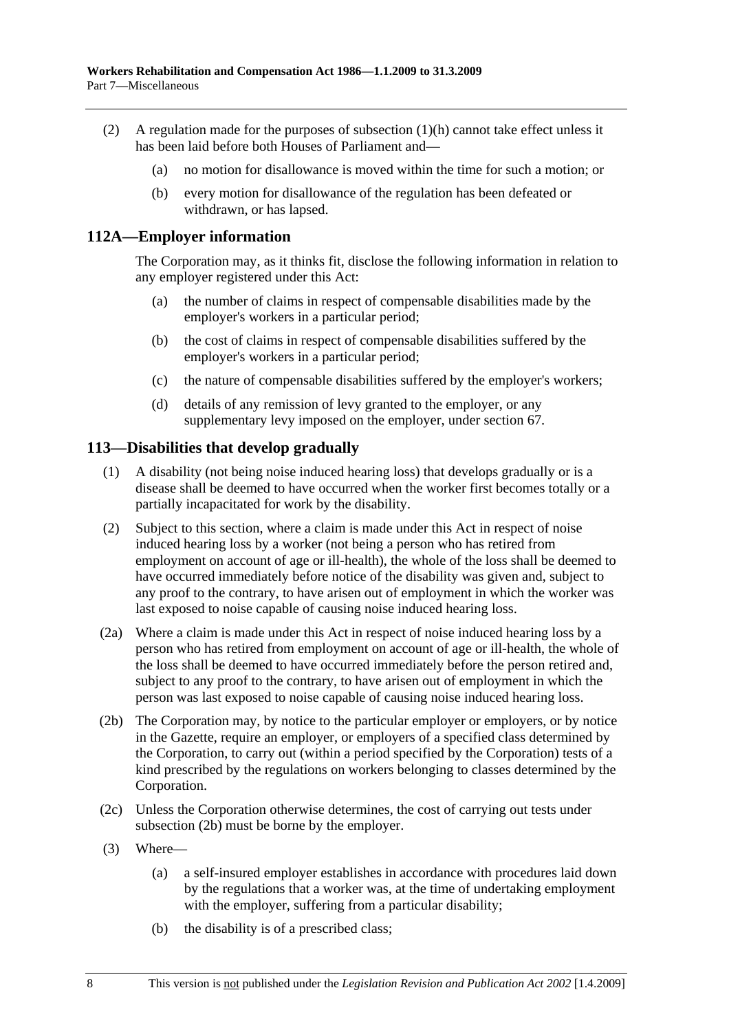(2) A regulation made for the purposes of subsection (1)(h) cannot take effect unless it has been laid before both Houses of Parliament and—

   (a) no motion for disallowance is moved within the time for such a motion; or

   (b) every motion for disallowance of the regulation has been defeated or withdrawn, or has lapsed.

## 112A—Employer information

The Corporation may, as it thinks fit, disclose the following information in relation to any employer registered under this Act:

   (a) the number of claims in respect of compensable disabilities made by the employer's workers in a particular period;

   (b) the cost of claims in respect of compensable disabilities suffered by the employer's workers in a particular period;

   (c) the nature of compensable disabilities suffered by the employer's workers;

   (d) details of any remission of levy granted to the employer, or any supplementary levy imposed on the employer, under section 67.

## 113—Disabilities that develop gradually

(1) A disability (not being noise induced hearing loss) that develops gradually or is a disease shall be deemed to have occurred when the worker first becomes totally or a partially incapacitated for work by the disability.

(2) Subject to this section, where a claim is made under this Act in respect of noise induced hearing loss by a worker (not being a person who has retired from employment on account of age or ill-health), the whole of the loss shall be deemed to have occurred immediately before notice of the disability was given and, subject to any proof to the contrary, to have arisen out of employment in which the worker was last exposed to noise capable of causing noise induced hearing loss.

(2a) Where a claim is made under this Act in respect of noise induced hearing loss by a person who has retired from employment on account of age or ill-health, the whole of the loss shall be deemed to have occurred immediately before the person retired and, subject to any proof to the contrary, to have arisen out of employment in which the person was last exposed to noise capable of causing noise induced hearing loss.

(2b) The Corporation may, by notice to the particular employer or employers, or by notice in the Gazette, require an employer, or employers of a specified class determined by the Corporation, to carry out (within a period specified by the Corporation) tests of a kind prescribed by the regulations on workers belonging to classes determined by the Corporation.

(2c) Unless the Corporation otherwise determines, the cost of carrying out tests under subsection (2b) must be borne by the employer.

(3) Where—

   (a) a self-insured employer establishes in accordance with procedures laid down by the regulations that a worker was, at the time of undertaking employment with the employer, suffering from a particular disability;

   (b) the disability is of a prescribed class;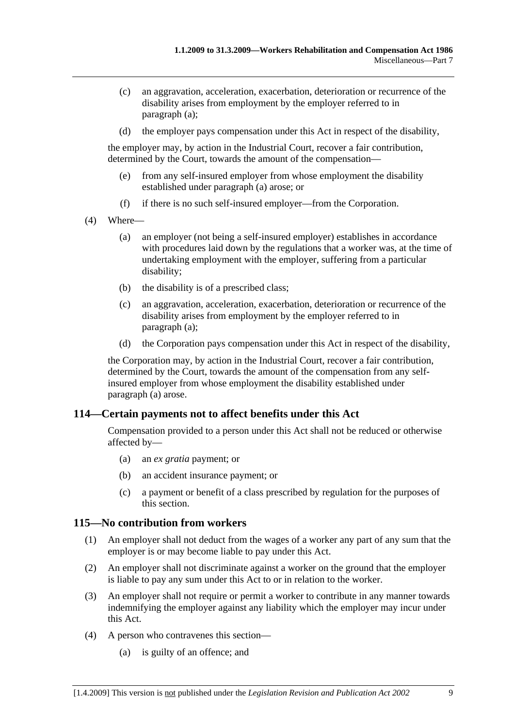(c) an aggravation, acceleration, exacerbation, deterioration or recurrence of the disability arises from employment by the employer referred to in paragraph (a);

(d) the employer pays compensation under this Act in respect of the disability,

the employer may, by action in the Industrial Court, recover a fair contribution, determined by the Court, towards the amount of the compensation—

(e) from any self-insured employer from whose employment the disability established under paragraph (a) arose; or

(f) if there is no such self-insured employer—from the Corporation.

(4) Where—

(a) an employer (not being a self-insured employer) establishes in accordance with procedures laid down by the regulations that a worker was, at the time of undertaking employment with the employer, suffering from a particular disability;

(b) the disability is of a prescribed class;

(c) an aggravation, acceleration, exacerbation, deterioration or recurrence of the disability arises from employment by the employer referred to in paragraph (a);

(d) the Corporation pays compensation under this Act in respect of the disability,

the Corporation may, by action in the Industrial Court, recover a fair contribution, determined by the Court, towards the amount of the compensation from any self-insured employer from whose employment the disability established under paragraph (a) arose.

## 114—Certain payments not to affect benefits under this Act

Compensation provided to a person under this Act shall not be reduced or otherwise affected by—

(a) an *ex gratia* payment; or

(b) an accident insurance payment; or

(c) a payment or benefit of a class prescribed by regulation for the purposes of this section.

## 115—No contribution from workers

(1) An employer shall not deduct from the wages of a worker any part of any sum that the employer is or may become liable to pay under this Act.

(2) An employer shall not discriminate against a worker on the ground that the employer is liable to pay any sum under this Act to or in relation to the worker.

(3) An employer shall not require or permit a worker to contribute in any manner towards indemnifying the employer against any liability which the employer may incur under this Act.

(4) A person who contravenes this section—

(a) is guilty of an offence; and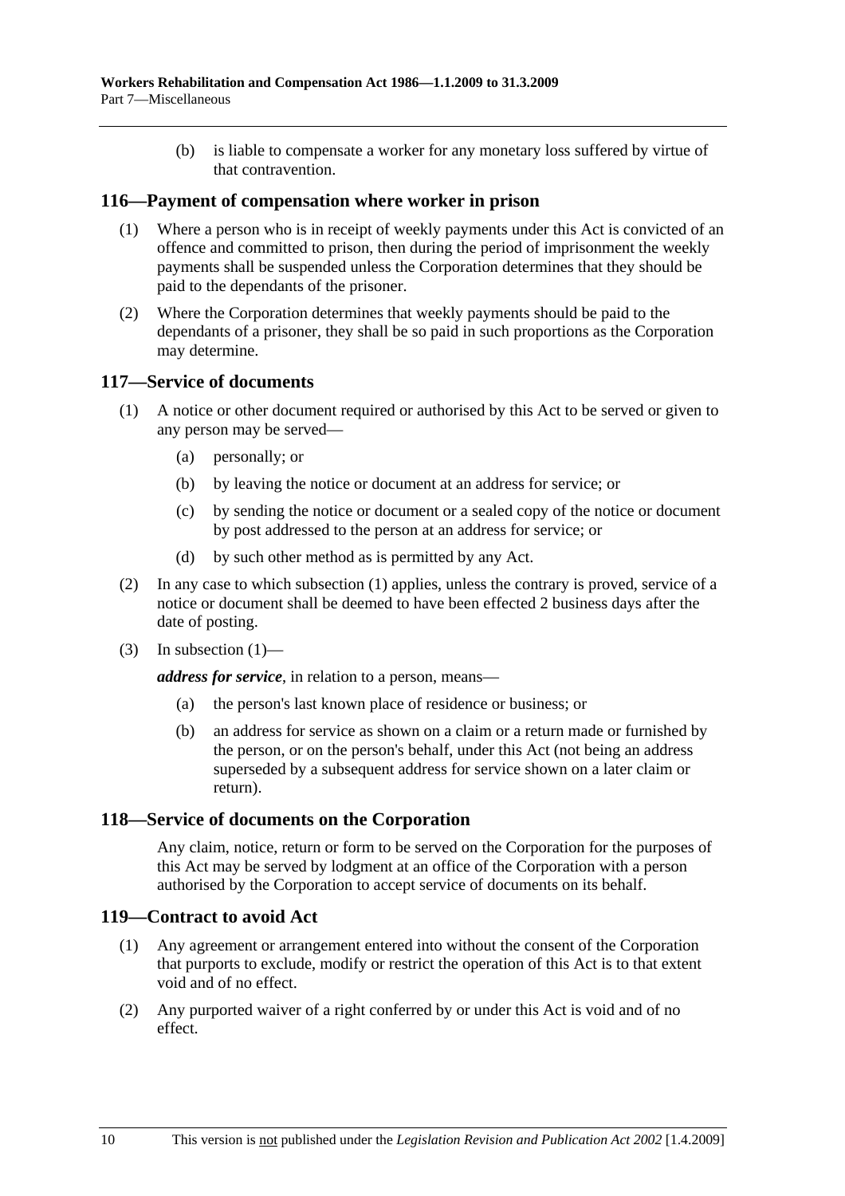(b) is liable to compensate a worker for any monetary loss suffered by virtue of that contravention.

## 116—Payment of compensation where worker in prison

(1) Where a person who is in receipt of weekly payments under this Act is convicted of an offence and committed to prison, then during the period of imprisonment the weekly payments shall be suspended unless the Corporation determines that they should be paid to the dependants of the prisoner.

(2) Where the Corporation determines that weekly payments should be paid to the dependants of a prisoner, they shall be so paid in such proportions as the Corporation may determine.

## 117—Service of documents

(1) A notice or other document required or authorised by this Act to be served or given to any person may be served—

(a) personally; or

(b) by leaving the notice or document at an address for service; or

(c) by sending the notice or document or a sealed copy of the notice or document by post addressed to the person at an address for service; or

(d) by such other method as is permitted by any Act.

(2) In any case to which subsection (1) applies, unless the contrary is proved, service of a notice or document shall be deemed to have been effected 2 business days after the date of posting.

(3) In subsection (1)—

***address for service***, in relation to a person, means—

(a) the person's last known place of residence or business; or

(b) an address for service as shown on a claim or a return made or furnished by the person, or on the person's behalf, under this Act (not being an address superseded by a subsequent address for service shown on a later claim or return).

## 118—Service of documents on the Corporation

Any claim, notice, return or form to be served on the Corporation for the purposes of this Act may be served by lodgment at an office of the Corporation with a person authorised by the Corporation to accept service of documents on its behalf.

## 119—Contract to avoid Act

(1) Any agreement or arrangement entered into without the consent of the Corporation that purports to exclude, modify or restrict the operation of this Act is to that extent void and of no effect.

(2) Any purported waiver of a right conferred by or under this Act is void and of no effect.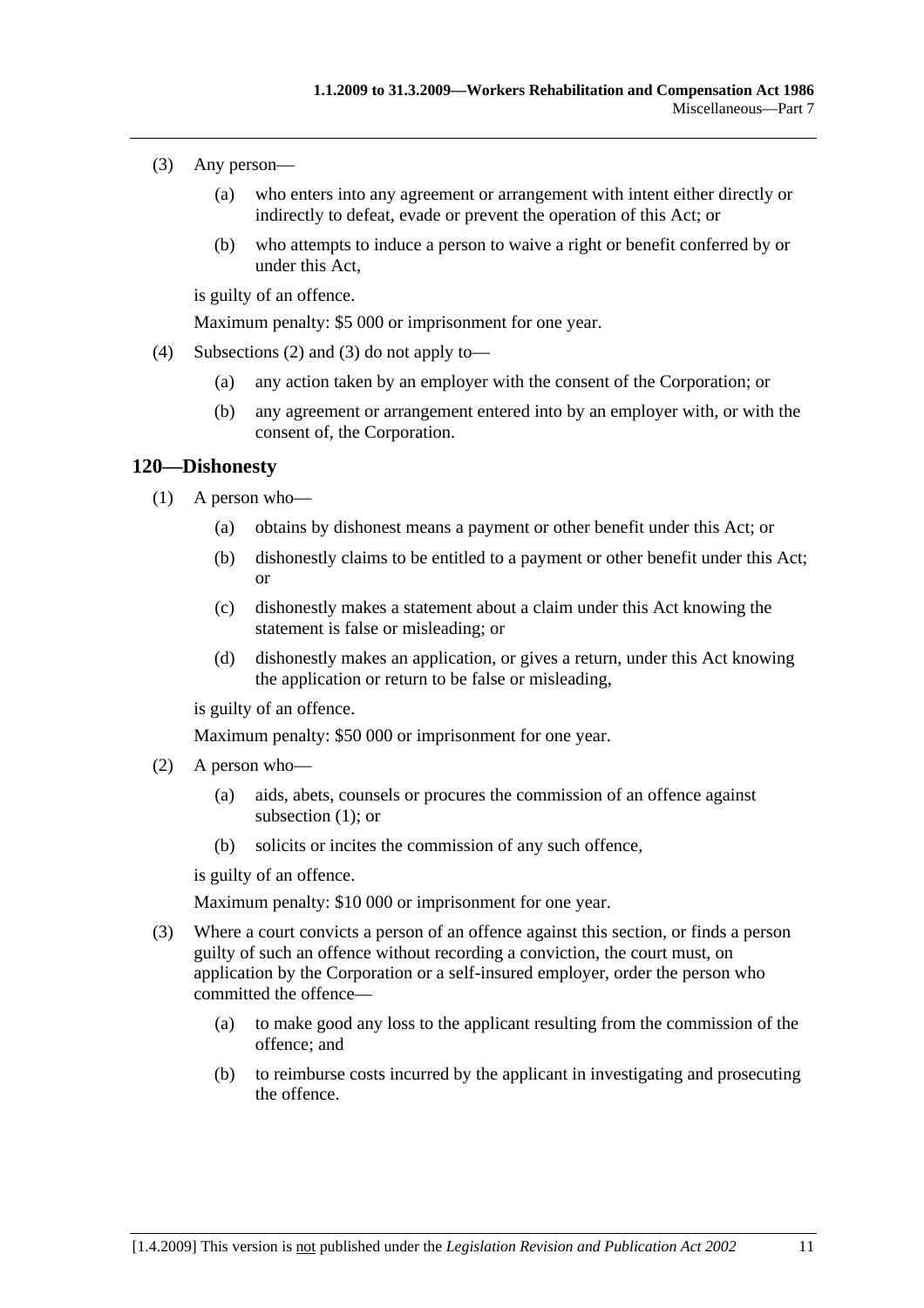(3) Any person—

(a) who enters into any agreement or arrangement with intent either directly or indirectly to defeat, evade or prevent the operation of this Act; or

(b) who attempts to induce a person to waive a right or benefit conferred by or under this Act,

is guilty of an offence.

Maximum penalty: $5 000 or imprisonment for one year.

(4) Subsections (2) and (3) do not apply to—

(a) any action taken by an employer with the consent of the Corporation; or

(b) any agreement or arrangement entered into by an employer with, or with the consent of, the Corporation.

## 120—Dishonesty

(1) A person who—

(a) obtains by dishonest means a payment or other benefit under this Act; or

(b) dishonestly claims to be entitled to a payment or other benefit under this Act; or

(c) dishonestly makes a statement about a claim under this Act knowing the statement is false or misleading; or

(d) dishonestly makes an application, or gives a return, under this Act knowing the application or return to be false or misleading,

is guilty of an offence.

Maximum penalty: $50 000 or imprisonment for one year.

(2) A person who—

(a) aids, abets, counsels or procures the commission of an offence against subsection (1); or

(b) solicits or incites the commission of any such offence,

is guilty of an offence.

Maximum penalty: $10 000 or imprisonment for one year.

(3) Where a court convicts a person of an offence against this section, or finds a person guilty of such an offence without recording a conviction, the court must, on application by the Corporation or a self-insured employer, order the person who committed the offence—

(a) to make good any loss to the applicant resulting from the commission of the offence; and

(b) to reimburse costs incurred by the applicant in investigating and prosecuting the offence.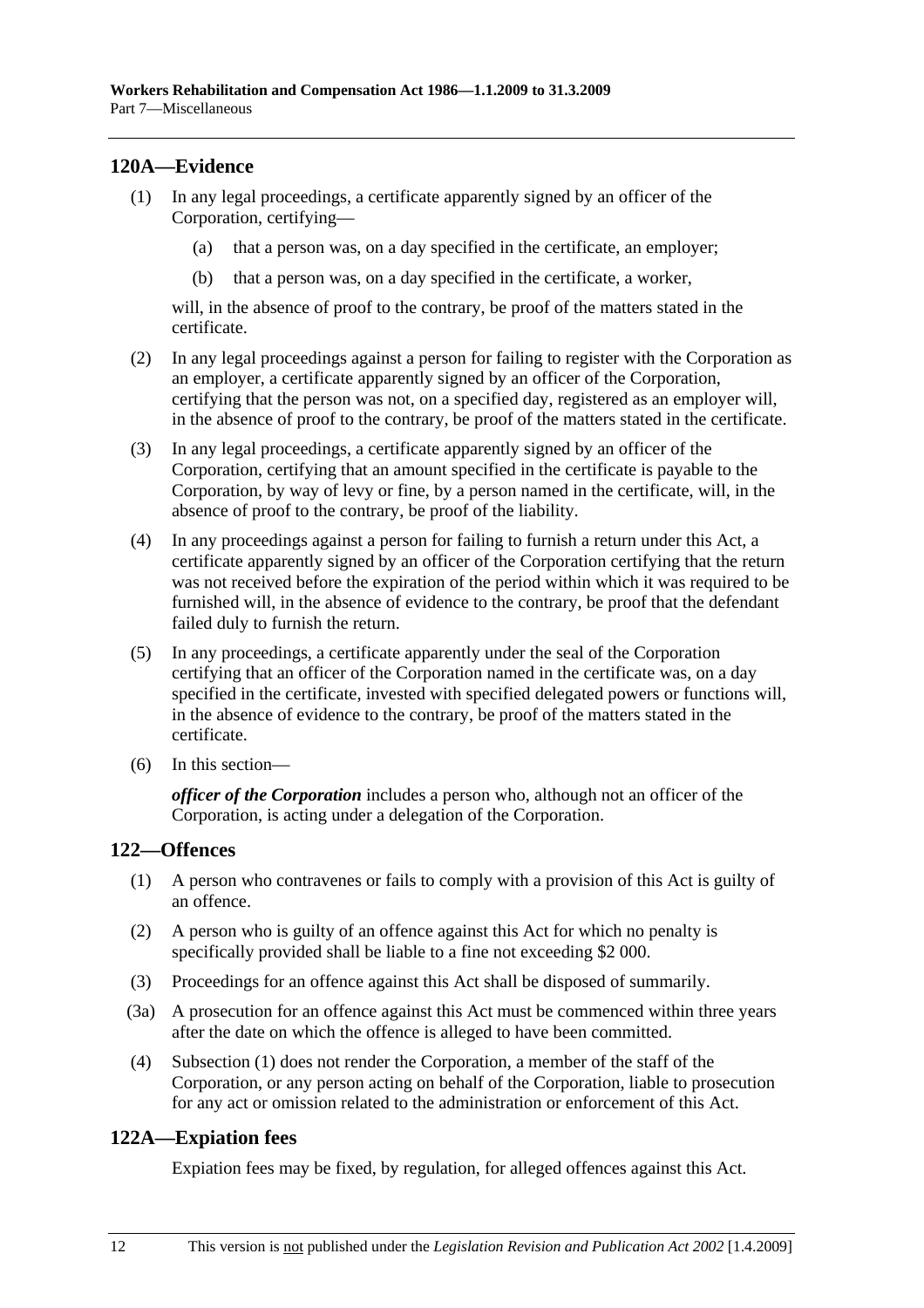## 120A—Evidence

(1) In any legal proceedings, a certificate apparently signed by an officer of the Corporation, certifying—

(a) that a person was, on a day specified in the certificate, an employer;

(b) that a person was, on a day specified in the certificate, a worker,

will, in the absence of proof to the contrary, be proof of the matters stated in the certificate.

(2) In any legal proceedings against a person for failing to register with the Corporation as an employer, a certificate apparently signed by an officer of the Corporation, certifying that the person was not, on a specified day, registered as an employer will, in the absence of proof to the contrary, be proof of the matters stated in the certificate.

(3) In any legal proceedings, a certificate apparently signed by an officer of the Corporation, certifying that an amount specified in the certificate is payable to the Corporation, by way of levy or fine, by a person named in the certificate, will, in the absence of proof to the contrary, be proof of the liability.

(4) In any proceedings against a person for failing to furnish a return under this Act, a certificate apparently signed by an officer of the Corporation certifying that the return was not received before the expiration of the period within which it was required to be furnished will, in the absence of evidence to the contrary, be proof that the defendant failed duly to furnish the return.

(5) In any proceedings, a certificate apparently under the seal of the Corporation certifying that an officer of the Corporation named in the certificate was, on a day specified in the certificate, invested with specified delegated powers or functions will, in the absence of evidence to the contrary, be proof of the matters stated in the certificate.

(6) In this section—

***officer of the Corporation*** includes a person who, although not an officer of the Corporation, is acting under a delegation of the Corporation.

## 122—Offences

(1) A person who contravenes or fails to comply with a provision of this Act is guilty of an offence.

(2) A person who is guilty of an offence against this Act for which no penalty is specifically provided shall be liable to a fine not exceeding $2 000.

(3) Proceedings for an offence against this Act shall be disposed of summarily.

(3a) A prosecution for an offence against this Act must be commenced within three years after the date on which the offence is alleged to have been committed.

(4) Subsection (1) does not render the Corporation, a member of the staff of the Corporation, or any person acting on behalf of the Corporation, liable to prosecution for any act or omission related to the administration or enforcement of this Act.

## 122A—Expiation fees

Expiation fees may be fixed, by regulation, for alleged offences against this Act.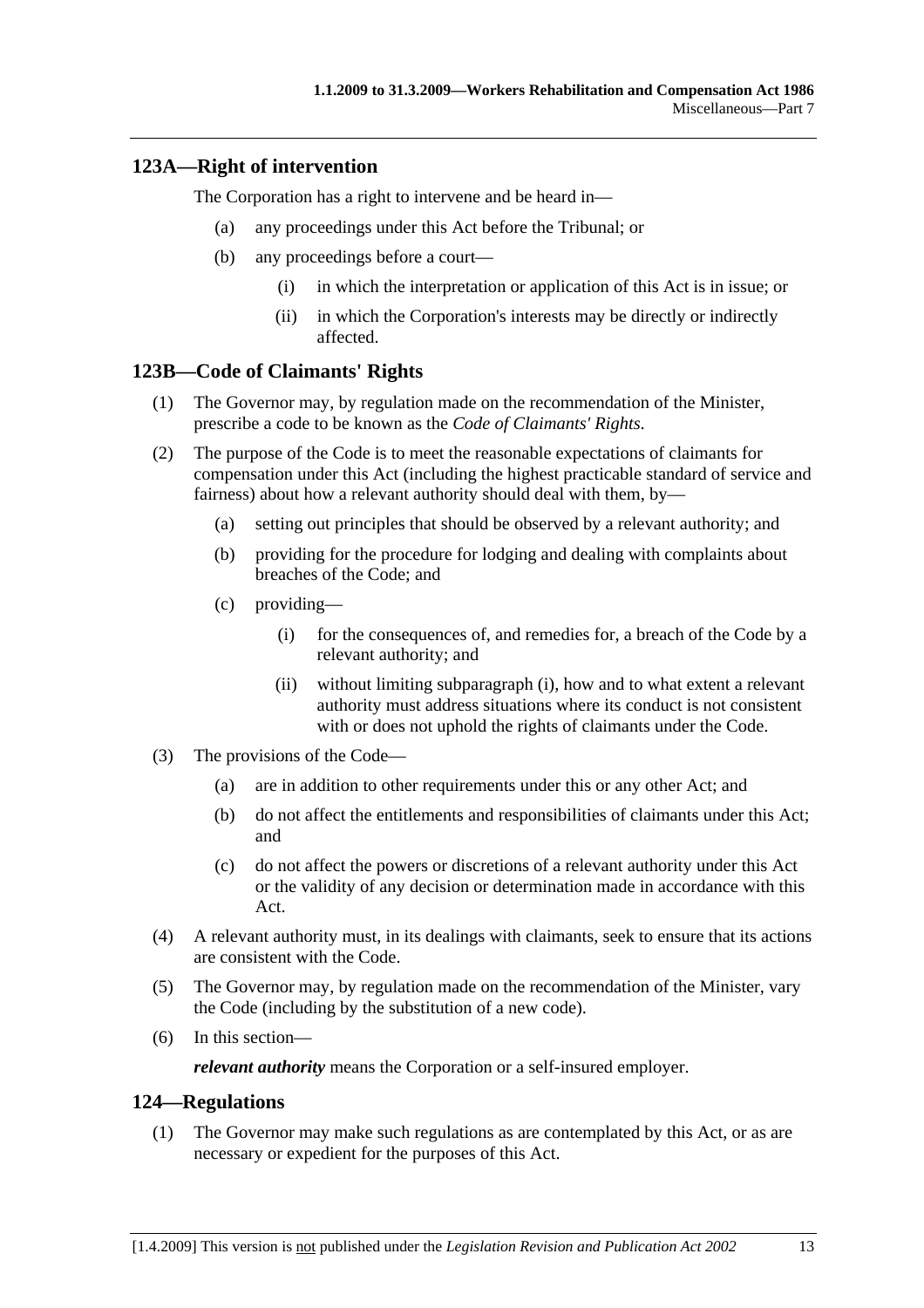## 123A—Right of intervention

The Corporation has a right to intervene and be heard in—

(a) any proceedings under this Act before the Tribunal; or

(b) any proceedings before a court—

 (i) in which the interpretation or application of this Act is in issue; or

 (ii) in which the Corporation's interests may be directly or indirectly affected.

## 123B—Code of Claimants' Rights

(1) The Governor may, by regulation made on the recommendation of the Minister, prescribe a code to be known as the *Code of Claimants' Rights*.

(2) The purpose of the Code is to meet the reasonable expectations of claimants for compensation under this Act (including the highest practicable standard of service and fairness) about how a relevant authority should deal with them, by—

 (a) setting out principles that should be observed by a relevant authority; and

 (b) providing for the procedure for lodging and dealing with complaints about breaches of the Code; and

 (c) providing—

  (i) for the consequences of, and remedies for, a breach of the Code by a relevant authority; and

  (ii) without limiting subparagraph (i), how and to what extent a relevant authority must address situations where its conduct is not consistent with or does not uphold the rights of claimants under the Code.

(3) The provisions of the Code—

 (a) are in addition to other requirements under this or any other Act; and

 (b) do not affect the entitlements and responsibilities of claimants under this Act; and

 (c) do not affect the powers or discretions of a relevant authority under this Act or the validity of any decision or determination made in accordance with this Act.

(4) A relevant authority must, in its dealings with claimants, seek to ensure that its actions are consistent with the Code.

(5) The Governor may, by regulation made on the recommendation of the Minister, vary the Code (including by the substitution of a new code).

(6) In this section—

***relevant authority*** means the Corporation or a self-insured employer.

## 124—Regulations

(1) The Governor may make such regulations as are contemplated by this Act, or as are necessary or expedient for the purposes of this Act.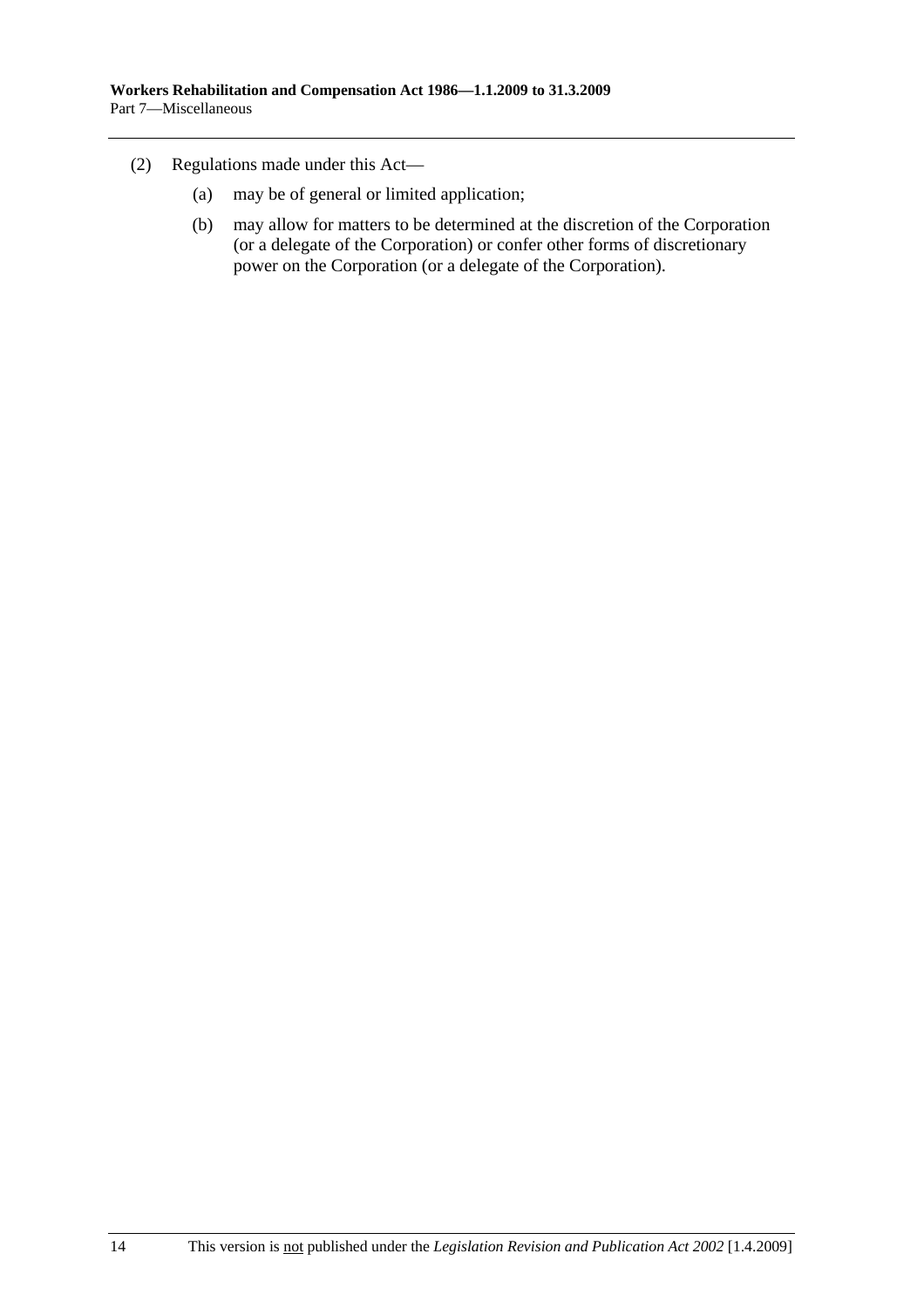(2) Regulations made under this Act—

(a) may be of general or limited application;

(b) may allow for matters to be determined at the discretion of the Corporation (or a delegate of the Corporation) or confer other forms of discretionary power on the Corporation (or a delegate of the Corporation).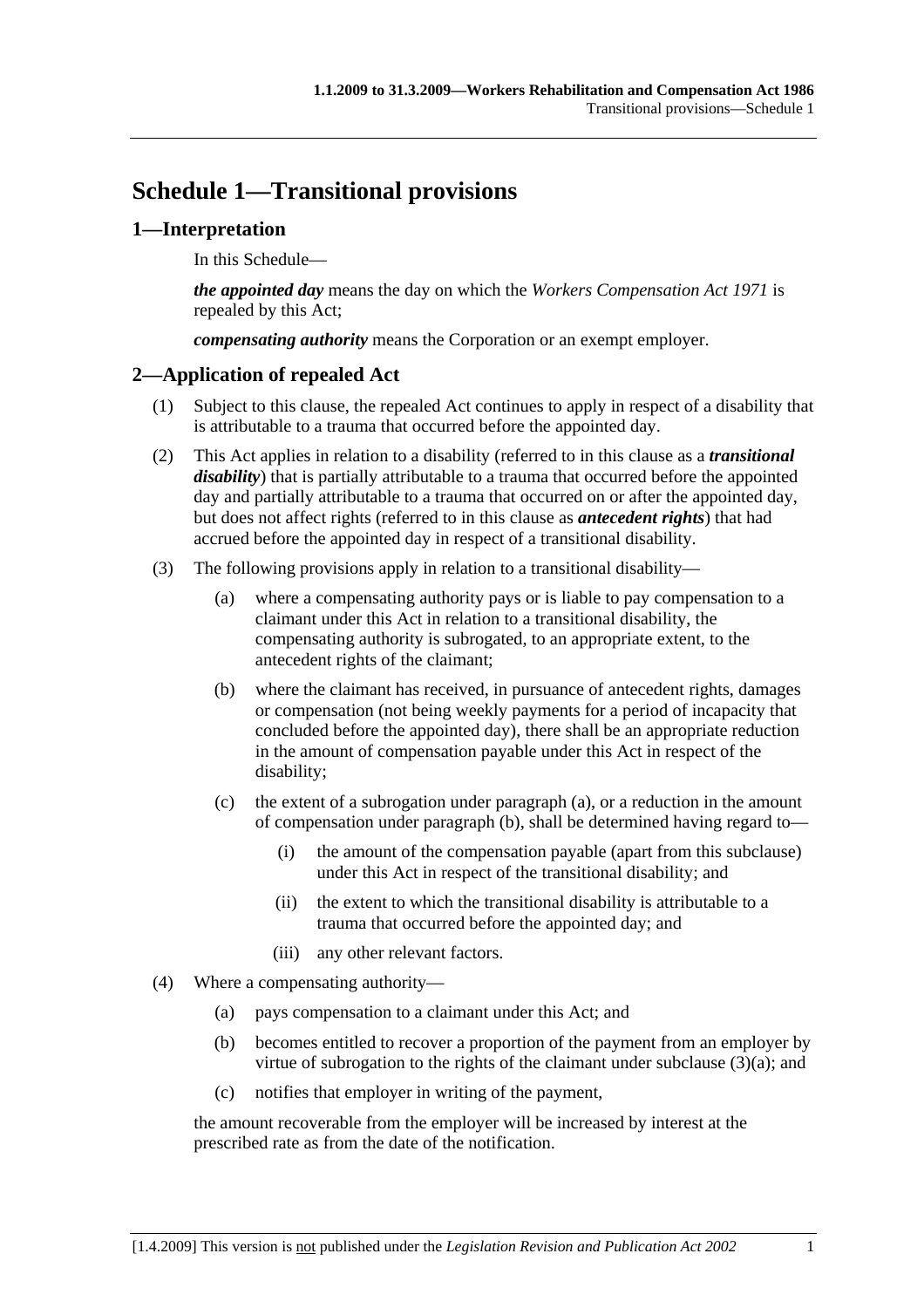# Schedule 1—Transitional provisions

## 1—Interpretation

In this Schedule—

***the appointed day*** means the day on which the *Workers Compensation Act 1971* is repealed by this Act;

***compensating authority*** means the Corporation or an exempt employer.

## 2—Application of repealed Act

(1) Subject to this clause, the repealed Act continues to apply in respect of a disability that is attributable to a trauma that occurred before the appointed day.

(2) This Act applies in relation to a disability (referred to in this clause as a ***transitional disability***) that is partially attributable to a trauma that occurred before the appointed day and partially attributable to a trauma that occurred on or after the appointed day, but does not affect rights (referred to in this clause as ***antecedent rights***) that had accrued before the appointed day in respect of a transitional disability.

(3) The following provisions apply in relation to a transitional disability—

(a) where a compensating authority pays or is liable to pay compensation to a claimant under this Act in relation to a transitional disability, the compensating authority is subrogated, to an appropriate extent, to the antecedent rights of the claimant;

(b) where the claimant has received, in pursuance of antecedent rights, damages or compensation (not being weekly payments for a period of incapacity that concluded before the appointed day), there shall be an appropriate reduction in the amount of compensation payable under this Act in respect of the disability;

(c) the extent of a subrogation under paragraph (a), or a reduction in the amount of compensation under paragraph (b), shall be determined having regard to—

(i) the amount of the compensation payable (apart from this subclause) under this Act in respect of the transitional disability; and

(ii) the extent to which the transitional disability is attributable to a trauma that occurred before the appointed day; and

(iii) any other relevant factors.

(4) Where a compensating authority—

(a) pays compensation to a claimant under this Act; and

(b) becomes entitled to recover a proportion of the payment from an employer by virtue of subrogation to the rights of the claimant under subclause (3)(a); and

(c) notifies that employer in writing of the payment,

the amount recoverable from the employer will be increased by interest at the prescribed rate as from the date of the notification.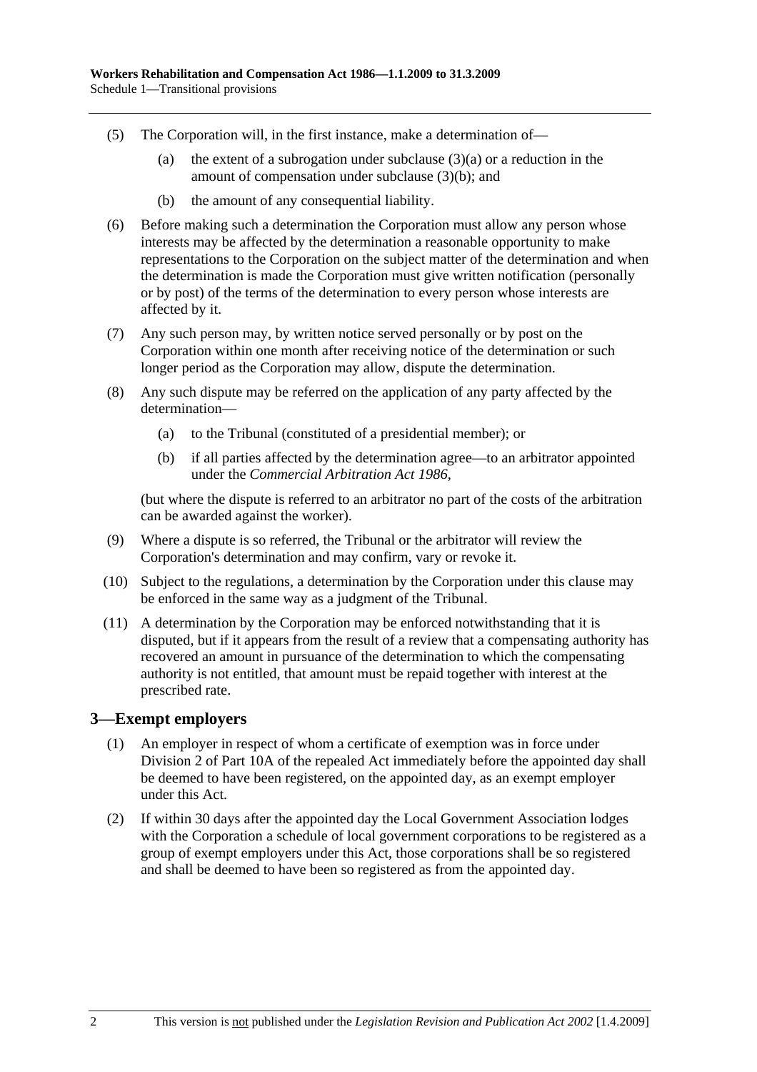(5) The Corporation will, in the first instance, make a determination of—

(a) the extent of a subrogation under subclause (3)(a) or a reduction in the amount of compensation under subclause (3)(b); and

(b) the amount of any consequential liability.

(6) Before making such a determination the Corporation must allow any person whose interests may be affected by the determination a reasonable opportunity to make representations to the Corporation on the subject matter of the determination and when the determination is made the Corporation must give written notification (personally or by post) of the terms of the determination to every person whose interests are affected by it.

(7) Any such person may, by written notice served personally or by post on the Corporation within one month after receiving notice of the determination or such longer period as the Corporation may allow, dispute the determination.

(8) Any such dispute may be referred on the application of any party affected by the determination—

(a) to the Tribunal (constituted of a presidential member); or

(b) if all parties affected by the determination agree—to an arbitrator appointed under the *Commercial Arbitration Act 1986*,

(but where the dispute is referred to an arbitrator no part of the costs of the arbitration can be awarded against the worker).

(9) Where a dispute is so referred, the Tribunal or the arbitrator will review the Corporation's determination and may confirm, vary or revoke it.

(10) Subject to the regulations, a determination by the Corporation under this clause may be enforced in the same way as a judgment of the Tribunal.

(11) A determination by the Corporation may be enforced notwithstanding that it is disputed, but if it appears from the result of a review that a compensating authority has recovered an amount in pursuance of the determination to which the compensating authority is not entitled, that amount must be repaid together with interest at the prescribed rate.

## 3—Exempt employers

(1) An employer in respect of whom a certificate of exemption was in force under Division 2 of Part 10A of the repealed Act immediately before the appointed day shall be deemed to have been registered, on the appointed day, as an exempt employer under this Act.

(2) If within 30 days after the appointed day the Local Government Association lodges with the Corporation a schedule of local government corporations to be registered as a group of exempt employers under this Act, those corporations shall be so registered and shall be deemed to have been so registered as from the appointed day.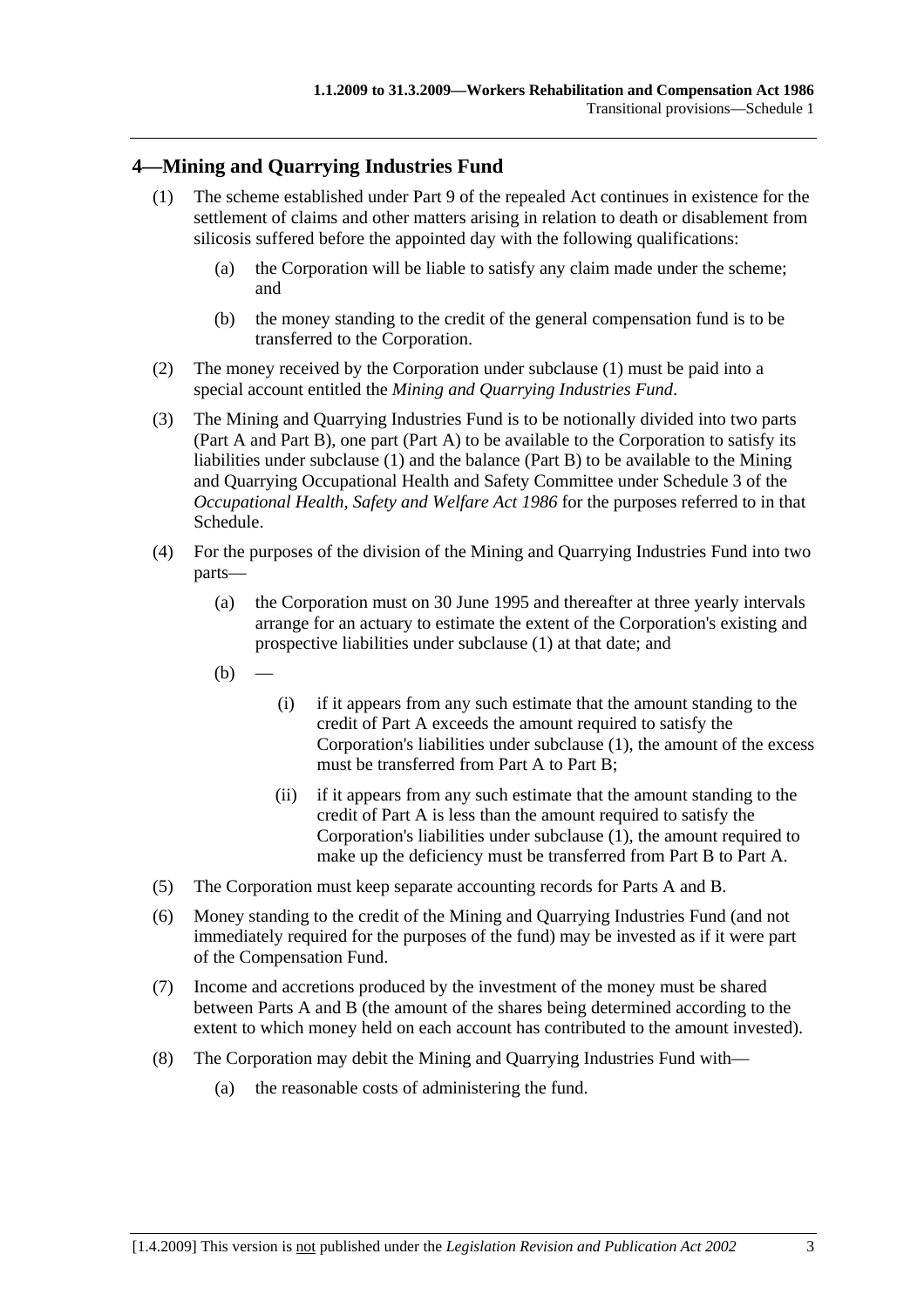## 4—Mining and Quarrying Industries Fund

(1) The scheme established under Part 9 of the repealed Act continues in existence for the settlement of claims and other matters arising in relation to death or disablement from silicosis suffered before the appointed day with the following qualifications:

(a) the Corporation will be liable to satisfy any claim made under the scheme; and

(b) the money standing to the credit of the general compensation fund is to be transferred to the Corporation.

(2) The money received by the Corporation under subclause (1) must be paid into a special account entitled the *Mining and Quarrying Industries Fund*.

(3) The Mining and Quarrying Industries Fund is to be notionally divided into two parts (Part A and Part B), one part (Part A) to be available to the Corporation to satisfy its liabilities under subclause (1) and the balance (Part B) to be available to the Mining and Quarrying Occupational Health and Safety Committee under Schedule 3 of the *Occupational Health, Safety and Welfare Act 1986* for the purposes referred to in that Schedule.

(4) For the purposes of the division of the Mining and Quarrying Industries Fund into two parts—

(a) the Corporation must on 30 June 1995 and thereafter at three yearly intervals arrange for an actuary to estimate the extent of the Corporation's existing and prospective liabilities under subclause (1) at that date; and

(b) —

(i) if it appears from any such estimate that the amount standing to the credit of Part A exceeds the amount required to satisfy the Corporation's liabilities under subclause (1), the amount of the excess must be transferred from Part A to Part B;

(ii) if it appears from any such estimate that the amount standing to the credit of Part A is less than the amount required to satisfy the Corporation's liabilities under subclause (1), the amount required to make up the deficiency must be transferred from Part B to Part A.

(5) The Corporation must keep separate accounting records for Parts A and B.

(6) Money standing to the credit of the Mining and Quarrying Industries Fund (and not immediately required for the purposes of the fund) may be invested as if it were part of the Compensation Fund.

(7) Income and accretions produced by the investment of the money must be shared between Parts A and B (the amount of the shares being determined according to the extent to which money held on each account has contributed to the amount invested).

(8) The Corporation may debit the Mining and Quarrying Industries Fund with—

(a) the reasonable costs of administering the fund.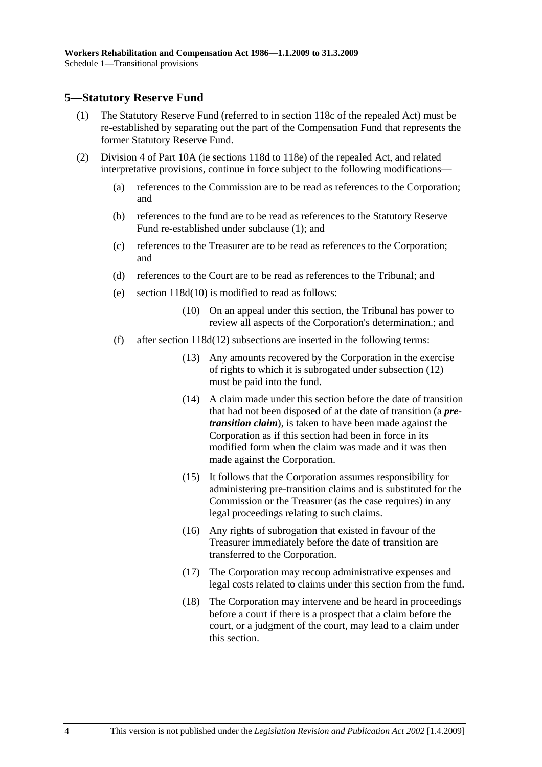## 5—Statutory Reserve Fund

(1) The Statutory Reserve Fund (referred to in section 118c of the repealed Act) must be re-established by separating out the part of the Compensation Fund that represents the former Statutory Reserve Fund.

(2) Division 4 of Part 10A (ie sections 118d to 118e) of the repealed Act, and related interpretative provisions, continue in force subject to the following modifications—

(a) references to the Commission are to be read as references to the Corporation; and

(b) references to the fund are to be read as references to the Statutory Reserve Fund re-established under subclause (1); and

(c) references to the Treasurer are to be read as references to the Corporation; and

(d) references to the Court are to be read as references to the Tribunal; and

(e) section 118d(10) is modified to read as follows:

> (10) On an appeal under this section, the Tribunal has power to review all aspects of the Corporation's determination.; and

(f) after section 118d(12) subsections are inserted in the following terms:

> (13) Any amounts recovered by the Corporation in the exercise of rights to which it is subrogated under subsection (12) must be paid into the fund.
>
> (14) A claim made under this section before the date of transition that had not been disposed of at the date of transition (a ***pre-transition claim***), is taken to have been made against the Corporation as if this section had been in force in its modified form when the claim was made and it was then made against the Corporation.
>
> (15) It follows that the Corporation assumes responsibility for administering pre-transition claims and is substituted for the Commission or the Treasurer (as the case requires) in any legal proceedings relating to such claims.
>
> (16) Any rights of subrogation that existed in favour of the Treasurer immediately before the date of transition are transferred to the Corporation.
>
> (17) The Corporation may recoup administrative expenses and legal costs related to claims under this section from the fund.
>
> (18) The Corporation may intervene and be heard in proceedings before a court if there is a prospect that a claim before the court, or a judgment of the court, may lead to a claim under this section.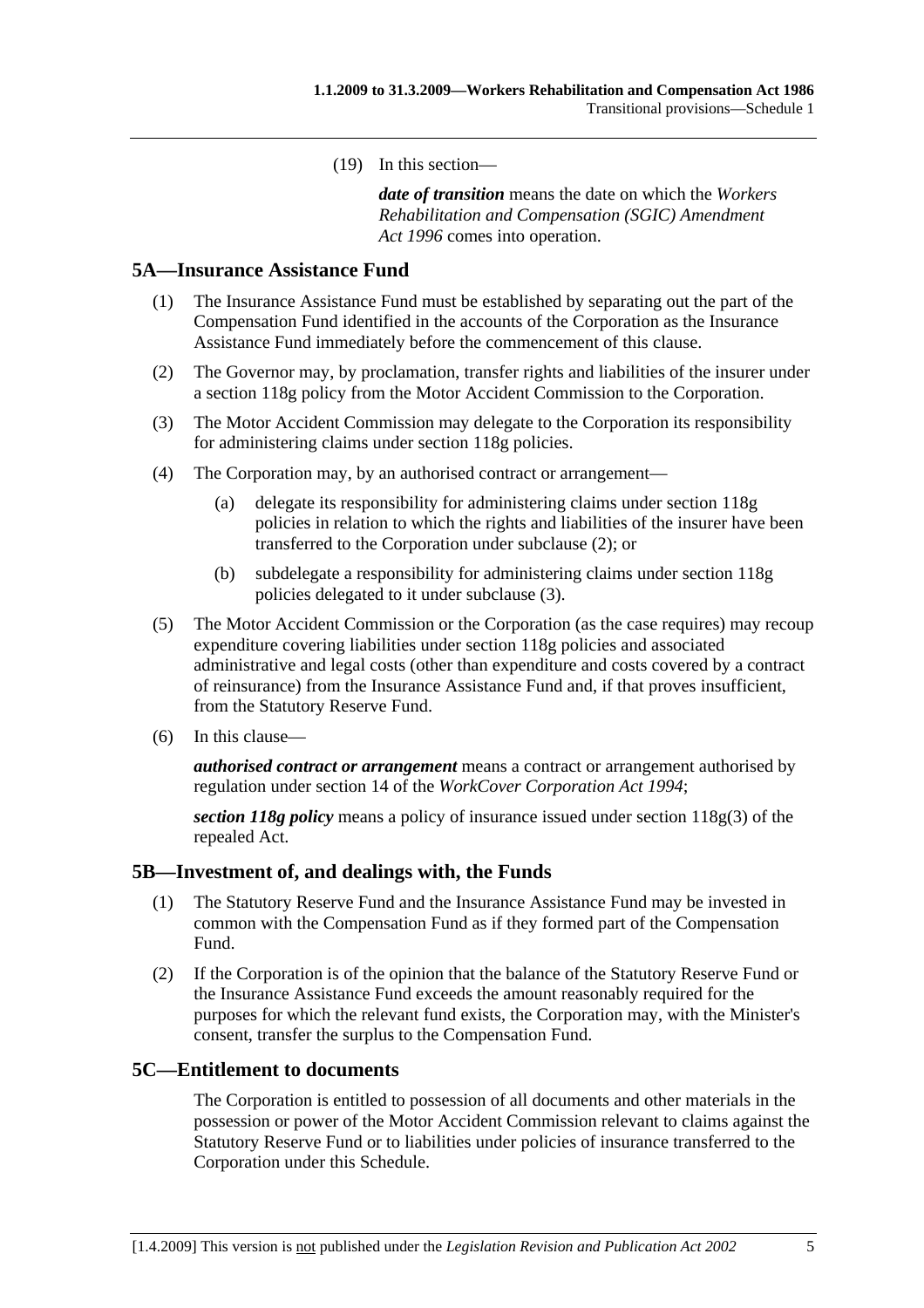(19) In this section—

***date of transition*** means the date on which the *Workers Rehabilitation and Compensation (SGIC) Amendment Act 1996* comes into operation.

## 5A—Insurance Assistance Fund

(1) The Insurance Assistance Fund must be established by separating out the part of the Compensation Fund identified in the accounts of the Corporation as the Insurance Assistance Fund immediately before the commencement of this clause.

(2) The Governor may, by proclamation, transfer rights and liabilities of the insurer under a section 118g policy from the Motor Accident Commission to the Corporation.

(3) The Motor Accident Commission may delegate to the Corporation its responsibility for administering claims under section 118g policies.

(4) The Corporation may, by an authorised contract or arrangement—

(a) delegate its responsibility for administering claims under section 118g policies in relation to which the rights and liabilities of the insurer have been transferred to the Corporation under subclause (2); or

(b) subdelegate a responsibility for administering claims under section 118g policies delegated to it under subclause (3).

(5) The Motor Accident Commission or the Corporation (as the case requires) may recoup expenditure covering liabilities under section 118g policies and associated administrative and legal costs (other than expenditure and costs covered by a contract of reinsurance) from the Insurance Assistance Fund and, if that proves insufficient, from the Statutory Reserve Fund.

(6) In this clause—

***authorised contract or arrangement*** means a contract or arrangement authorised by regulation under section 14 of the *WorkCover Corporation Act 1994*;

***section 118g policy*** means a policy of insurance issued under section 118g(3) of the repealed Act.

## 5B—Investment of, and dealings with, the Funds

(1) The Statutory Reserve Fund and the Insurance Assistance Fund may be invested in common with the Compensation Fund as if they formed part of the Compensation Fund.

(2) If the Corporation is of the opinion that the balance of the Statutory Reserve Fund or the Insurance Assistance Fund exceeds the amount reasonably required for the purposes for which the relevant fund exists, the Corporation may, with the Minister's consent, transfer the surplus to the Compensation Fund.

## 5C—Entitlement to documents

The Corporation is entitled to possession of all documents and other materials in the possession or power of the Motor Accident Commission relevant to claims against the Statutory Reserve Fund or to liabilities under policies of insurance transferred to the Corporation under this Schedule.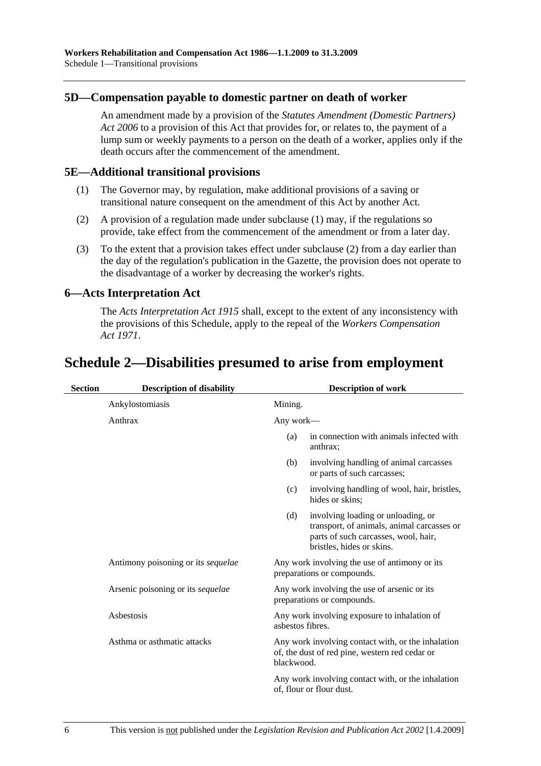### 5D—Compensation payable to domestic partner on death of worker

An amendment made by a provision of the *Statutes Amendment (Domestic Partners) Act 2006* to a provision of this Act that provides for, or relates to, the payment of a lump sum or weekly payments to a person on the death of a worker, applies only if the death occurs after the commencement of the amendment.

### 5E—Additional transitional provisions

(1) The Governor may, by regulation, make additional provisions of a saving or transitional nature consequent on the amendment of this Act by another Act.

(2) A provision of a regulation made under subclause (1) may, if the regulations so provide, take effect from the commencement of the amendment or from a later day.

(3) To the extent that a provision takes effect under subclause (2) from a day earlier than the day of the regulation's publication in the Gazette, the provision does not operate to the disadvantage of a worker by decreasing the worker's rights.

### 6—Acts Interpretation Act

The *Acts Interpretation Act 1915* shall, except to the extent of any inconsistency with the provisions of this Schedule, apply to the repeal of the *Workers Compensation Act 1971*.

## Schedule 2—Disabilities presumed to arise from employment

| Section | Description of disability | Description of work |
|---|---|---|
| | Ankylostomiasis | Mining. |
| | Anthrax | Any work—<br>(a) in connection with animals infected with anthrax;<br>(b) involving handling of animal carcasses or parts of such carcasses;<br>(c) involving handling of wool, hair, bristles, hides or skins;<br>(d) involving loading or unloading, or transport, of animals, animal carcasses or parts of such carcasses, wool, hair, bristles, hides or skins. |
| | Antimony poisoning or its *sequelae* | Any work involving the use of antimony or its preparations or compounds. |
| | Arsenic poisoning or its *sequelae* | Any work involving the use of arsenic or its preparations or compounds. |
| | Asbestosis | Any work involving exposure to inhalation of asbestos fibres. |
| | Asthma or asthmatic attacks | Any work involving contact with, or the inhalation of, the dust of red pine, western red cedar or blackwood.<br><br>Any work involving contact with, or the inhalation of, flour or flour dust. |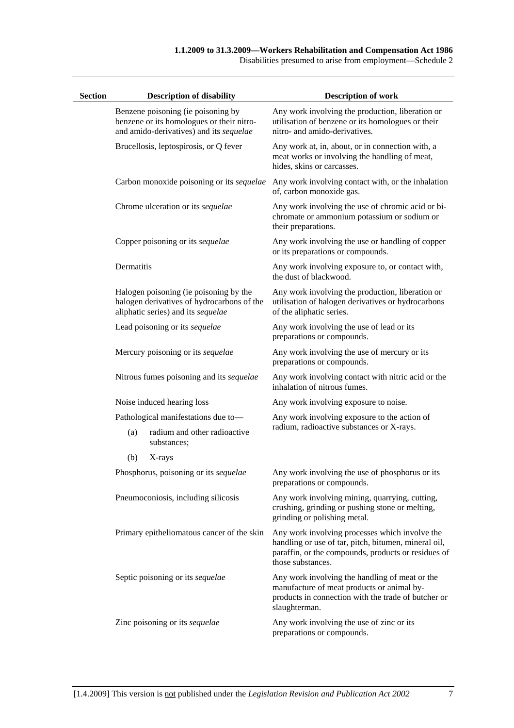| Section | Description of disability | Description of work |
|---|---|---|
| | Benzene poisoning (ie poisoning by benzene or its homologues or their nitro- and amido-derivatives) and its *sequelae* | Any work involving the production, liberation or utilisation of benzene or its homologues or their nitro- and amido-derivatives. |
| | Brucellosis, leptospirosis, or Q fever | Any work at, in, about, or in connection with, a meat works or involving the handling of meat, hides, skins or carcasses. |
| | Carbon monoxide poisoning or its *sequelae* | Any work involving contact with, or the inhalation of, carbon monoxide gas. |
| | Chrome ulceration or its *sequelae* | Any work involving the use of chromic acid or bi-chromate or ammonium potassium or sodium or their preparations. |
| | Copper poisoning or its *sequelae* | Any work involving the use or handling of copper or its preparations or compounds. |
| | Dermatitis | Any work involving exposure to, or contact with, the dust of blackwood. |
| | Halogen poisoning (ie poisoning by the halogen derivatives of hydrocarbons of the aliphatic series) and its *sequelae* | Any work involving the production, liberation or utilisation of halogen derivatives or hydrocarbons of the aliphatic series. |
| | Lead poisoning or its *sequelae* | Any work involving the use of lead or its preparations or compounds. |
| | Mercury poisoning or its *sequelae* | Any work involving the use of mercury or its preparations or compounds. |
| | Nitrous fumes poisoning and its *sequelae* | Any work involving contact with nitric acid or the inhalation of nitrous fumes. |
| | Noise induced hearing loss | Any work involving exposure to noise. |
| | Pathological manifestations due to—<br>(a) radium and other radioactive substances;<br>(b) X-rays | Any work involving exposure to the action of radium, radioactive substances or X-rays. |
| | Phosphorus, poisoning or its *sequelae* | Any work involving the use of phosphorus or its preparations or compounds. |
| | Pneumoconiosis, including silicosis | Any work involving mining, quarrying, cutting, crushing, grinding or pushing stone or melting, grinding or polishing metal. |
| | Primary epitheliomatous cancer of the skin | Any work involving processes which involve the handling or use of tar, pitch, bitumen, mineral oil, paraffin, or the compounds, products or residues of those substances. |
| | Septic poisoning or its *sequelae* | Any work involving the handling of meat or the manufacture of meat products or animal by-products in connection with the trade of butcher or slaughterman. |
| | Zinc poisoning or its *sequelae* | Any work involving the use of zinc or its preparations or compounds. |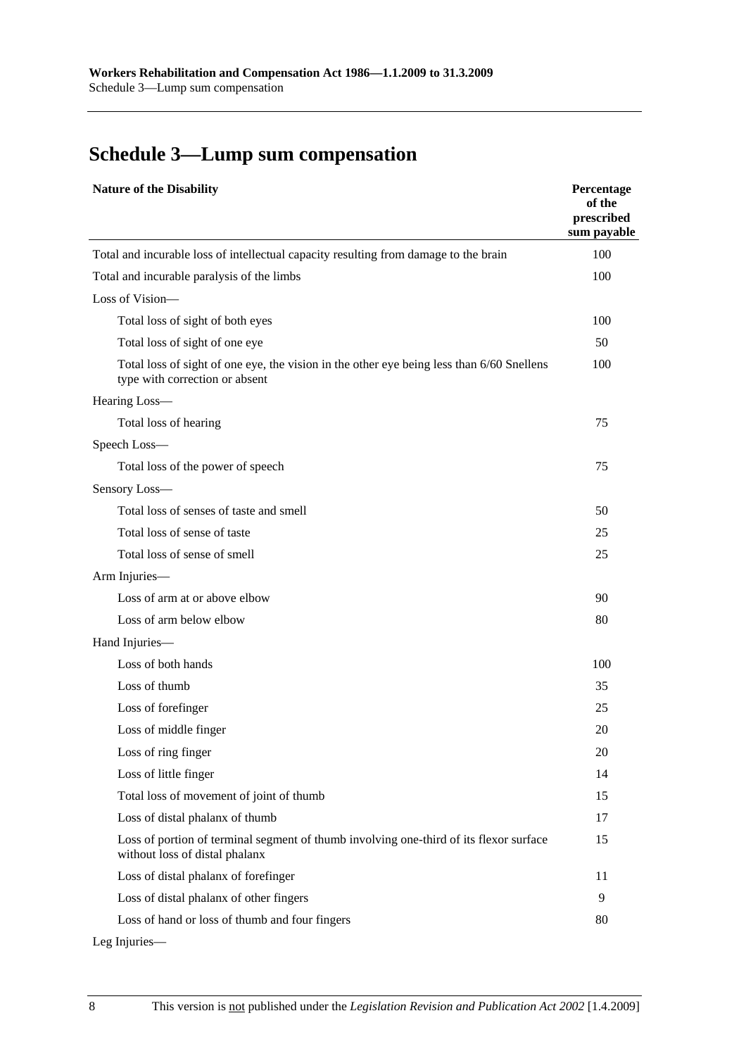# Schedule 3—Lump sum compensation

| Nature of the Disability | Percentage of the prescribed sum payable |
|---|---|
| Total and incurable loss of intellectual capacity resulting from damage to the brain | 100 |
| Total and incurable paralysis of the limbs | 100 |
| Loss of Vision— | |
| Total loss of sight of both eyes | 100 |
| Total loss of sight of one eye | 50 |
| Total loss of sight of one eye, the vision in the other eye being less than 6/60 Snellens type with correction or absent | 100 |
| Hearing Loss— | |
| Total loss of hearing | 75 |
| Speech Loss— | |
| Total loss of the power of speech | 75 |
| Sensory Loss— | |
| Total loss of senses of taste and smell | 50 |
| Total loss of sense of taste | 25 |
| Total loss of sense of smell | 25 |
| Arm Injuries— | |
| Loss of arm at or above elbow | 90 |
| Loss of arm below elbow | 80 |
| Hand Injuries— | |
| Loss of both hands | 100 |
| Loss of thumb | 35 |
| Loss of forefinger | 25 |
| Loss of middle finger | 20 |
| Loss of ring finger | 20 |
| Loss of little finger | 14 |
| Total loss of movement of joint of thumb | 15 |
| Loss of distal phalanx of thumb | 17 |
| Loss of portion of terminal segment of thumb involving one-third of its flexor surface without loss of distal phalanx | 15 |
| Loss of distal phalanx of forefinger | 11 |
| Loss of distal phalanx of other fingers | 9 |
| Loss of hand or loss of thumb and four fingers | 80 |
| Leg Injuries— | |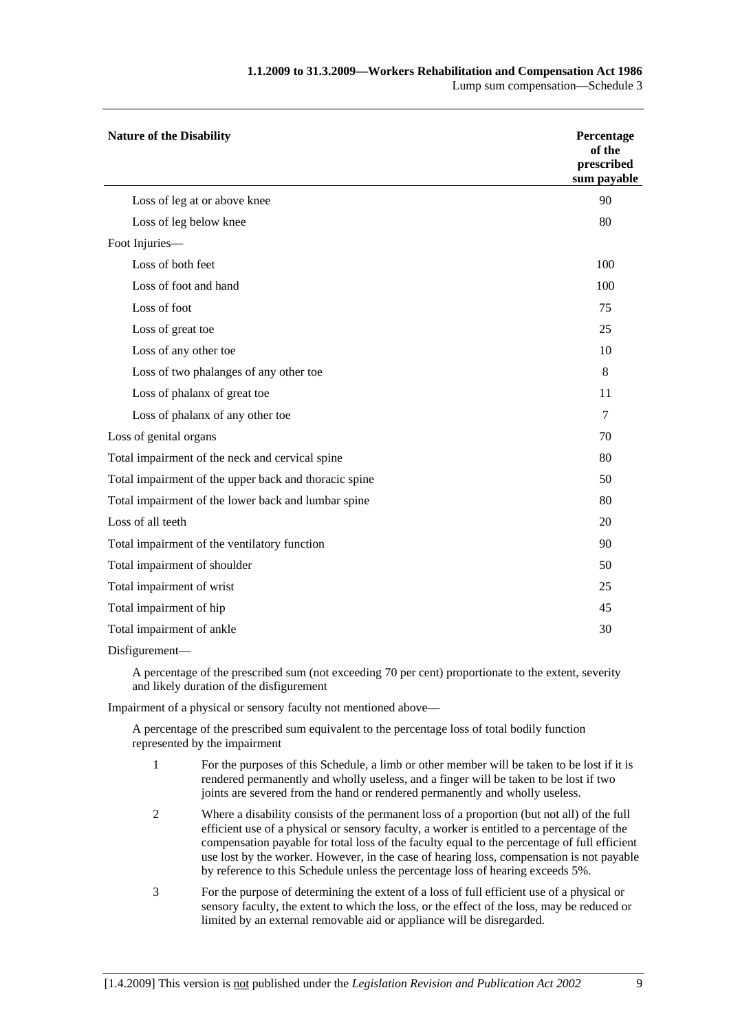| Nature of the Disability | Percentage of the prescribed sum payable |
|---|---|
| Loss of leg at or above knee | 90 |
| Loss of leg below knee | 80 |
| Foot Injuries— | |
| Loss of both feet | 100 |
| Loss of foot and hand | 100 |
| Loss of foot | 75 |
| Loss of great toe | 25 |
| Loss of any other toe | 10 |
| Loss of two phalanges of any other toe | 8 |
| Loss of phalanx of great toe | 11 |
| Loss of phalanx of any other toe | 7 |
| Loss of genital organs | 70 |
| Total impairment of the neck and cervical spine | 80 |
| Total impairment of the upper back and thoracic spine | 50 |
| Total impairment of the lower back and lumbar spine | 80 |
| Loss of all teeth | 20 |
| Total impairment of the ventilatory function | 90 |
| Total impairment of shoulder | 50 |
| Total impairment of wrist | 25 |
| Total impairment of hip | 45 |
| Total impairment of ankle | 30 |

Disfigurement—

A percentage of the prescribed sum (not exceeding 70 per cent) proportionate to the extent, severity and likely duration of the disfigurement

Impairment of a physical or sensory faculty not mentioned above—

A percentage of the prescribed sum equivalent to the percentage loss of total bodily function represented by the impairment

1. For the purposes of this Schedule, a limb or other member will be taken to be lost if it is rendered permanently and wholly useless, and a finger will be taken to be lost if two joints are severed from the hand or rendered permanently and wholly useless.
2. Where a disability consists of the permanent loss of a proportion (but not all) of the full efficient use of a physical or sensory faculty, a worker is entitled to a percentage of the compensation payable for total loss of the faculty equal to the percentage of full efficient use lost by the worker. However, in the case of hearing loss, compensation is not payable by reference to this Schedule unless the percentage loss of hearing exceeds 5%.
3. For the purpose of determining the extent of a loss of full efficient use of a physical or sensory faculty, the extent to which the loss, or the effect of the loss, may be reduced or limited by an external removable aid or appliance will be disregarded.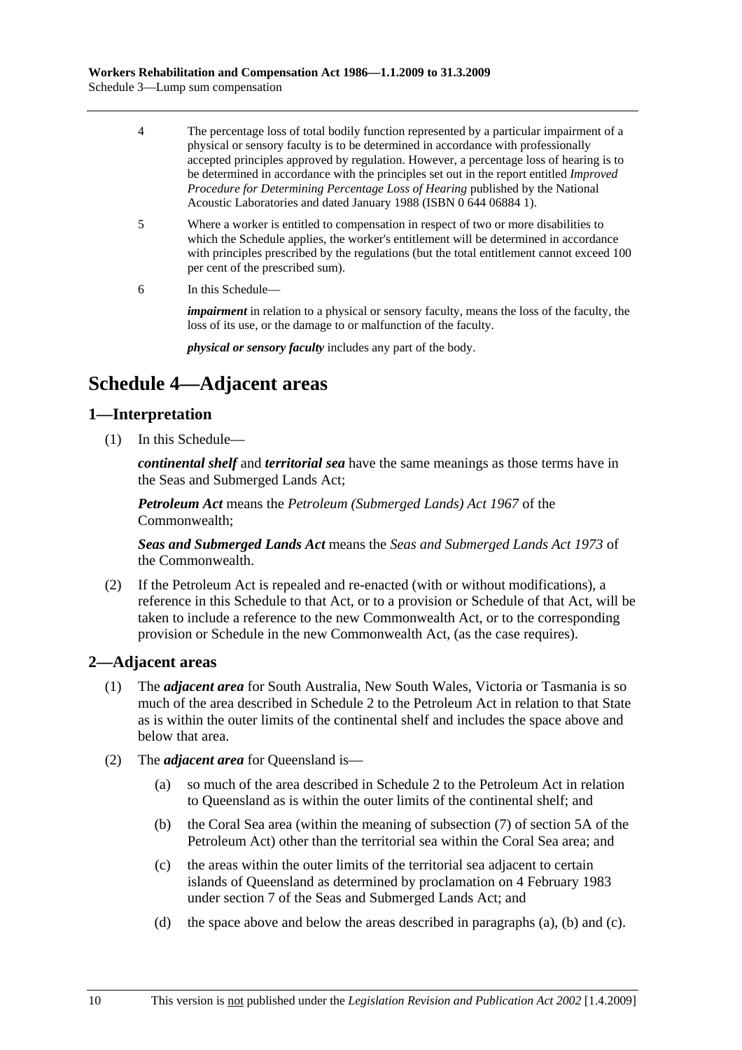4 The percentage loss of total bodily function represented by a particular impairment of a physical or sensory faculty is to be determined in accordance with professionally accepted principles approved by regulation. However, a percentage loss of hearing is to be determined in accordance with the principles set out in the report entitled *Improved Procedure for Determining Percentage Loss of Hearing* published by the National Acoustic Laboratories and dated January 1988 (ISBN 0 644 06884 1).

5 Where a worker is entitled to compensation in respect of two or more disabilities to which the Schedule applies, the worker's entitlement will be determined in accordance with principles prescribed by the regulations (but the total entitlement cannot exceed 100 per cent of the prescribed sum).

6 In this Schedule—

***impairment*** in relation to a physical or sensory faculty, means the loss of the faculty, the loss of its use, or the damage to or malfunction of the faculty.

***physical or sensory faculty*** includes any part of the body.

# Schedule 4—Adjacent areas

## 1—Interpretation

(1) In this Schedule—

***continental shelf*** and ***territorial sea*** have the same meanings as those terms have in the Seas and Submerged Lands Act;

***Petroleum Act*** means the *Petroleum (Submerged Lands) Act 1967* of the Commonwealth;

***Seas and Submerged Lands Act*** means the *Seas and Submerged Lands Act 1973* of the Commonwealth.

(2) If the Petroleum Act is repealed and re-enacted (with or without modifications), a reference in this Schedule to that Act, or to a provision or Schedule of that Act, will be taken to include a reference to the new Commonwealth Act, or to the corresponding provision or Schedule in the new Commonwealth Act, (as the case requires).

## 2—Adjacent areas

(1) The ***adjacent area*** for South Australia, New South Wales, Victoria or Tasmania is so much of the area described in Schedule 2 to the Petroleum Act in relation to that State as is within the outer limits of the continental shelf and includes the space above and below that area.

(2) The ***adjacent area*** for Queensland is—

(a) so much of the area described in Schedule 2 to the Petroleum Act in relation to Queensland as is within the outer limits of the continental shelf; and

(b) the Coral Sea area (within the meaning of subsection (7) of section 5A of the Petroleum Act) other than the territorial sea within the Coral Sea area; and

(c) the areas within the outer limits of the territorial sea adjacent to certain islands of Queensland as determined by proclamation on 4 February 1983 under section 7 of the Seas and Submerged Lands Act; and

(d) the space above and below the areas described in paragraphs (a), (b) and (c).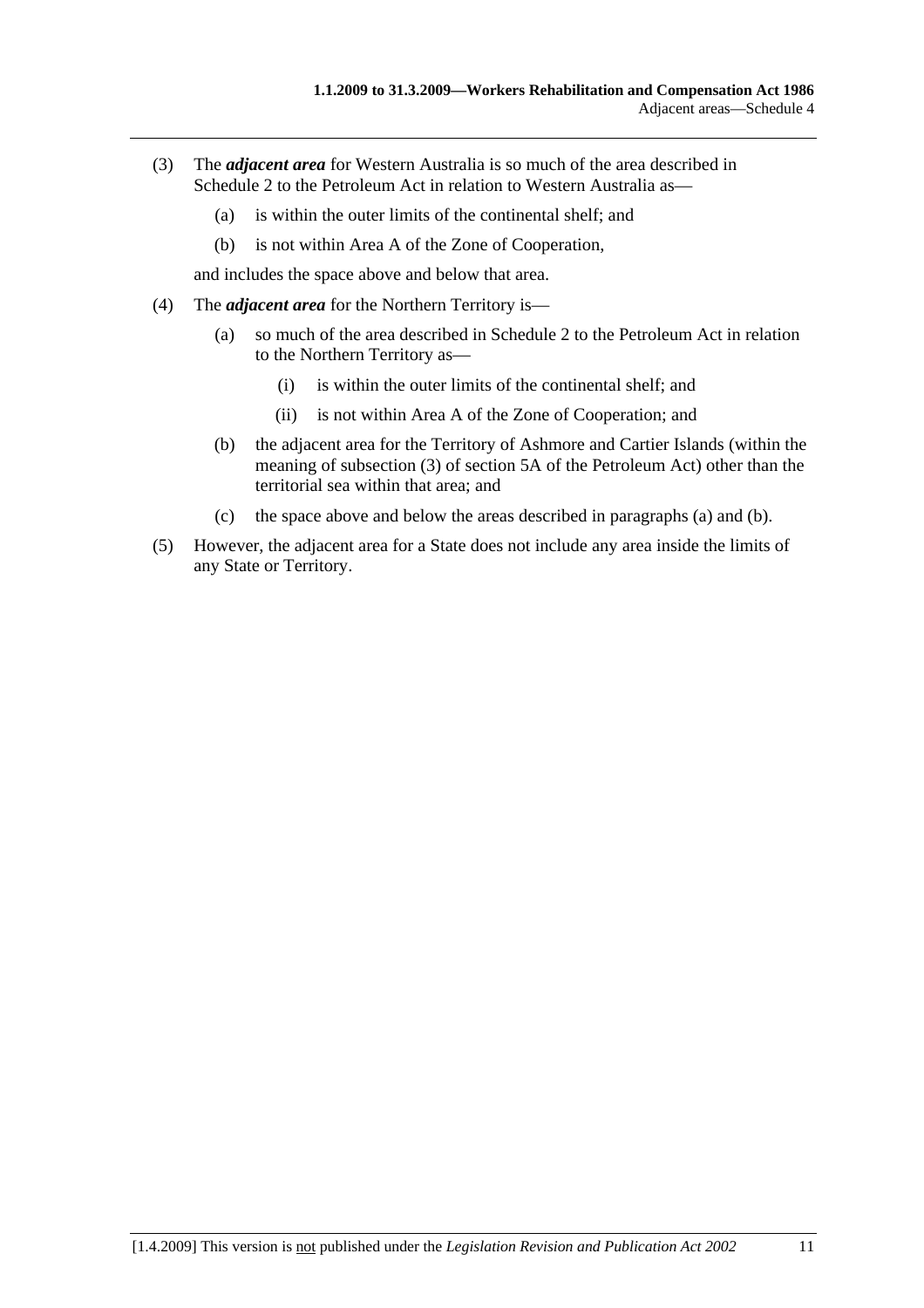(3) The ***adjacent area*** for Western Australia is so much of the area described in Schedule 2 to the Petroleum Act in relation to Western Australia as—

(a) is within the outer limits of the continental shelf; and

(b) is not within Area A of the Zone of Cooperation,

and includes the space above and below that area.

(4) The ***adjacent area*** for the Northern Territory is—

(a) so much of the area described in Schedule 2 to the Petroleum Act in relation to the Northern Territory as—

(i) is within the outer limits of the continental shelf; and

(ii) is not within Area A of the Zone of Cooperation; and

(b) the adjacent area for the Territory of Ashmore and Cartier Islands (within the meaning of subsection (3) of section 5A of the Petroleum Act) other than the territorial sea within that area; and

(c) the space above and below the areas described in paragraphs (a) and (b).

(5) However, the adjacent area for a State does not include any area inside the limits of any State or Territory.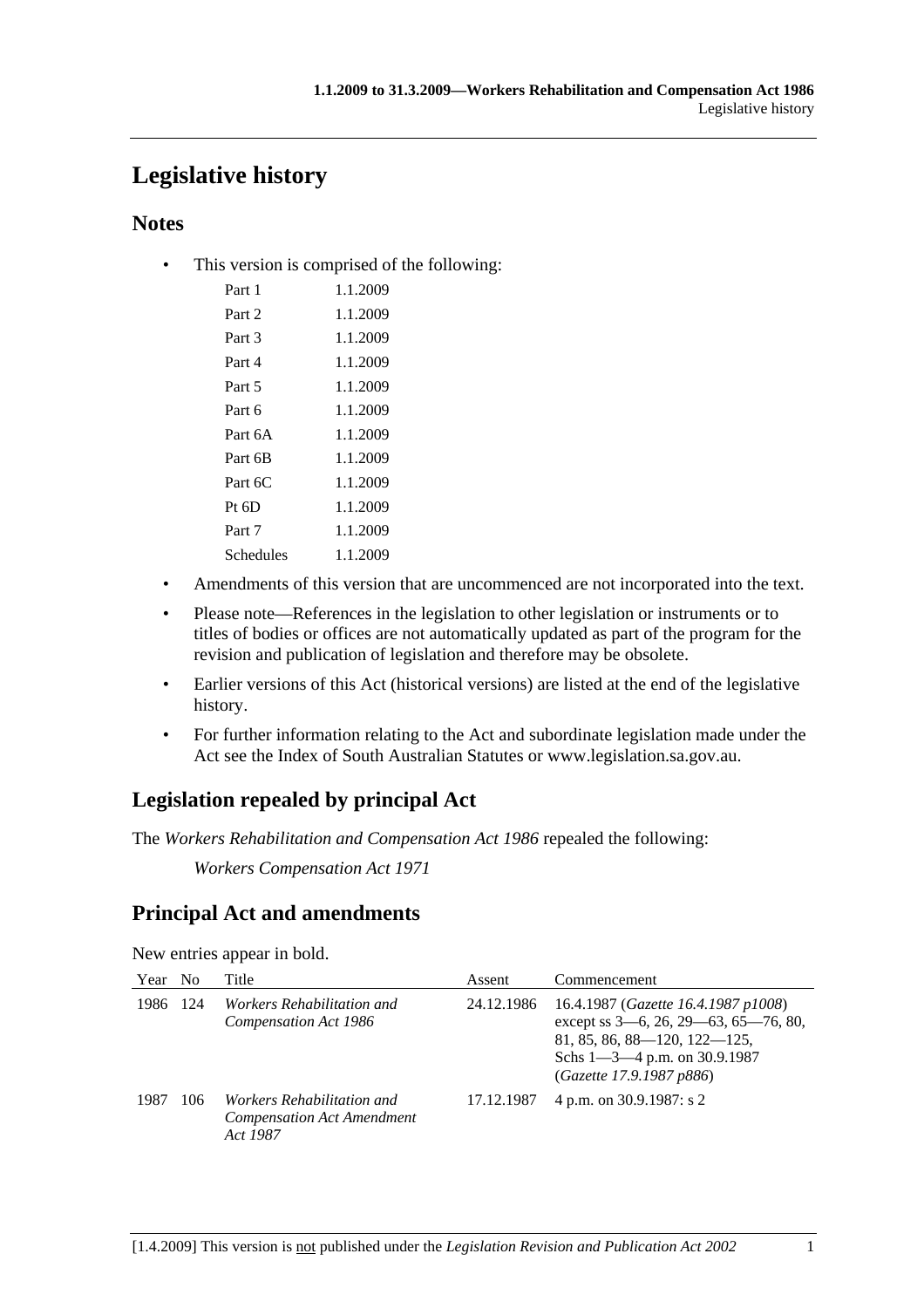# Legislative history

## Notes

- This version is comprised of the following:

| | |
|---|---|
| Part 1 | 1.1.2009 |
| Part 2 | 1.1.2009 |
| Part 3 | 1.1.2009 |
| Part 4 | 1.1.2009 |
| Part 5 | 1.1.2009 |
| Part 6 | 1.1.2009 |
| Part 6A | 1.1.2009 |
| Part 6B | 1.1.2009 |
| Part 6C | 1.1.2009 |
| Pt 6D | 1.1.2009 |
| Part 7 | 1.1.2009 |
| Schedules | 1.1.2009 |

- Amendments of this version that are uncommenced are not incorporated into the text.
- Please note—References in the legislation to other legislation or instruments or to titles of bodies or offices are not automatically updated as part of the program for the revision and publication of legislation and therefore may be obsolete.
- Earlier versions of this Act (historical versions) are listed at the end of the legislative history.
- For further information relating to the Act and subordinate legislation made under the Act see the Index of South Australian Statutes or www.legislation.sa.gov.au.

## Legislation repealed by principal Act

The *Workers Rehabilitation and Compensation Act 1986* repealed the following:

*Workers Compensation Act 1971*

## Principal Act and amendments

New entries appear in bold.

| Year | No | Title | Assent | Commencement |
|---|---|---|---|---|
| 1986 | 124 | *Workers Rehabilitation and Compensation Act 1986* | 24.12.1986 | 16.4.1987 (*Gazette 16.4.1987 p1008*) except ss 3—6, 26, 29—63, 65—76, 80, 81, 85, 86, 88—120, 122—125, Schs 1—3—4 p.m. on 30.9.1987 (*Gazette 17.9.1987 p886*) |
| 1987 | 106 | *Workers Rehabilitation and Compensation Act Amendment Act 1987* | 17.12.1987 | 4 p.m. on 30.9.1987: s 2 |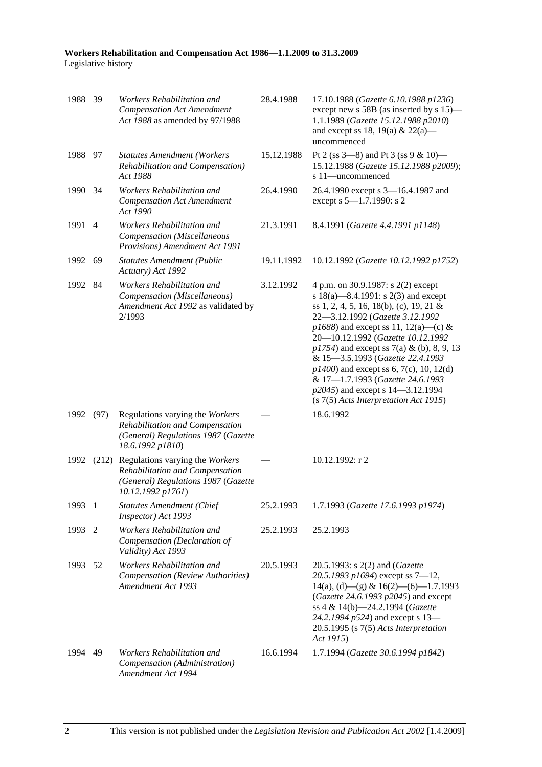| 1988 | 39 | *Workers Rehabilitation and Compensation Act Amendment Act 1988* as amended by 97/1988 | 28.4.1988 | 17.10.1988 (*Gazette 6.10.1988 p1236*) except new s 58B (as inserted by s 15)—1.1.1989 (*Gazette 15.12.1988 p2010*) and except ss 18, 19(a) & 22(a)—uncommenced |
|---|---|---|---|---|
| 1988 | 97 | *Statutes Amendment (Workers Rehabilitation and Compensation) Act 1988* | 15.12.1988 | Pt 2 (ss 3—8) and Pt 3 (ss 9 & 10)—15.12.1988 (*Gazette 15.12.1988 p2009*); s 11—uncommenced |
| 1990 | 34 | *Workers Rehabilitation and Compensation Act Amendment Act 1990* | 26.4.1990 | 26.4.1990 except s 3—16.4.1987 and except s 5—1.7.1990: s 2 |
| 1991 | 4 | *Workers Rehabilitation and Compensation (Miscellaneous Provisions) Amendment Act 1991* | 21.3.1991 | 8.4.1991 (*Gazette 4.4.1991 p1148*) |
| 1992 | 69 | *Statutes Amendment (Public Actuary) Act 1992* | 19.11.1992 | 10.12.1992 (*Gazette 10.12.1992 p1752*) |
| 1992 | 84 | *Workers Rehabilitation and Compensation (Miscellaneous) Amendment Act 1992* as validated by 2/1993 | 3.12.1992 | 4 p.m. on 30.9.1987: s 2(2) except s 18(a)—8.4.1991: s 2(3) and except ss 1, 2, 4, 5, 16, 18(b), (c), 19, 21 & 22—3.12.1992 (*Gazette 3.12.1992 p1688*) and except ss 11, 12(a)—(c) & 20—10.12.1992 (*Gazette 10.12.1992 p1754*) and except ss 7(a) & (b), 8, 9, 13 & 15—3.5.1993 (*Gazette 22.4.1993 p1400*) and except ss 6, 7(c), 10, 12(d) & 17—1.7.1993 (*Gazette 24.6.1993 p2045*) and except s 14—3.12.1994 (s 7(5) *Acts Interpretation Act 1915*) |
| 1992 | (97) | Regulations varying the *Workers Rehabilitation and Compensation (General) Regulations 1987* (*Gazette 18.6.1992 p1810*) | — | 18.6.1992 |
| 1992 | (212) | Regulations varying the *Workers Rehabilitation and Compensation (General) Regulations 1987* (*Gazette 10.12.1992 p1761*) | — | 10.12.1992: r 2 |
| 1993 | 1 | *Statutes Amendment (Chief Inspector) Act 1993* | 25.2.1993 | 1.7.1993 (*Gazette 17.6.1993 p1974*) |
| 1993 | 2 | *Workers Rehabilitation and Compensation (Declaration of Validity) Act 1993* | 25.2.1993 | 25.2.1993 |
| 1993 | 52 | *Workers Rehabilitation and Compensation (Review Authorities) Amendment Act 1993* | 20.5.1993 | 20.5.1993: s 2(2) and (*Gazette 20.5.1993 p1694*) except ss 7—12, 14(a), (d)—(g) & 16(2)—(6)—1.7.1993 (*Gazette 24.6.1993 p2045*) and except ss 4 & 14(b)—24.2.1994 (*Gazette 24.2.1994 p524*) and except s 13—20.5.1995 (s 7(5) *Acts Interpretation Act 1915*) |
| 1994 | 49 | *Workers Rehabilitation and Compensation (Administration) Amendment Act 1994* | 16.6.1994 | 1.7.1994 (*Gazette 30.6.1994 p1842*) |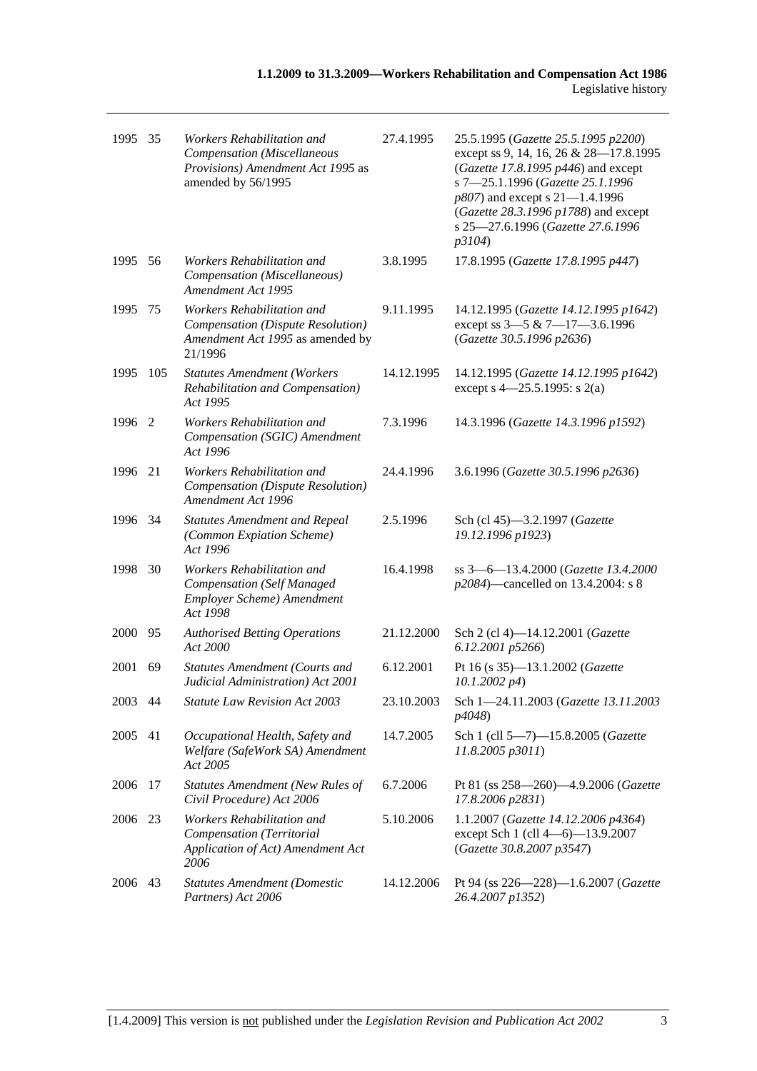| | | | | |
|---|---|---|---|---|
| 1995 | 35 | *Workers Rehabilitation and Compensation (Miscellaneous Provisions) Amendment Act 1995* as amended by 56/1995 | 27.4.1995 | 25.5.1995 (*Gazette 25.5.1995 p2200*) except ss 9, 14, 16, 26 & 28—17.8.1995 (*Gazette 17.8.1995 p446*) and except s 7—25.1.1996 (*Gazette 25.1.1996 p807*) and except s 21—1.4.1996 (*Gazette 28.3.1996 p1788*) and except s 25—27.6.1996 (*Gazette 27.6.1996 p3104*) |
| 1995 | 56 | *Workers Rehabilitation and Compensation (Miscellaneous) Amendment Act 1995* | 3.8.1995 | 17.8.1995 (*Gazette 17.8.1995 p447*) |
| 1995 | 75 | *Workers Rehabilitation and Compensation (Dispute Resolution) Amendment Act 1995* as amended by 21/1996 | 9.11.1995 | 14.12.1995 (*Gazette 14.12.1995 p1642*) except ss 3—5 & 7—17—3.6.1996 (*Gazette 30.5.1996 p2636*) |
| 1995 | 105 | *Statutes Amendment (Workers Rehabilitation and Compensation) Act 1995* | 14.12.1995 | 14.12.1995 (*Gazette 14.12.1995 p1642*) except s 4—25.5.1995: s 2(a) |
| 1996 | 2 | *Workers Rehabilitation and Compensation (SGIC) Amendment Act 1996* | 7.3.1996 | 14.3.1996 (*Gazette 14.3.1996 p1592*) |
| 1996 | 21 | *Workers Rehabilitation and Compensation (Dispute Resolution) Amendment Act 1996* | 24.4.1996 | 3.6.1996 (*Gazette 30.5.1996 p2636*) |
| 1996 | 34 | *Statutes Amendment and Repeal (Common Expiation Scheme) Act 1996* | 2.5.1996 | Sch (cl 45)—3.2.1997 (*Gazette 19.12.1996 p1923*) |
| 1998 | 30 | *Workers Rehabilitation and Compensation (Self Managed Employer Scheme) Amendment Act 1998* | 16.4.1998 | ss 3—6—13.4.2000 (*Gazette 13.4.2000 p2084*)—cancelled on 13.4.2004: s 8 |
| 2000 | 95 | *Authorised Betting Operations Act 2000* | 21.12.2000 | Sch 2 (cl 4)—14.12.2001 (*Gazette 6.12.2001 p5266*) |
| 2001 | 69 | *Statutes Amendment (Courts and Judicial Administration) Act 2001* | 6.12.2001 | Pt 16 (s 35)—13.1.2002 (*Gazette 10.1.2002 p4*) |
| 2003 | 44 | *Statute Law Revision Act 2003* | 23.10.2003 | Sch 1—24.11.2003 (*Gazette 13.11.2003 p4048*) |
| 2005 | 41 | *Occupational Health, Safety and Welfare (SafeWork SA) Amendment Act 2005* | 14.7.2005 | Sch 1 (cll 5—7)—15.8.2005 (*Gazette 11.8.2005 p3011*) |
| 2006 | 17 | *Statutes Amendment (New Rules of Civil Procedure) Act 2006* | 6.7.2006 | Pt 81 (ss 258—260)—4.9.2006 (*Gazette 17.8.2006 p2831*) |
| 2006 | 23 | *Workers Rehabilitation and Compensation (Territorial Application of Act) Amendment Act 2006* | 5.10.2006 | 1.1.2007 (*Gazette 14.12.2006 p4364*) except Sch 1 (cll 4—6)—13.9.2007 (*Gazette 30.8.2007 p3547*) |
| 2006 | 43 | *Statutes Amendment (Domestic Partners) Act 2006* | 14.12.2006 | Pt 94 (ss 226—228)—1.6.2007 (*Gazette 26.4.2007 p1352*) |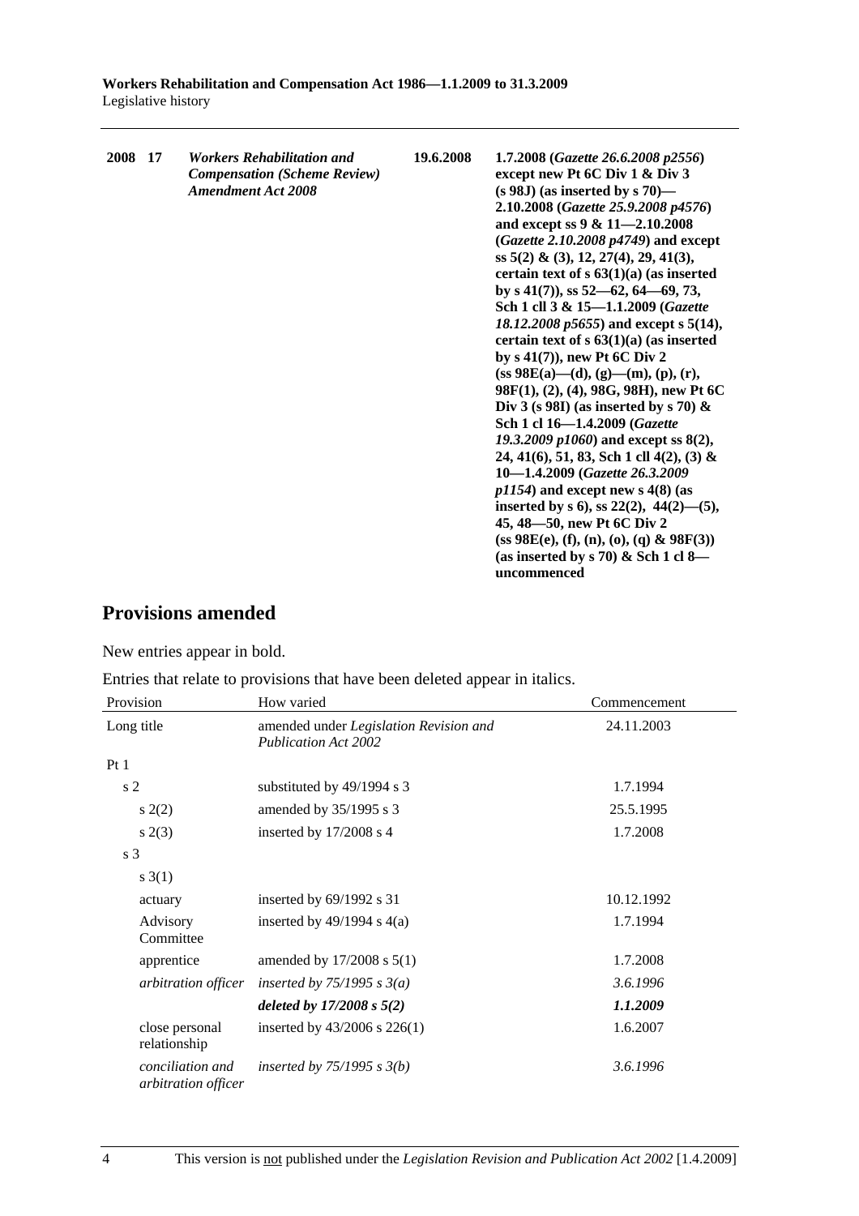| | | | | |
|---|---|---|---|---|
| **2008** | **17** | ***Workers Rehabilitation and Compensation (Scheme Review) Amendment Act 2008*** | **19.6.2008** | **1.7.2008 (*Gazette 26.6.2008 p2556*) except new Pt 6C Div 1 & Div 3 (s 98J) (as inserted by s 70)—2.10.2008 (*Gazette 25.9.2008 p4576*) and except ss 9 & 11—2.10.2008 (*Gazette 2.10.2008 p4749*) and except ss 5(2) & (3), 12, 27(4), 29, 41(3), certain text of s 63(1)(a) (as inserted by s 41(7)), ss 52—62, 64—69, 73, Sch 1 cll 3 & 15—1.1.2009 (*Gazette 18.12.2008 p5655*) and except s 5(14), certain text of s 63(1)(a) (as inserted by s 41(7)), new Pt 6C Div 2 (ss 98E(a)—(d), (g)—(m), (p), (r), 98F(1), (2), (4), 98G, 98H), new Pt 6C Div 3 (s 98I) (as inserted by s 70) & Sch 1 cl 16—1.4.2009 (*Gazette 19.3.2009 p1060*) and except ss 8(2), 24, 41(6), 51, 83, Sch 1 cll 4(2), (3) & 10—1.4.2009 (*Gazette 26.3.2009 p1154*) and except new s 4(8) (as inserted by s 6), ss 22(2), 44(2)—(5), 45, 48—50, new Pt 6C Div 2 (ss 98E(e), (f), (n), (o), (q) & 98F(3)) (as inserted by s 70) & Sch 1 cl 8—uncommenced** |

## Provisions amended

New entries appear in bold.

Entries that relate to provisions that have been deleted appear in italics.

| Provision | How varied | Commencement |
|---|---|---|
| Long title | amended under *Legislation Revision and Publication Act 2002* | 24.11.2003 |
| Pt 1 | | |
| s 2 | substituted by 49/1994 s 3 | 1.7.1994 |
| s 2(2) | amended by 35/1995 s 3 | 25.5.1995 |
| s 2(3) | inserted by 17/2008 s 4 | 1.7.2008 |
| s 3 | | |
| s 3(1) | | |
| actuary | inserted by 69/1992 s 31 | 10.12.1992 |
| Advisory Committee | inserted by 49/1994 s 4(a) | 1.7.1994 |
| apprentice | amended by 17/2008 s 5(1) | 1.7.2008 |
| *arbitration officer* | *inserted by 75/1995 s 3(a)* | *3.6.1996* |
| | ***deleted by 17/2008 s 5(2)*** | ***1.1.2009*** |
| close personal relationship | inserted by 43/2006 s 226(1) | 1.6.2007 |
| *conciliation and arbitration officer* | *inserted by 75/1995 s 3(b)* | *3.6.1996* |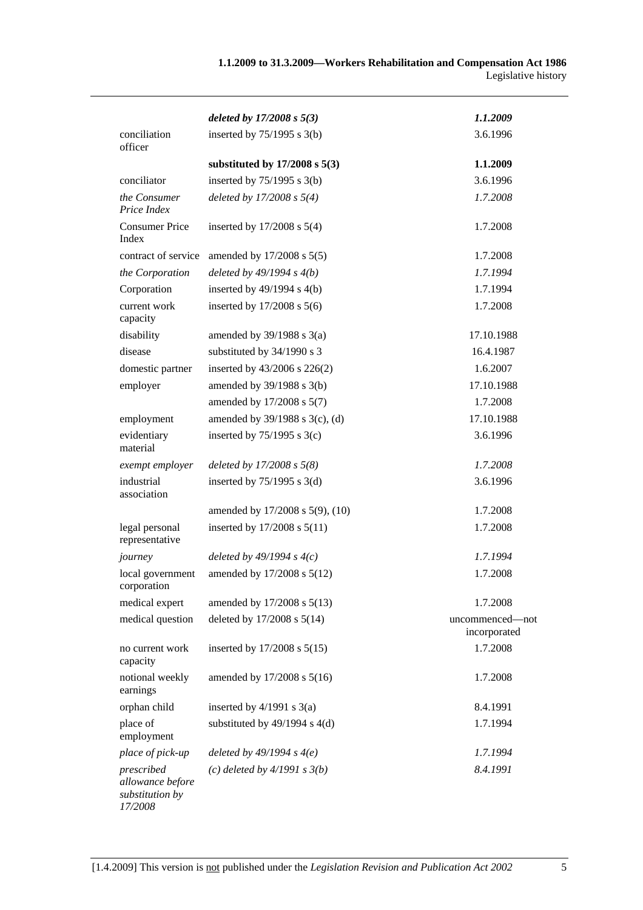| | | |
|---|---|---|
| | *deleted by 17/2008 s 5(3)* | *1.1.2009* |
| conciliation officer | inserted by 75/1995 s 3(b) | 3.6.1996 |
| | **substituted by 17/2008 s 5(3)** | **1.1.2009** |
| conciliator | inserted by 75/1995 s 3(b) | 3.6.1996 |
| *the Consumer Price Index* | *deleted by 17/2008 s 5(4)* | *1.7.2008* |
| Consumer Price Index | inserted by 17/2008 s 5(4) | 1.7.2008 |
| contract of service | amended by 17/2008 s 5(5) | 1.7.2008 |
| *the Corporation* | *deleted by 49/1994 s 4(b)* | *1.7.1994* |
| Corporation | inserted by 49/1994 s 4(b) | 1.7.1994 |
| current work capacity | inserted by 17/2008 s 5(6) | 1.7.2008 |
| disability | amended by 39/1988 s 3(a) | 17.10.1988 |
| disease | substituted by 34/1990 s 3 | 16.4.1987 |
| domestic partner | inserted by 43/2006 s 226(2) | 1.6.2007 |
| employer | amended by 39/1988 s 3(b) | 17.10.1988 |
| | amended by 17/2008 s 5(7) | 1.7.2008 |
| employment | amended by 39/1988 s 3(c), (d) | 17.10.1988 |
| evidentiary material | inserted by 75/1995 s 3(c) | 3.6.1996 |
| *exempt employer* | *deleted by 17/2008 s 5(8)* | *1.7.2008* |
| industrial association | inserted by 75/1995 s 3(d) | 3.6.1996 |
| | amended by 17/2008 s 5(9), (10) | 1.7.2008 |
| legal personal representative | inserted by 17/2008 s 5(11) | 1.7.2008 |
| *journey* | *deleted by 49/1994 s 4(c)* | *1.7.1994* |
| local government corporation | amended by 17/2008 s 5(12) | 1.7.2008 |
| medical expert | amended by 17/2008 s 5(13) | 1.7.2008 |
| medical question | deleted by 17/2008 s 5(14) | uncommenced—not incorporated |
| no current work capacity | inserted by 17/2008 s 5(15) | 1.7.2008 |
| notional weekly earnings | amended by 17/2008 s 5(16) | 1.7.2008 |
| orphan child | inserted by 4/1991 s 3(a) | 8.4.1991 |
| place of employment | substituted by 49/1994 s 4(d) | 1.7.1994 |
| *place of pick-up* | *deleted by 49/1994 s 4(e)* | *1.7.1994* |
| *prescribed allowance before substitution by 17/2008* | *(c) deleted by 4/1991 s 3(b)* | *8.4.1991* |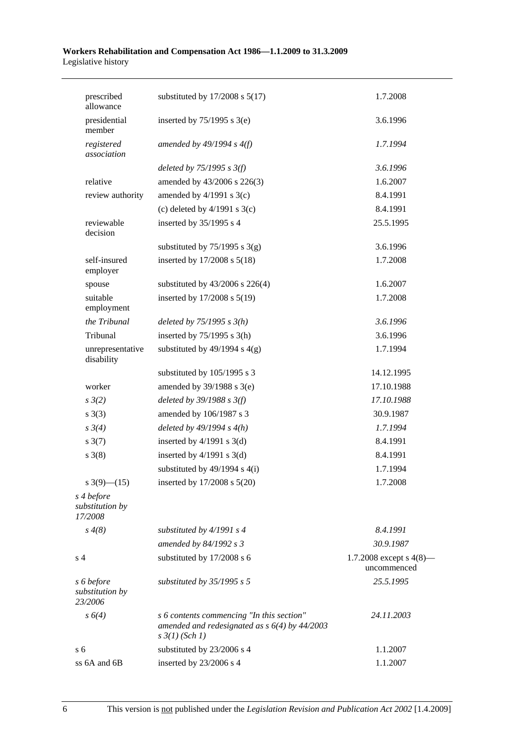| | | |
|---|---|---|
| prescribed allowance | substituted by 17/2008 s 5(17) | 1.7.2008 |
| presidential member | inserted by 75/1995 s 3(e) | 3.6.1996 |
| *registered association* | *amended by 49/1994 s 4(f)* | *1.7.1994* |
| | *deleted by 75/1995 s 3(f)* | *3.6.1996* |
| relative | amended by 43/2006 s 226(3) | 1.6.2007 |
| review authority | amended by 4/1991 s 3(c) | 8.4.1991 |
| | (c) deleted by 4/1991 s 3(c) | 8.4.1991 |
| reviewable decision | inserted by 35/1995 s 4 | 25.5.1995 |
| | substituted by 75/1995 s 3(g) | 3.6.1996 |
| self-insured employer | inserted by 17/2008 s 5(18) | 1.7.2008 |
| spouse | substituted by 43/2006 s 226(4) | 1.6.2007 |
| suitable employment | inserted by 17/2008 s 5(19) | 1.7.2008 |
| *the Tribunal* | *deleted by 75/1995 s 3(h)* | *3.6.1996* |
| Tribunal | inserted by 75/1995 s 3(h) | 3.6.1996 |
| unrepresentative disability | substituted by 49/1994 s 4(g) | 1.7.1994 |
| | substituted by 105/1995 s 3 | 14.12.1995 |
| worker | amended by 39/1988 s 3(e) | 17.10.1988 |
| *s 3(2)* | *deleted by 39/1988 s 3(f)* | *17.10.1988* |
| s 3(3) | amended by 106/1987 s 3 | 30.9.1987 |
| *s 3(4)* | *deleted by 49/1994 s 4(h)* | *1.7.1994* |
| s 3(7) | inserted by 4/1991 s 3(d) | 8.4.1991 |
| s 3(8) | inserted by 4/1991 s 3(d) | 8.4.1991 |
| | substituted by 49/1994 s 4(i) | 1.7.1994 |
| s 3(9)—(15) | inserted by 17/2008 s 5(20) | 1.7.2008 |
| *s 4 before substitution by 17/2008* | | |
| *s 4(8)* | *substituted by 4/1991 s 4* | *8.4.1991* |
| | *amended by 84/1992 s 3* | *30.9.1987* |
| s 4 | substituted by 17/2008 s 6 | 1.7.2008 except s 4(8)—uncommenced |
| *s 6 before substitution by 23/2006* | *substituted by 35/1995 s 5* | *25.5.1995* |
| *s 6(4)* | *s 6 contents commencing "In this section" amended and redesignated as s 6(4) by 44/2003 s 3(1) (Sch 1)* | *24.11.2003* |
| s 6 | substituted by 23/2006 s 4 | 1.1.2007 |
| ss 6A and 6B | inserted by 23/2006 s 4 | 1.1.2007 |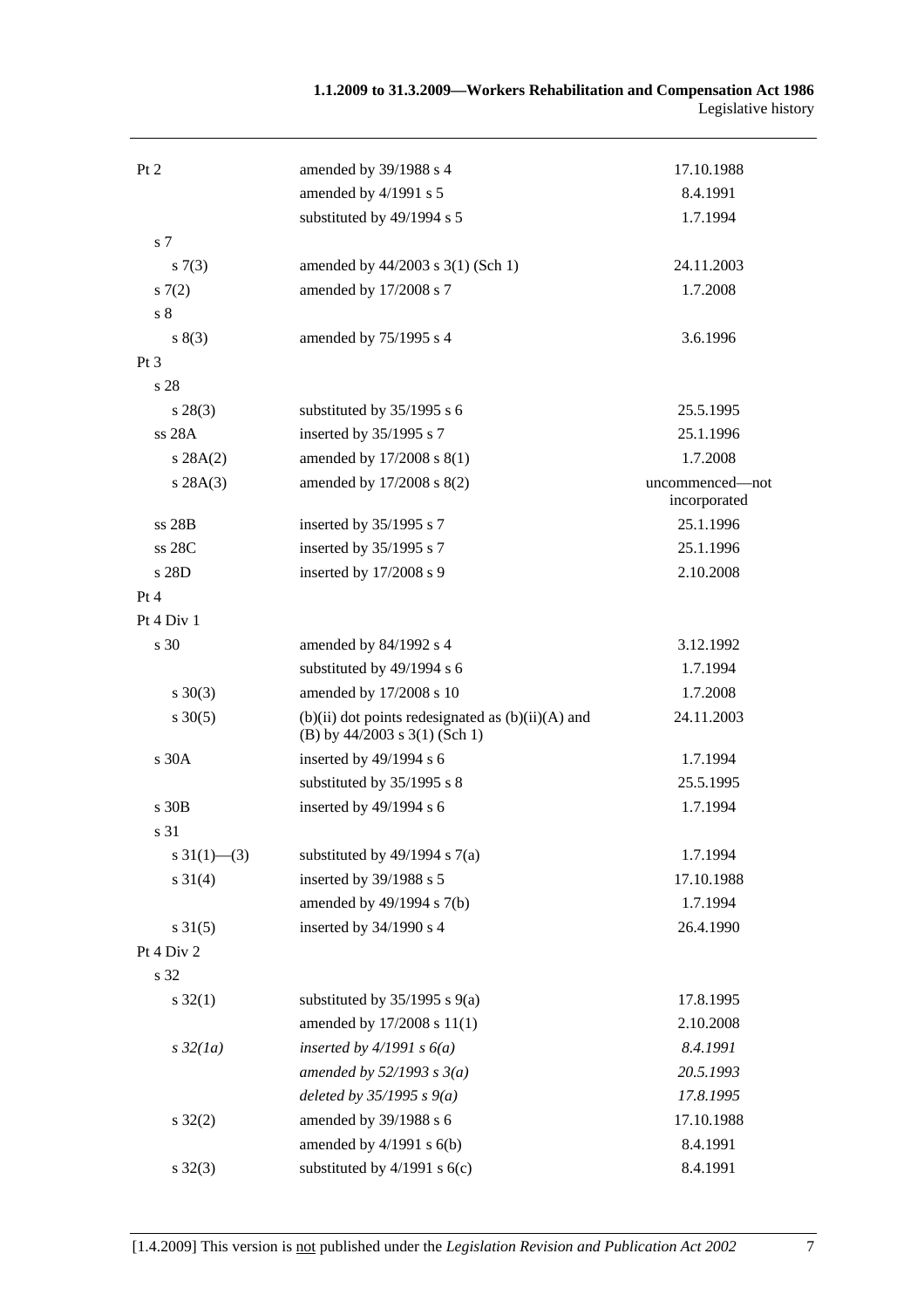| | | |
|---|---|---|
| Pt 2 | amended by 39/1988 s 4 | 17.10.1988 |
| | amended by 4/1991 s 5 | 8.4.1991 |
| | substituted by 49/1994 s 5 | 1.7.1994 |
| s 7 | | |
| s 7(3) | amended by 44/2003 s 3(1) (Sch 1) | 24.11.2003 |
| s 7(2) | amended by 17/2008 s 7 | 1.7.2008 |
| s 8 | | |
| s 8(3) | amended by 75/1995 s 4 | 3.6.1996 |
| Pt 3 | | |
| s 28 | | |
| s 28(3) | substituted by 35/1995 s 6 | 25.5.1995 |
| ss 28A | inserted by 35/1995 s 7 | 25.1.1996 |
| s 28A(2) | amended by 17/2008 s 8(1) | 1.7.2008 |
| s 28A(3) | amended by 17/2008 s 8(2) | uncommenced—not incorporated |
| ss 28B | inserted by 35/1995 s 7 | 25.1.1996 |
| ss 28C | inserted by 35/1995 s 7 | 25.1.1996 |
| s 28D | inserted by 17/2008 s 9 | 2.10.2008 |
| Pt 4 | | |
| Pt 4 Div 1 | | |
| s 30 | amended by 84/1992 s 4 | 3.12.1992 |
| | substituted by 49/1994 s 6 | 1.7.1994 |
| s 30(3) | amended by 17/2008 s 10 | 1.7.2008 |
| s 30(5) | (b)(ii) dot points redesignated as (b)(ii)(A) and (B) by 44/2003 s 3(1) (Sch 1) | 24.11.2003 |
| s 30A | inserted by 49/1994 s 6 | 1.7.1994 |
| | substituted by 35/1995 s 8 | 25.5.1995 |
| s 30B | inserted by 49/1994 s 6 | 1.7.1994 |
| s 31 | | |
| s 31(1)—(3) | substituted by 49/1994 s 7(a) | 1.7.1994 |
| s 31(4) | inserted by 39/1988 s 5 | 17.10.1988 |
| | amended by 49/1994 s 7(b) | 1.7.1994 |
| s 31(5) | inserted by 34/1990 s 4 | 26.4.1990 |
| Pt 4 Div 2 | | |
| s 32 | | |
| s 32(1) | substituted by 35/1995 s 9(a) | 17.8.1995 |
| | amended by 17/2008 s 11(1) | 2.10.2008 |
| *s 32(1a)* | *inserted by 4/1991 s 6(a)* | *8.4.1991* |
| | *amended by 52/1993 s 3(a)* | *20.5.1993* |
| | *deleted by 35/1995 s 9(a)* | *17.8.1995* |
| s 32(2) | amended by 39/1988 s 6 | 17.10.1988 |
| | amended by 4/1991 s 6(b) | 8.4.1991 |
| s 32(3) | substituted by 4/1991 s 6(c) | 8.4.1991 |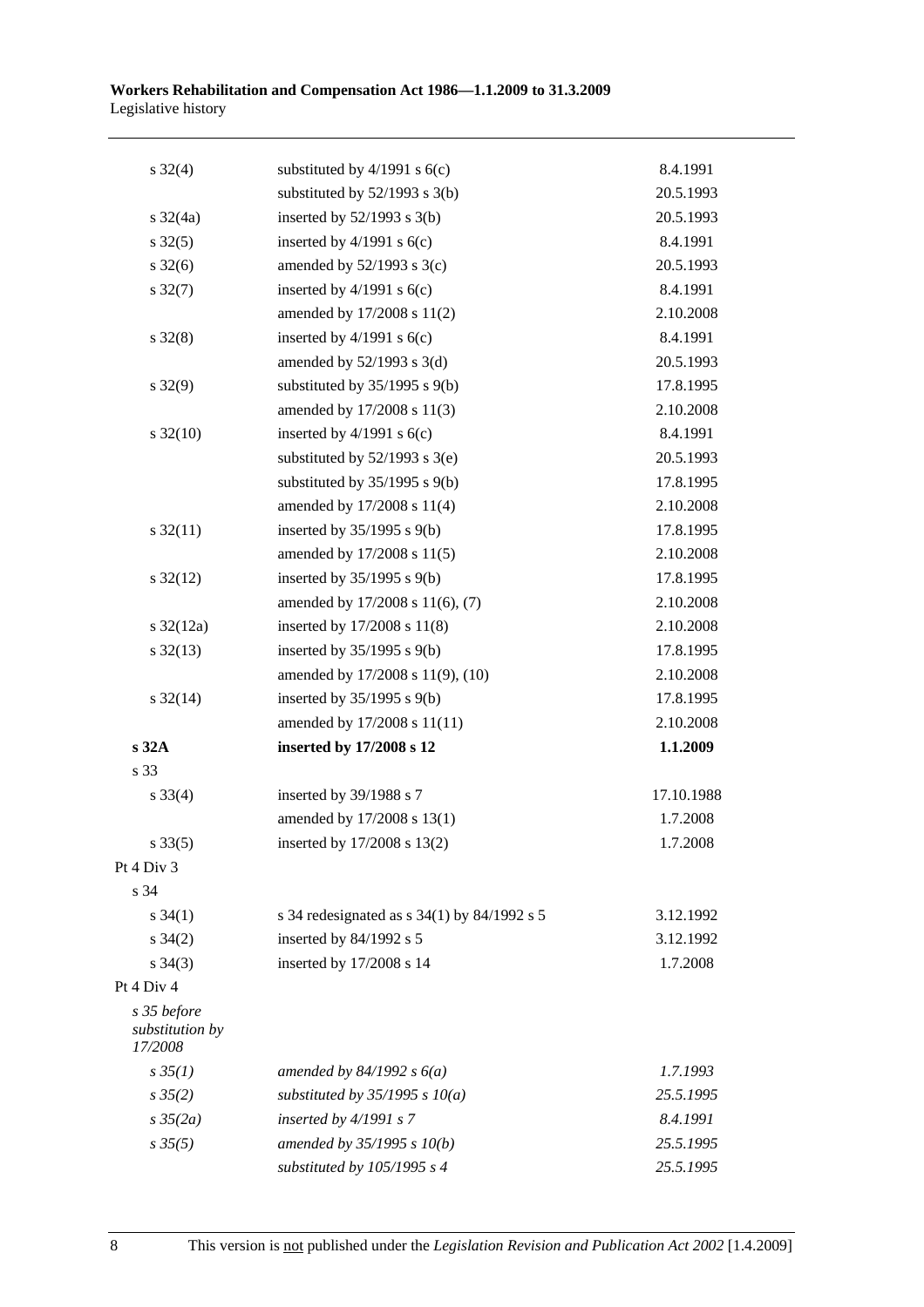| | | |
|---|---|---|
| s 32(4) | substituted by 4/1991 s 6(c) | 8.4.1991 |
| | substituted by 52/1993 s 3(b) | 20.5.1993 |
| s 32(4a) | inserted by 52/1993 s 3(b) | 20.5.1993 |
| s 32(5) | inserted by 4/1991 s 6(c) | 8.4.1991 |
| s 32(6) | amended by 52/1993 s 3(c) | 20.5.1993 |
| s 32(7) | inserted by 4/1991 s 6(c) | 8.4.1991 |
| | amended by 17/2008 s 11(2) | 2.10.2008 |
| s 32(8) | inserted by 4/1991 s 6(c) | 8.4.1991 |
| | amended by 52/1993 s 3(d) | 20.5.1993 |
| s 32(9) | substituted by 35/1995 s 9(b) | 17.8.1995 |
| | amended by 17/2008 s 11(3) | 2.10.2008 |
| s 32(10) | inserted by 4/1991 s 6(c) | 8.4.1991 |
| | substituted by 52/1993 s 3(e) | 20.5.1993 |
| | substituted by 35/1995 s 9(b) | 17.8.1995 |
| | amended by 17/2008 s 11(4) | 2.10.2008 |
| s 32(11) | inserted by 35/1995 s 9(b) | 17.8.1995 |
| | amended by 17/2008 s 11(5) | 2.10.2008 |
| s 32(12) | inserted by 35/1995 s 9(b) | 17.8.1995 |
| | amended by 17/2008 s 11(6), (7) | 2.10.2008 |
| s 32(12a) | inserted by 17/2008 s 11(8) | 2.10.2008 |
| s 32(13) | inserted by 35/1995 s 9(b) | 17.8.1995 |
| | amended by 17/2008 s 11(9), (10) | 2.10.2008 |
| s 32(14) | inserted by 35/1995 s 9(b) | 17.8.1995 |
| | amended by 17/2008 s 11(11) | 2.10.2008 |
| **s 32A** | **inserted by 17/2008 s 12** | **1.1.2009** |
| s 33 | | |
| s 33(4) | inserted by 39/1988 s 7 | 17.10.1988 |
| | amended by 17/2008 s 13(1) | 1.7.2008 |
| s 33(5) | inserted by 17/2008 s 13(2) | 1.7.2008 |
| Pt 4 Div 3 | | |
| s 34 | | |
| s 34(1) | s 34 redesignated as s 34(1) by 84/1992 s 5 | 3.12.1992 |
| s 34(2) | inserted by 84/1992 s 5 | 3.12.1992 |
| s 34(3) | inserted by 17/2008 s 14 | 1.7.2008 |
| Pt 4 Div 4 | | |
| *s 35 before substitution by 17/2008* | | |
| *s 35(1)* | *amended by 84/1992 s 6(a)* | *1.7.1993* |
| *s 35(2)* | *substituted by 35/1995 s 10(a)* | *25.5.1995* |
| *s 35(2a)* | *inserted by 4/1991 s 7* | *8.4.1991* |
| *s 35(5)* | *amended by 35/1995 s 10(b)* | *25.5.1995* |
| | *substituted by 105/1995 s 4* | *25.5.1995* |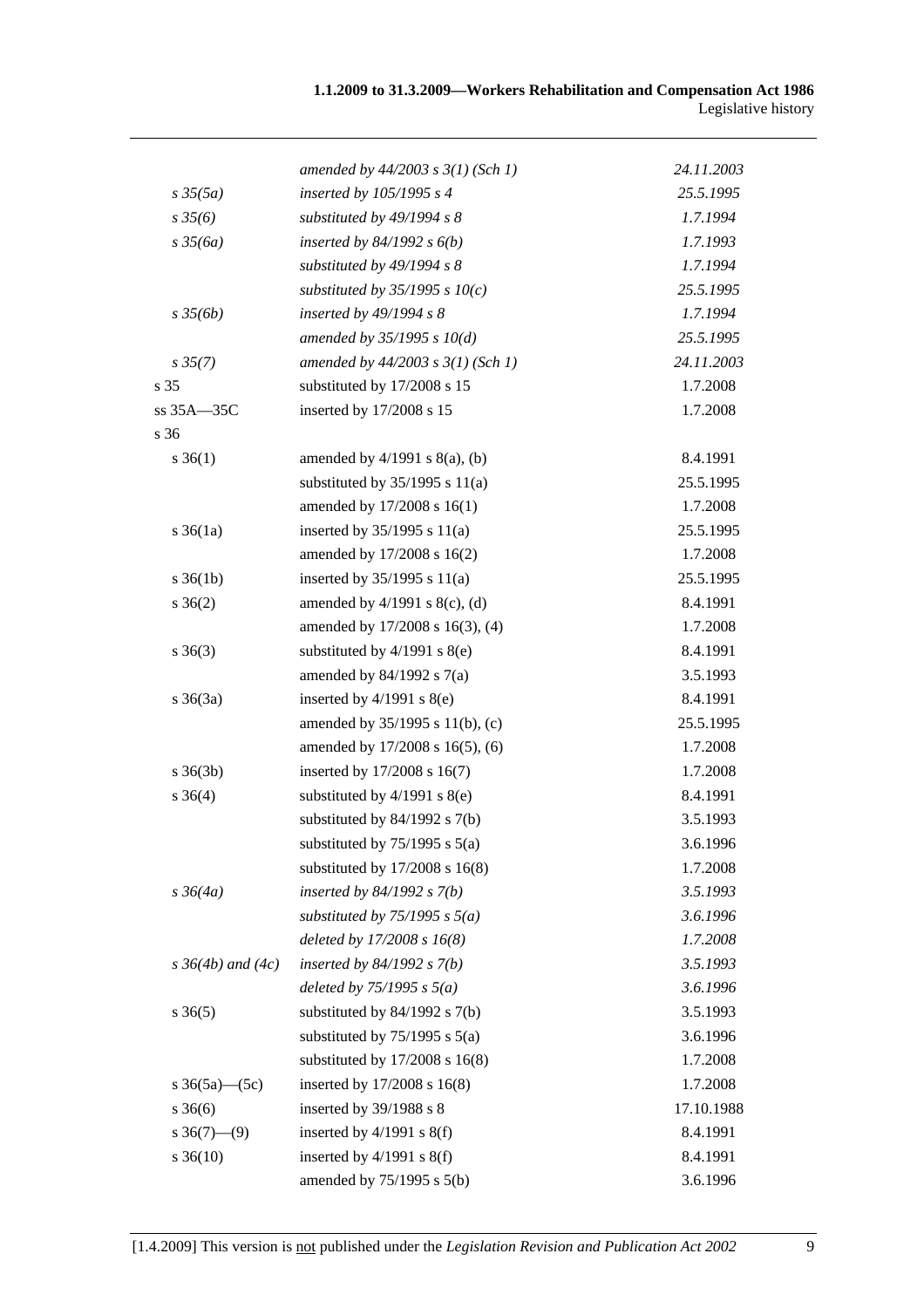| | | |
|---|---|---|
| | *amended by 44/2003 s 3(1) (Sch 1)* | *24.11.2003* |
| *s 35(5a)* | *inserted by 105/1995 s 4* | *25.5.1995* |
| *s 35(6)* | *substituted by 49/1994 s 8* | *1.7.1994* |
| *s 35(6a)* | *inserted by 84/1992 s 6(b)* | *1.7.1993* |
| | *substituted by 49/1994 s 8* | *1.7.1994* |
| | *substituted by 35/1995 s 10(c)* | *25.5.1995* |
| *s 35(6b)* | *inserted by 49/1994 s 8* | *1.7.1994* |
| | *amended by 35/1995 s 10(d)* | *25.5.1995* |
| *s 35(7)* | *amended by 44/2003 s 3(1) (Sch 1)* | *24.11.2003* |
| s 35 | substituted by 17/2008 s 15 | 1.7.2008 |
| ss 35A—35C | inserted by 17/2008 s 15 | 1.7.2008 |
| s 36 | | |
| s 36(1) | amended by 4/1991 s 8(a), (b) | 8.4.1991 |
| | substituted by 35/1995 s 11(a) | 25.5.1995 |
| | amended by 17/2008 s 16(1) | 1.7.2008 |
| s 36(1a) | inserted by 35/1995 s 11(a) | 25.5.1995 |
| | amended by 17/2008 s 16(2) | 1.7.2008 |
| s 36(1b) | inserted by 35/1995 s 11(a) | 25.5.1995 |
| s 36(2) | amended by 4/1991 s 8(c), (d) | 8.4.1991 |
| | amended by 17/2008 s 16(3), (4) | 1.7.2008 |
| s 36(3) | substituted by 4/1991 s 8(e) | 8.4.1991 |
| | amended by 84/1992 s 7(a) | 3.5.1993 |
| s 36(3a) | inserted by 4/1991 s 8(e) | 8.4.1991 |
| | amended by 35/1995 s 11(b), (c) | 25.5.1995 |
| | amended by 17/2008 s 16(5), (6) | 1.7.2008 |
| s 36(3b) | inserted by 17/2008 s 16(7) | 1.7.2008 |
| s 36(4) | substituted by 4/1991 s 8(e) | 8.4.1991 |
| | substituted by 84/1992 s 7(b) | 3.5.1993 |
| | substituted by 75/1995 s 5(a) | 3.6.1996 |
| | substituted by 17/2008 s 16(8) | 1.7.2008 |
| *s 36(4a)* | *inserted by 84/1992 s 7(b)* | *3.5.1993* |
| | *substituted by 75/1995 s 5(a)* | *3.6.1996* |
| | *deleted by 17/2008 s 16(8)* | *1.7.2008* |
| *s 36(4b) and (4c)* | *inserted by 84/1992 s 7(b)* | *3.5.1993* |
| | *deleted by 75/1995 s 5(a)* | *3.6.1996* |
| s 36(5) | substituted by 84/1992 s 7(b) | 3.5.1993 |
| | substituted by 75/1995 s 5(a) | 3.6.1996 |
| | substituted by 17/2008 s 16(8) | 1.7.2008 |
| s 36(5a)—(5c) | inserted by 17/2008 s 16(8) | 1.7.2008 |
| s 36(6) | inserted by 39/1988 s 8 | 17.10.1988 |
| s 36(7)—(9) | inserted by 4/1991 s 8(f) | 8.4.1991 |
| s 36(10) | inserted by 4/1991 s 8(f) | 8.4.1991 |
| | amended by 75/1995 s 5(b) | 3.6.1996 |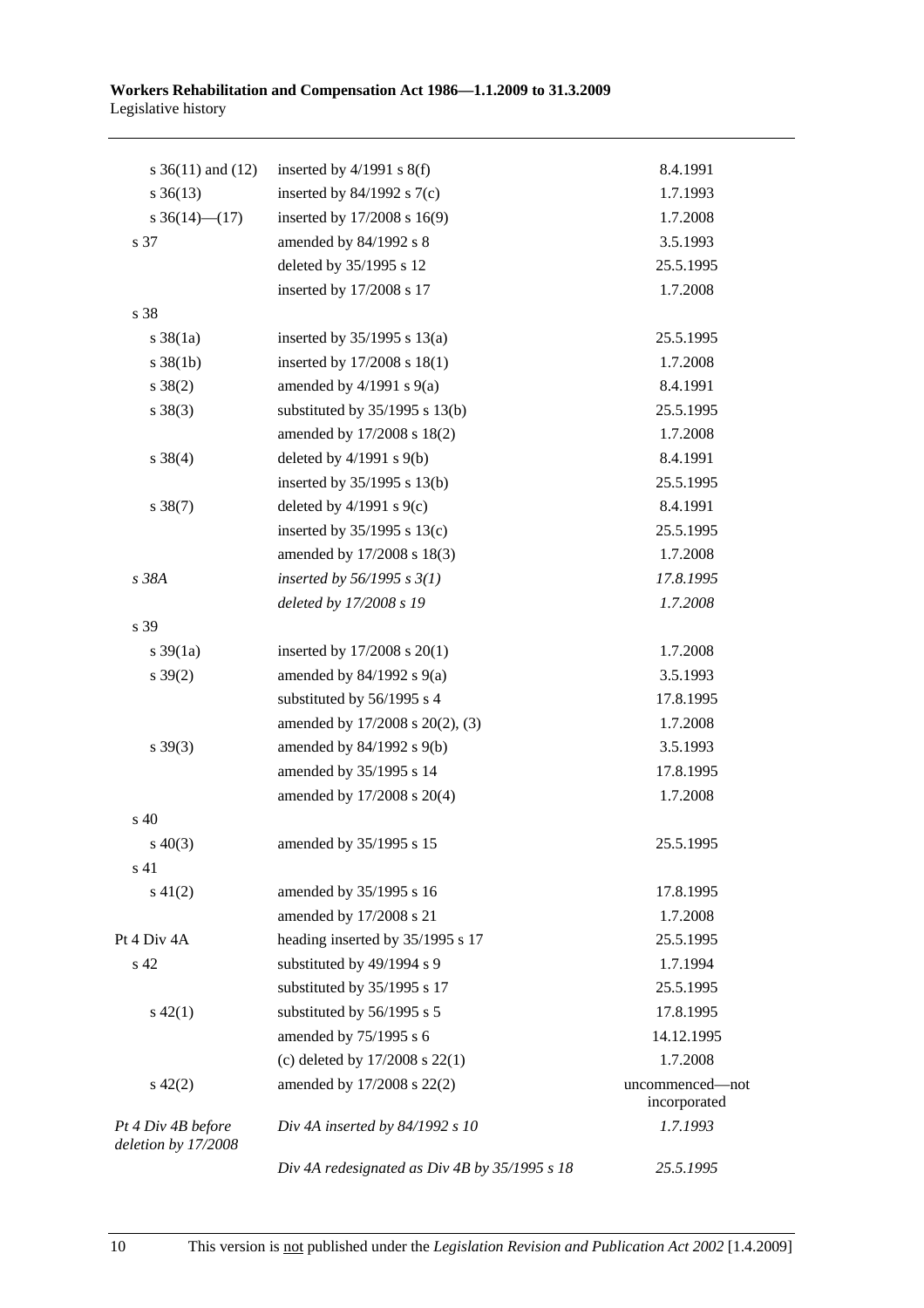| | | |
|---|---|---|
| s 36(11) and (12) | inserted by 4/1991 s 8(f) | 8.4.1991 |
| s 36(13) | inserted by 84/1992 s 7(c) | 1.7.1993 |
| s 36(14)—(17) | inserted by 17/2008 s 16(9) | 1.7.2008 |
| s 37 | amended by 84/1992 s 8 | 3.5.1993 |
| | deleted by 35/1995 s 12 | 25.5.1995 |
| | inserted by 17/2008 s 17 | 1.7.2008 |
| s 38 | | |
| s 38(1a) | inserted by 35/1995 s 13(a) | 25.5.1995 |
| s 38(1b) | inserted by 17/2008 s 18(1) | 1.7.2008 |
| s 38(2) | amended by 4/1991 s 9(a) | 8.4.1991 |
| s 38(3) | substituted by 35/1995 s 13(b) | 25.5.1995 |
| | amended by 17/2008 s 18(2) | 1.7.2008 |
| s 38(4) | deleted by 4/1991 s 9(b) | 8.4.1991 |
| | inserted by 35/1995 s 13(b) | 25.5.1995 |
| s 38(7) | deleted by 4/1991 s 9(c) | 8.4.1991 |
| | inserted by 35/1995 s 13(c) | 25.5.1995 |
| | amended by 17/2008 s 18(3) | 1.7.2008 |
| *s 38A* | *inserted by 56/1995 s 3(1)* | *17.8.1995* |
| | *deleted by 17/2008 s 19* | *1.7.2008* |
| s 39 | | |
| s 39(1a) | inserted by 17/2008 s 20(1) | 1.7.2008 |
| s 39(2) | amended by 84/1992 s 9(a) | 3.5.1993 |
| | substituted by 56/1995 s 4 | 17.8.1995 |
| | amended by 17/2008 s 20(2), (3) | 1.7.2008 |
| s 39(3) | amended by 84/1992 s 9(b) | 3.5.1993 |
| | amended by 35/1995 s 14 | 17.8.1995 |
| | amended by 17/2008 s 20(4) | 1.7.2008 |
| s 40 | | |
| s 40(3) | amended by 35/1995 s 15 | 25.5.1995 |
| s 41 | | |
| s 41(2) | amended by 35/1995 s 16 | 17.8.1995 |
| | amended by 17/2008 s 21 | 1.7.2008 |
| Pt 4 Div 4A | heading inserted by 35/1995 s 17 | 25.5.1995 |
| s 42 | substituted by 49/1994 s 9 | 1.7.1994 |
| | substituted by 35/1995 s 17 | 25.5.1995 |
| s 42(1) | substituted by 56/1995 s 5 | 17.8.1995 |
| | amended by 75/1995 s 6 | 14.12.1995 |
| | (c) deleted by 17/2008 s 22(1) | 1.7.2008 |
| s 42(2) | amended by 17/2008 s 22(2) | uncommenced—not incorporated |
| *Pt 4 Div 4B before deletion by 17/2008* | *Div 4A inserted by 84/1992 s 10* | *1.7.1993* |
| | *Div 4A redesignated as Div 4B by 35/1995 s 18* | *25.5.1995* |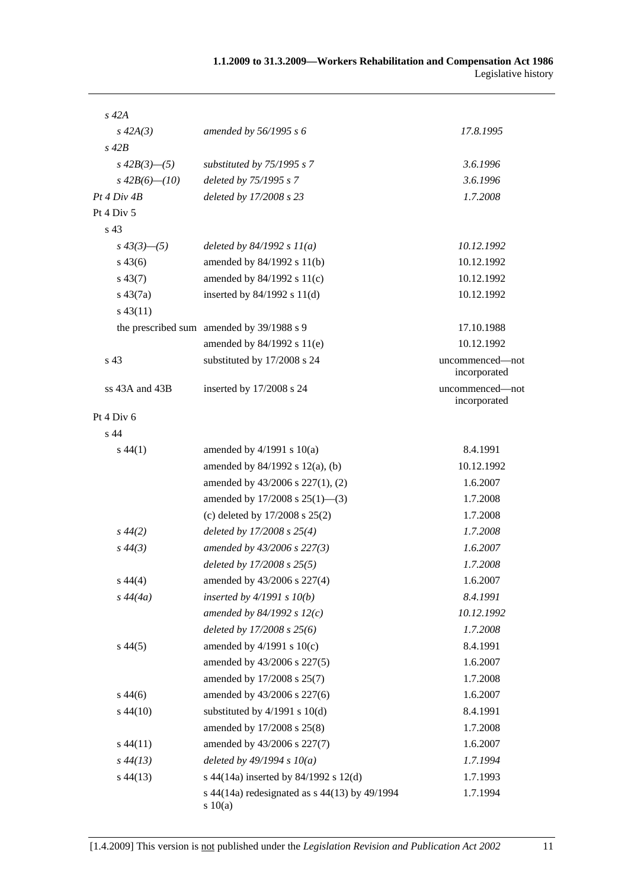| | | |
|---|---|---|
| *s 42A* | | |
| *s 42A(3)* | *amended by 56/1995 s 6* | *17.8.1995* |
| *s 42B* | | |
| *s 42B(3)—(5)* | *substituted by 75/1995 s 7* | *3.6.1996* |
| *s 42B(6)—(10)* | *deleted by 75/1995 s 7* | *3.6.1996* |
| *Pt 4 Div 4B* | *deleted by 17/2008 s 23* | *1.7.2008* |
| Pt 4 Div 5 | | |
| s 43 | | |
| *s 43(3)—(5)* | *deleted by 84/1992 s 11(a)* | *10.12.1992* |
| s 43(6) | amended by 84/1992 s 11(b) | 10.12.1992 |
| s 43(7) | amended by 84/1992 s 11(c) | 10.12.1992 |
| s 43(7a) | inserted by 84/1992 s 11(d) | 10.12.1992 |
| s 43(11) | | |
| the prescribed sum | amended by 39/1988 s 9 | 17.10.1988 |
| | amended by 84/1992 s 11(e) | 10.12.1992 |
| s 43 | substituted by 17/2008 s 24 | uncommenced—not incorporated |
| ss 43A and 43B | inserted by 17/2008 s 24 | uncommenced—not incorporated |
| Pt 4 Div 6 | | |
| s 44 | | |
| s 44(1) | amended by 4/1991 s 10(a) | 8.4.1991 |
| | amended by 84/1992 s 12(a), (b) | 10.12.1992 |
| | amended by 43/2006 s 227(1), (2) | 1.6.2007 |
| | amended by 17/2008 s 25(1)—(3) | 1.7.2008 |
| | (c) deleted by 17/2008 s 25(2) | 1.7.2008 |
| *s 44(2)* | *deleted by 17/2008 s 25(4)* | *1.7.2008* |
| *s 44(3)* | *amended by 43/2006 s 227(3)* | *1.6.2007* |
| | *deleted by 17/2008 s 25(5)* | *1.7.2008* |
| s 44(4) | amended by 43/2006 s 227(4) | 1.6.2007 |
| *s 44(4a)* | *inserted by 4/1991 s 10(b)* | *8.4.1991* |
| | *amended by 84/1992 s 12(c)* | *10.12.1992* |
| | *deleted by 17/2008 s 25(6)* | *1.7.2008* |
| s 44(5) | amended by 4/1991 s 10(c) | 8.4.1991 |
| | amended by 43/2006 s 227(5) | 1.6.2007 |
| | amended by 17/2008 s 25(7) | 1.7.2008 |
| s 44(6) | amended by 43/2006 s 227(6) | 1.6.2007 |
| s 44(10) | substituted by 4/1991 s 10(d) | 8.4.1991 |
| | amended by 17/2008 s 25(8) | 1.7.2008 |
| s 44(11) | amended by 43/2006 s 227(7) | 1.6.2007 |
| *s 44(13)* | *deleted by 49/1994 s 10(a)* | *1.7.1994* |
| s 44(13) | s 44(14a) inserted by 84/1992 s 12(d) | 1.7.1993 |
| | s 44(14a) redesignated as s 44(13) by 49/1994 s 10(a) | 1.7.1994 |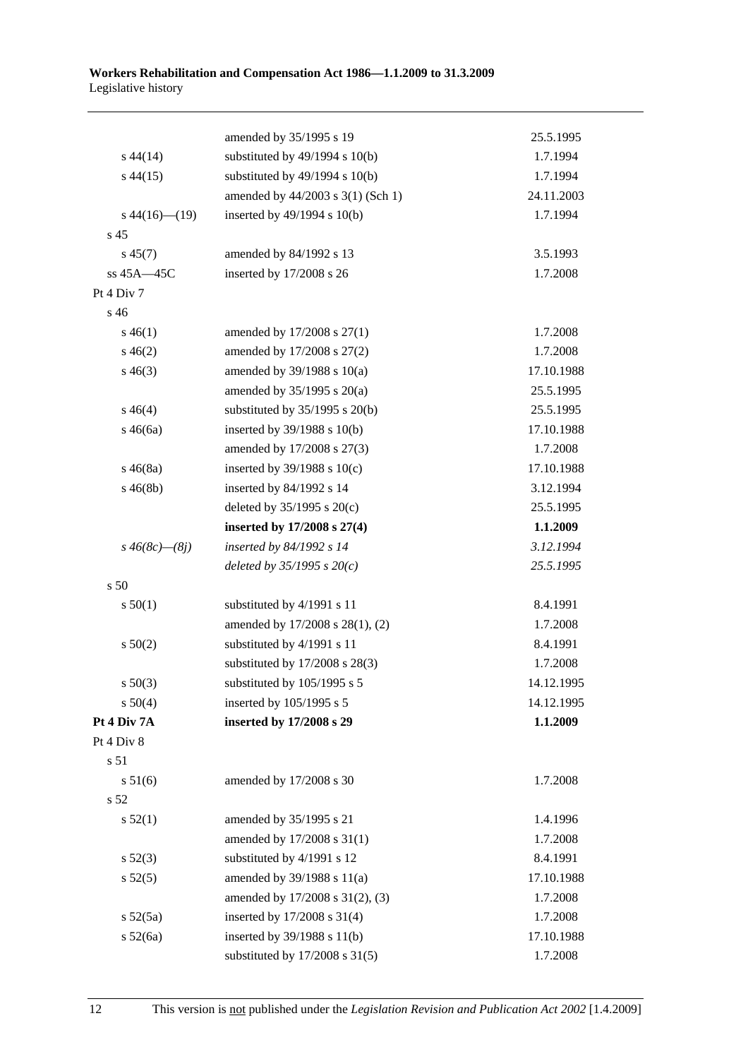| | | |
|---|---|---|
| | amended by 35/1995 s 19 | 25.5.1995 |
| s 44(14) | substituted by 49/1994 s 10(b) | 1.7.1994 |
| s 44(15) | substituted by 49/1994 s 10(b) | 1.7.1994 |
| | amended by 44/2003 s 3(1) (Sch 1) | 24.11.2003 |
| s 44(16)—(19) | inserted by 49/1994 s 10(b) | 1.7.1994 |
| s 45 | | |
| s 45(7) | amended by 84/1992 s 13 | 3.5.1993 |
| ss 45A—45C | inserted by 17/2008 s 26 | 1.7.2008 |
| Pt 4 Div 7 | | |
| s 46 | | |
| s 46(1) | amended by 17/2008 s 27(1) | 1.7.2008 |
| s 46(2) | amended by 17/2008 s 27(2) | 1.7.2008 |
| s 46(3) | amended by 39/1988 s 10(a) | 17.10.1988 |
| | amended by 35/1995 s 20(a) | 25.5.1995 |
| s 46(4) | substituted by 35/1995 s 20(b) | 25.5.1995 |
| s 46(6a) | inserted by 39/1988 s 10(b) | 17.10.1988 |
| | amended by 17/2008 s 27(3) | 1.7.2008 |
| s 46(8a) | inserted by 39/1988 s 10(c) | 17.10.1988 |
| s 46(8b) | inserted by 84/1992 s 14 | 3.12.1994 |
| | deleted by 35/1995 s 20(c) | 25.5.1995 |
| | **inserted by 17/2008 s 27(4)** | **1.1.2009** |
| *s 46(8c)—(8j)* | *inserted by 84/1992 s 14* | *3.12.1994* |
| | *deleted by 35/1995 s 20(c)* | *25.5.1995* |
| s 50 | | |
| s 50(1) | substituted by 4/1991 s 11 | 8.4.1991 |
| | amended by 17/2008 s 28(1), (2) | 1.7.2008 |
| s 50(2) | substituted by 4/1991 s 11 | 8.4.1991 |
| | substituted by 17/2008 s 28(3) | 1.7.2008 |
| s 50(3) | substituted by 105/1995 s 5 | 14.12.1995 |
| s 50(4) | inserted by 105/1995 s 5 | 14.12.1995 |
| **Pt 4 Div 7A** | **inserted by 17/2008 s 29** | **1.1.2009** |
| Pt 4 Div 8 | | |
| s 51 | | |
| s 51(6) | amended by 17/2008 s 30 | 1.7.2008 |
| s 52 | | |
| s 52(1) | amended by 35/1995 s 21 | 1.4.1996 |
| | amended by 17/2008 s 31(1) | 1.7.2008 |
| s 52(3) | substituted by 4/1991 s 12 | 8.4.1991 |
| s 52(5) | amended by 39/1988 s 11(a) | 17.10.1988 |
| | amended by 17/2008 s 31(2), (3) | 1.7.2008 |
| s 52(5a) | inserted by 17/2008 s 31(4) | 1.7.2008 |
| s 52(6a) | inserted by 39/1988 s 11(b) | 17.10.1988 |
| | substituted by 17/2008 s 31(5) | 1.7.2008 |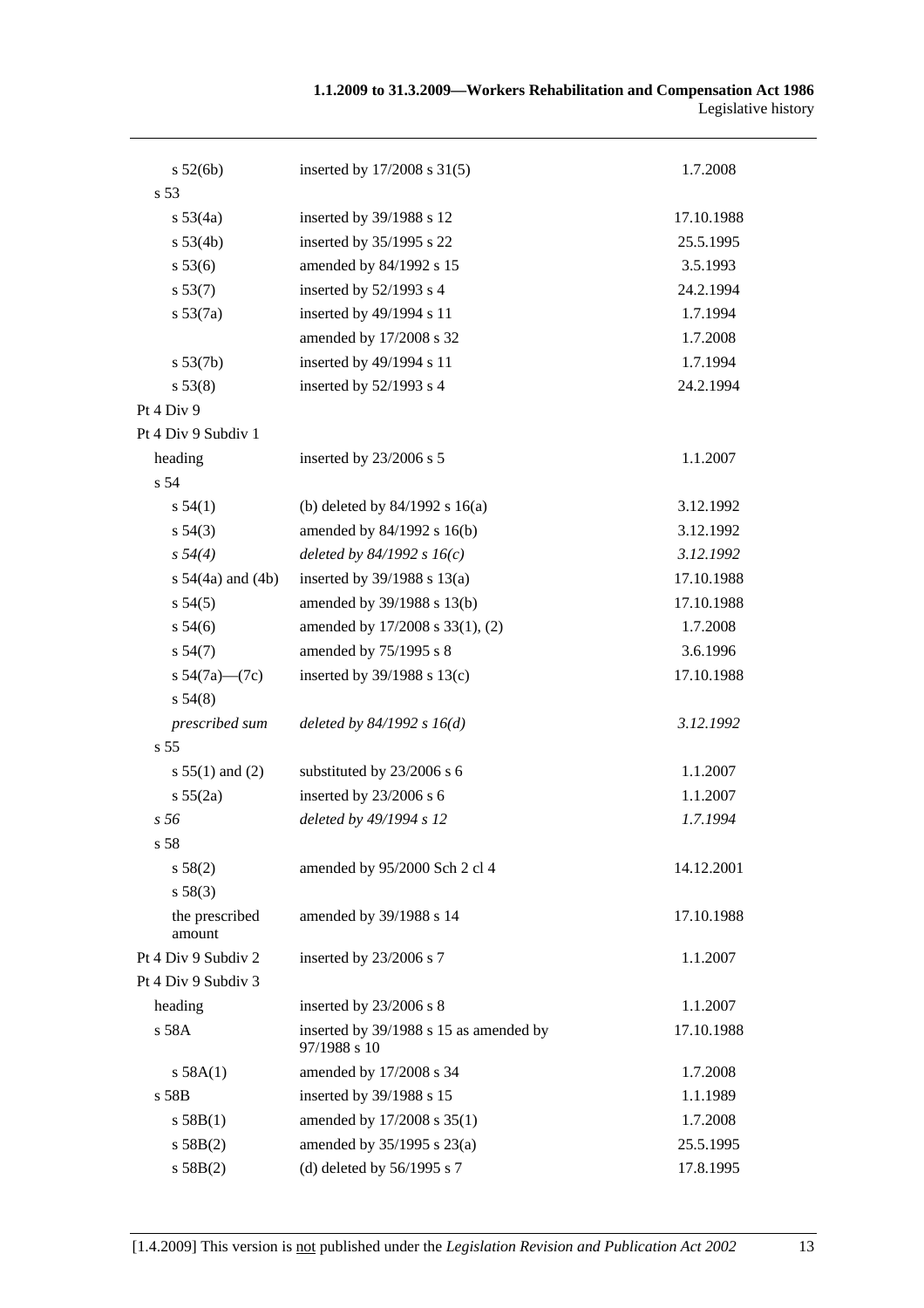| | | |
|---|---|---|
| s 52(6b) | inserted by 17/2008 s 31(5) | 1.7.2008 |
| s 53 | | |
| s 53(4a) | inserted by 39/1988 s 12 | 17.10.1988 |
| s 53(4b) | inserted by 35/1995 s 22 | 25.5.1995 |
| s 53(6) | amended by 84/1992 s 15 | 3.5.1993 |
| s 53(7) | inserted by 52/1993 s 4 | 24.2.1994 |
| s 53(7a) | inserted by 49/1994 s 11 | 1.7.1994 |
| | amended by 17/2008 s 32 | 1.7.2008 |
| s 53(7b) | inserted by 49/1994 s 11 | 1.7.1994 |
| s 53(8) | inserted by 52/1993 s 4 | 24.2.1994 |
| Pt 4 Div 9 | | |
| Pt 4 Div 9 Subdiv 1 | | |
| heading | inserted by 23/2006 s 5 | 1.1.2007 |
| s 54 | | |
| s 54(1) | (b) deleted by 84/1992 s 16(a) | 3.12.1992 |
| s 54(3) | amended by 84/1992 s 16(b) | 3.12.1992 |
| *s 54(4)* | *deleted by 84/1992 s 16(c)* | *3.12.1992* |
| s 54(4a) and (4b) | inserted by 39/1988 s 13(a) | 17.10.1988 |
| s 54(5) | amended by 39/1988 s 13(b) | 17.10.1988 |
| s 54(6) | amended by 17/2008 s 33(1), (2) | 1.7.2008 |
| s 54(7) | amended by 75/1995 s 8 | 3.6.1996 |
| s 54(7a)—(7c) | inserted by 39/1988 s 13(c) | 17.10.1988 |
| s 54(8) | | |
| *prescribed sum* | *deleted by 84/1992 s 16(d)* | *3.12.1992* |
| s 55 | | |
| s 55(1) and (2) | substituted by 23/2006 s 6 | 1.1.2007 |
| s 55(2a) | inserted by 23/2006 s 6 | 1.1.2007 |
| *s 56* | *deleted by 49/1994 s 12* | *1.7.1994* |
| s 58 | | |
| s 58(2) | amended by 95/2000 Sch 2 cl 4 | 14.12.2001 |
| s 58(3) | | |
| the prescribed amount | amended by 39/1988 s 14 | 17.10.1988 |
| Pt 4 Div 9 Subdiv 2 | inserted by 23/2006 s 7 | 1.1.2007 |
| Pt 4 Div 9 Subdiv 3 | | |
| heading | inserted by 23/2006 s 8 | 1.1.2007 |
| s 58A | inserted by 39/1988 s 15 as amended by 97/1988 s 10 | 17.10.1988 |
| s 58A(1) | amended by 17/2008 s 34 | 1.7.2008 |
| s 58B | inserted by 39/1988 s 15 | 1.1.1989 |
| s 58B(1) | amended by 17/2008 s 35(1) | 1.7.2008 |
| s 58B(2) | amended by 35/1995 s 23(a) | 25.5.1995 |
| s 58B(2) | (d) deleted by 56/1995 s 7 | 17.8.1995 |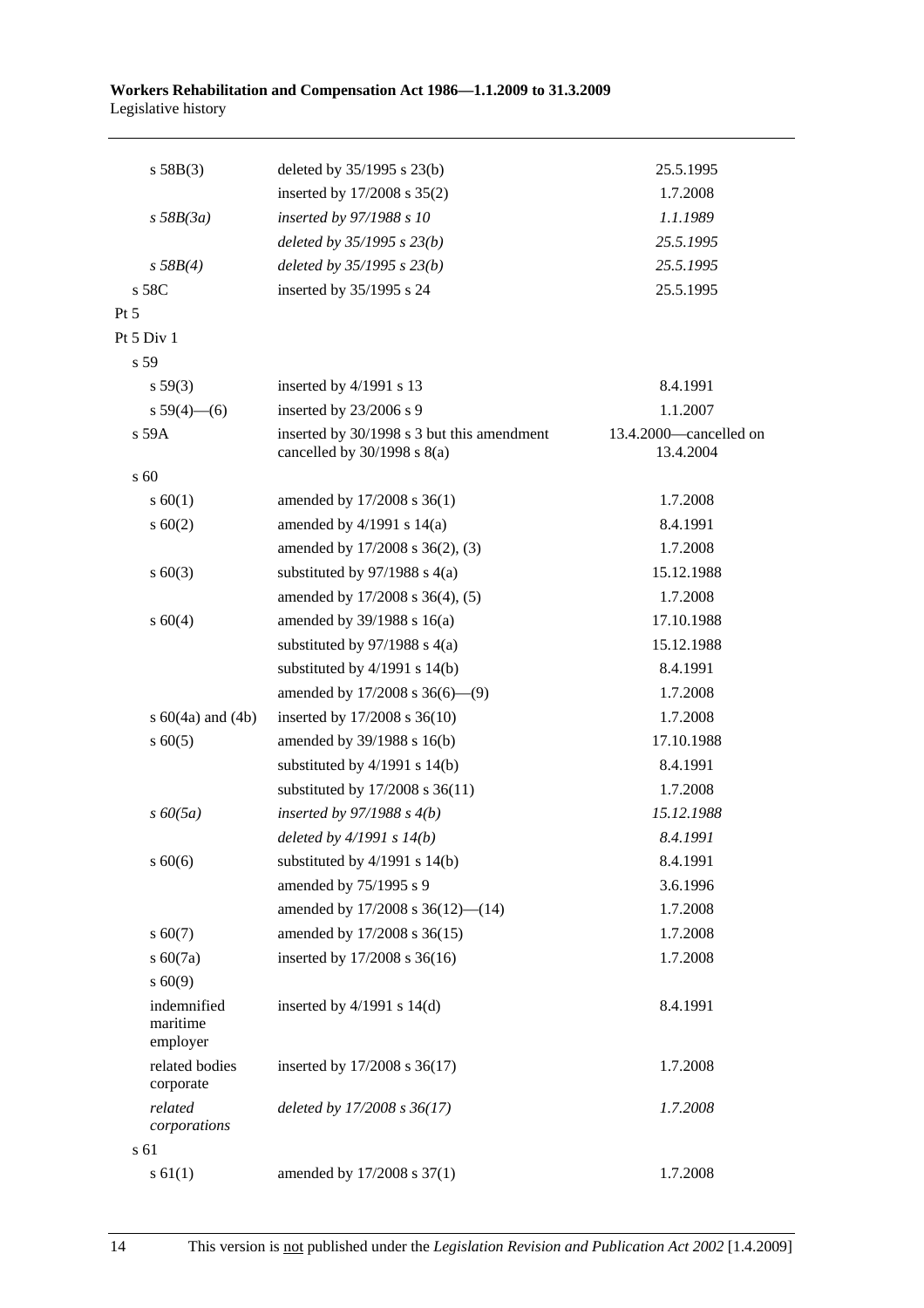| | | |
|---|---|---|
| s 58B(3) | deleted by 35/1995 s 23(b) | 25.5.1995 |
| | inserted by 17/2008 s 35(2) | 1.7.2008 |
| *s 58B(3a)* | *inserted by 97/1988 s 10* | *1.1.1989* |
| | *deleted by 35/1995 s 23(b)* | *25.5.1995* |
| *s 58B(4)* | *deleted by 35/1995 s 23(b)* | *25.5.1995* |
| s 58C | inserted by 35/1995 s 24 | 25.5.1995 |
| Pt 5 | | |
| Pt 5 Div 1 | | |
| s 59 | | |
| s 59(3) | inserted by 4/1991 s 13 | 8.4.1991 |
| s 59(4)—(6) | inserted by 23/2006 s 9 | 1.1.2007 |
| s 59A | inserted by 30/1998 s 3 but this amendment cancelled by 30/1998 s 8(a) | 13.4.2000—cancelled on 13.4.2004 |
| s 60 | | |
| s 60(1) | amended by 17/2008 s 36(1) | 1.7.2008 |
| s 60(2) | amended by 4/1991 s 14(a) | 8.4.1991 |
| | amended by 17/2008 s 36(2), (3) | 1.7.2008 |
| s 60(3) | substituted by 97/1988 s 4(a) | 15.12.1988 |
| | amended by 17/2008 s 36(4), (5) | 1.7.2008 |
| s 60(4) | amended by 39/1988 s 16(a) | 17.10.1988 |
| | substituted by 97/1988 s 4(a) | 15.12.1988 |
| | substituted by 4/1991 s 14(b) | 8.4.1991 |
| | amended by 17/2008 s 36(6)—(9) | 1.7.2008 |
| s 60(4a) and (4b) | inserted by 17/2008 s 36(10) | 1.7.2008 |
| s 60(5) | amended by 39/1988 s 16(b) | 17.10.1988 |
| | substituted by 4/1991 s 14(b) | 8.4.1991 |
| | substituted by 17/2008 s 36(11) | 1.7.2008 |
| *s 60(5a)* | *inserted by 97/1988 s 4(b)* | *15.12.1988* |
| | *deleted by 4/1991 s 14(b)* | *8.4.1991* |
| s 60(6) | substituted by 4/1991 s 14(b) | 8.4.1991 |
| | amended by 75/1995 s 9 | 3.6.1996 |
| | amended by 17/2008 s 36(12)—(14) | 1.7.2008 |
| s 60(7) | amended by 17/2008 s 36(15) | 1.7.2008 |
| s 60(7a) | inserted by 17/2008 s 36(16) | 1.7.2008 |
| s 60(9) | | |
| indemnified maritime employer | inserted by 4/1991 s 14(d) | 8.4.1991 |
| related bodies corporate | inserted by 17/2008 s 36(17) | 1.7.2008 |
| *related corporations* | *deleted by 17/2008 s 36(17)* | *1.7.2008* |
| s 61 | | |
| s 61(1) | amended by 17/2008 s 37(1) | 1.7.2008 |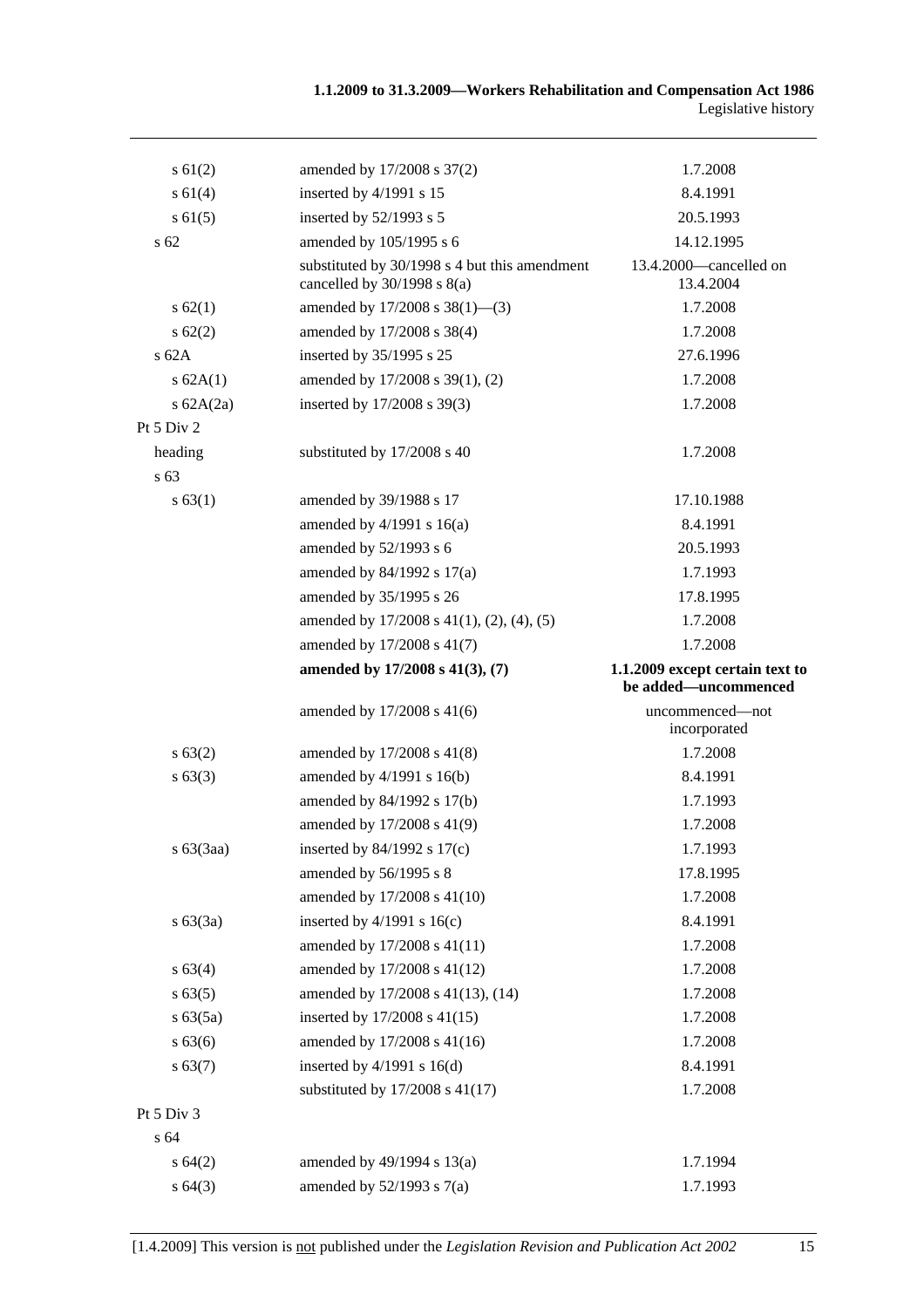| | | |
|---|---|---|
| s 61(2) | amended by 17/2008 s 37(2) | 1.7.2008 |
| s 61(4) | inserted by 4/1991 s 15 | 8.4.1991 |
| s 61(5) | inserted by 52/1993 s 5 | 20.5.1993 |
| s 62 | amended by 105/1995 s 6 | 14.12.1995 |
| | substituted by 30/1998 s 4 but this amendment cancelled by 30/1998 s 8(a) | 13.4.2000—cancelled on 13.4.2004 |
| s 62(1) | amended by 17/2008 s 38(1)—(3) | 1.7.2008 |
| s 62(2) | amended by 17/2008 s 38(4) | 1.7.2008 |
| s 62A | inserted by 35/1995 s 25 | 27.6.1996 |
| s 62A(1) | amended by 17/2008 s 39(1), (2) | 1.7.2008 |
| s 62A(2a) | inserted by 17/2008 s 39(3) | 1.7.2008 |
| Pt 5 Div 2 | | |
| heading | substituted by 17/2008 s 40 | 1.7.2008 |
| s 63 | | |
| s 63(1) | amended by 39/1988 s 17 | 17.10.1988 |
| | amended by 4/1991 s 16(a) | 8.4.1991 |
| | amended by 52/1993 s 6 | 20.5.1993 |
| | amended by 84/1992 s 17(a) | 1.7.1993 |
| | amended by 35/1995 s 26 | 17.8.1995 |
| | amended by 17/2008 s 41(1), (2), (4), (5) | 1.7.2008 |
| | amended by 17/2008 s 41(7) | 1.7.2008 |
| | **amended by 17/2008 s 41(3), (7)** | **1.1.2009 except certain text to be added—uncommenced** |
| | amended by 17/2008 s 41(6) | uncommenced—not incorporated |
| s 63(2) | amended by 17/2008 s 41(8) | 1.7.2008 |
| s 63(3) | amended by 4/1991 s 16(b) | 8.4.1991 |
| | amended by 84/1992 s 17(b) | 1.7.1993 |
| | amended by 17/2008 s 41(9) | 1.7.2008 |
| s 63(3aa) | inserted by 84/1992 s 17(c) | 1.7.1993 |
| | amended by 56/1995 s 8 | 17.8.1995 |
| | amended by 17/2008 s 41(10) | 1.7.2008 |
| s 63(3a) | inserted by 4/1991 s 16(c) | 8.4.1991 |
| | amended by 17/2008 s 41(11) | 1.7.2008 |
| s 63(4) | amended by 17/2008 s 41(12) | 1.7.2008 |
| s 63(5) | amended by 17/2008 s 41(13), (14) | 1.7.2008 |
| s 63(5a) | inserted by 17/2008 s 41(15) | 1.7.2008 |
| s 63(6) | amended by 17/2008 s 41(16) | 1.7.2008 |
| s 63(7) | inserted by 4/1991 s 16(d) | 8.4.1991 |
| | substituted by 17/2008 s 41(17) | 1.7.2008 |
| Pt 5 Div 3 | | |
| s 64 | | |
| s 64(2) | amended by 49/1994 s 13(a) | 1.7.1994 |
| s 64(3) | amended by 52/1993 s 7(a) | 1.7.1993 |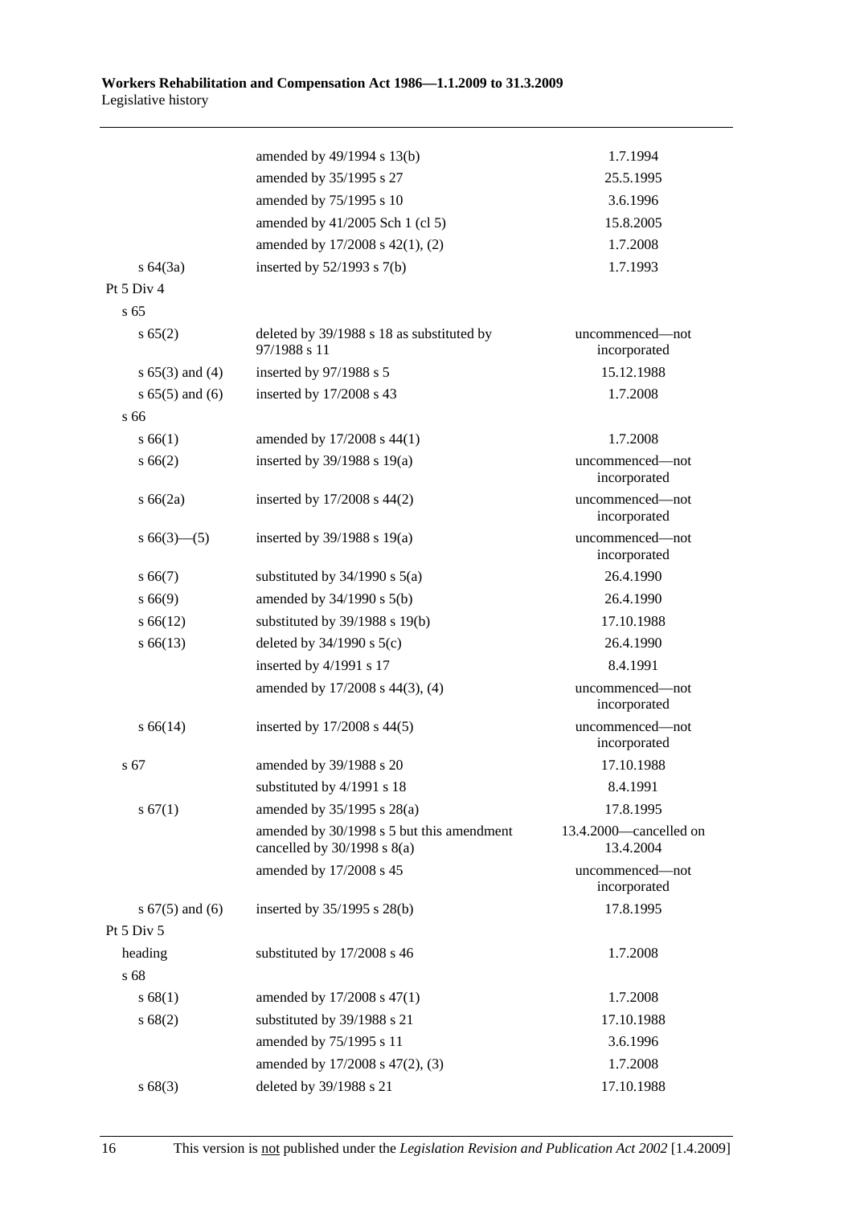| | | |
|---|---|---|
| | amended by 49/1994 s 13(b) | 1.7.1994 |
| | amended by 35/1995 s 27 | 25.5.1995 |
| | amended by 75/1995 s 10 | 3.6.1996 |
| | amended by 41/2005 Sch 1 (cl 5) | 15.8.2005 |
| | amended by 17/2008 s 42(1), (2) | 1.7.2008 |
| s 64(3a) | inserted by 52/1993 s 7(b) | 1.7.1993 |
| Pt 5 Div 4 | | |
| s 65 | | |
| s 65(2) | deleted by 39/1988 s 18 as substituted by 97/1988 s 11 | uncommenced—not incorporated |
| s 65(3) and (4) | inserted by 97/1988 s 5 | 15.12.1988 |
| s 65(5) and (6) | inserted by 17/2008 s 43 | 1.7.2008 |
| s 66 | | |
| s 66(1) | amended by 17/2008 s 44(1) | 1.7.2008 |
| s 66(2) | inserted by 39/1988 s 19(a) | uncommenced—not incorporated |
| s 66(2a) | inserted by 17/2008 s 44(2) | uncommenced—not incorporated |
| s 66(3)—(5) | inserted by 39/1988 s 19(a) | uncommenced—not incorporated |
| s 66(7) | substituted by 34/1990 s 5(a) | 26.4.1990 |
| s 66(9) | amended by 34/1990 s 5(b) | 26.4.1990 |
| s 66(12) | substituted by 39/1988 s 19(b) | 17.10.1988 |
| s 66(13) | deleted by 34/1990 s 5(c) | 26.4.1990 |
| | inserted by 4/1991 s 17 | 8.4.1991 |
| | amended by 17/2008 s 44(3), (4) | uncommenced—not incorporated |
| s 66(14) | inserted by 17/2008 s 44(5) | uncommenced—not incorporated |
| s 67 | amended by 39/1988 s 20 | 17.10.1988 |
| | substituted by 4/1991 s 18 | 8.4.1991 |
| s 67(1) | amended by 35/1995 s 28(a) | 17.8.1995 |
| | amended by 30/1998 s 5 but this amendment cancelled by 30/1998 s 8(a) | 13.4.2000—cancelled on 13.4.2004 |
| | amended by 17/2008 s 45 | uncommenced—not incorporated |
| s 67(5) and (6) | inserted by 35/1995 s 28(b) | 17.8.1995 |
| Pt 5 Div 5 | | |
| heading | substituted by 17/2008 s 46 | 1.7.2008 |
| s 68 | | |
| s 68(1) | amended by 17/2008 s 47(1) | 1.7.2008 |
| s 68(2) | substituted by 39/1988 s 21 | 17.10.1988 |
| | amended by 75/1995 s 11 | 3.6.1996 |
| | amended by 17/2008 s 47(2), (3) | 1.7.2008 |
| s 68(3) | deleted by 39/1988 s 21 | 17.10.1988 |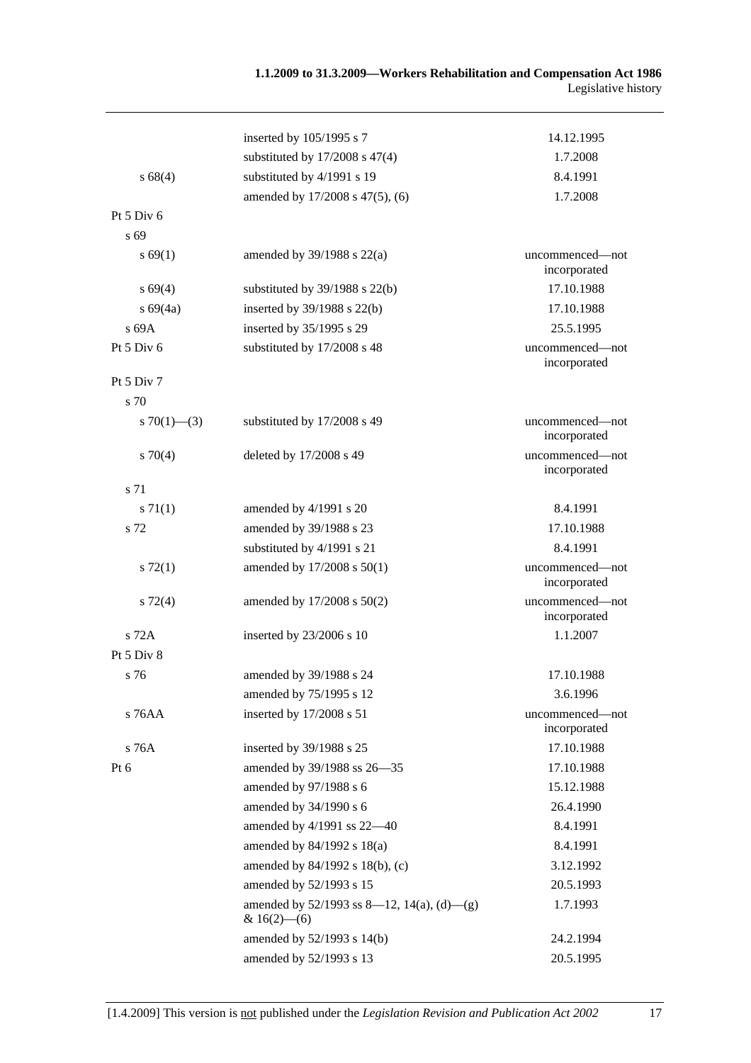| | | |
|---|---|---|
| | inserted by 105/1995 s 7 | 14.12.1995 |
| | substituted by 17/2008 s 47(4) | 1.7.2008 |
| s 68(4) | substituted by 4/1991 s 19 | 8.4.1991 |
| | amended by 17/2008 s 47(5), (6) | 1.7.2008 |
| Pt 5 Div 6 | | |
| s 69 | | |
| s 69(1) | amended by 39/1988 s 22(a) | uncommenced—not incorporated |
| s 69(4) | substituted by 39/1988 s 22(b) | 17.10.1988 |
| s 69(4a) | inserted by 39/1988 s 22(b) | 17.10.1988 |
| s 69A | inserted by 35/1995 s 29 | 25.5.1995 |
| Pt 5 Div 6 | substituted by 17/2008 s 48 | uncommenced—not incorporated |
| Pt 5 Div 7 | | |
| s 70 | | |
| s 70(1)—(3) | substituted by 17/2008 s 49 | uncommenced—not incorporated |
| s 70(4) | deleted by 17/2008 s 49 | uncommenced—not incorporated |
| s 71 | | |
| s 71(1) | amended by 4/1991 s 20 | 8.4.1991 |
| s 72 | amended by 39/1988 s 23 | 17.10.1988 |
| | substituted by 4/1991 s 21 | 8.4.1991 |
| s 72(1) | amended by 17/2008 s 50(1) | uncommenced—not incorporated |
| s 72(4) | amended by 17/2008 s 50(2) | uncommenced—not incorporated |
| s 72A | inserted by 23/2006 s 10 | 1.1.2007 |
| Pt 5 Div 8 | | |
| s 76 | amended by 39/1988 s 24 | 17.10.1988 |
| | amended by 75/1995 s 12 | 3.6.1996 |
| s 76AA | inserted by 17/2008 s 51 | uncommenced—not incorporated |
| s 76A | inserted by 39/1988 s 25 | 17.10.1988 |
| Pt 6 | amended by 39/1988 ss 26—35 | 17.10.1988 |
| | amended by 97/1988 s 6 | 15.12.1988 |
| | amended by 34/1990 s 6 | 26.4.1990 |
| | amended by 4/1991 ss 22—40 | 8.4.1991 |
| | amended by 84/1992 s 18(a) | 8.4.1991 |
| | amended by 84/1992 s 18(b), (c) | 3.12.1992 |
| | amended by 52/1993 s 15 | 20.5.1993 |
| | amended by 52/1993 ss 8—12, 14(a), (d)—(g) & 16(2)—(6) | 1.7.1993 |
| | amended by 52/1993 s 14(b) | 24.2.1994 |
| | amended by 52/1993 s 13 | 20.5.1995 |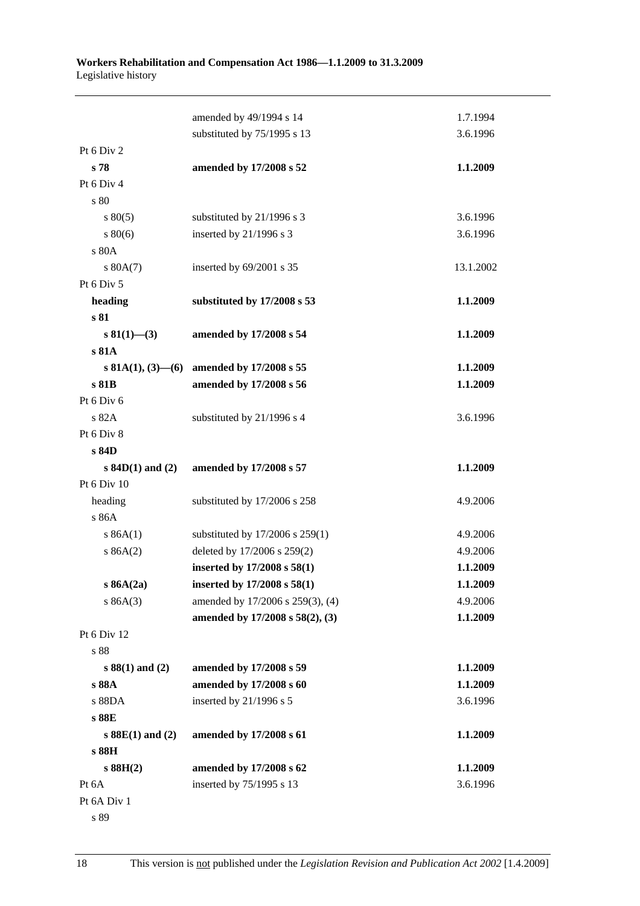| | | |
|---|---|---|
| | amended by 49/1994 s 14 | 1.7.1994 |
| | substituted by 75/1995 s 13 | 3.6.1996 |
| Pt 6 Div 2 | | |
| **s 78** | **amended by 17/2008 s 52** | **1.1.2009** |
| Pt 6 Div 4 | | |
| s 80 | | |
| s 80(5) | substituted by 21/1996 s 3 | 3.6.1996 |
| s 80(6) | inserted by 21/1996 s 3 | 3.6.1996 |
| s 80A | | |
| s 80A(7) | inserted by 69/2001 s 35 | 13.1.2002 |
| Pt 6 Div 5 | | |
| **heading** | **substituted by 17/2008 s 53** | **1.1.2009** |
| **s 81** | | |
| **s 81(1)—(3)** | **amended by 17/2008 s 54** | **1.1.2009** |
| **s 81A** | | |
| **s 81A(1), (3)—(6)** | **amended by 17/2008 s 55** | **1.1.2009** |
| **s 81B** | **amended by 17/2008 s 56** | **1.1.2009** |
| Pt 6 Div 6 | | |
| s 82A | substituted by 21/1996 s 4 | 3.6.1996 |
| Pt 6 Div 8 | | |
| **s 84D** | | |
| **s 84D(1) and (2)** | **amended by 17/2008 s 57** | **1.1.2009** |
| Pt 6 Div 10 | | |
| heading | substituted by 17/2006 s 258 | 4.9.2006 |
| s 86A | | |
| s 86A(1) | substituted by 17/2006 s 259(1) | 4.9.2006 |
| s 86A(2) | deleted by 17/2006 s 259(2) | 4.9.2006 |
| | **inserted by 17/2008 s 58(1)** | **1.1.2009** |
| **s 86A(2a)** | **inserted by 17/2008 s 58(1)** | **1.1.2009** |
| s 86A(3) | amended by 17/2006 s 259(3), (4) | 4.9.2006 |
| | **amended by 17/2008 s 58(2), (3)** | **1.1.2009** |
| Pt 6 Div 12 | | |
| s 88 | | |
| **s 88(1) and (2)** | **amended by 17/2008 s 59** | **1.1.2009** |
| **s 88A** | **amended by 17/2008 s 60** | **1.1.2009** |
| s 88DA | inserted by 21/1996 s 5 | 3.6.1996 |
| **s 88E** | | |
| **s 88E(1) and (2)** | **amended by 17/2008 s 61** | **1.1.2009** |
| **s 88H** | | |
| **s 88H(2)** | **amended by 17/2008 s 62** | **1.1.2009** |
| Pt 6A | inserted by 75/1995 s 13 | 3.6.1996 |
| Pt 6A Div 1 | | |
| s 89 | | |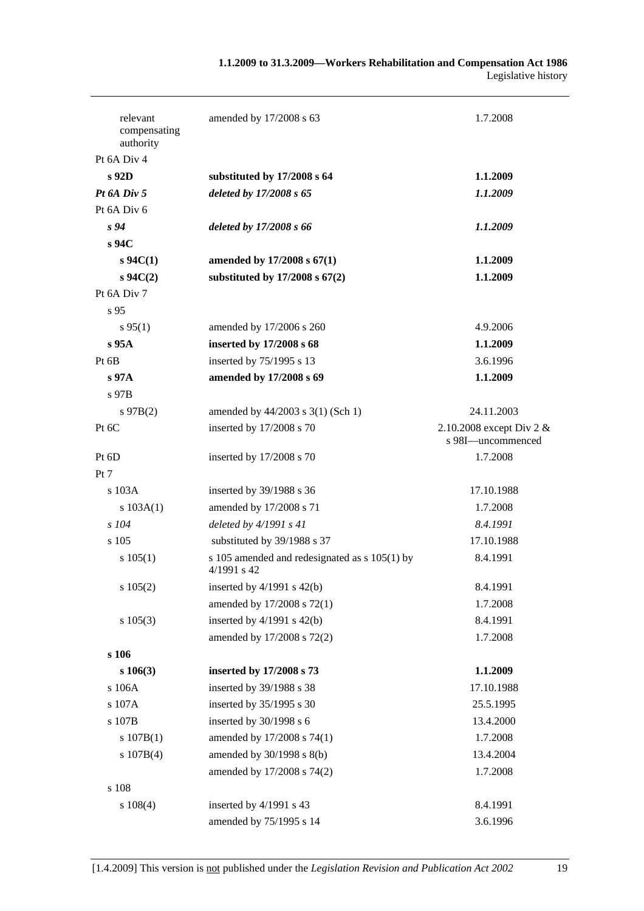| | | |
|---|---|---|
| relevant compensating authority | amended by 17/2008 s 63 | 1.7.2008 |
| Pt 6A Div 4 | | |
| **s 92D** | **substituted by 17/2008 s 64** | **1.1.2009** |
| ***Pt 6A Div 5*** | ***deleted by 17/2008 s 65*** | ***1.1.2009*** |
| Pt 6A Div 6 | | |
| ***s 94*** | ***deleted by 17/2008 s 66*** | ***1.1.2009*** |
| **s 94C** | | |
| **s 94C(1)** | **amended by 17/2008 s 67(1)** | **1.1.2009** |
| **s 94C(2)** | **substituted by 17/2008 s 67(2)** | **1.1.2009** |
| Pt 6A Div 7 | | |
| s 95 | | |
| s 95(1) | amended by 17/2006 s 260 | 4.9.2006 |
| **s 95A** | **inserted by 17/2008 s 68** | **1.1.2009** |
| Pt 6B | inserted by 75/1995 s 13 | 3.6.1996 |
| **s 97A** | **amended by 17/2008 s 69** | **1.1.2009** |
| s 97B | | |
| s 97B(2) | amended by 44/2003 s 3(1) (Sch 1) | 24.11.2003 |
| Pt 6C | inserted by 17/2008 s 70 | 2.10.2008 except Div 2 & s 98I—uncommenced |
| Pt 6D | inserted by 17/2008 s 70 | 1.7.2008 |
| Pt 7 | | |
| s 103A | inserted by 39/1988 s 36 | 17.10.1988 |
| s 103A(1) | amended by 17/2008 s 71 | 1.7.2008 |
| *s 104* | *deleted by 4/1991 s 41* | *8.4.1991* |
| s 105 | substituted by 39/1988 s 37 | 17.10.1988 |
| s 105(1) | s 105 amended and redesignated as s 105(1) by 4/1991 s 42 | 8.4.1991 |
| s 105(2) | inserted by 4/1991 s 42(b) | 8.4.1991 |
| | amended by 17/2008 s 72(1) | 1.7.2008 |
| s 105(3) | inserted by 4/1991 s 42(b) | 8.4.1991 |
| | amended by 17/2008 s 72(2) | 1.7.2008 |
| **s 106** | | |
| **s 106(3)** | **inserted by 17/2008 s 73** | **1.1.2009** |
| s 106A | inserted by 39/1988 s 38 | 17.10.1988 |
| s 107A | inserted by 35/1995 s 30 | 25.5.1995 |
| s 107B | inserted by 30/1998 s 6 | 13.4.2000 |
| s 107B(1) | amended by 17/2008 s 74(1) | 1.7.2008 |
| s 107B(4) | amended by 30/1998 s 8(b) | 13.4.2004 |
| | amended by 17/2008 s 74(2) | 1.7.2008 |
| s 108 | | |
| s 108(4) | inserted by 4/1991 s 43 | 8.4.1991 |
| | amended by 75/1995 s 14 | 3.6.1996 |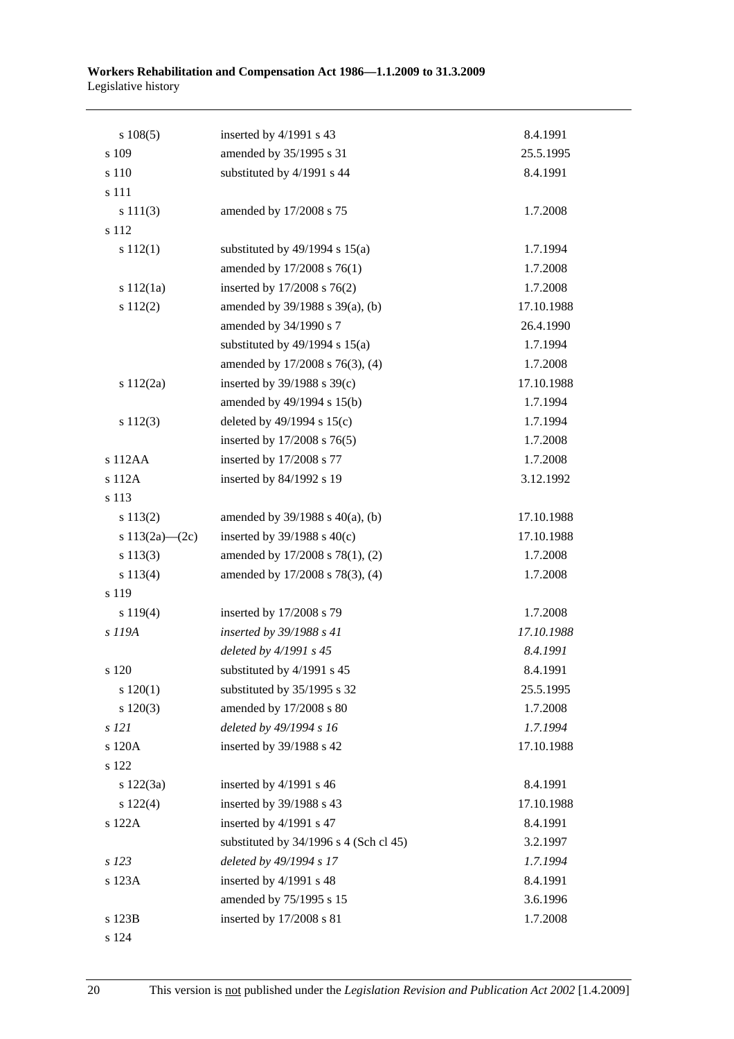| | | |
|---|---|---|
| s 108(5) | inserted by 4/1991 s 43 | 8.4.1991 |
| s 109 | amended by 35/1995 s 31 | 25.5.1995 |
| s 110 | substituted by 4/1991 s 44 | 8.4.1991 |
| s 111 | | |
| s 111(3) | amended by 17/2008 s 75 | 1.7.2008 |
| s 112 | | |
| s 112(1) | substituted by 49/1994 s 15(a) | 1.7.1994 |
| | amended by 17/2008 s 76(1) | 1.7.2008 |
| s 112(1a) | inserted by 17/2008 s 76(2) | 1.7.2008 |
| s 112(2) | amended by 39/1988 s 39(a), (b) | 17.10.1988 |
| | amended by 34/1990 s 7 | 26.4.1990 |
| | substituted by 49/1994 s 15(a) | 1.7.1994 |
| | amended by 17/2008 s 76(3), (4) | 1.7.2008 |
| s 112(2a) | inserted by 39/1988 s 39(c) | 17.10.1988 |
| | amended by 49/1994 s 15(b) | 1.7.1994 |
| s 112(3) | deleted by 49/1994 s 15(c) | 1.7.1994 |
| | inserted by 17/2008 s 76(5) | 1.7.2008 |
| s 112AA | inserted by 17/2008 s 77 | 1.7.2008 |
| s 112A | inserted by 84/1992 s 19 | 3.12.1992 |
| s 113 | | |
| s 113(2) | amended by 39/1988 s 40(a), (b) | 17.10.1988 |
| s 113(2a)—(2c) | inserted by 39/1988 s 40(c) | 17.10.1988 |
| s 113(3) | amended by 17/2008 s 78(1), (2) | 1.7.2008 |
| s 113(4) | amended by 17/2008 s 78(3), (4) | 1.7.2008 |
| s 119 | | |
| s 119(4) | inserted by 17/2008 s 79 | 1.7.2008 |
| *s 119A* | *inserted by 39/1988 s 41* | *17.10.1988* |
| | *deleted by 4/1991 s 45* | *8.4.1991* |
| s 120 | substituted by 4/1991 s 45 | 8.4.1991 |
| s 120(1) | substituted by 35/1995 s 32 | 25.5.1995 |
| s 120(3) | amended by 17/2008 s 80 | 1.7.2008 |
| *s 121* | *deleted by 49/1994 s 16* | *1.7.1994* |
| s 120A | inserted by 39/1988 s 42 | 17.10.1988 |
| s 122 | | |
| s 122(3a) | inserted by 4/1991 s 46 | 8.4.1991 |
| s 122(4) | inserted by 39/1988 s 43 | 17.10.1988 |
| s 122A | inserted by 4/1991 s 47 | 8.4.1991 |
| | substituted by 34/1996 s 4 (Sch cl 45) | 3.2.1997 |
| *s 123* | *deleted by 49/1994 s 17* | *1.7.1994* |
| s 123A | inserted by 4/1991 s 48 | 8.4.1991 |
| | amended by 75/1995 s 15 | 3.6.1996 |
| s 123B | inserted by 17/2008 s 81 | 1.7.2008 |
| s 124 | | |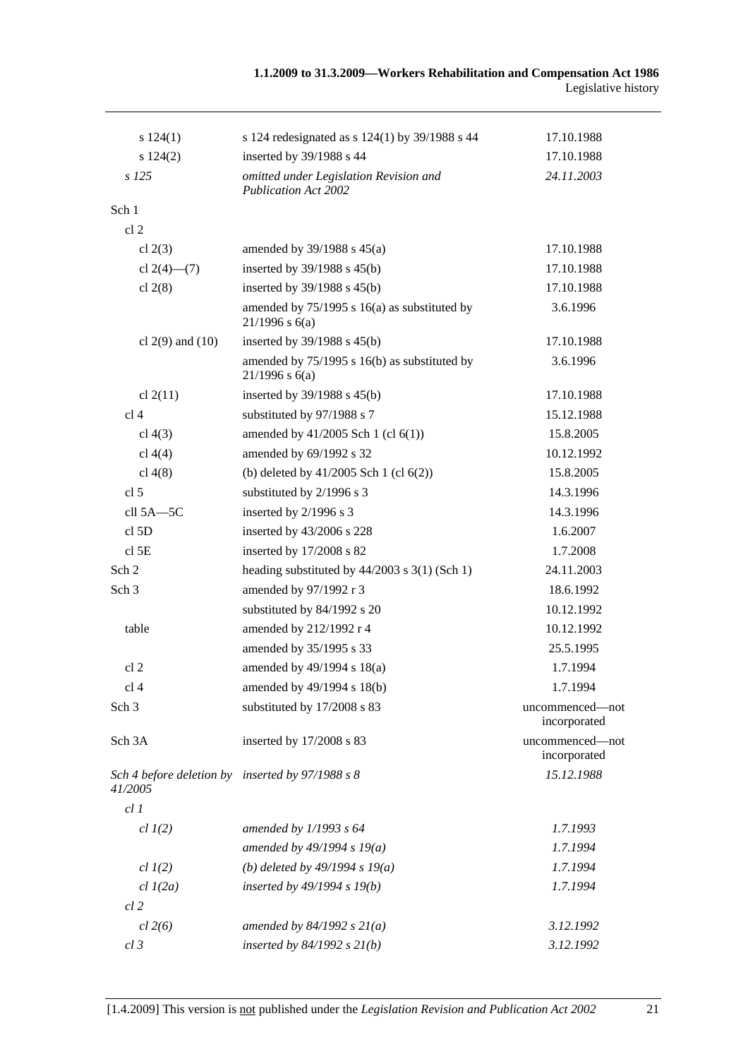| | | |
|---|---|---|
| s 124(1) | s 124 redesignated as s 124(1) by 39/1988 s 44 | 17.10.1988 |
| s 124(2) | inserted by 39/1988 s 44 | 17.10.1988 |
| *s 125* | *omitted under Legislation Revision and Publication Act 2002* | *24.11.2003* |
| Sch 1 | | |
| cl 2 | | |
| cl 2(3) | amended by 39/1988 s 45(a) | 17.10.1988 |
| cl 2(4)—(7) | inserted by 39/1988 s 45(b) | 17.10.1988 |
| cl 2(8) | inserted by 39/1988 s 45(b) | 17.10.1988 |
| | amended by 75/1995 s 16(a) as substituted by 21/1996 s 6(a) | 3.6.1996 |
| cl 2(9) and (10) | inserted by 39/1988 s 45(b) | 17.10.1988 |
| | amended by 75/1995 s 16(b) as substituted by 21/1996 s 6(a) | 3.6.1996 |
| cl 2(11) | inserted by 39/1988 s 45(b) | 17.10.1988 |
| cl 4 | substituted by 97/1988 s 7 | 15.12.1988 |
| cl 4(3) | amended by 41/2005 Sch 1 (cl 6(1)) | 15.8.2005 |
| cl 4(4) | amended by 69/1992 s 32 | 10.12.1992 |
| cl 4(8) | (b) deleted by 41/2005 Sch 1 (cl 6(2)) | 15.8.2005 |
| cl 5 | substituted by 2/1996 s 3 | 14.3.1996 |
| cll 5A—5C | inserted by 2/1996 s 3 | 14.3.1996 |
| cl 5D | inserted by 43/2006 s 228 | 1.6.2007 |
| cl 5E | inserted by 17/2008 s 82 | 1.7.2008 |
| Sch 2 | heading substituted by 44/2003 s 3(1) (Sch 1) | 24.11.2003 |
| Sch 3 | amended by 97/1992 r 3 | 18.6.1992 |
| | substituted by 84/1992 s 20 | 10.12.1992 |
| table | amended by 212/1992 r 4 | 10.12.1992 |
| | amended by 35/1995 s 33 | 25.5.1995 |
| cl 2 | amended by 49/1994 s 18(a) | 1.7.1994 |
| cl 4 | amended by 49/1994 s 18(b) | 1.7.1994 |
| Sch 3 | substituted by 17/2008 s 83 | uncommenced—not incorporated |
| Sch 3A | inserted by 17/2008 s 83 | uncommenced—not incorporated |
| *Sch 4 before deletion by 41/2005* | *inserted by 97/1988 s 8* | *15.12.1988* |
| *cl 1* | | |
| *cl 1(2)* | *amended by 1/1993 s 64* | *1.7.1993* |
| | *amended by 49/1994 s 19(a)* | *1.7.1994* |
| *cl 1(2)* | *(b) deleted by 49/1994 s 19(a)* | *1.7.1994* |
| *cl 1(2a)* | *inserted by 49/1994 s 19(b)* | *1.7.1994* |
| *cl 2* | | |
| *cl 2(6)* | *amended by 84/1992 s 21(a)* | *3.12.1992* |
| *cl 3* | *inserted by 84/1992 s 21(b)* | *3.12.1992* |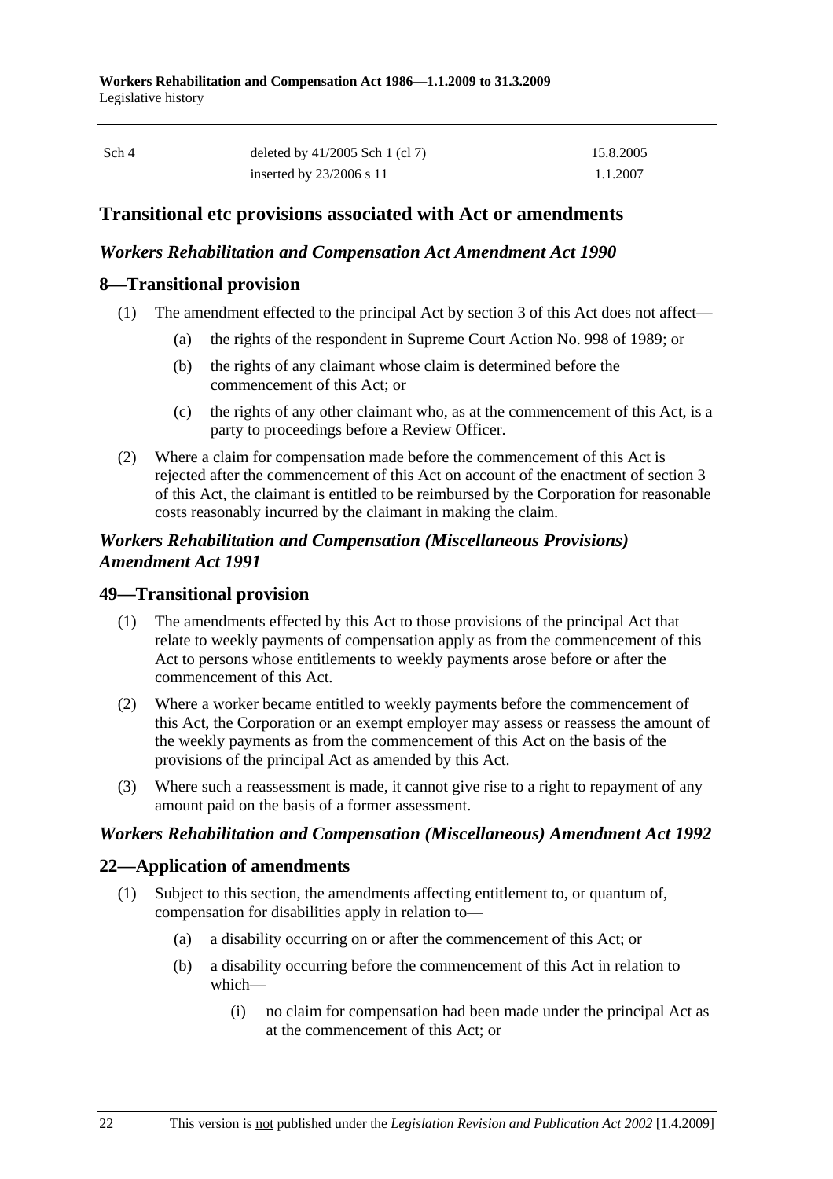| Sch 4 | deleted by 41/2005 Sch 1 (cl 7) | 15.8.2005 |
|---|---|---|
| | inserted by 23/2006 s 11 | 1.1.2007 |

## Transitional etc provisions associated with Act or amendments

### *Workers Rehabilitation and Compensation Act Amendment Act 1990*

### 8—Transitional provision

(1) The amendment effected to the principal Act by section 3 of this Act does not affect—

(a) the rights of the respondent in Supreme Court Action No. 998 of 1989; or

(b) the rights of any claimant whose claim is determined before the commencement of this Act; or

(c) the rights of any other claimant who, as at the commencement of this Act, is a party to proceedings before a Review Officer.

(2) Where a claim for compensation made before the commencement of this Act is rejected after the commencement of this Act on account of the enactment of section 3 of this Act, the claimant is entitled to be reimbursed by the Corporation for reasonable costs reasonably incurred by the claimant in making the claim.

### *Workers Rehabilitation and Compensation (Miscellaneous Provisions) Amendment Act 1991*

### 49—Transitional provision

(1) The amendments effected by this Act to those provisions of the principal Act that relate to weekly payments of compensation apply as from the commencement of this Act to persons whose entitlements to weekly payments arose before or after the commencement of this Act.

(2) Where a worker became entitled to weekly payments before the commencement of this Act, the Corporation or an exempt employer may assess or reassess the amount of the weekly payments as from the commencement of this Act on the basis of the provisions of the principal Act as amended by this Act.

(3) Where such a reassessment is made, it cannot give rise to a right to repayment of any amount paid on the basis of a former assessment.

### *Workers Rehabilitation and Compensation (Miscellaneous) Amendment Act 1992*

### 22—Application of amendments

(1) Subject to this section, the amendments affecting entitlement to, or quantum of, compensation for disabilities apply in relation to—

(a) a disability occurring on or after the commencement of this Act; or

(b) a disability occurring before the commencement of this Act in relation to which—

(i) no claim for compensation had been made under the principal Act as at the commencement of this Act; or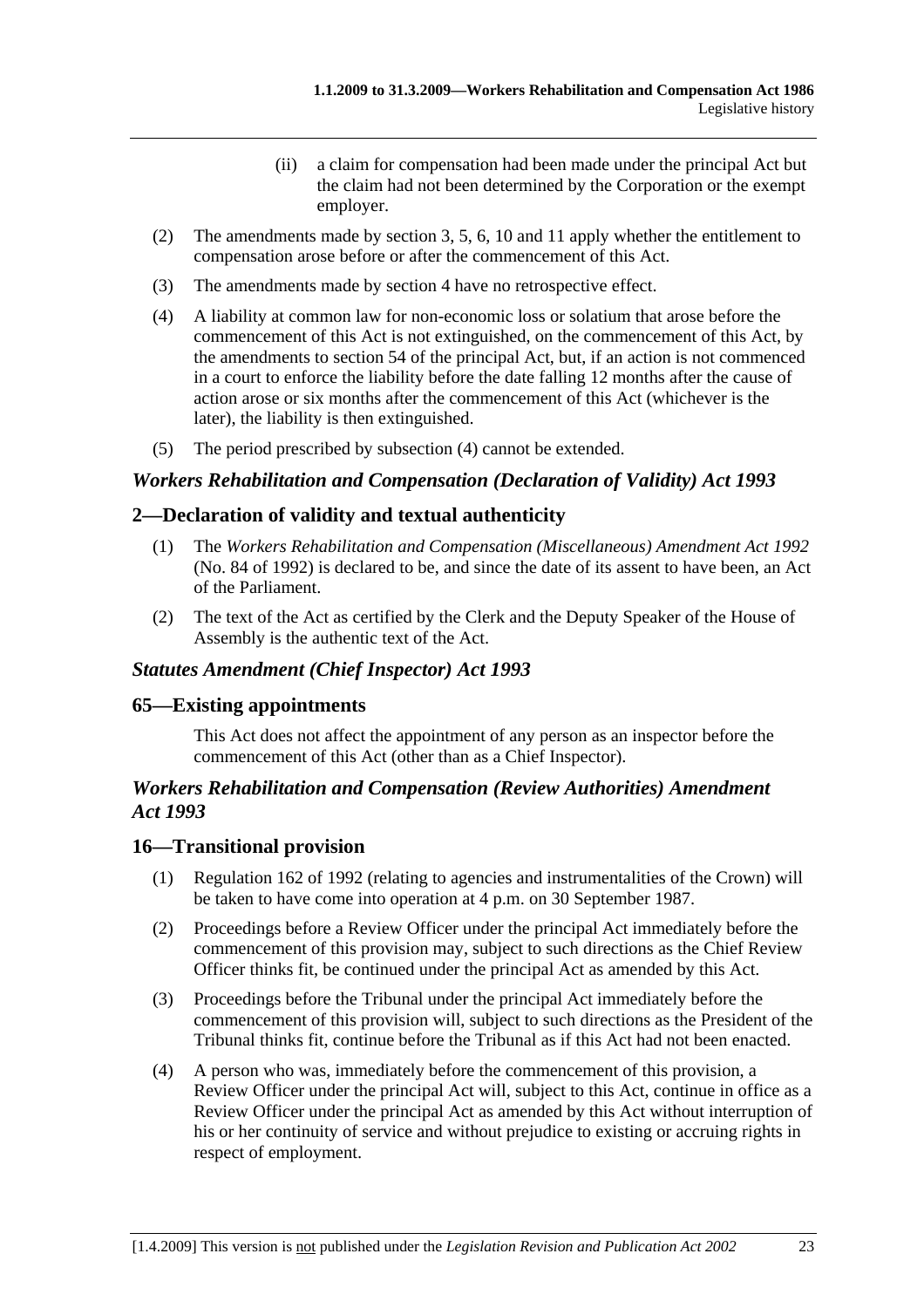(ii) a claim for compensation had been made under the principal Act but the claim had not been determined by the Corporation or the exempt employer.

(2) The amendments made by section 3, 5, 6, 10 and 11 apply whether the entitlement to compensation arose before or after the commencement of this Act.

(3) The amendments made by section 4 have no retrospective effect.

(4) A liability at common law for non-economic loss or solatium that arose before the commencement of this Act is not extinguished, on the commencement of this Act, by the amendments to section 54 of the principal Act, but, if an action is not commenced in a court to enforce the liability before the date falling 12 months after the cause of action arose or six months after the commencement of this Act (whichever is the later), the liability is then extinguished.

(5) The period prescribed by subsection (4) cannot be extended.

### *Workers Rehabilitation and Compensation (Declaration of Validity) Act 1993*

## 2—Declaration of validity and textual authenticity

(1) The *Workers Rehabilitation and Compensation (Miscellaneous) Amendment Act 1992* (No. 84 of 1992) is declared to be, and since the date of its assent to have been, an Act of the Parliament.

(2) The text of the Act as certified by the Clerk and the Deputy Speaker of the House of Assembly is the authentic text of the Act.

### *Statutes Amendment (Chief Inspector) Act 1993*

## 65—Existing appointments

This Act does not affect the appointment of any person as an inspector before the commencement of this Act (other than as a Chief Inspector).

### *Workers Rehabilitation and Compensation (Review Authorities) Amendment Act 1993*

## 16—Transitional provision

(1) Regulation 162 of 1992 (relating to agencies and instrumentalities of the Crown) will be taken to have come into operation at 4 p.m. on 30 September 1987.

(2) Proceedings before a Review Officer under the principal Act immediately before the commencement of this provision may, subject to such directions as the Chief Review Officer thinks fit, be continued under the principal Act as amended by this Act.

(3) Proceedings before the Tribunal under the principal Act immediately before the commencement of this provision will, subject to such directions as the President of the Tribunal thinks fit, continue before the Tribunal as if this Act had not been enacted.

(4) A person who was, immediately before the commencement of this provision, a Review Officer under the principal Act will, subject to this Act, continue in office as a Review Officer under the principal Act as amended by this Act without interruption of his or her continuity of service and without prejudice to existing or accruing rights in respect of employment.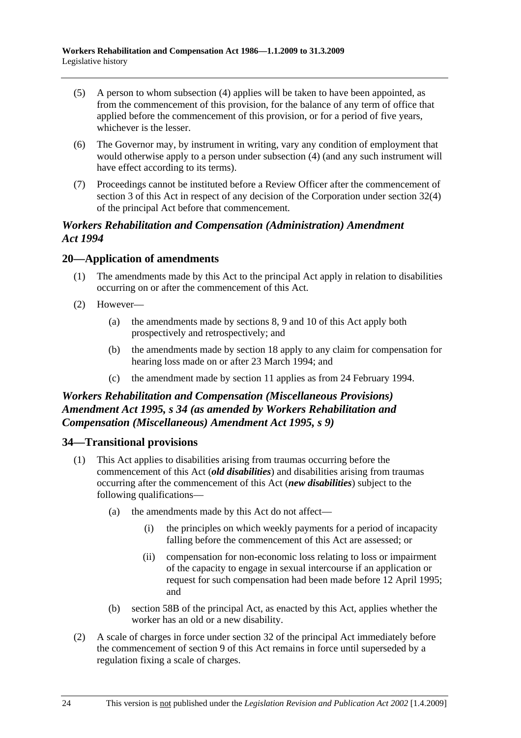(5) A person to whom subsection (4) applies will be taken to have been appointed, as from the commencement of this provision, for the balance of any term of office that applied before the commencement of this provision, or for a period of five years, whichever is the lesser.

(6) The Governor may, by instrument in writing, vary any condition of employment that would otherwise apply to a person under subsection (4) (and any such instrument will have effect according to its terms).

(7) Proceedings cannot be instituted before a Review Officer after the commencement of section 3 of this Act in respect of any decision of the Corporation under section 32(4) of the principal Act before that commencement.

### *Workers Rehabilitation and Compensation (Administration) Amendment Act 1994*

## 20—Application of amendments

(1) The amendments made by this Act to the principal Act apply in relation to disabilities occurring on or after the commencement of this Act.

(2) However—

(a) the amendments made by sections 8, 9 and 10 of this Act apply both prospectively and retrospectively; and

(b) the amendments made by section 18 apply to any claim for compensation for hearing loss made on or after 23 March 1994; and

(c) the amendment made by section 11 applies as from 24 February 1994.

### *Workers Rehabilitation and Compensation (Miscellaneous Provisions) Amendment Act 1995, s 34 (as amended by Workers Rehabilitation and Compensation (Miscellaneous) Amendment Act 1995, s 9)*

## 34—Transitional provisions

(1) This Act applies to disabilities arising from traumas occurring before the commencement of this Act (***old disabilities***) and disabilities arising from traumas occurring after the commencement of this Act (***new disabilities***) subject to the following qualifications—

(a) the amendments made by this Act do not affect—

(i) the principles on which weekly payments for a period of incapacity falling before the commencement of this Act are assessed; or

(ii) compensation for non-economic loss relating to loss or impairment of the capacity to engage in sexual intercourse if an application or request for such compensation had been made before 12 April 1995; and

(b) section 58B of the principal Act, as enacted by this Act, applies whether the worker has an old or a new disability.

(2) A scale of charges in force under section 32 of the principal Act immediately before the commencement of section 9 of this Act remains in force until superseded by a regulation fixing a scale of charges.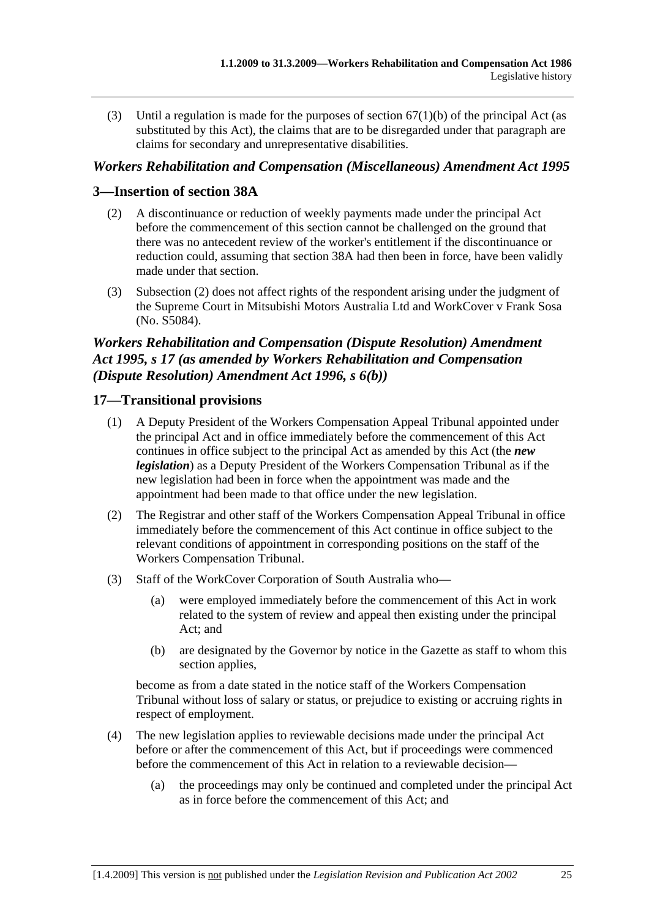(3) Until a regulation is made for the purposes of section 67(1)(b) of the principal Act (as substituted by this Act), the claims that are to be disregarded under that paragraph are claims for secondary and unrepresentative disabilities.

### *Workers Rehabilitation and Compensation (Miscellaneous) Amendment Act 1995*

## 3—Insertion of section 38A

(2) A discontinuance or reduction of weekly payments made under the principal Act before the commencement of this section cannot be challenged on the ground that there was no antecedent review of the worker's entitlement if the discontinuance or reduction could, assuming that section 38A had then been in force, have been validly made under that section.

(3) Subsection (2) does not affect rights of the respondent arising under the judgment of the Supreme Court in Mitsubishi Motors Australia Ltd and WorkCover v Frank Sosa (No. S5084).

### *Workers Rehabilitation and Compensation (Dispute Resolution) Amendment Act 1995, s 17 (as amended by Workers Rehabilitation and Compensation (Dispute Resolution) Amendment Act 1996, s 6(b))*

## 17—Transitional provisions

(1) A Deputy President of the Workers Compensation Appeal Tribunal appointed under the principal Act and in office immediately before the commencement of this Act continues in office subject to the principal Act as amended by this Act (the ***new legislation***) as a Deputy President of the Workers Compensation Tribunal as if the new legislation had been in force when the appointment was made and the appointment had been made to that office under the new legislation.

(2) The Registrar and other staff of the Workers Compensation Appeal Tribunal in office immediately before the commencement of this Act continue in office subject to the relevant conditions of appointment in corresponding positions on the staff of the Workers Compensation Tribunal.

(3) Staff of the WorkCover Corporation of South Australia who—

(a) were employed immediately before the commencement of this Act in work related to the system of review and appeal then existing under the principal Act; and

(b) are designated by the Governor by notice in the Gazette as staff to whom this section applies,

become as from a date stated in the notice staff of the Workers Compensation Tribunal without loss of salary or status, or prejudice to existing or accruing rights in respect of employment.

(4) The new legislation applies to reviewable decisions made under the principal Act before or after the commencement of this Act, but if proceedings were commenced before the commencement of this Act in relation to a reviewable decision—

(a) the proceedings may only be continued and completed under the principal Act as in force before the commencement of this Act; and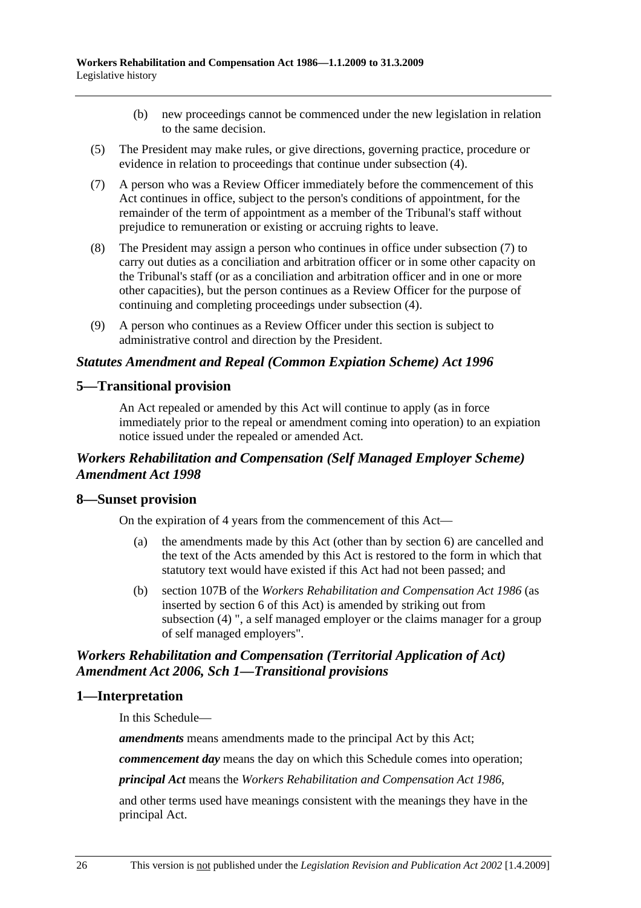(b) new proceedings cannot be commenced under the new legislation in relation to the same decision.

(5) The President may make rules, or give directions, governing practice, procedure or evidence in relation to proceedings that continue under subsection (4).

(7) A person who was a Review Officer immediately before the commencement of this Act continues in office, subject to the person's conditions of appointment, for the remainder of the term of appointment as a member of the Tribunal's staff without prejudice to remuneration or existing or accruing rights to leave.

(8) The President may assign a person who continues in office under subsection (7) to carry out duties as a conciliation and arbitration officer or in some other capacity on the Tribunal's staff (or as a conciliation and arbitration officer and in one or more other capacities), but the person continues as a Review Officer for the purpose of continuing and completing proceedings under subsection (4).

(9) A person who continues as a Review Officer under this section is subject to administrative control and direction by the President.

### *Statutes Amendment and Repeal (Common Expiation Scheme) Act 1996*

## 5—Transitional provision

An Act repealed or amended by this Act will continue to apply (as in force immediately prior to the repeal or amendment coming into operation) to an expiation notice issued under the repealed or amended Act.

### *Workers Rehabilitation and Compensation (Self Managed Employer Scheme) Amendment Act 1998*

## 8—Sunset provision

On the expiration of 4 years from the commencement of this Act—

(a) the amendments made by this Act (other than by section 6) are cancelled and the text of the Acts amended by this Act is restored to the form in which that statutory text would have existed if this Act had not been passed; and

(b) section 107B of the *Workers Rehabilitation and Compensation Act 1986* (as inserted by section 6 of this Act) is amended by striking out from subsection (4) ", a self managed employer or the claims manager for a group of self managed employers".

### *Workers Rehabilitation and Compensation (Territorial Application of Act) Amendment Act 2006, Sch 1—Transitional provisions*

## 1—Interpretation

In this Schedule—

***amendments*** means amendments made to the principal Act by this Act;

***commencement day*** means the day on which this Schedule comes into operation;

***principal Act*** means the *Workers Rehabilitation and Compensation Act 1986*,

and other terms used have meanings consistent with the meanings they have in the principal Act.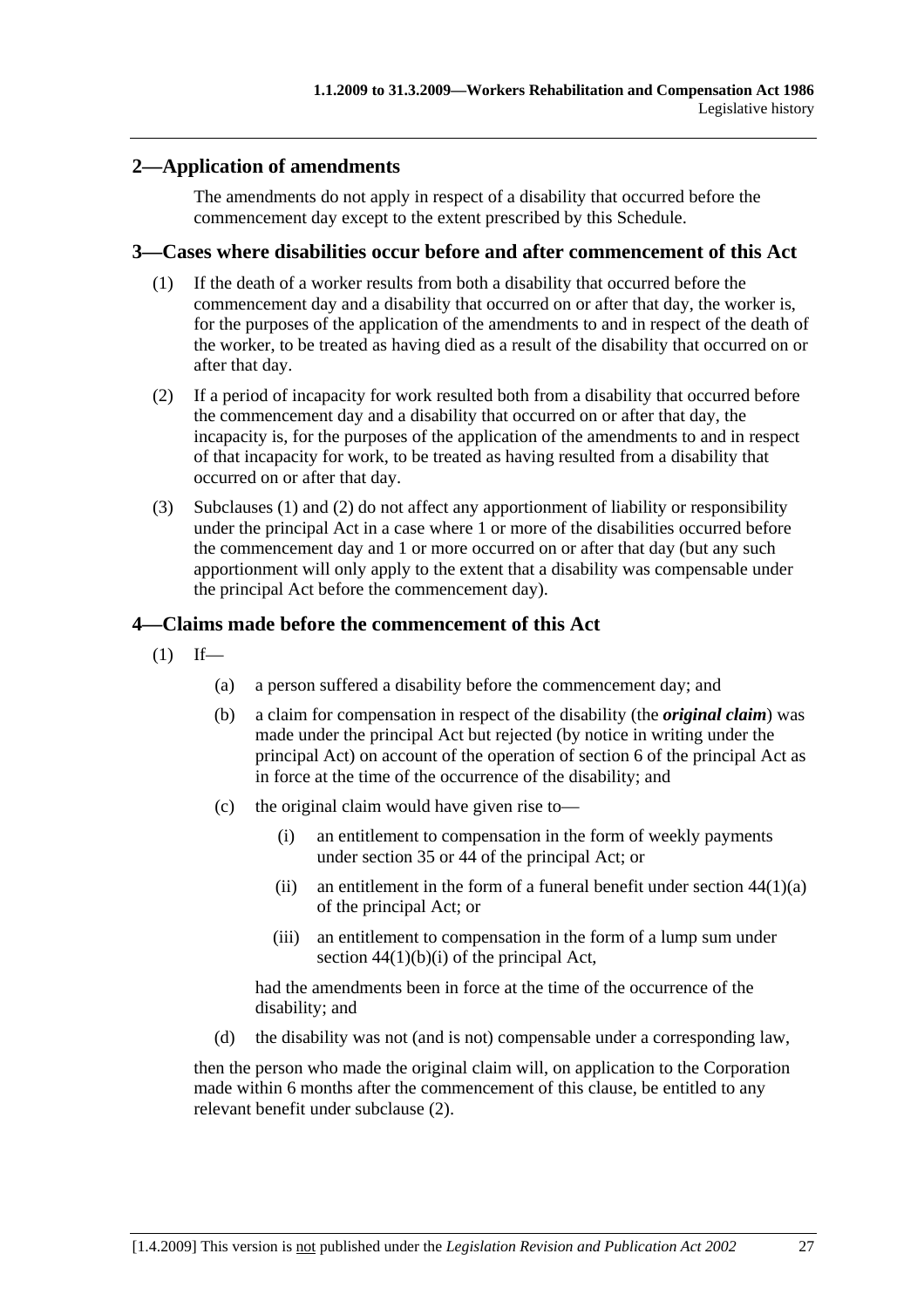## 2—Application of amendments

The amendments do not apply in respect of a disability that occurred before the commencement day except to the extent prescribed by this Schedule.

## 3—Cases where disabilities occur before and after commencement of this Act

(1) If the death of a worker results from both a disability that occurred before the commencement day and a disability that occurred on or after that day, the worker is, for the purposes of the application of the amendments to and in respect of the death of the worker, to be treated as having died as a result of the disability that occurred on or after that day.

(2) If a period of incapacity for work resulted both from a disability that occurred before the commencement day and a disability that occurred on or after that day, the incapacity is, for the purposes of the application of the amendments to and in respect of that incapacity for work, to be treated as having resulted from a disability that occurred on or after that day.

(3) Subclauses (1) and (2) do not affect any apportionment of liability or responsibility under the principal Act in a case where 1 or more of the disabilities occurred before the commencement day and 1 or more occurred on or after that day (but any such apportionment will only apply to the extent that a disability was compensable under the principal Act before the commencement day).

## 4—Claims made before the commencement of this Act

(1) If—

(a) a person suffered a disability before the commencement day; and

(b) a claim for compensation in respect of the disability (the ***original claim***) was made under the principal Act but rejected (by notice in writing under the principal Act) on account of the operation of section 6 of the principal Act as in force at the time of the occurrence of the disability; and

(c) the original claim would have given rise to—

(i) an entitlement to compensation in the form of weekly payments under section 35 or 44 of the principal Act; or

(ii) an entitlement in the form of a funeral benefit under section 44(1)(a) of the principal Act; or

(iii) an entitlement to compensation in the form of a lump sum under section 44(1)(b)(i) of the principal Act,

had the amendments been in force at the time of the occurrence of the disability; and

(d) the disability was not (and is not) compensable under a corresponding law,

then the person who made the original claim will, on application to the Corporation made within 6 months after the commencement of this clause, be entitled to any relevant benefit under subclause (2).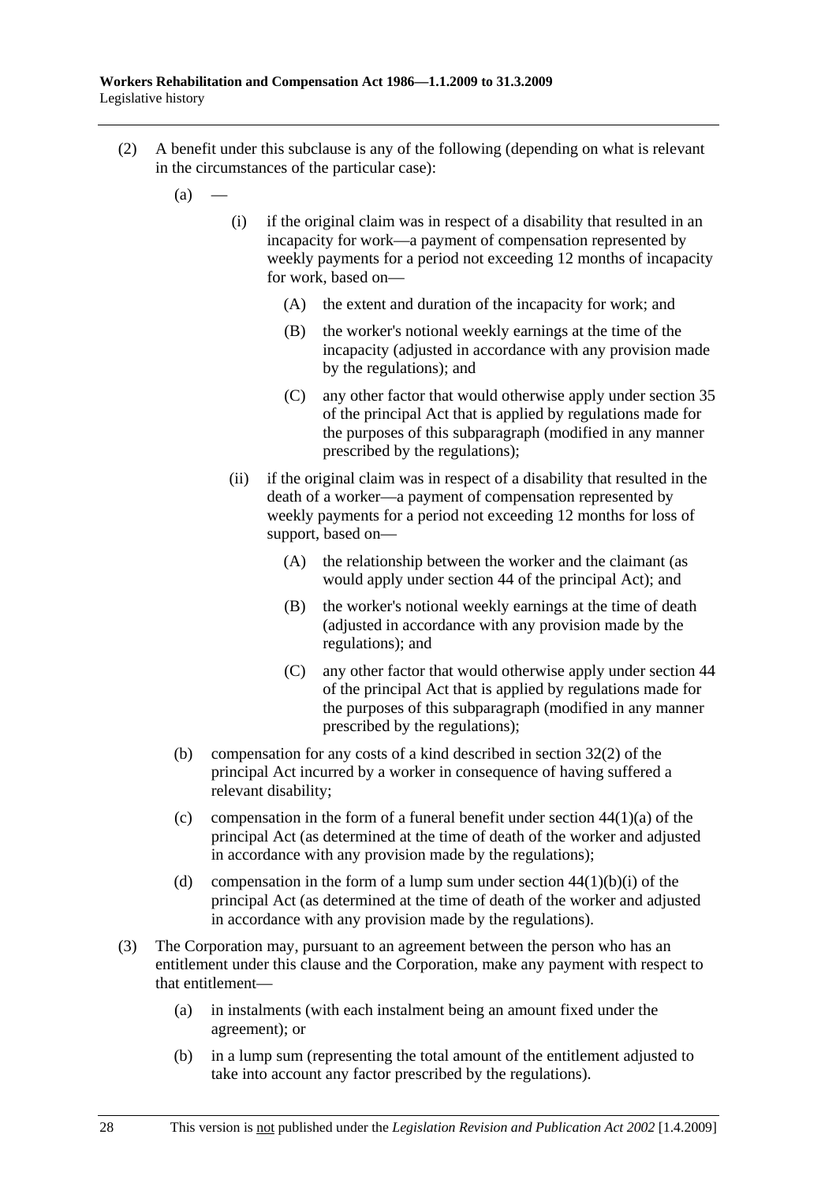(2) A benefit under this subclause is any of the following (depending on what is relevant in the circumstances of the particular case):

(a) —

(i) if the original claim was in respect of a disability that resulted in an incapacity for work—a payment of compensation represented by weekly payments for a period not exceeding 12 months of incapacity for work, based on—

(A) the extent and duration of the incapacity for work; and

(B) the worker's notional weekly earnings at the time of the incapacity (adjusted in accordance with any provision made by the regulations); and

(C) any other factor that would otherwise apply under section 35 of the principal Act that is applied by regulations made for the purposes of this subparagraph (modified in any manner prescribed by the regulations);

(ii) if the original claim was in respect of a disability that resulted in the death of a worker—a payment of compensation represented by weekly payments for a period not exceeding 12 months for loss of support, based on—

(A) the relationship between the worker and the claimant (as would apply under section 44 of the principal Act); and

(B) the worker's notional weekly earnings at the time of death (adjusted in accordance with any provision made by the regulations); and

(C) any other factor that would otherwise apply under section 44 of the principal Act that is applied by regulations made for the purposes of this subparagraph (modified in any manner prescribed by the regulations);

(b) compensation for any costs of a kind described in section 32(2) of the principal Act incurred by a worker in consequence of having suffered a relevant disability;

(c) compensation in the form of a funeral benefit under section 44(1)(a) of the principal Act (as determined at the time of death of the worker and adjusted in accordance with any provision made by the regulations);

(d) compensation in the form of a lump sum under section 44(1)(b)(i) of the principal Act (as determined at the time of death of the worker and adjusted in accordance with any provision made by the regulations).

(3) The Corporation may, pursuant to an agreement between the person who has an entitlement under this clause and the Corporation, make any payment with respect to that entitlement—

(a) in instalments (with each instalment being an amount fixed under the agreement); or

(b) in a lump sum (representing the total amount of the entitlement adjusted to take into account any factor prescribed by the regulations).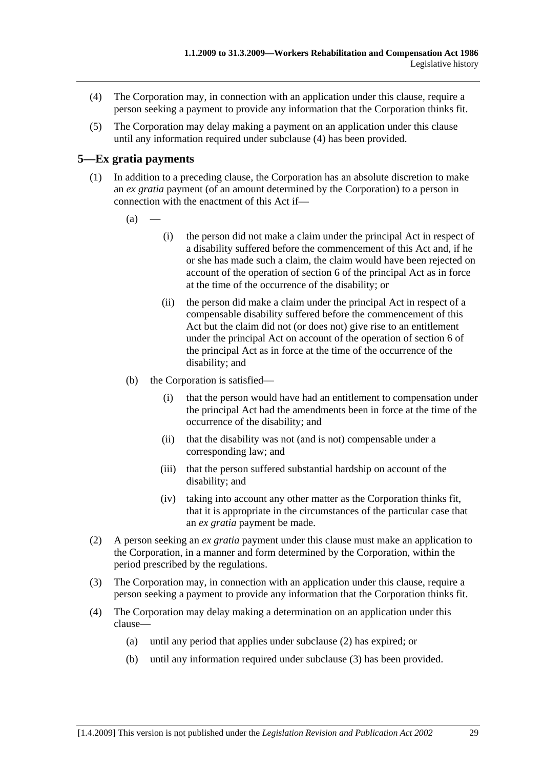(4) The Corporation may, in connection with an application under this clause, require a person seeking a payment to provide any information that the Corporation thinks fit.

(5) The Corporation may delay making a payment on an application under this clause until any information required under subclause (4) has been provided.

## 5—Ex gratia payments

(1) In addition to a preceding clause, the Corporation has an absolute discretion to make an *ex gratia* payment (of an amount determined by the Corporation) to a person in connection with the enactment of this Act if—

(a) —

(i) the person did not make a claim under the principal Act in respect of a disability suffered before the commencement of this Act and, if he or she has made such a claim, the claim would have been rejected on account of the operation of section 6 of the principal Act as in force at the time of the occurrence of the disability; or

(ii) the person did make a claim under the principal Act in respect of a compensable disability suffered before the commencement of this Act but the claim did not (or does not) give rise to an entitlement under the principal Act on account of the operation of section 6 of the principal Act as in force at the time of the occurrence of the disability; and

(b) the Corporation is satisfied—

(i) that the person would have had an entitlement to compensation under the principal Act had the amendments been in force at the time of the occurrence of the disability; and

(ii) that the disability was not (and is not) compensable under a corresponding law; and

(iii) that the person suffered substantial hardship on account of the disability; and

(iv) taking into account any other matter as the Corporation thinks fit, that it is appropriate in the circumstances of the particular case that an *ex gratia* payment be made.

(2) A person seeking an *ex gratia* payment under this clause must make an application to the Corporation, in a manner and form determined by the Corporation, within the period prescribed by the regulations.

(3) The Corporation may, in connection with an application under this clause, require a person seeking a payment to provide any information that the Corporation thinks fit.

(4) The Corporation may delay making a determination on an application under this clause—

(a) until any period that applies under subclause (2) has expired; or

(b) until any information required under subclause (3) has been provided.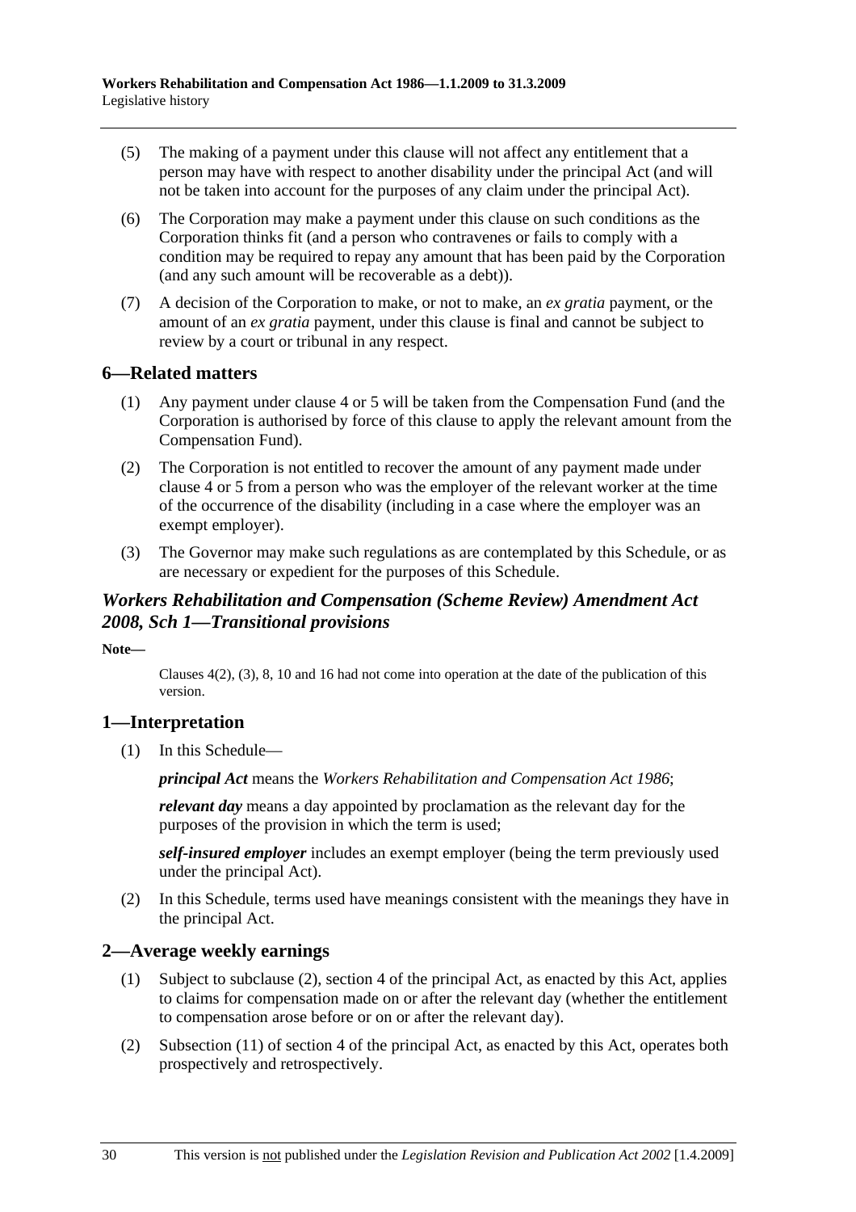(5) The making of a payment under this clause will not affect any entitlement that a person may have with respect to another disability under the principal Act (and will not be taken into account for the purposes of any claim under the principal Act).

(6) The Corporation may make a payment under this clause on such conditions as the Corporation thinks fit (and a person who contravenes or fails to comply with a condition may be required to repay any amount that has been paid by the Corporation (and any such amount will be recoverable as a debt)).

(7) A decision of the Corporation to make, or not to make, an *ex gratia* payment, or the amount of an *ex gratia* payment, under this clause is final and cannot be subject to review by a court or tribunal in any respect.

## 6—Related matters

(1) Any payment under clause 4 or 5 will be taken from the Compensation Fund (and the Corporation is authorised by force of this clause to apply the relevant amount from the Compensation Fund).

(2) The Corporation is not entitled to recover the amount of any payment made under clause 4 or 5 from a person who was the employer of the relevant worker at the time of the occurrence of the disability (including in a case where the employer was an exempt employer).

(3) The Governor may make such regulations as are contemplated by this Schedule, or as are necessary or expedient for the purposes of this Schedule.

## *Workers Rehabilitation and Compensation (Scheme Review) Amendment Act 2008, Sch 1—Transitional provisions*

**Note—**

Clauses 4(2), (3), 8, 10 and 16 had not come into operation at the date of the publication of this version.

## 1—Interpretation

(1) In this Schedule—

***principal Act*** means the *Workers Rehabilitation and Compensation Act 1986*;

***relevant day*** means a day appointed by proclamation as the relevant day for the purposes of the provision in which the term is used;

***self-insured employer*** includes an exempt employer (being the term previously used under the principal Act).

(2) In this Schedule, terms used have meanings consistent with the meanings they have in the principal Act.

## 2—Average weekly earnings

(1) Subject to subclause (2), section 4 of the principal Act, as enacted by this Act, applies to claims for compensation made on or after the relevant day (whether the entitlement to compensation arose before or on or after the relevant day).

(2) Subsection (11) of section 4 of the principal Act, as enacted by this Act, operates both prospectively and retrospectively.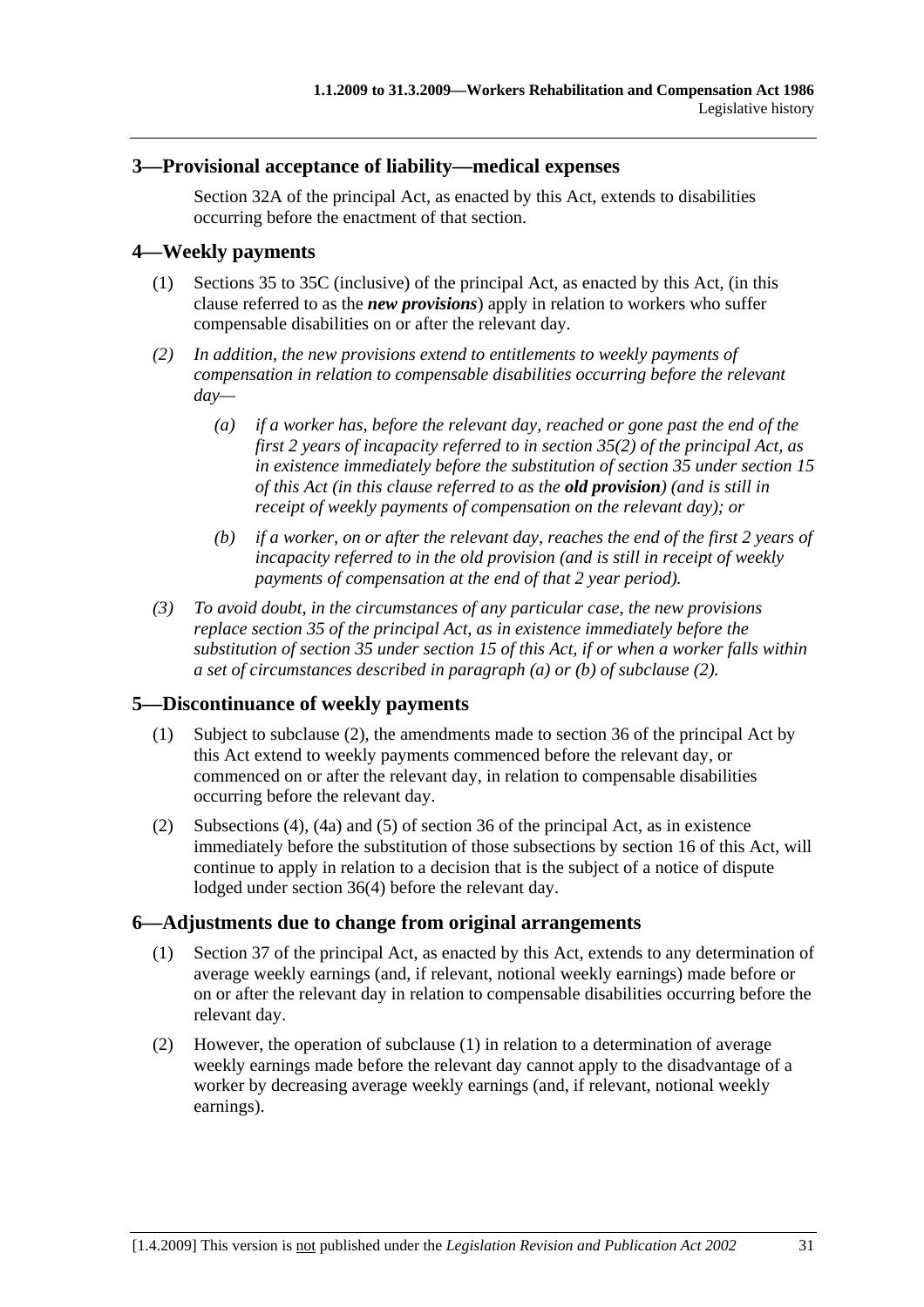## 3—Provisional acceptance of liability—medical expenses

Section 32A of the principal Act, as enacted by this Act, extends to disabilities occurring before the enactment of that section.

## 4—Weekly payments

(1) Sections 35 to 35C (inclusive) of the principal Act, as enacted by this Act, (in this clause referred to as the ***new provisions***) apply in relation to workers who suffer compensable disabilities on or after the relevant day.

*(2) In addition, the new provisions extend to entitlements to weekly payments of compensation in relation to compensable disabilities occurring before the relevant day—*

*(a) if a worker has, before the relevant day, reached or gone past the end of the first 2 years of incapacity referred to in section 35(2) of the principal Act, as in existence immediately before the substitution of section 35 under section 15 of this Act (in this clause referred to as the **old provision**) (and is still in receipt of weekly payments of compensation on the relevant day); or*

*(b) if a worker, on or after the relevant day, reaches the end of the first 2 years of incapacity referred to in the old provision (and is still in receipt of weekly payments of compensation at the end of that 2 year period).*

*(3) To avoid doubt, in the circumstances of any particular case, the new provisions replace section 35 of the principal Act, as in existence immediately before the substitution of section 35 under section 15 of this Act, if or when a worker falls within a set of circumstances described in paragraph (a) or (b) of subclause (2).*

## 5—Discontinuance of weekly payments

(1) Subject to subclause (2), the amendments made to section 36 of the principal Act by this Act extend to weekly payments commenced before the relevant day, or commenced on or after the relevant day, in relation to compensable disabilities occurring before the relevant day.

(2) Subsections (4), (4a) and (5) of section 36 of the principal Act, as in existence immediately before the substitution of those subsections by section 16 of this Act, will continue to apply in relation to a decision that is the subject of a notice of dispute lodged under section 36(4) before the relevant day.

## 6—Adjustments due to change from original arrangements

(1) Section 37 of the principal Act, as enacted by this Act, extends to any determination of average weekly earnings (and, if relevant, notional weekly earnings) made before or on or after the relevant day in relation to compensable disabilities occurring before the relevant day.

(2) However, the operation of subclause (1) in relation to a determination of average weekly earnings made before the relevant day cannot apply to the disadvantage of a worker by decreasing average weekly earnings (and, if relevant, notional weekly earnings).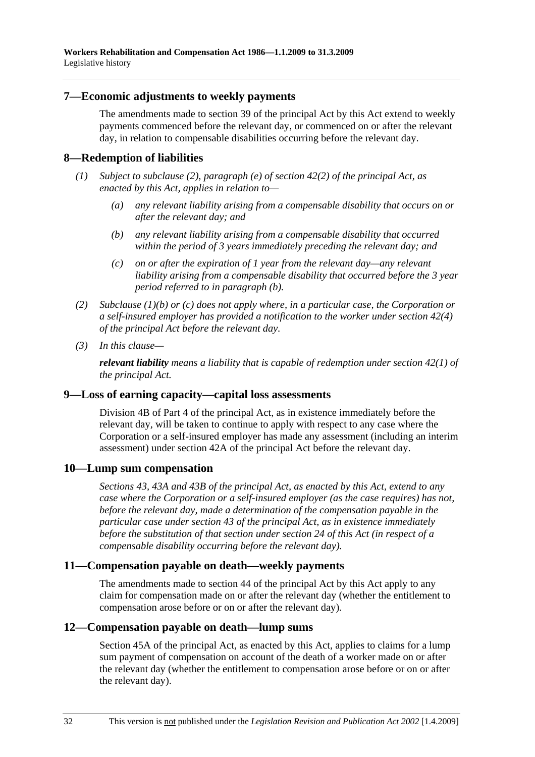## 7—Economic adjustments to weekly payments

The amendments made to section 39 of the principal Act by this Act extend to weekly payments commenced before the relevant day, or commenced on or after the relevant day, in relation to compensable disabilities occurring before the relevant day.

## 8—Redemption of liabilities

*(1) Subject to subclause (2), paragraph (e) of section 42(2) of the principal Act, as enacted by this Act, applies in relation to—*

*(a) any relevant liability arising from a compensable disability that occurs on or after the relevant day; and*

*(b) any relevant liability arising from a compensable disability that occurred within the period of 3 years immediately preceding the relevant day; and*

*(c) on or after the expiration of 1 year from the relevant day—any relevant liability arising from a compensable disability that occurred before the 3 year period referred to in paragraph (b).*

*(2) Subclause (1)(b) or (c) does not apply where, in a particular case, the Corporation or a self-insured employer has provided a notification to the worker under section 42(4) of the principal Act before the relevant day.*

*(3) In this clause—*

***relevant liability*** *means a liability that is capable of redemption under section 42(1) of the principal Act.*

## 9—Loss of earning capacity—capital loss assessments

Division 4B of Part 4 of the principal Act, as in existence immediately before the relevant day, will be taken to continue to apply with respect to any case where the Corporation or a self-insured employer has made any assessment (including an interim assessment) under section 42A of the principal Act before the relevant day.

## 10—Lump sum compensation

*Sections 43, 43A and 43B of the principal Act, as enacted by this Act, extend to any case where the Corporation or a self-insured employer (as the case requires) has not, before the relevant day, made a determination of the compensation payable in the particular case under section 43 of the principal Act, as in existence immediately before the substitution of that section under section 24 of this Act (in respect of a compensable disability occurring before the relevant day).*

## 11—Compensation payable on death—weekly payments

The amendments made to section 44 of the principal Act by this Act apply to any claim for compensation made on or after the relevant day (whether the entitlement to compensation arose before or on or after the relevant day).

## 12—Compensation payable on death—lump sums

Section 45A of the principal Act, as enacted by this Act, applies to claims for a lump sum payment of compensation on account of the death of a worker made on or after the relevant day (whether the entitlement to compensation arose before or on or after the relevant day).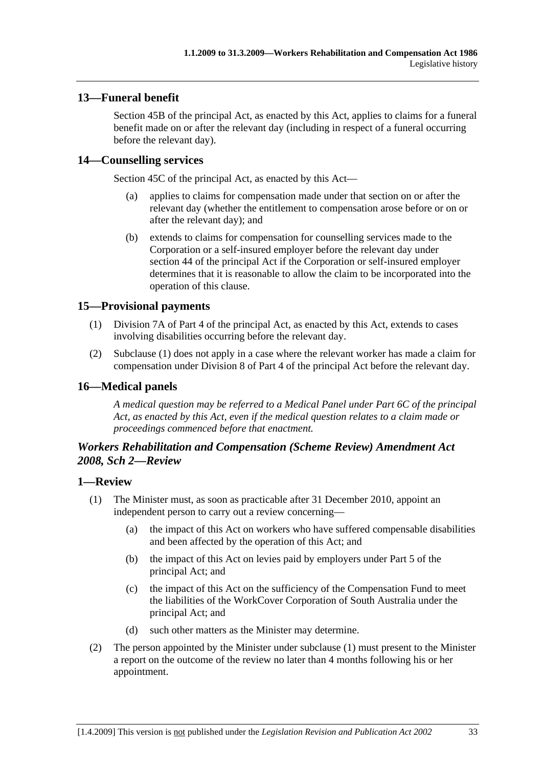## 13—Funeral benefit

Section 45B of the principal Act, as enacted by this Act, applies to claims for a funeral benefit made on or after the relevant day (including in respect of a funeral occurring before the relevant day).

## 14—Counselling services

Section 45C of the principal Act, as enacted by this Act—

- (a) applies to claims for compensation made under that section on or after the relevant day (whether the entitlement to compensation arose before or on or after the relevant day); and
- (b) extends to claims for compensation for counselling services made to the Corporation or a self-insured employer before the relevant day under section 44 of the principal Act if the Corporation or self-insured employer determines that it is reasonable to allow the claim to be incorporated into the operation of this clause.

## 15—Provisional payments

(1) Division 7A of Part 4 of the principal Act, as enacted by this Act, extends to cases involving disabilities occurring before the relevant day.

(2) Subclause (1) does not apply in a case where the relevant worker has made a claim for compensation under Division 8 of Part 4 of the principal Act before the relevant day.

## 16—Medical panels

*A medical question may be referred to a Medical Panel under Part 6C of the principal Act, as enacted by this Act, even if the medical question relates to a claim made or proceedings commenced before that enactment.*

### *Workers Rehabilitation and Compensation (Scheme Review) Amendment Act 2008, Sch 2—Review*

## 1—Review

(1) The Minister must, as soon as practicable after 31 December 2010, appoint an independent person to carry out a review concerning—

- (a) the impact of this Act on workers who have suffered compensable disabilities and been affected by the operation of this Act; and
- (b) the impact of this Act on levies paid by employers under Part 5 of the principal Act; and
- (c) the impact of this Act on the sufficiency of the Compensation Fund to meet the liabilities of the WorkCover Corporation of South Australia under the principal Act; and
- (d) such other matters as the Minister may determine.

(2) The person appointed by the Minister under subclause (1) must present to the Minister a report on the outcome of the review no later than 4 months following his or her appointment.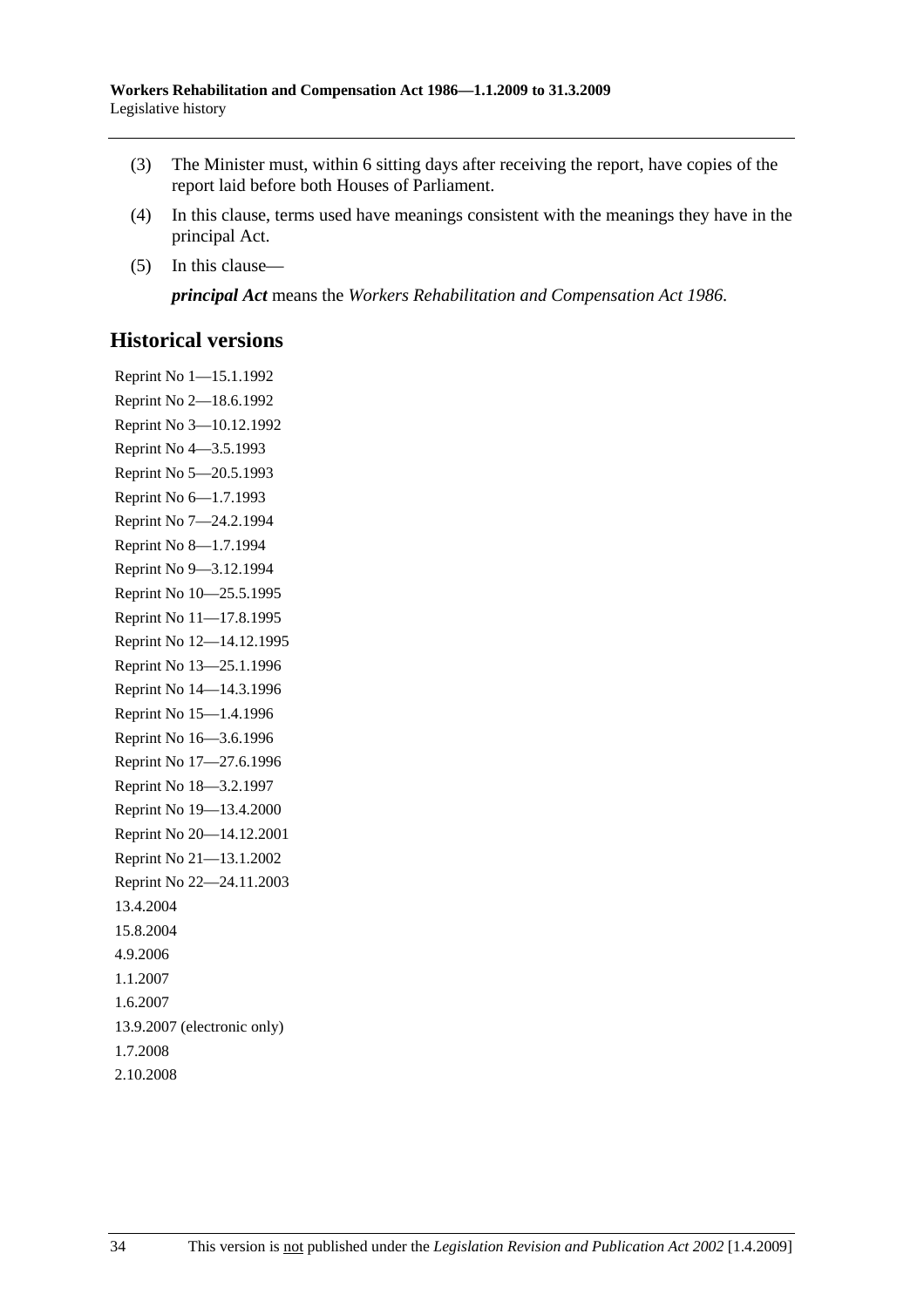(3) The Minister must, within 6 sitting days after receiving the report, have copies of the report laid before both Houses of Parliament.

(4) In this clause, terms used have meanings consistent with the meanings they have in the principal Act.

(5) In this clause—

***principal Act*** means the *Workers Rehabilitation and Compensation Act 1986*.

## Historical versions

Reprint No 1—15.1.1992

Reprint No 2—18.6.1992

Reprint No 3—10.12.1992

Reprint No 4—3.5.1993

Reprint No 5—20.5.1993

Reprint No 6—1.7.1993

Reprint No 7—24.2.1994

Reprint No 8—1.7.1994

Reprint No 9—3.12.1994

Reprint No 10—25.5.1995

Reprint No 11—17.8.1995

Reprint No 12—14.12.1995

Reprint No 13—25.1.1996

Reprint No 14—14.3.1996

Reprint No 15—1.4.1996

Reprint No 16—3.6.1996

Reprint No 17—27.6.1996

Reprint No 18—3.2.1997

Reprint No 19—13.4.2000

Reprint No 20—14.12.2001

Reprint No 21—13.1.2002

Reprint No 22—24.11.2003

13.4.2004

15.8.2004

4.9.2006

1.1.2007

1.6.2007

13.9.2007 (electronic only)

1.7.2008

2.10.2008